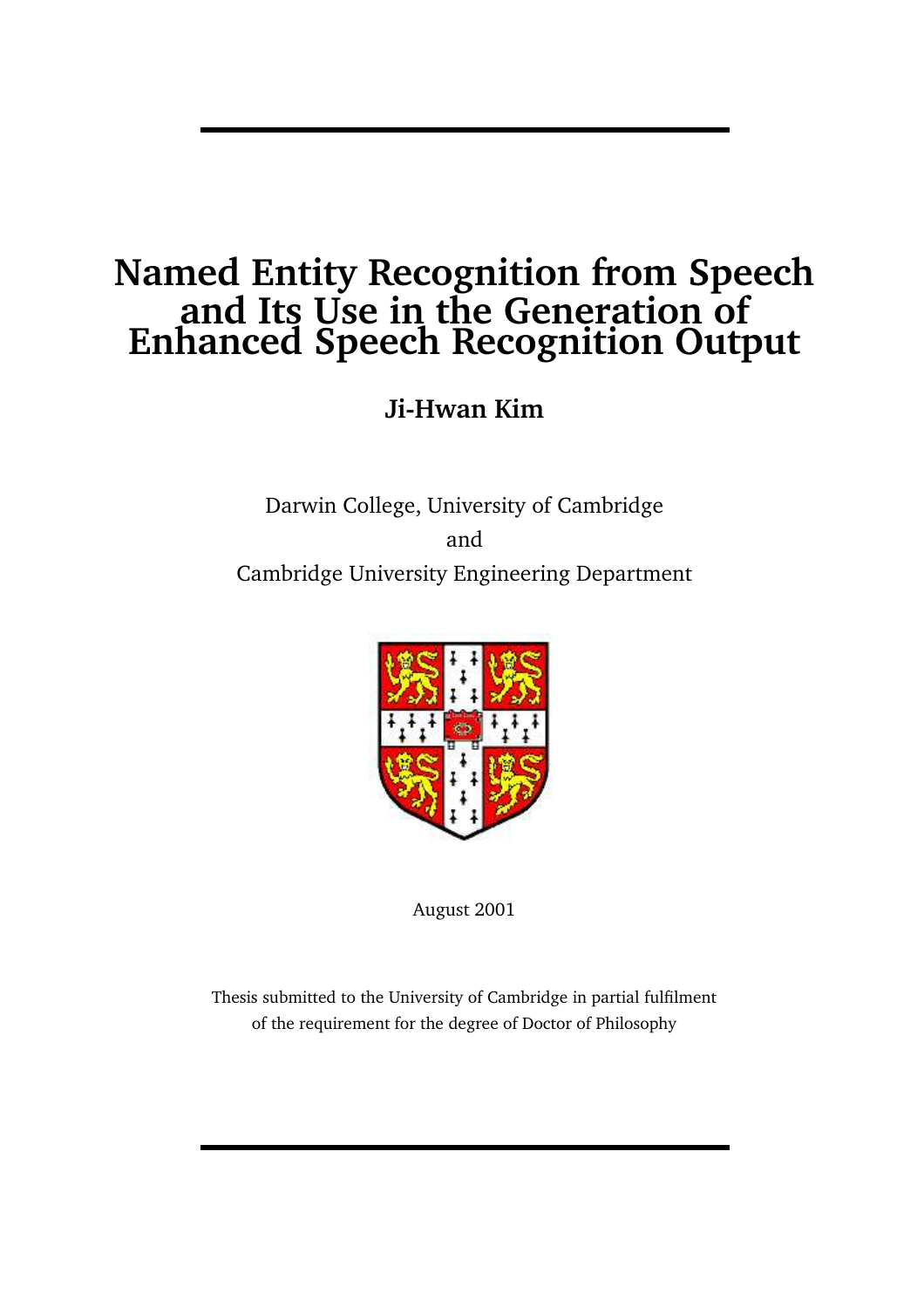# Named Entity Recognition from Speech and Its Use in the Generation of Enhanced Speech Recognition Output

**Ji-Hwan Kim**

Darwin College, University of Cambridge

and

Cambridge University Engineering Department

August 2001

Thesis submitted to the University of Cambridge in partial fulfilment of the requirement for the degree of Doctor of Philosophy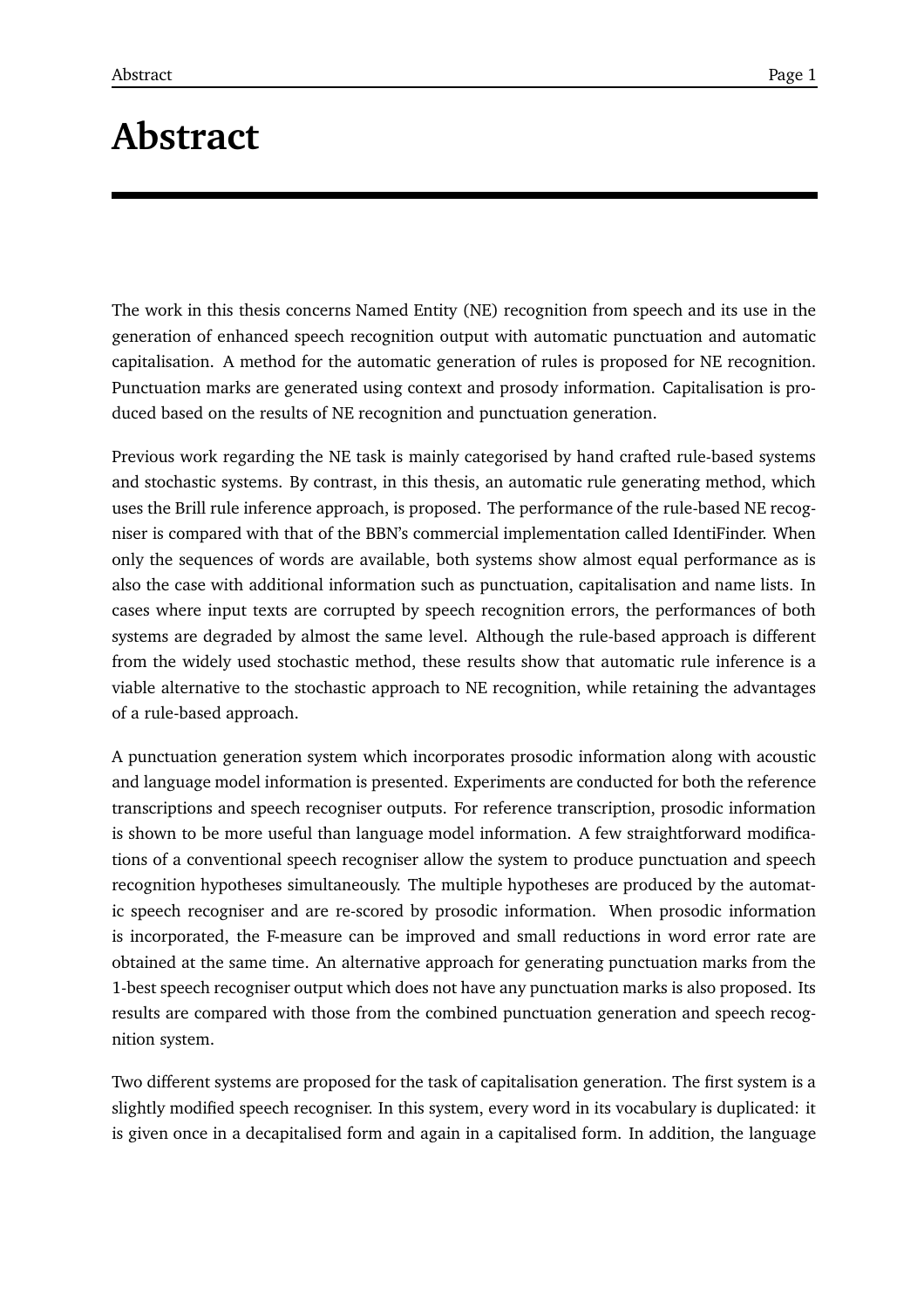# Abstract

The work in this thesis concerns Named Entity (NE) recognition from speech and its use in the generation of enhanced speech recognition output with automatic punctuation and automatic capitalisation. A method for the automatic generation of rules is proposed for NE recognition. Punctuation marks are generated using context and prosody information. Capitalisation is produced based on the results of NE recognition and punctuation generation.

Previous work regarding the NE task is mainly categorised by hand crafted rule-based systems and stochastic systems. By contrast, in this thesis, an automatic rule generating method, which uses the Brill rule inference approach, is proposed. The performance of the rule-based NE recogniser is compared with that of the BBN's commercial implementation called IdentiFinder. When only the sequences of words are available, both systems show almost equal performance as is also the case with additional information such as punctuation, capitalisation and name lists. In cases where input texts are corrupted by speech recognition errors, the performances of both systems are degraded by almost the same level. Although the rule-based approach is different from the widely used stochastic method, these results show that automatic rule inference is a viable alternative to the stochastic approach to NE recognition, while retaining the advantages of a rule-based approach.

A punctuation generation system which incorporates prosodic information along with acoustic and language model information is presented. Experiments are conducted for both the reference transcriptions and speech recogniser outputs. For reference transcription, prosodic information is shown to be more useful than language model information. A few straightforward modifications of a conventional speech recogniser allow the system to produce punctuation and speech recognition hypotheses simultaneously. The multiple hypotheses are produced by the automatic speech recogniser and are re-scored by prosodic information. When prosodic information is incorporated, the F-measure can be improved and small reductions in word error rate are obtained at the same time. An alternative approach for generating punctuation marks from the 1-best speech recogniser output which does not have any punctuation marks is also proposed. Its results are compared with those from the combined punctuation generation and speech recognition system.

Two different systems are proposed for the task of capitalisation generation. The first system is a slightly modified speech recogniser. In this system, every word in its vocabulary is duplicated: it is given once in a decapitalised form and again in a capitalised form. In addition, the language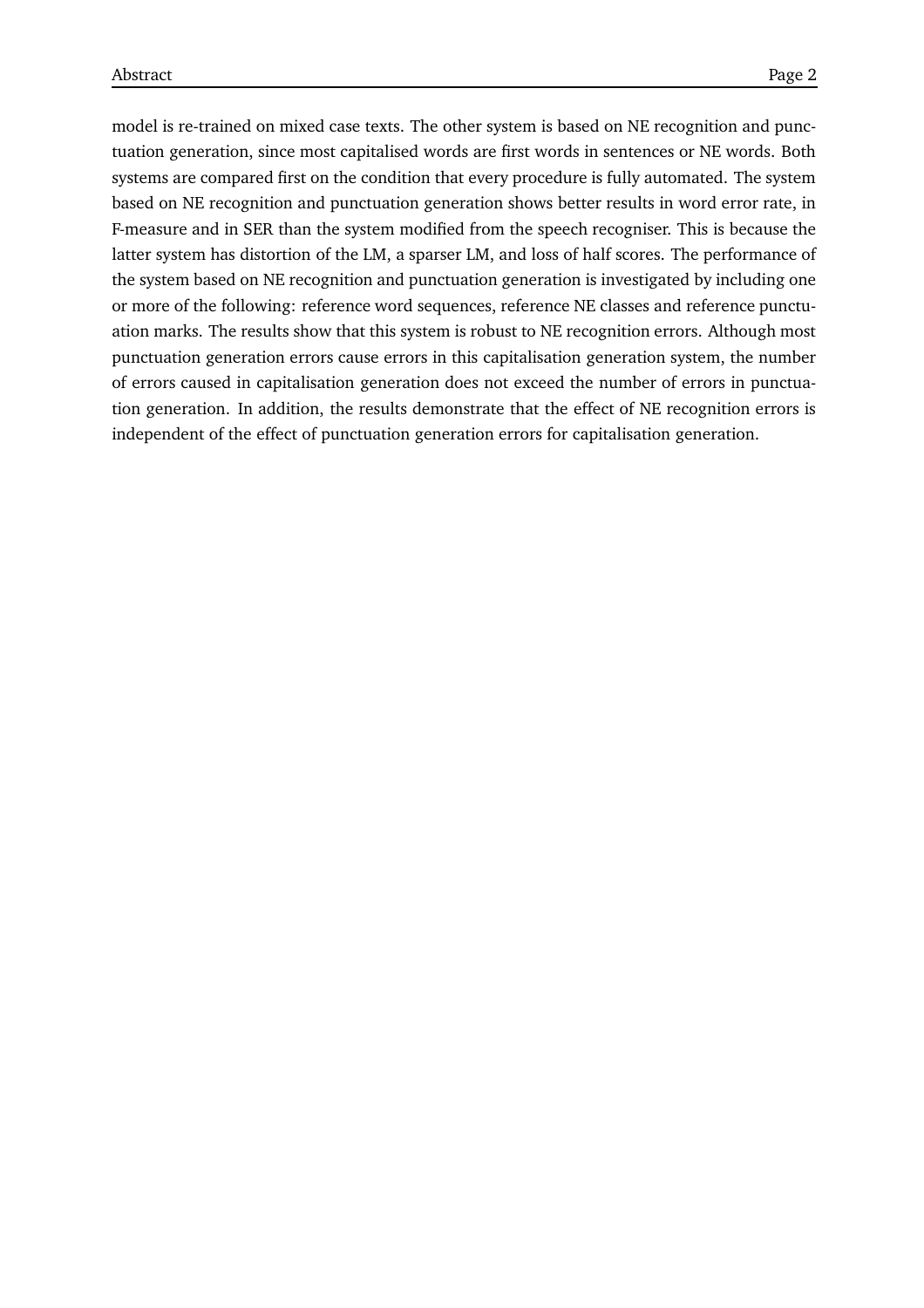model is re-trained on mixed case texts. The other system is based on NE recognition and punctuation generation, since most capitalised words are first words in sentences or NE words. Both systems are compared first on the condition that every procedure is fully automated. The system based on NE recognition and punctuation generation shows better results in word error rate, in F-measure and in SER than the system modified from the speech recogniser. This is because the latter system has distortion of the LM, a sparser LM, and loss of half scores. The performance of the system based on NE recognition and punctuation generation is investigated by including one or more of the following: reference word sequences, reference NE classes and reference punctuation marks. The results show that this system is robust to NE recognition errors. Although most punctuation generation errors cause errors in this capitalisation generation system, the number of errors caused in capitalisation generation does not exceed the number of errors in punctuation generation. In addition, the results demonstrate that the effect of NE recognition errors is independent of the effect of punctuation generation errors for capitalisation generation.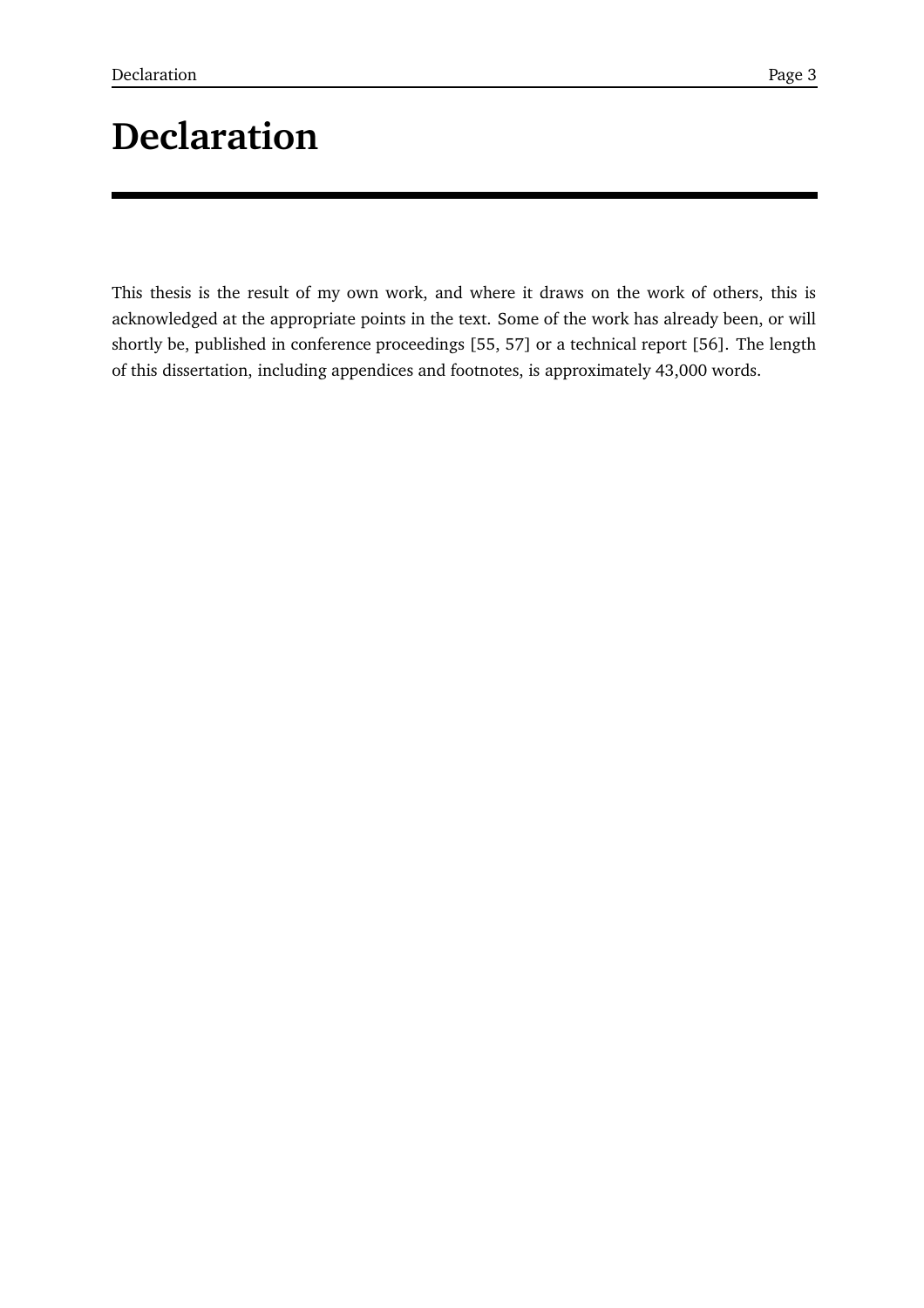# Declaration

This thesis is the result of my own work, and where it draws on the work of others, this is acknowledged at the appropriate points in the text. Some of the work has already been, or will shortly be, published in conference proceedings [55, 57] or a technical report [56]. The length of this dissertation, including appendices and footnotes, is approximately 43,000 words.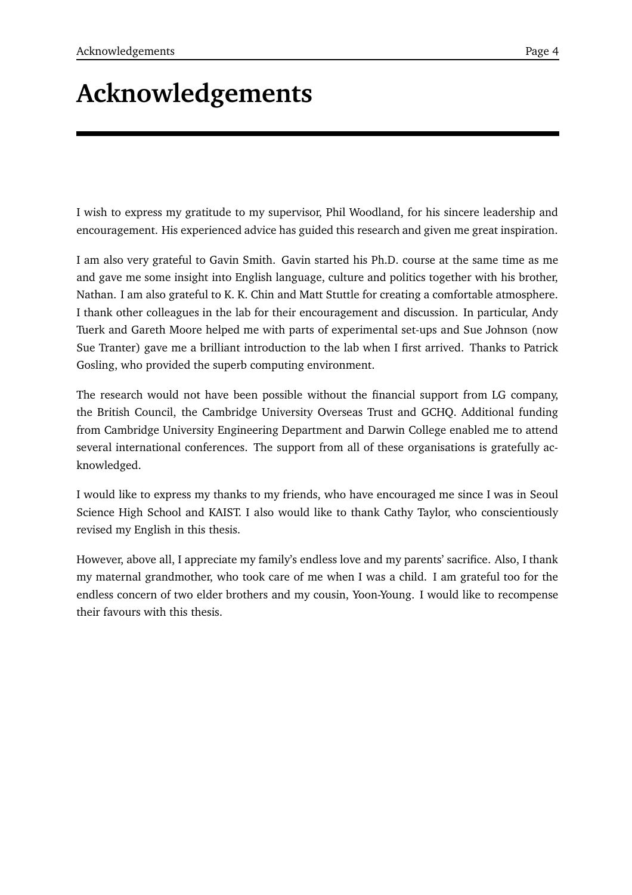# Acknowledgements

I wish to express my gratitude to my supervisor, Phil Woodland, for his sincere leadership and encouragement. His experienced advice has guided this research and given me great inspiration.

I am also very grateful to Gavin Smith. Gavin started his Ph.D. course at the same time as me and gave me some insight into English language, culture and politics together with his brother, Nathan. I am also grateful to K. K. Chin and Matt Stuttle for creating a comfortable atmosphere. I thank other colleagues in the lab for their encouragement and discussion. In particular, Andy Tuerk and Gareth Moore helped me with parts of experimental set-ups and Sue Johnson (now Sue Tranter) gave me a brilliant introduction to the lab when I first arrived. Thanks to Patrick Gosling, who provided the superb computing environment.

The research would not have been possible without the financial support from LG company, the British Council, the Cambridge University Overseas Trust and GCHQ. Additional funding from Cambridge University Engineering Department and Darwin College enabled me to attend several international conferences. The support from all of these organisations is gratefully acknowledged.

I would like to express my thanks to my friends, who have encouraged me since I was in Seoul Science High School and KAIST. I also would like to thank Cathy Taylor, who conscientiously revised my English in this thesis.

However, above all, I appreciate my family's endless love and my parents' sacrifice. Also, I thank my maternal grandmother, who took care of me when I was a child. I am grateful too for the endless concern of two elder brothers and my cousin, Yoon-Young. I would like to recompense their favours with this thesis.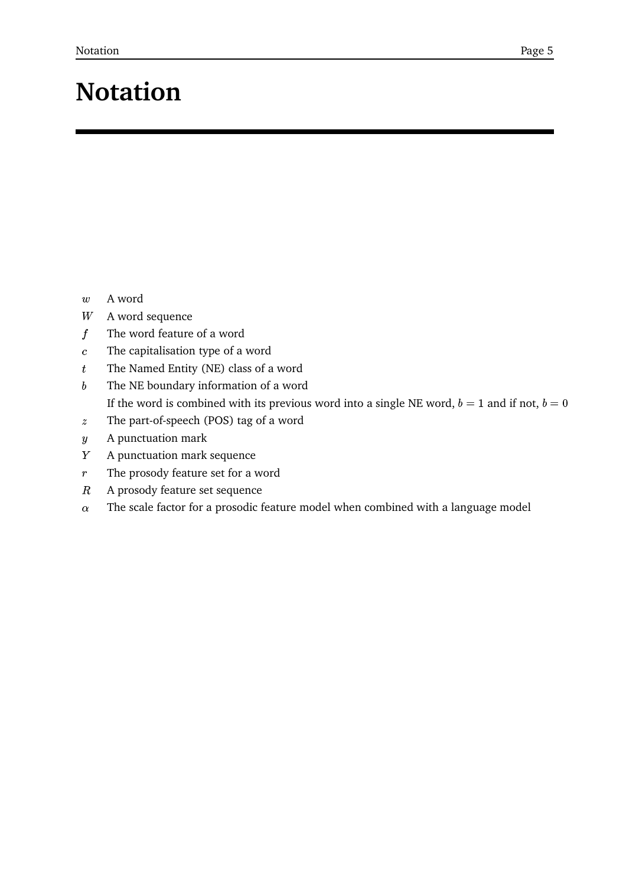# Notation

| | |
|---|---|
| $w$ | A word |
| $W$ | A word sequence |
| $f$ | The word feature of a word |
| $c$ | The capitalisation type of a word |
| $t$ | The Named Entity (NE) class of a word |
| $b$ | The NE boundary information of a word<br>If the word is combined with its previous word into a single NE word, $b = 1$ and if not, $b = 0$ |
| $z$ | The part-of-speech (POS) tag of a word |
| $y$ | A punctuation mark |
| $Y$ | A punctuation mark sequence |
| $r$ | The prosody feature set for a word |
| $R$ | A prosody feature set sequence |
| $\alpha$ | The scale factor for a prosodic feature model when combined with a language model |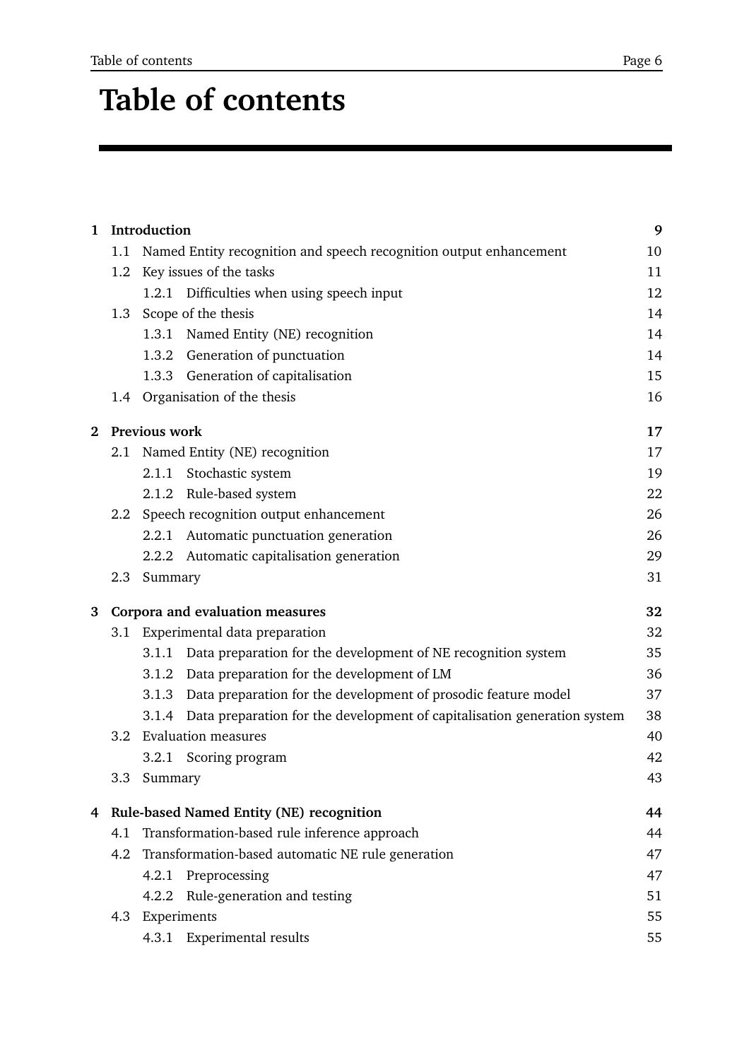# Table of contents

**1 Introduction** **9**

- 1.1 Named Entity recognition and speech recognition output enhancement 10
- 1.2 Key issues of the tasks 11
  - 1.2.1 Difficulties when using speech input 12
- 1.3 Scope of the thesis 14
  - 1.3.1 Named Entity (NE) recognition 14
  - 1.3.2 Generation of punctuation 14
  - 1.3.3 Generation of capitalisation 15
- 1.4 Organisation of the thesis 16

**2 Previous work** **17**

- 2.1 Named Entity (NE) recognition 17
  - 2.1.1 Stochastic system 19
  - 2.1.2 Rule-based system 22
- 2.2 Speech recognition output enhancement 26
  - 2.2.1 Automatic punctuation generation 26
  - 2.2.2 Automatic capitalisation generation 29
- 2.3 Summary 31

**3 Corpora and evaluation measures** **32**

- 3.1 Experimental data preparation 32
  - 3.1.1 Data preparation for the development of NE recognition system 35
  - 3.1.2 Data preparation for the development of LM 36
  - 3.1.3 Data preparation for the development of prosodic feature model 37
  - 3.1.4 Data preparation for the development of capitalisation generation system 38
- 3.2 Evaluation measures 40
  - 3.2.1 Scoring program 42
- 3.3 Summary 43

**4 Rule-based Named Entity (NE) recognition** **44**

- 4.1 Transformation-based rule inference approach 44
- 4.2 Transformation-based automatic NE rule generation 47
  - 4.2.1 Preprocessing 47
  - 4.2.2 Rule-generation and testing 51
- 4.3 Experiments 55
  - 4.3.1 Experimental results 55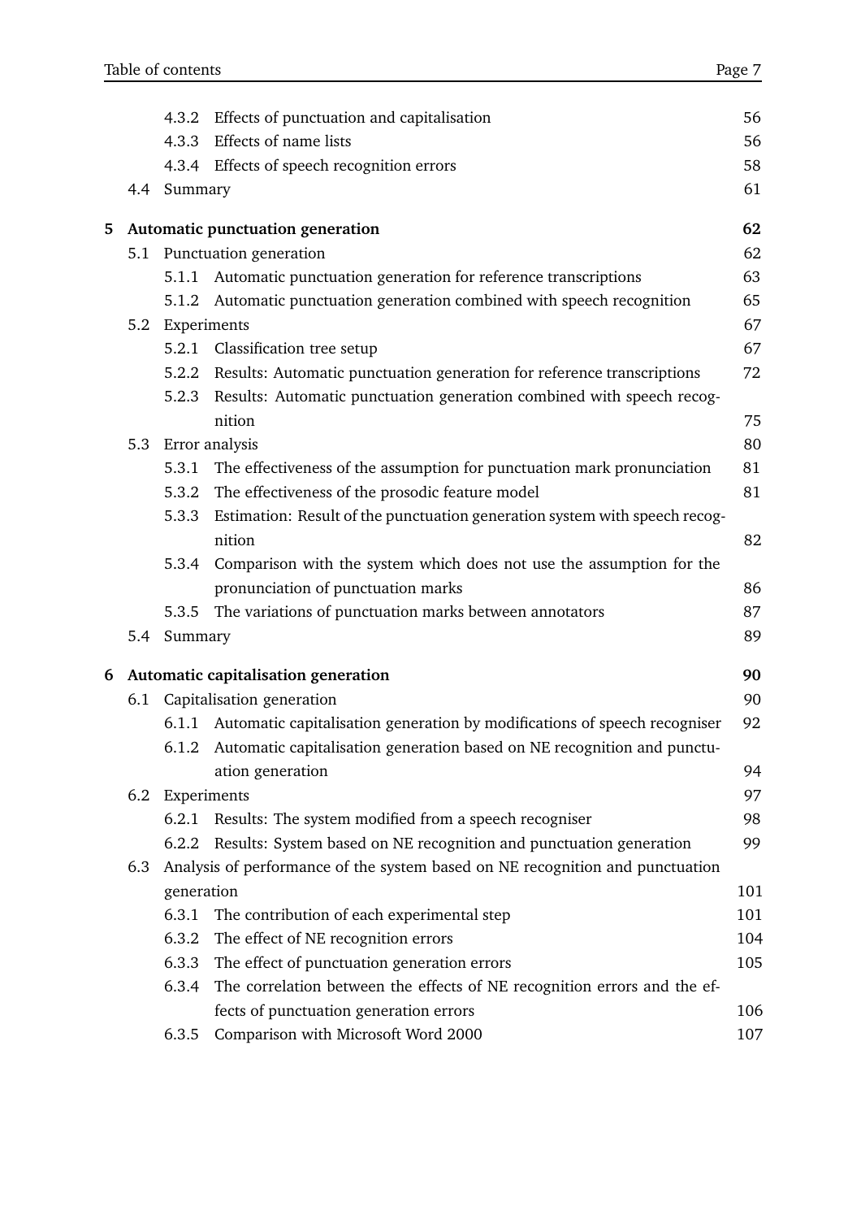- 4.3.2 Effects of punctuation and capitalisation — 56
- 4.3.3 Effects of name lists — 56
- 4.3.4 Effects of speech recognition errors — 58
- 4.4 Summary — 61

**5 Automatic punctuation generation — 62**

- 5.1 Punctuation generation — 62
  - 5.1.1 Automatic punctuation generation for reference transcriptions — 63
  - 5.1.2 Automatic punctuation generation combined with speech recognition — 65
- 5.2 Experiments — 67
  - 5.2.1 Classification tree setup — 67
  - 5.2.2 Results: Automatic punctuation generation for reference transcriptions — 72
  - 5.2.3 Results: Automatic punctuation generation combined with speech recognition — 75
- 5.3 Error analysis — 80
  - 5.3.1 The effectiveness of the assumption for punctuation mark pronunciation — 81
  - 5.3.2 The effectiveness of the prosodic feature model — 81
  - 5.3.3 Estimation: Result of the punctuation generation system with speech recognition — 82
  - 5.3.4 Comparison with the system which does not use the assumption for the pronunciation of punctuation marks — 86
  - 5.3.5 The variations of punctuation marks between annotators — 87
- 5.4 Summary — 89

**6 Automatic capitalisation generation — 90**

- 6.1 Capitalisation generation — 90
  - 6.1.1 Automatic capitalisation generation by modifications of speech recogniser — 92
  - 6.1.2 Automatic capitalisation generation based on NE recognition and punctuation generation — 94
- 6.2 Experiments — 97
  - 6.2.1 Results: The system modified from a speech recogniser — 98
  - 6.2.2 Results: System based on NE recognition and punctuation generation — 99
- 6.3 Analysis of performance of the system based on NE recognition and punctuation generation — 101
  - 6.3.1 The contribution of each experimental step — 101
  - 6.3.2 The effect of NE recognition errors — 104
  - 6.3.3 The effect of punctuation generation errors — 105
  - 6.3.4 The correlation between the effects of NE recognition errors and the effects of punctuation generation errors — 106
  - 6.3.5 Comparison with Microsoft Word 2000 — 107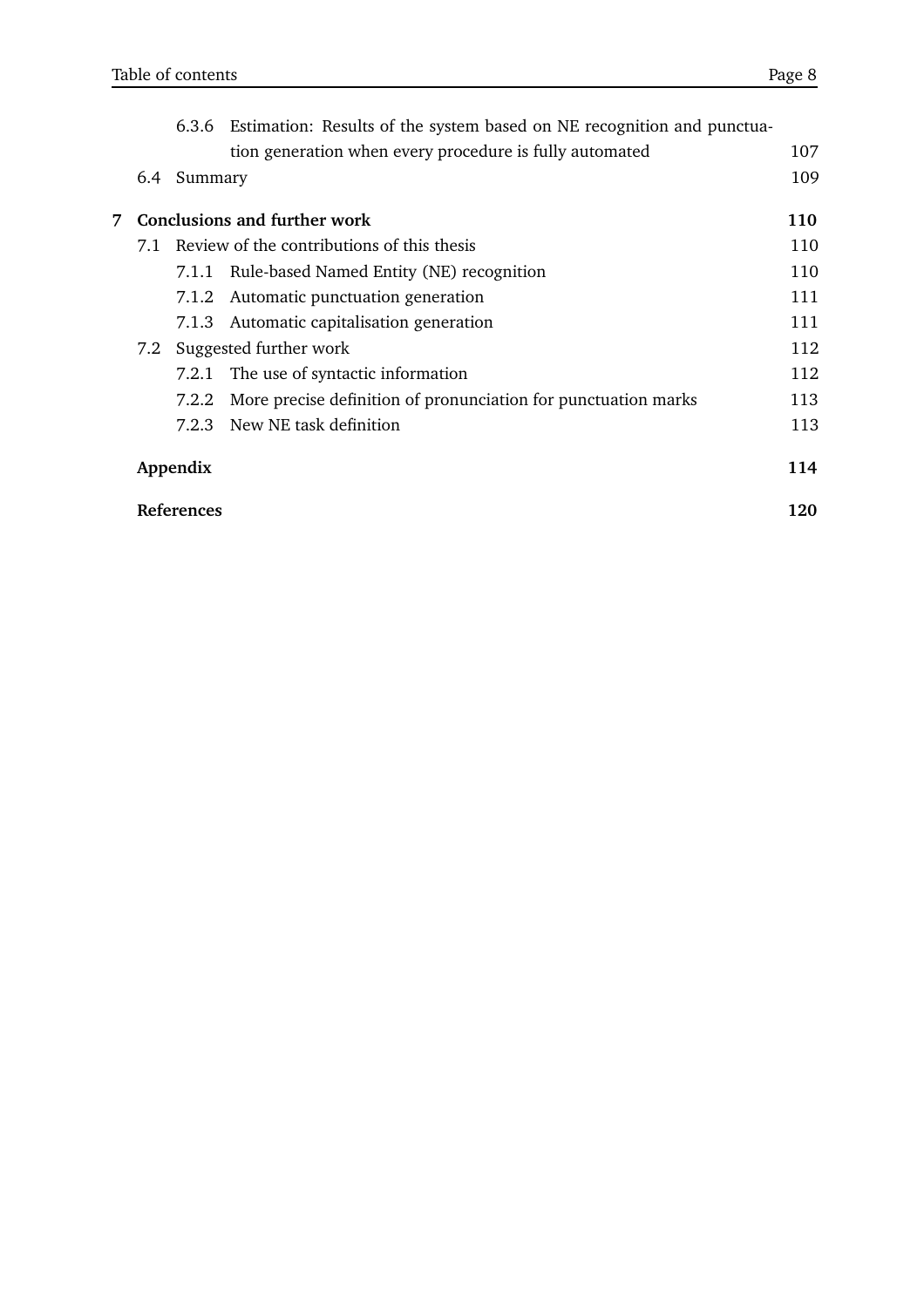6.3.6 Estimation: Results of the system based on NE recognition and punctuation generation when every procedure is fully automated ... 107

6.4 Summary ... 109

**7 Conclusions and further work** ... **110**

7.1 Review of the contributions of this thesis ... 110

7.1.1 Rule-based Named Entity (NE) recognition ... 110

7.1.2 Automatic punctuation generation ... 111

7.1.3 Automatic capitalisation generation ... 111

7.2 Suggested further work ... 112

7.2.1 The use of syntactic information ... 112

7.2.2 More precise definition of pronunciation for punctuation marks ... 113

7.2.3 New NE task definition ... 113

**Appendix** ... **114**

**References** ... **120**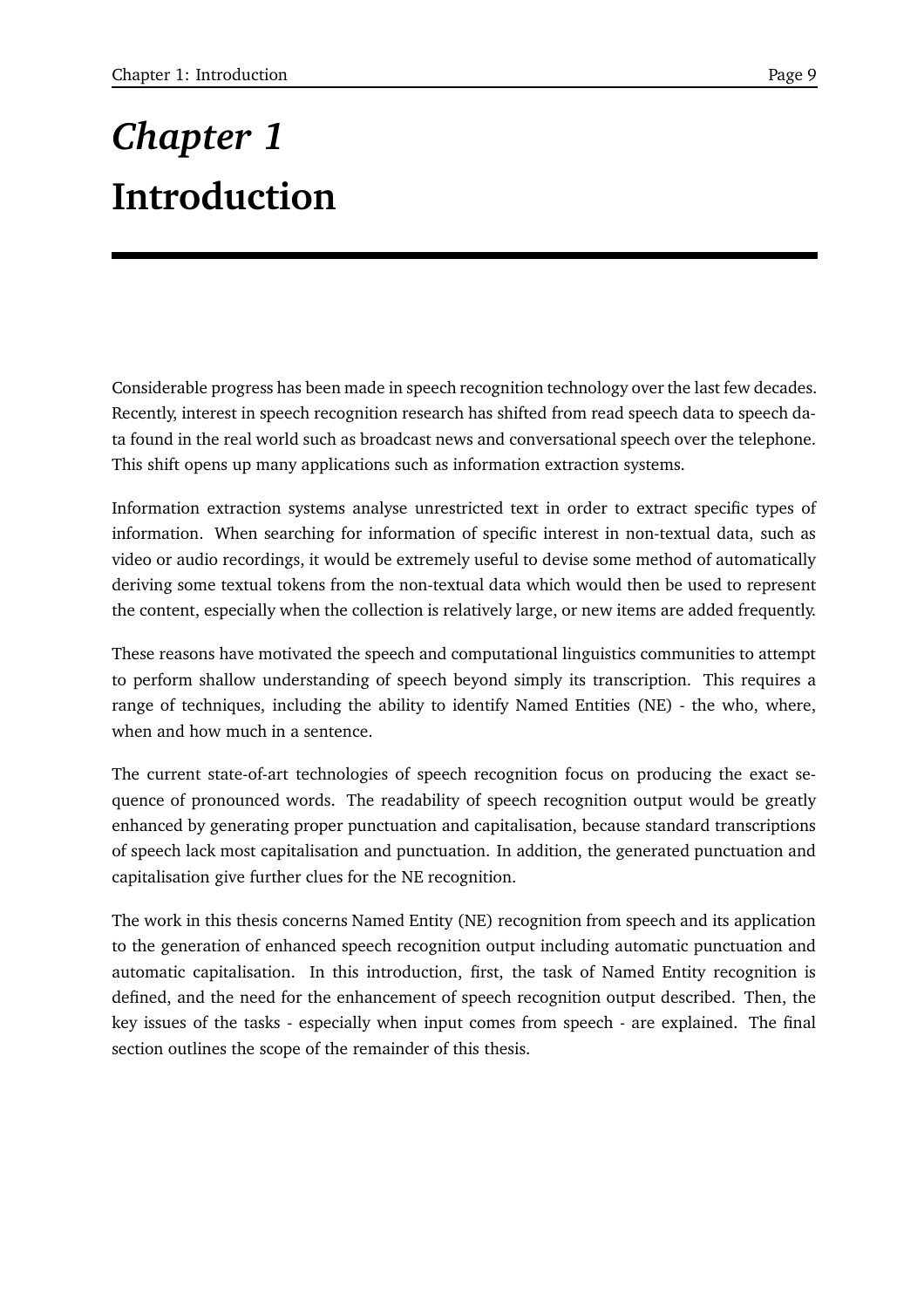# *Chapter 1*
# Introduction

Considerable progress has been made in speech recognition technology over the last few decades. Recently, interest in speech recognition research has shifted from read speech data to speech data found in the real world such as broadcast news and conversational speech over the telephone. This shift opens up many applications such as information extraction systems.

Information extraction systems analyse unrestricted text in order to extract specific types of information. When searching for information of specific interest in non-textual data, such as video or audio recordings, it would be extremely useful to devise some method of automatically deriving some textual tokens from the non-textual data which would then be used to represent the content, especially when the collection is relatively large, or new items are added frequently.

These reasons have motivated the speech and computational linguistics communities to attempt to perform shallow understanding of speech beyond simply its transcription. This requires a range of techniques, including the ability to identify Named Entities (NE) - the who, where, when and how much in a sentence.

The current state-of-art technologies of speech recognition focus on producing the exact sequence of pronounced words. The readability of speech recognition output would be greatly enhanced by generating proper punctuation and capitalisation, because standard transcriptions of speech lack most capitalisation and punctuation. In addition, the generated punctuation and capitalisation give further clues for the NE recognition.

The work in this thesis concerns Named Entity (NE) recognition from speech and its application to the generation of enhanced speech recognition output including automatic punctuation and automatic capitalisation. In this introduction, first, the task of Named Entity recognition is defined, and the need for the enhancement of speech recognition output described. Then, the key issues of the tasks - especially when input comes from speech - are explained. The final section outlines the scope of the remainder of this thesis.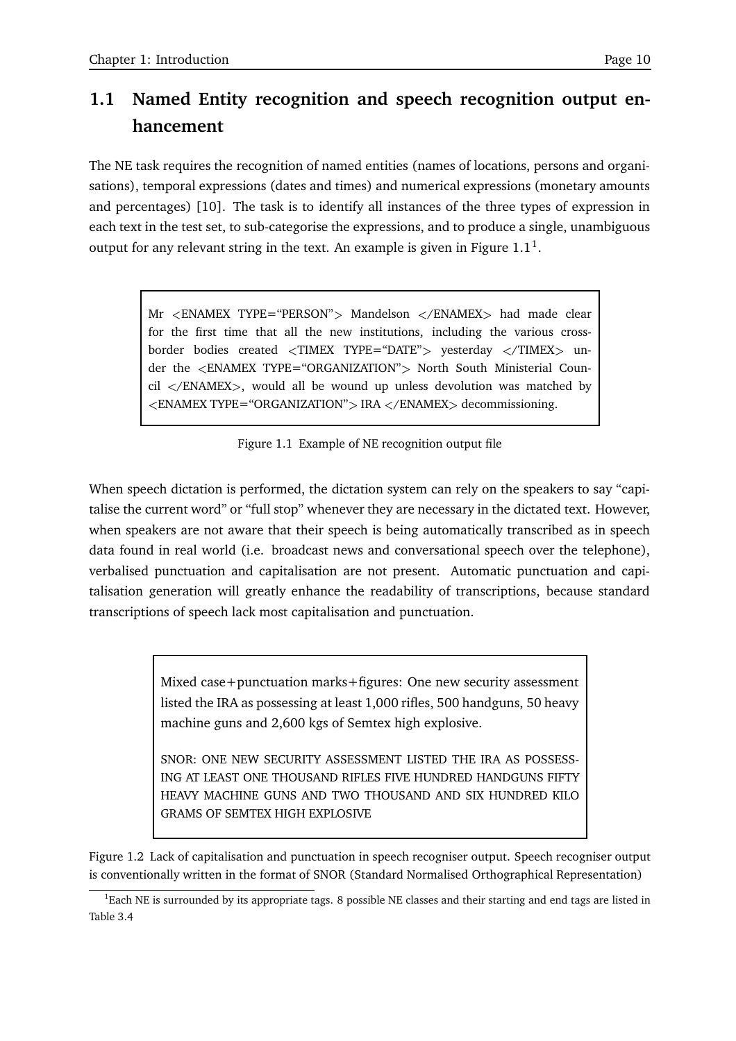## 1.1 Named Entity recognition and speech recognition output enhancement

The NE task requires the recognition of named entities (names of locations, persons and organisations), temporal expressions (dates and times) and numerical expressions (monetary amounts and percentages) [10]. The task is to identify all instances of the three types of expression in each text in the test set, to sub-categorise the expressions, and to produce a single, unambiguous output for any relevant string in the text. An example is given in Figure 1.1[1].

> Mr <ENAMEX TYPE="PERSON"> Mandelson </ENAMEX> had made clear for the first time that all the new institutions, including the various cross-border bodies created <TIMEX TYPE="DATE"> yesterday </TIMEX> under the <ENAMEX TYPE="ORGANIZATION"> North South Ministerial Council </ENAMEX>, would all be wound up unless devolution was matched by <ENAMEX TYPE="ORGANIZATION"> IRA </ENAMEX> decommissioning.

Figure 1.1 Example of NE recognition output file

When speech dictation is performed, the dictation system can rely on the speakers to say "capitalise the current word" or "full stop" whenever they are necessary in the dictated text. However, when speakers are not aware that their speech is being automatically transcribed as in speech data found in real world (i.e. broadcast news and conversational speech over the telephone), verbalised punctuation and capitalisation are not present. Automatic punctuation and capitalisation generation will greatly enhance the readability of transcriptions, because standard transcriptions of speech lack most capitalisation and punctuation.

> Mixed case+punctuation marks+figures: One new security assessment listed the IRA as possessing at least 1,000 rifles, 500 handguns, 50 heavy machine guns and 2,600 kgs of Semtex high explosive.
>
> SNOR: ONE NEW SECURITY ASSESSMENT LISTED THE IRA AS POSSESSING AT LEAST ONE THOUSAND RIFLES FIVE HUNDRED HANDGUNS FIFTY HEAVY MACHINE GUNS AND TWO THOUSAND AND SIX HUNDRED KILO GRAMS OF SEMTEX HIGH EXPLOSIVE

Figure 1.2 Lack of capitalisation and punctuation in speech recogniser output. Speech recogniser output is conventionally written in the format of SNOR (Standard Normalised Orthographical Representation)

[1] Each NE is surrounded by its appropriate tags. 8 possible NE classes and their starting and end tags are listed in Table 3.4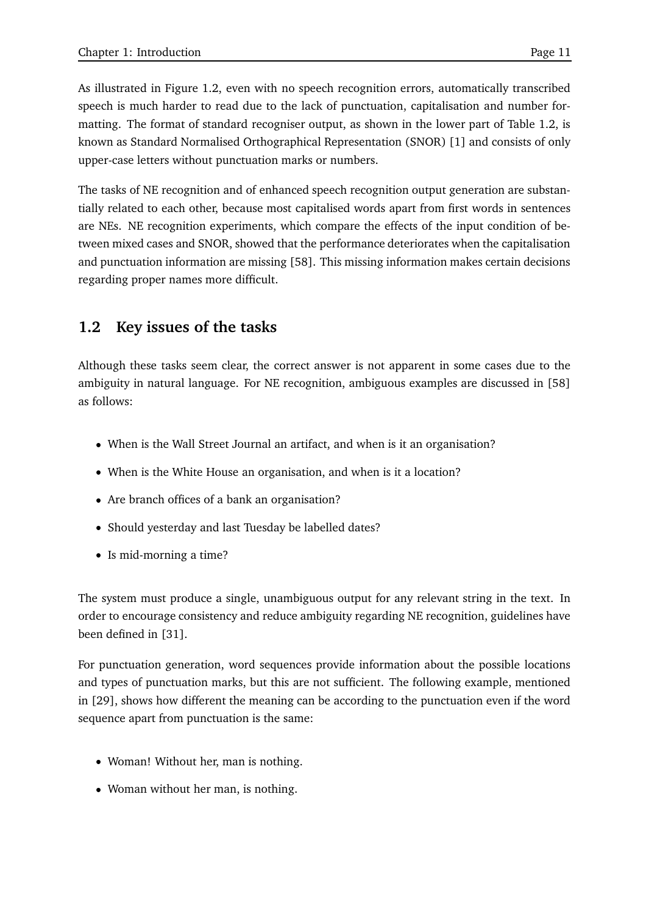As illustrated in Figure 1.2, even with no speech recognition errors, automatically transcribed speech is much harder to read due to the lack of punctuation, capitalisation and number formatting. The format of standard recogniser output, as shown in the lower part of Table 1.2, is known as Standard Normalised Orthographical Representation (SNOR) [1] and consists of only upper-case letters without punctuation marks or numbers.

The tasks of NE recognition and of enhanced speech recognition output generation are substantially related to each other, because most capitalised words apart from first words in sentences are NEs. NE recognition experiments, which compare the effects of the input condition of between mixed cases and SNOR, showed that the performance deteriorates when the capitalisation and punctuation information are missing [58]. This missing information makes certain decisions regarding proper names more difficult.

## 1.2 Key issues of the tasks

Although these tasks seem clear, the correct answer is not apparent in some cases due to the ambiguity in natural language. For NE recognition, ambiguous examples are discussed in [58] as follows:

- When is the Wall Street Journal an artifact, and when is it an organisation?
- When is the White House an organisation, and when is it a location?
- Are branch offices of a bank an organisation?
- Should yesterday and last Tuesday be labelled dates?
- Is mid-morning a time?

The system must produce a single, unambiguous output for any relevant string in the text. In order to encourage consistency and reduce ambiguity regarding NE recognition, guidelines have been defined in [31].

For punctuation generation, word sequences provide information about the possible locations and types of punctuation marks, but this are not sufficient. The following example, mentioned in [29], shows how different the meaning can be according to the punctuation even if the word sequence apart from punctuation is the same:

- Woman! Without her, man is nothing.
- Woman without her man, is nothing.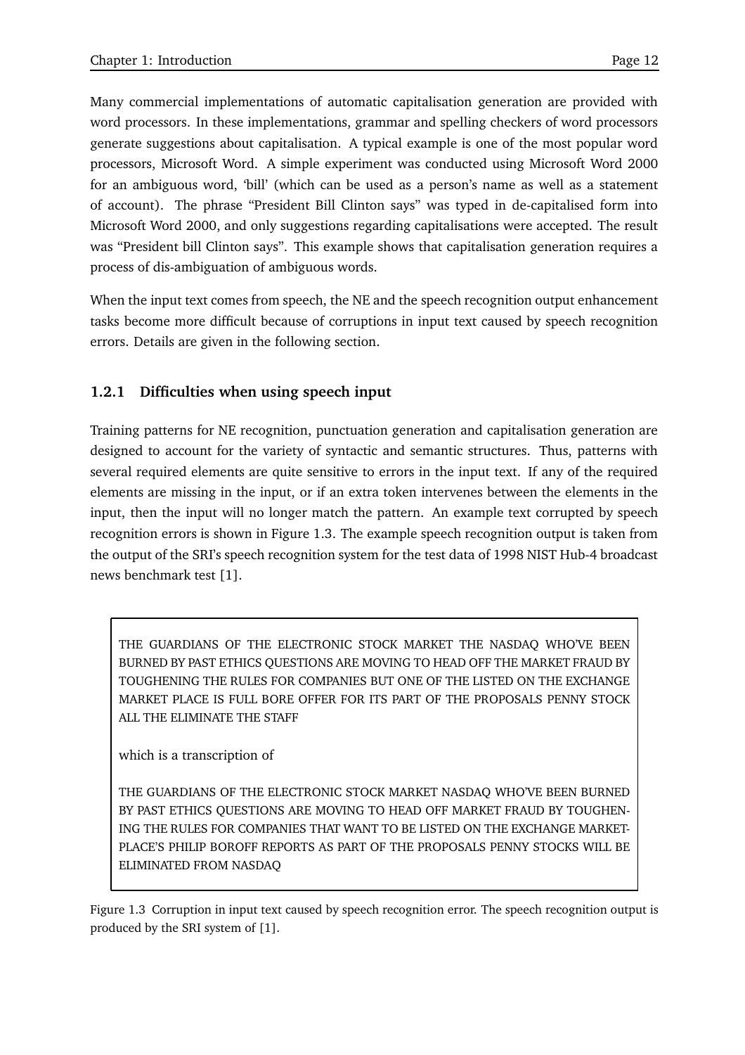Many commercial implementations of automatic capitalisation generation are provided with word processors. In these implementations, grammar and spelling checkers of word processors generate suggestions about capitalisation. A typical example is one of the most popular word processors, Microsoft Word. A simple experiment was conducted using Microsoft Word 2000 for an ambiguous word, 'bill' (which can be used as a person's name as well as a statement of account). The phrase "President Bill Clinton says" was typed in de-capitalised form into Microsoft Word 2000, and only suggestions regarding capitalisations were accepted. The result was "President bill Clinton says". This example shows that capitalisation generation requires a process of dis-ambiguation of ambiguous words.

When the input text comes from speech, the NE and the speech recognition output enhancement tasks become more difficult because of corruptions in input text caused by speech recognition errors. Details are given in the following section.

### 1.2.1 Difficulties when using speech input

Training patterns for NE recognition, punctuation generation and capitalisation generation are designed to account for the variety of syntactic and semantic structures. Thus, patterns with several required elements are quite sensitive to errors in the input text. If any of the required elements are missing in the input, or if an extra token intervenes between the elements in the input, then the input will no longer match the pattern. An example text corrupted by speech recognition errors is shown in Figure 1.3. The example speech recognition output is taken from the output of the SRI's speech recognition system for the test data of 1998 NIST Hub-4 broadcast news benchmark test [1].

> THE GUARDIANS OF THE ELECTRONIC STOCK MARKET THE NASDAQ WHO'VE BEEN BURNED BY PAST ETHICS QUESTIONS ARE MOVING TO HEAD OFF THE MARKET FRAUD BY TOUGHENING THE RULES FOR COMPANIES BUT ONE OF THE LISTED ON THE EXCHANGE MARKET PLACE IS FULL BORE OFFER FOR ITS PART OF THE PROPOSALS PENNY STOCK ALL THE ELIMINATE THE STAFF
>
> which is a transcription of
>
> THE GUARDIANS OF THE ELECTRONIC STOCK MARKET NASDAQ WHO'VE BEEN BURNED BY PAST ETHICS QUESTIONS ARE MOVING TO HEAD OFF MARKET FRAUD BY TOUGHENING THE RULES FOR COMPANIES THAT WANT TO BE LISTED ON THE EXCHANGE MARKETPLACE'S PHILIP BOROFF REPORTS AS PART OF THE PROPOSALS PENNY STOCKS WILL BE ELIMINATED FROM NASDAQ

Figure 1.3 Corruption in input text caused by speech recognition error. The speech recognition output is produced by the SRI system of [1].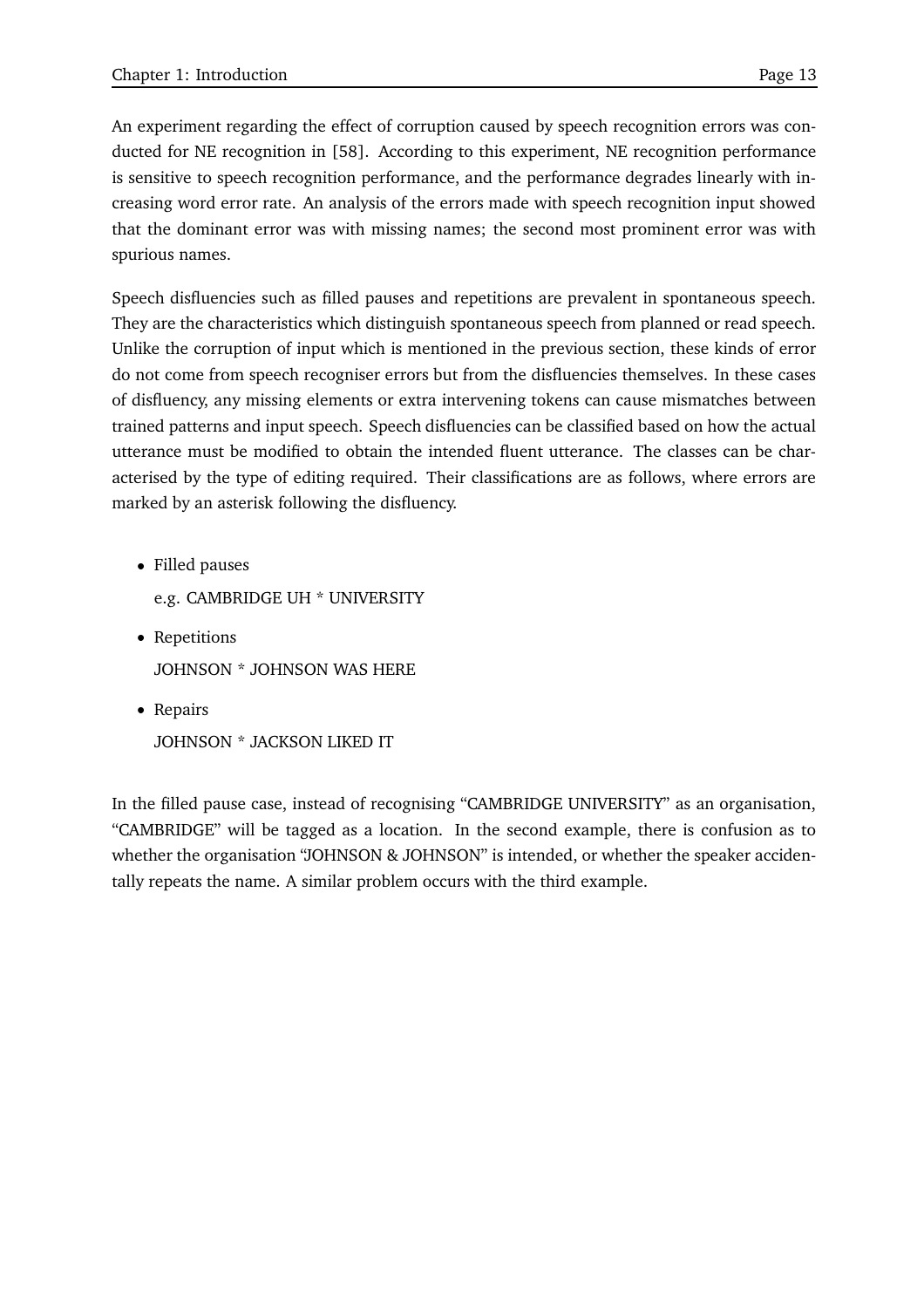An experiment regarding the effect of corruption caused by speech recognition errors was conducted for NE recognition in [58]. According to this experiment, NE recognition performance is sensitive to speech recognition performance, and the performance degrades linearly with increasing word error rate. An analysis of the errors made with speech recognition input showed that the dominant error was with missing names; the second most prominent error was with spurious names.

Speech disfluencies such as filled pauses and repetitions are prevalent in spontaneous speech. They are the characteristics which distinguish spontaneous speech from planned or read speech. Unlike the corruption of input which is mentioned in the previous section, these kinds of error do not come from speech recogniser errors but from the disfluencies themselves. In these cases of disfluency, any missing elements or extra intervening tokens can cause mismatches between trained patterns and input speech. Speech disfluencies can be classified based on how the actual utterance must be modified to obtain the intended fluent utterance. The classes can be characterised by the type of editing required. Their classifications are as follows, where errors are marked by an asterisk following the disfluency.

- Filled pauses

  e.g. CAMBRIDGE UH * UNIVERSITY

- Repetitions

  JOHNSON * JOHNSON WAS HERE

- Repairs

  JOHNSON * JACKSON LIKED IT

In the filled pause case, instead of recognising "CAMBRIDGE UNIVERSITY" as an organisation, "CAMBRIDGE" will be tagged as a location. In the second example, there is confusion as to whether the organisation "JOHNSON & JOHNSON" is intended, or whether the speaker accidentally repeats the name. A similar problem occurs with the third example.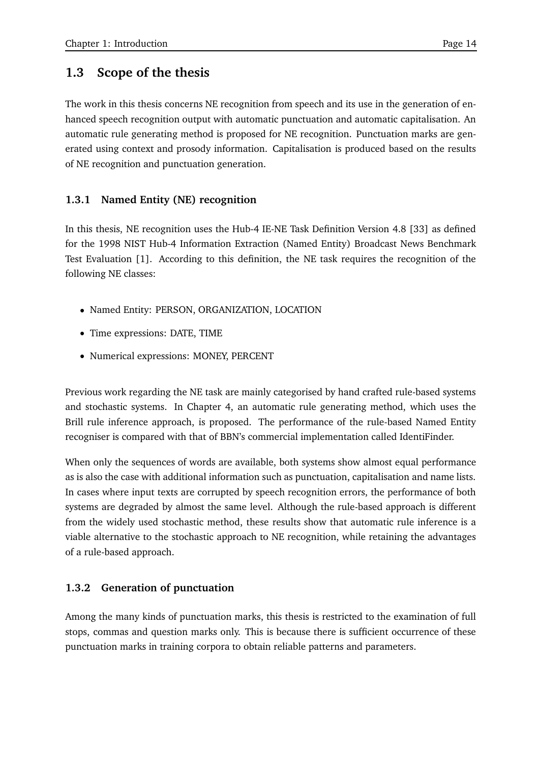## 1.3 Scope of the thesis

The work in this thesis concerns NE recognition from speech and its use in the generation of enhanced speech recognition output with automatic punctuation and automatic capitalisation. An automatic rule generating method is proposed for NE recognition. Punctuation marks are generated using context and prosody information. Capitalisation is produced based on the results of NE recognition and punctuation generation.

### 1.3.1 Named Entity (NE) recognition

In this thesis, NE recognition uses the Hub-4 IE-NE Task Definition Version 4.8 [33] as defined for the 1998 NIST Hub-4 Information Extraction (Named Entity) Broadcast News Benchmark Test Evaluation [1]. According to this definition, the NE task requires the recognition of the following NE classes:

- Named Entity: PERSON, ORGANIZATION, LOCATION
- Time expressions: DATE, TIME
- Numerical expressions: MONEY, PERCENT

Previous work regarding the NE task are mainly categorised by hand crafted rule-based systems and stochastic systems. In Chapter 4, an automatic rule generating method, which uses the Brill rule inference approach, is proposed. The performance of the rule-based Named Entity recogniser is compared with that of BBN's commercial implementation called IdentiFinder.

When only the sequences of words are available, both systems show almost equal performance as is also the case with additional information such as punctuation, capitalisation and name lists. In cases where input texts are corrupted by speech recognition errors, the performance of both systems are degraded by almost the same level. Although the rule-based approach is different from the widely used stochastic method, these results show that automatic rule inference is a viable alternative to the stochastic approach to NE recognition, while retaining the advantages of a rule-based approach.

### 1.3.2 Generation of punctuation

Among the many kinds of punctuation marks, this thesis is restricted to the examination of full stops, commas and question marks only. This is because there is sufficient occurrence of these punctuation marks in training corpora to obtain reliable patterns and parameters.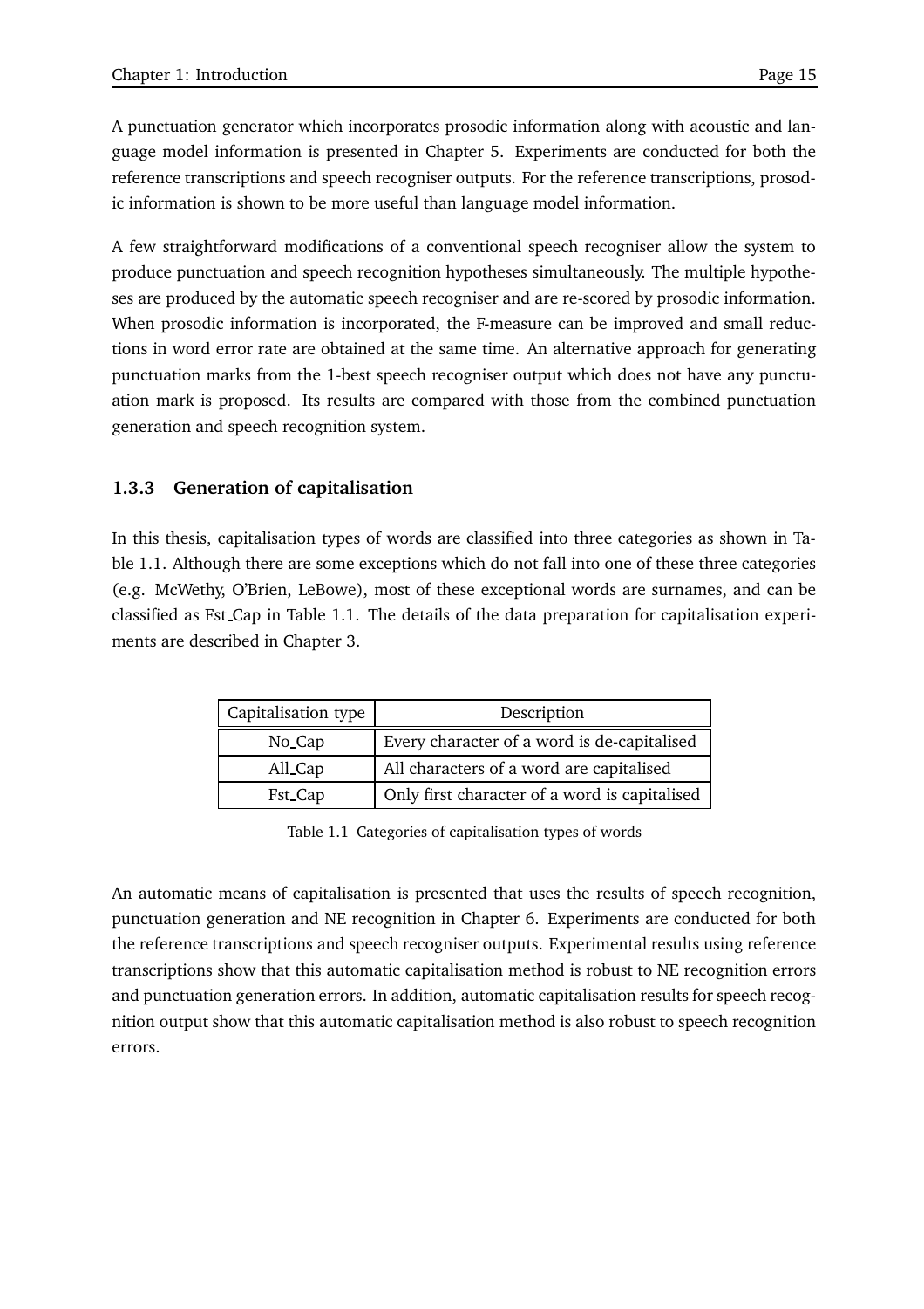A punctuation generator which incorporates prosodic information along with acoustic and language model information is presented in Chapter 5. Experiments are conducted for both the reference transcriptions and speech recogniser outputs. For the reference transcriptions, prosodic information is shown to be more useful than language model information.

A few straightforward modifications of a conventional speech recogniser allow the system to produce punctuation and speech recognition hypotheses simultaneously. The multiple hypotheses are produced by the automatic speech recogniser and are re-scored by prosodic information. When prosodic information is incorporated, the F-measure can be improved and small reductions in word error rate are obtained at the same time. An alternative approach for generating punctuation marks from the 1-best speech recogniser output which does not have any punctuation mark is proposed. Its results are compared with those from the combined punctuation generation and speech recognition system.

### 1.3.3 Generation of capitalisation

In this thesis, capitalisation types of words are classified into three categories as shown in Table 1.1. Although there are some exceptions which do not fall into one of these three categories (e.g. McWethy, O'Brien, LeBowe), most of these exceptional words are surnames, and can be classified as Fst_Cap in Table 1.1. The details of the data preparation for capitalisation experiments are described in Chapter 3.

| Capitalisation type | Description |
|---|---|
| No_Cap | Every character of a word is de-capitalised |
| All_Cap | All characters of a word are capitalised |
| Fst_Cap | Only first character of a word is capitalised |

Table 1.1 Categories of capitalisation types of words

An automatic means of capitalisation is presented that uses the results of speech recognition, punctuation generation and NE recognition in Chapter 6. Experiments are conducted for both the reference transcriptions and speech recogniser outputs. Experimental results using reference transcriptions show that this automatic capitalisation method is robust to NE recognition errors and punctuation generation errors. In addition, automatic capitalisation results for speech recognition output show that this automatic capitalisation method is also robust to speech recognition errors.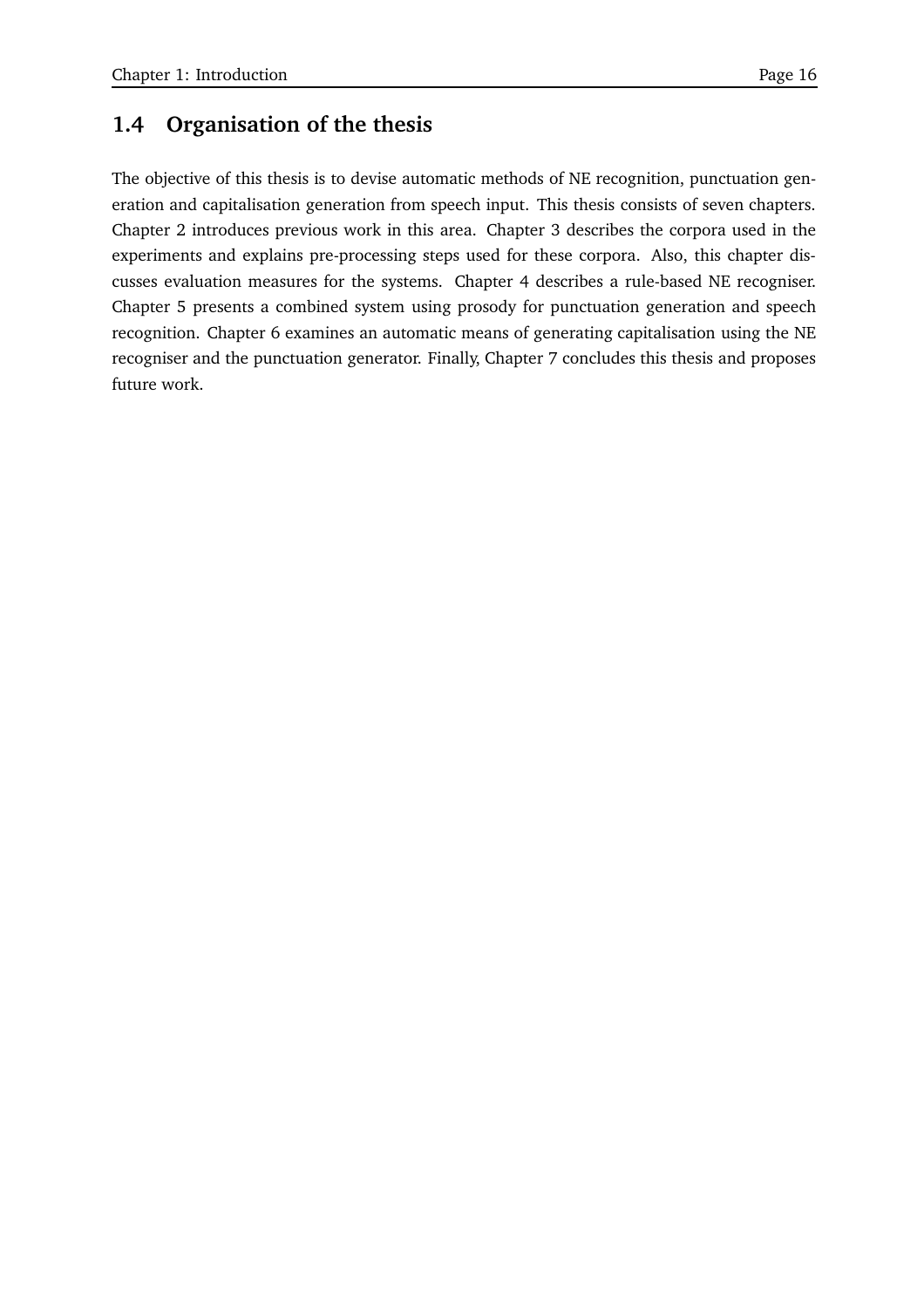## 1.4 Organisation of the thesis

The objective of this thesis is to devise automatic methods of NE recognition, punctuation generation and capitalisation generation from speech input. This thesis consists of seven chapters. Chapter 2 introduces previous work in this area. Chapter 3 describes the corpora used in the experiments and explains pre-processing steps used for these corpora. Also, this chapter discusses evaluation measures for the systems. Chapter 4 describes a rule-based NE recogniser. Chapter 5 presents a combined system using prosody for punctuation generation and speech recognition. Chapter 6 examines an automatic means of generating capitalisation using the NE recogniser and the punctuation generator. Finally, Chapter 7 concludes this thesis and proposes future work.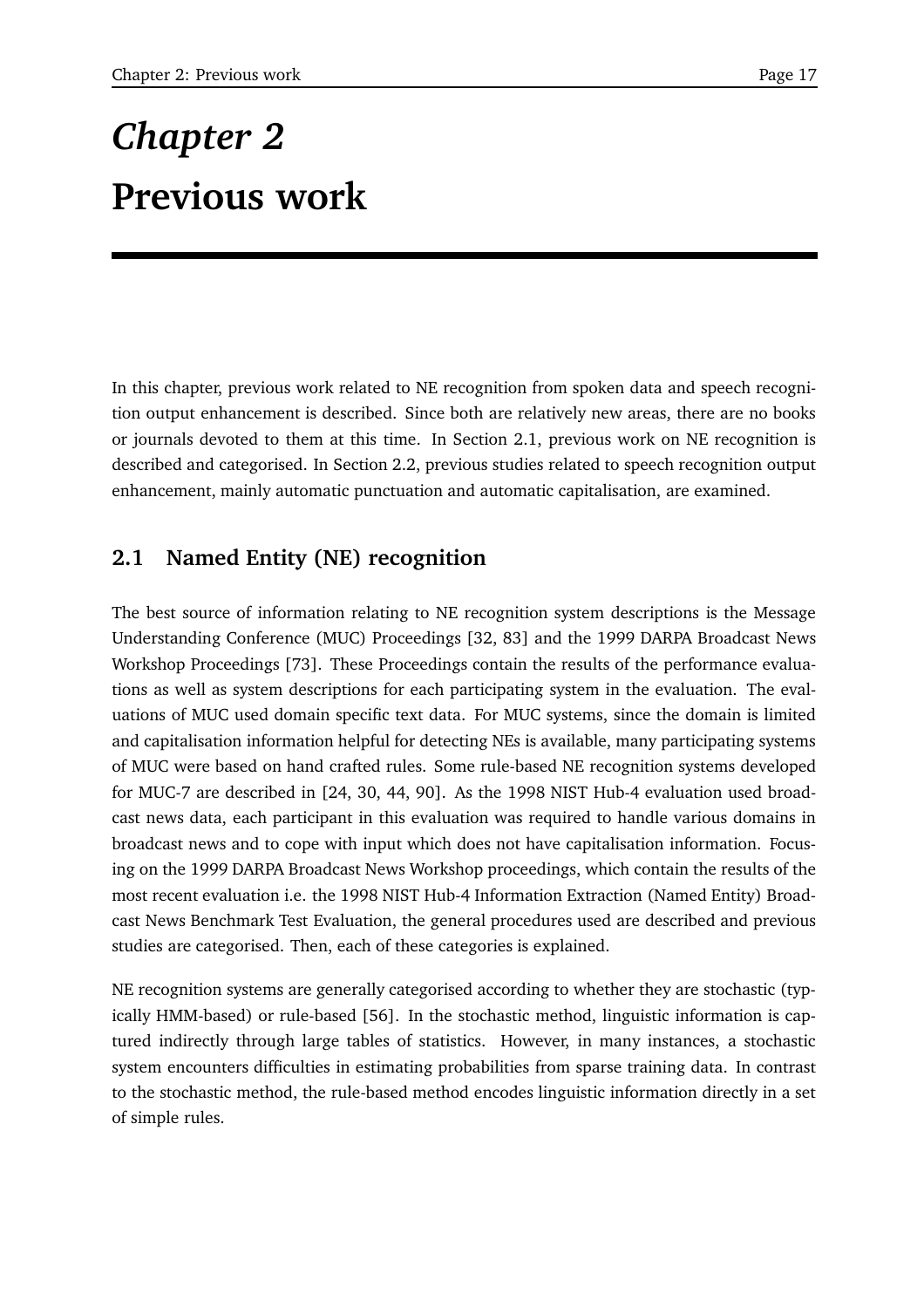# *Chapter 2*
# Previous work

In this chapter, previous work related to NE recognition from spoken data and speech recognition output enhancement is described. Since both are relatively new areas, there are no books or journals devoted to them at this time. In Section 2.1, previous work on NE recognition is described and categorised. In Section 2.2, previous studies related to speech recognition output enhancement, mainly automatic punctuation and automatic capitalisation, are examined.

## 2.1 Named Entity (NE) recognition

The best source of information relating to NE recognition system descriptions is the Message Understanding Conference (MUC) Proceedings [32, 83] and the 1999 DARPA Broadcast News Workshop Proceedings [73]. These Proceedings contain the results of the performance evaluations as well as system descriptions for each participating system in the evaluation. The evaluations of MUC used domain specific text data. For MUC systems, since the domain is limited and capitalisation information helpful for detecting NEs is available, many participating systems of MUC were based on hand crafted rules. Some rule-based NE recognition systems developed for MUC-7 are described in [24, 30, 44, 90]. As the 1998 NIST Hub-4 evaluation used broadcast news data, each participant in this evaluation was required to handle various domains in broadcast news and to cope with input which does not have capitalisation information. Focusing on the 1999 DARPA Broadcast News Workshop proceedings, which contain the results of the most recent evaluation i.e. the 1998 NIST Hub-4 Information Extraction (Named Entity) Broadcast News Benchmark Test Evaluation, the general procedures used are described and previous studies are categorised. Then, each of these categories is explained.

NE recognition systems are generally categorised according to whether they are stochastic (typically HMM-based) or rule-based [56]. In the stochastic method, linguistic information is captured indirectly through large tables of statistics. However, in many instances, a stochastic system encounters difficulties in estimating probabilities from sparse training data. In contrast to the stochastic method, the rule-based method encodes linguistic information directly in a set of simple rules.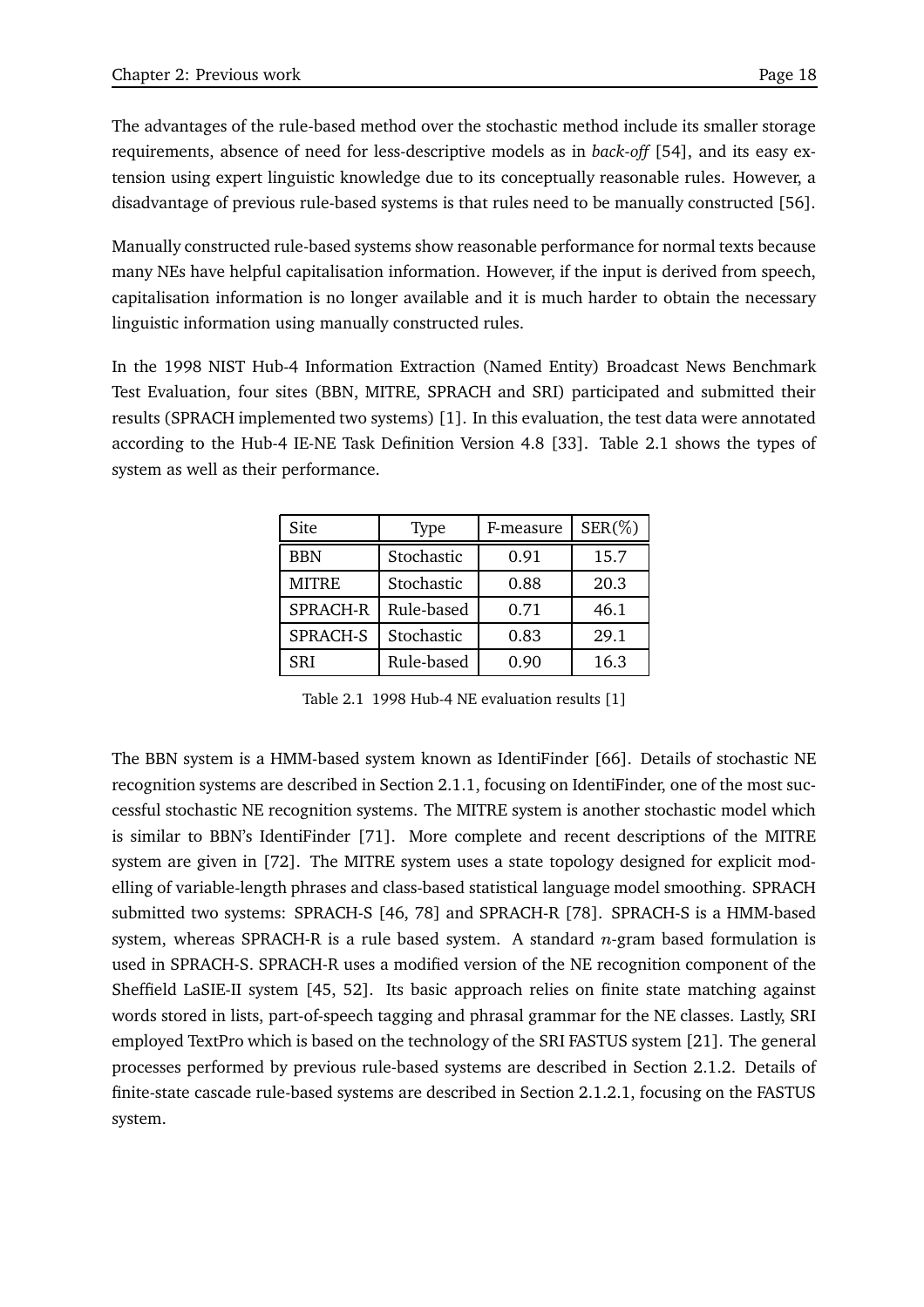The advantages of the rule-based method over the stochastic method include its smaller storage requirements, absence of need for less-descriptive models as in *back-off* [54], and its easy extension using expert linguistic knowledge due to its conceptually reasonable rules. However, a disadvantage of previous rule-based systems is that rules need to be manually constructed [56].

Manually constructed rule-based systems show reasonable performance for normal texts because many NEs have helpful capitalisation information. However, if the input is derived from speech, capitalisation information is no longer available and it is much harder to obtain the necessary linguistic information using manually constructed rules.

In the 1998 NIST Hub-4 Information Extraction (Named Entity) Broadcast News Benchmark Test Evaluation, four sites (BBN, MITRE, SPRACH and SRI) participated and submitted their results (SPRACH implemented two systems) [1]. In this evaluation, the test data were annotated according to the Hub-4 IE-NE Task Definition Version 4.8 [33]. Table 2.1 shows the types of system as well as their performance.

| Site | Type | F-measure | SER(%) |
|---|---|---|---|
| BBN | Stochastic | 0.91 | 15.7 |
| MITRE | Stochastic | 0.88 | 20.3 |
| SPRACH-R | Rule-based | 0.71 | 46.1 |
| SPRACH-S | Stochastic | 0.83 | 29.1 |
| SRI | Rule-based | 0.90 | 16.3 |

Table 2.1 1998 Hub-4 NE evaluation results [1]

The BBN system is a HMM-based system known as IdentiFinder [66]. Details of stochastic NE recognition systems are described in Section 2.1.1, focusing on IdentiFinder, one of the most successful stochastic NE recognition systems. The MITRE system is another stochastic model which is similar to BBN's IdentiFinder [71]. More complete and recent descriptions of the MITRE system are given in [72]. The MITRE system uses a state topology designed for explicit modelling of variable-length phrases and class-based statistical language model smoothing. SPRACH submitted two systems: SPRACH-S [46, 78] and SPRACH-R [78]. SPRACH-S is a HMM-based system, whereas SPRACH-R is a rule based system. A standard $n$-gram based formulation is used in SPRACH-S. SPRACH-R uses a modified version of the NE recognition component of the Sheffield LaSIE-II system [45, 52]. Its basic approach relies on finite state matching against words stored in lists, part-of-speech tagging and phrasal grammar for the NE classes. Lastly, SRI employed TextPro which is based on the technology of the SRI FASTUS system [21]. The general processes performed by previous rule-based systems are described in Section 2.1.2. Details of finite-state cascade rule-based systems are described in Section 2.1.2.1, focusing on the FASTUS system.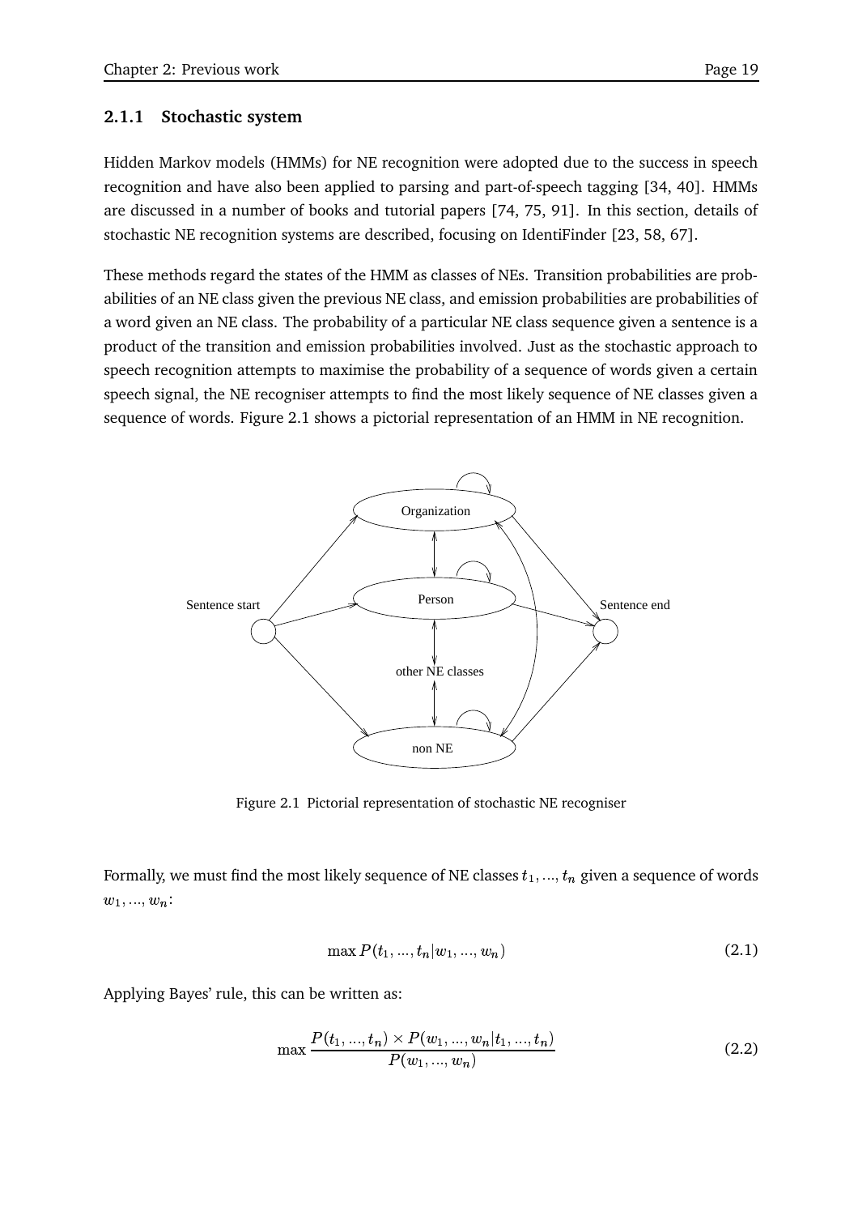### 2.1.1 Stochastic system

Hidden Markov models (HMMs) for NE recognition were adopted due to the success in speech recognition and have also been applied to parsing and part-of-speech tagging [34, 40]. HMMs are discussed in a number of books and tutorial papers [74, 75, 91]. In this section, details of stochastic NE recognition systems are described, focusing on IdentiFinder [23, 58, 67].

These methods regard the states of the HMM as classes of NEs. Transition probabilities are probabilities of an NE class given the previous NE class, and emission probabilities are probabilities of a word given an NE class. The probability of a particular NE class sequence given a sentence is a product of the transition and emission probabilities involved. Just as the stochastic approach to speech recognition attempts to maximise the probability of a sequence of words given a certain speech signal, the NE recogniser attempts to find the most likely sequence of NE classes given a sequence of words. Figure 2.1 shows a pictorial representation of an HMM in NE recognition.

Figure 2.1 Pictorial representation of stochastic NE recogniser

Formally, we must find the most likely sequence of NE classes $t_1, ..., t_n$ given a sequence of words $w_1, ..., w_n$:

$$\max P(t_1, ..., t_n | w_1, ..., w_n) \tag{2.1}$$

Applying Bayes' rule, this can be written as:

$$\max \frac{P(t_1, ..., t_n) \times P(w_1, ..., w_n | t_1, ..., t_n)}{P(w_1, ..., w_n)} \tag{2.2}$$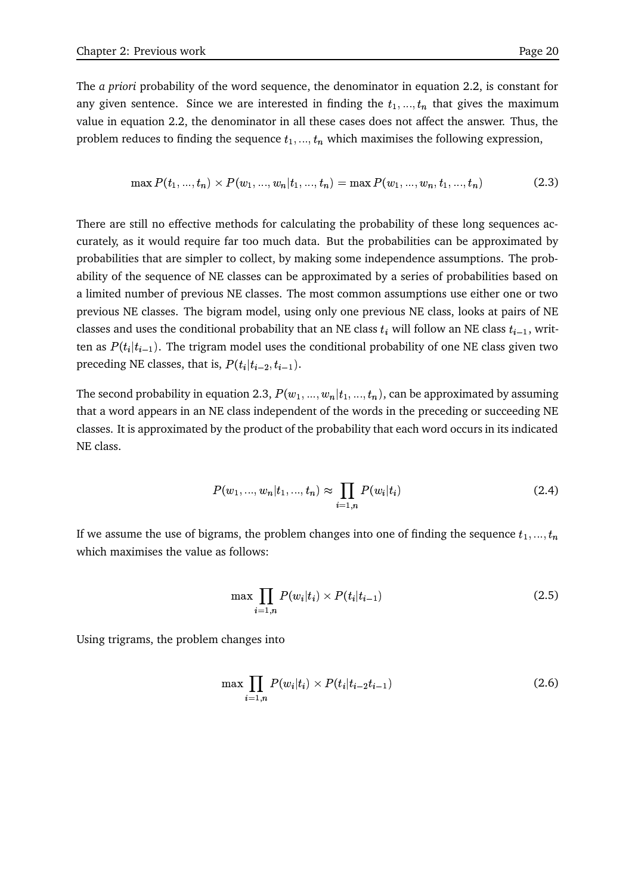The *a priori* probability of the word sequence, the denominator in equation 2.2, is constant for any given sentence. Since we are interested in finding the $t_1, ..., t_n$ that gives the maximum value in equation 2.2, the denominator in all these cases does not affect the answer. Thus, the problem reduces to finding the sequence $t_1, ..., t_n$ which maximises the following expression,

$$\max P(t_1, ..., t_n) \times P(w_1, ..., w_n | t_1, ..., t_n) = \max P(w_1, ..., w_n, t_1, ..., t_n) \tag{2.3}$$

There are still no effective methods for calculating the probability of these long sequences accurately, as it would require far too much data. But the probabilities can be approximated by probabilities that are simpler to collect, by making some independence assumptions. The probability of the sequence of NE classes can be approximated by a series of probabilities based on a limited number of previous NE classes. The most common assumptions use either one or two previous NE classes. The bigram model, using only one previous NE class, looks at pairs of NE classes and uses the conditional probability that an NE class $t_i$ will follow an NE class $t_{i-1}$, written as $P(t_i | t_{i-1})$. The trigram model uses the conditional probability of one NE class given two preceding NE classes, that is, $P(t_i | t_{i-2}, t_{i-1})$.

The second probability in equation 2.3, $P(w_1, ..., w_n | t_1, ..., t_n)$, can be approximated by assuming that a word appears in an NE class independent of the words in the preceding or succeeding NE classes. It is approximated by the product of the probability that each word occurs in its indicated NE class.

$$P(w_1, ..., w_n | t_1, ..., t_n) \approx \prod_{i=1,n} P(w_i | t_i) \tag{2.4}$$

If we assume the use of bigrams, the problem changes into one of finding the sequence $t_1, ..., t_n$ which maximises the value as follows:

$$\max \prod_{i=1,n} P(w_i | t_i) \times P(t_i | t_{i-1}) \tag{2.5}$$

Using trigrams, the problem changes into

$$\max \prod_{i=1,n} P(w_i | t_i) \times P(t_i | t_{i-2} t_{i-1}) \tag{2.6}$$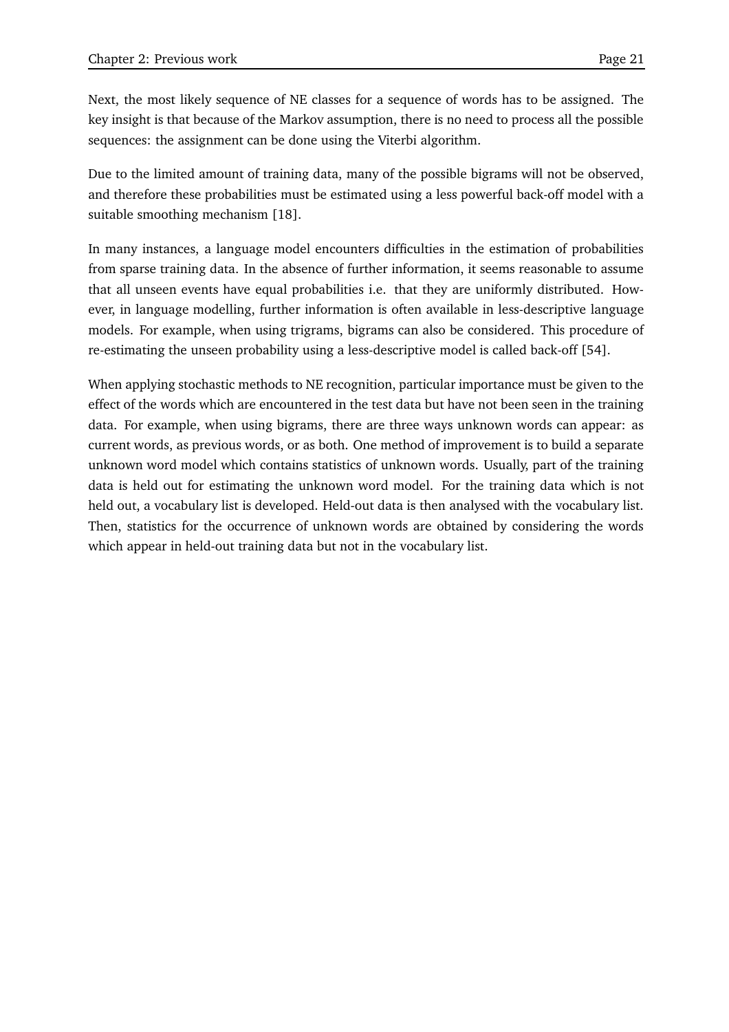Next, the most likely sequence of NE classes for a sequence of words has to be assigned. The key insight is that because of the Markov assumption, there is no need to process all the possible sequences: the assignment can be done using the Viterbi algorithm.

Due to the limited amount of training data, many of the possible bigrams will not be observed, and therefore these probabilities must be estimated using a less powerful back-off model with a suitable smoothing mechanism [18].

In many instances, a language model encounters difficulties in the estimation of probabilities from sparse training data. In the absence of further information, it seems reasonable to assume that all unseen events have equal probabilities i.e. that they are uniformly distributed. However, in language modelling, further information is often available in less-descriptive language models. For example, when using trigrams, bigrams can also be considered. This procedure of re-estimating the unseen probability using a less-descriptive model is called back-off [54].

When applying stochastic methods to NE recognition, particular importance must be given to the effect of the words which are encountered in the test data but have not been seen in the training data. For example, when using bigrams, there are three ways unknown words can appear: as current words, as previous words, or as both. One method of improvement is to build a separate unknown word model which contains statistics of unknown words. Usually, part of the training data is held out for estimating the unknown word model. For the training data which is not held out, a vocabulary list is developed. Held-out data is then analysed with the vocabulary list. Then, statistics for the occurrence of unknown words are obtained by considering the words which appear in held-out training data but not in the vocabulary list.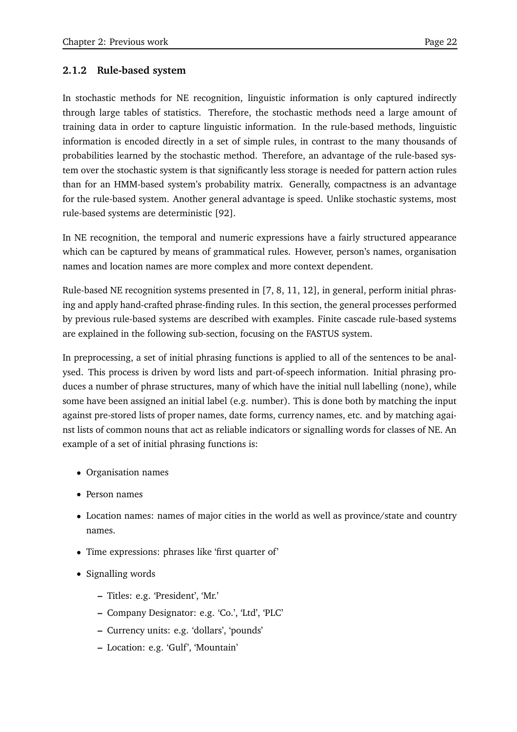### 2.1.2 Rule-based system

In stochastic methods for NE recognition, linguistic information is only captured indirectly through large tables of statistics. Therefore, the stochastic methods need a large amount of training data in order to capture linguistic information. In the rule-based methods, linguistic information is encoded directly in a set of simple rules, in contrast to the many thousands of probabilities learned by the stochastic method. Therefore, an advantage of the rule-based system over the stochastic system is that significantly less storage is needed for pattern action rules than for an HMM-based system's probability matrix. Generally, compactness is an advantage for the rule-based system. Another general advantage is speed. Unlike stochastic systems, most rule-based systems are deterministic [92].

In NE recognition, the temporal and numeric expressions have a fairly structured appearance which can be captured by means of grammatical rules. However, person's names, organisation names and location names are more complex and more context dependent.

Rule-based NE recognition systems presented in [7, 8, 11, 12], in general, perform initial phrasing and apply hand-crafted phrase-finding rules. In this section, the general processes performed by previous rule-based systems are described with examples. Finite cascade rule-based systems are explained in the following sub-section, focusing on the FASTUS system.

In preprocessing, a set of initial phrasing functions is applied to all of the sentences to be analysed. This process is driven by word lists and part-of-speech information. Initial phrasing produces a number of phrase structures, many of which have the initial null labelling (none), while some have been assigned an initial label (e.g. number). This is done both by matching the input against pre-stored lists of proper names, date forms, currency names, etc. and by matching against lists of common nouns that act as reliable indicators or signalling words for classes of NE. An example of a set of initial phrasing functions is:

- Organisation names
- Person names
- Location names: names of major cities in the world as well as province/state and country names.
- Time expressions: phrases like 'first quarter of'
- Signalling words
  - Titles: e.g. 'President', 'Mr.'
  - Company Designator: e.g. 'Co.', 'Ltd', 'PLC'
  - Currency units: e.g. 'dollars', 'pounds'
  - Location: e.g. 'Gulf', 'Mountain'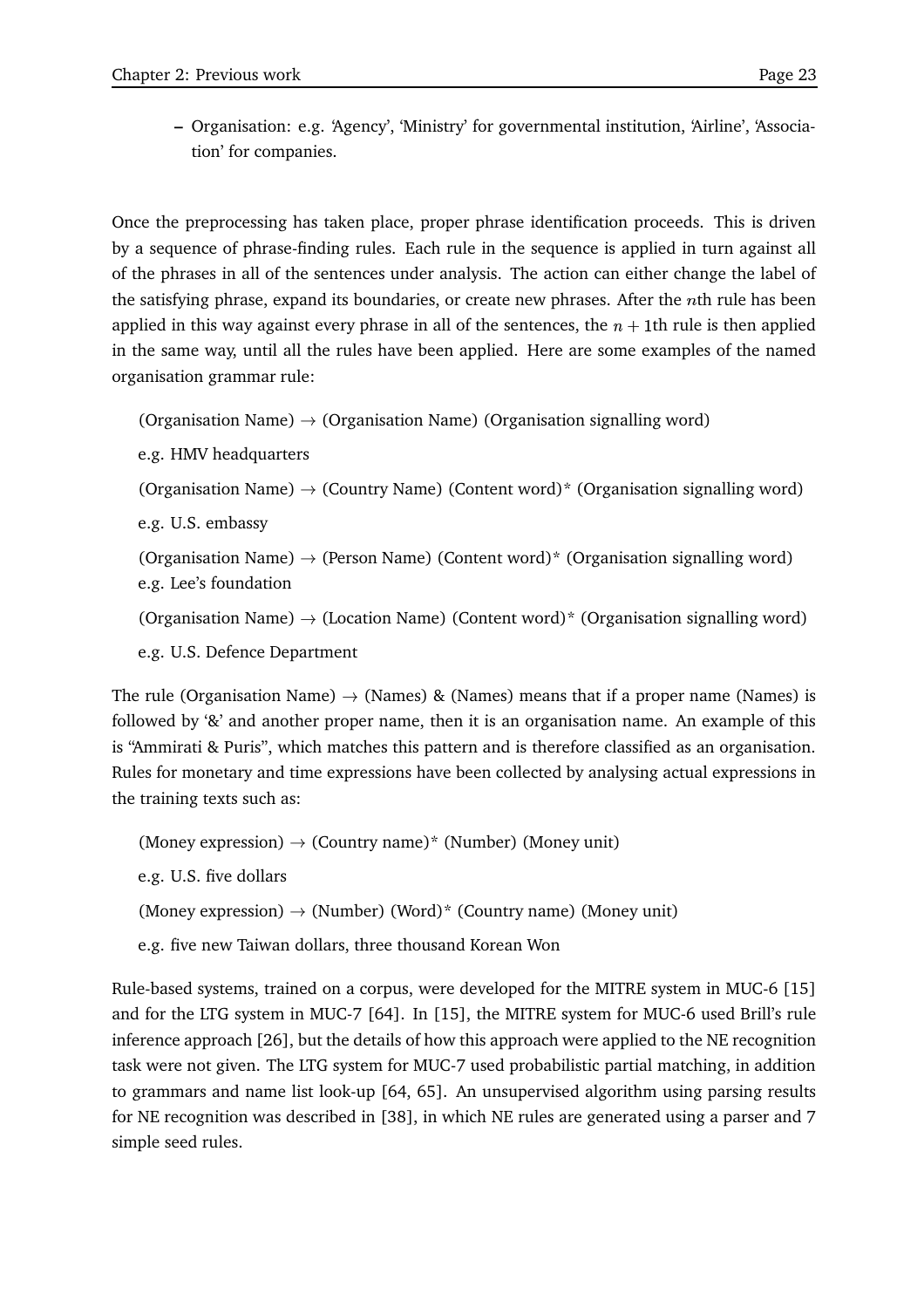- Organisation: e.g. 'Agency', 'Ministry' for governmental institution, 'Airline', 'Association' for companies.

Once the preprocessing has taken place, proper phrase identification proceeds. This is driven by a sequence of phrase-finding rules. Each rule in the sequence is applied in turn against all of the phrases in all of the sentences under analysis. The action can either change the label of the satisfying phrase, expand its boundaries, or create new phrases. After the $n$th rule has been applied in this way against every phrase in all of the sentences, the $n + 1$th rule is then applied in the same way, until all the rules have been applied. Here are some examples of the named organisation grammar rule:

(Organisation Name) → (Organisation Name) (Organisation signalling word)

e.g. HMV headquarters

(Organisation Name) → (Country Name) (Content word)* (Organisation signalling word)

e.g. U.S. embassy

(Organisation Name) → (Person Name) (Content word)* (Organisation signalling word)
e.g. Lee's foundation

(Organisation Name) → (Location Name) (Content word)* (Organisation signalling word)

e.g. U.S. Defence Department

The rule (Organisation Name) → (Names) & (Names) means that if a proper name (Names) is followed by '&' and another proper name, then it is an organisation name. An example of this is "Ammirati & Puris", which matches this pattern and is therefore classified as an organisation. Rules for monetary and time expressions have been collected by analysing actual expressions in the training texts such as:

(Money expression) → (Country name)* (Number) (Money unit)

e.g. U.S. five dollars

(Money expression) → (Number) (Word)* (Country name) (Money unit)

e.g. five new Taiwan dollars, three thousand Korean Won

Rule-based systems, trained on a corpus, were developed for the MITRE system in MUC-6 [15] and for the LTG system in MUC-7 [64]. In [15], the MITRE system for MUC-6 used Brill's rule inference approach [26], but the details of how this approach were applied to the NE recognition task were not given. The LTG system for MUC-7 used probabilistic partial matching, in addition to grammars and name list look-up [64, 65]. An unsupervised algorithm using parsing results for NE recognition was described in [38], in which NE rules are generated using a parser and 7 simple seed rules.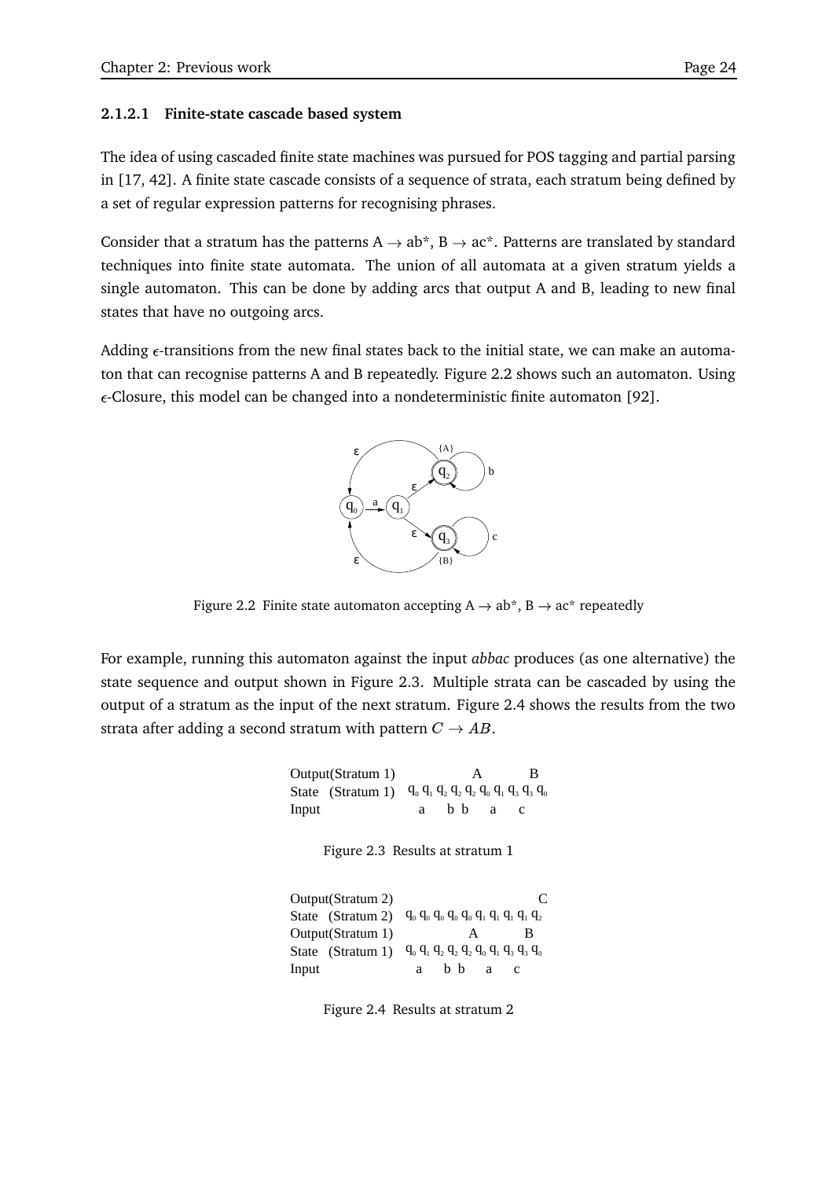#### 2.1.2.1 Finite-state cascade based system

The idea of using cascaded finite state machines was pursued for POS tagging and partial parsing in [17, 42]. A finite state cascade consists of a sequence of strata, each stratum being defined by a set of regular expression patterns for recognising phrases.

Consider that a stratum has the patterns A $\rightarrow$ ab*, B $\rightarrow$ ac*. Patterns are translated by standard techniques into finite state automata. The union of all automata at a given stratum yields a single automaton. This can be done by adding arcs that output A and B, leading to new final states that have no outgoing arcs.

Adding $\epsilon$-transitions from the new final states back to the initial state, we can make an automaton that can recognise patterns A and B repeatedly. Figure 2.2 shows such an automaton. Using $\epsilon$-Closure, this model can be changed into a nondeterministic finite automaton [92].

Figure 2.2 Finite state automaton accepting A $\rightarrow$ ab*, B $\rightarrow$ ac* repeatedly

For example, running this automaton against the input *abbac* produces (as one alternative) the state sequence and output shown in Figure 2.3. Multiple strata can be cascaded by using the output of a stratum as the input of the next stratum. Figure 2.4 shows the results from the two strata after adding a second stratum with pattern $C \rightarrow AB$.

```
Output(Stratum 1)              A        B
State  (Stratum 1)   q0 q1 q2 q2 q2 q0 q1 q3 q3 q0
Input                   a   b  b    a    c
```

Figure 2.3 Results at stratum 1

```
Output(Stratum 2)                                C
State  (Stratum 2)   q0 q0 q0 q0 q0 q1 q1 q1 q1 q2
Output(Stratum 1)              A        B
State  (Stratum 1)   q0 q1 q2 q2 q2 q0 q1 q3 q3 q0
Input                   a   b  b    a    c
```

Figure 2.4 Results at stratum 2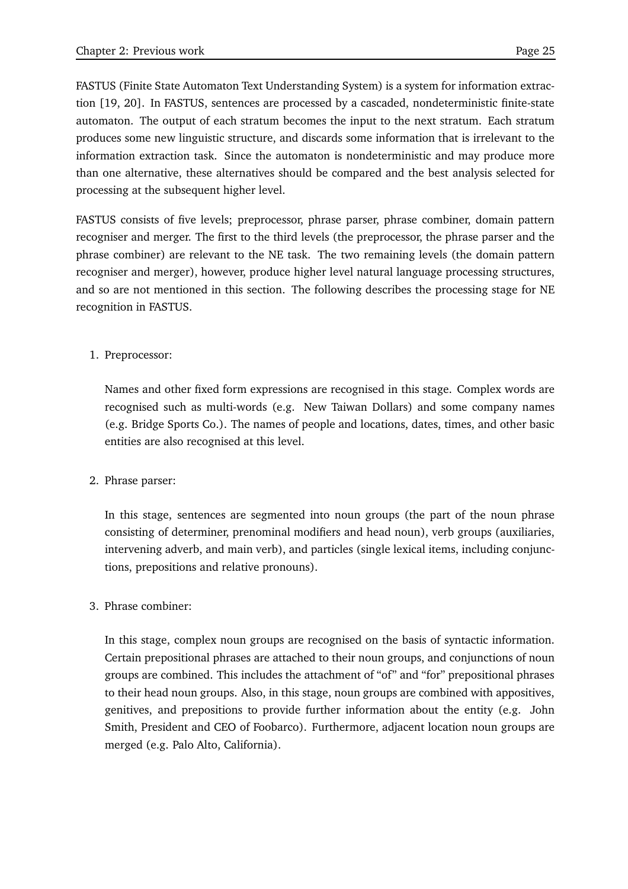FASTUS (Finite State Automaton Text Understanding System) is a system for information extraction [19, 20]. In FASTUS, sentences are processed by a cascaded, nondeterministic finite-state automaton. The output of each stratum becomes the input to the next stratum. Each stratum produces some new linguistic structure, and discards some information that is irrelevant to the information extraction task. Since the automaton is nondeterministic and may produce more than one alternative, these alternatives should be compared and the best analysis selected for processing at the subsequent higher level.

FASTUS consists of five levels; preprocessor, phrase parser, phrase combiner, domain pattern recogniser and merger. The first to the third levels (the preprocessor, the phrase parser and the phrase combiner) are relevant to the NE task. The two remaining levels (the domain pattern recogniser and merger), however, produce higher level natural language processing structures, and so are not mentioned in this section. The following describes the processing stage for NE recognition in FASTUS.

1. Preprocessor:

   Names and other fixed form expressions are recognised in this stage. Complex words are recognised such as multi-words (e.g. New Taiwan Dollars) and some company names (e.g. Bridge Sports Co.). The names of people and locations, dates, times, and other basic entities are also recognised at this level.

2. Phrase parser:

   In this stage, sentences are segmented into noun groups (the part of the noun phrase consisting of determiner, prenominal modifiers and head noun), verb groups (auxiliaries, intervening adverb, and main verb), and particles (single lexical items, including conjunctions, prepositions and relative pronouns).

3. Phrase combiner:

   In this stage, complex noun groups are recognised on the basis of syntactic information. Certain prepositional phrases are attached to their noun groups, and conjunctions of noun groups are combined. This includes the attachment of "of" and "for" prepositional phrases to their head noun groups. Also, in this stage, noun groups are combined with appositives, genitives, and prepositions to provide further information about the entity (e.g. John Smith, President and CEO of Foobarco). Furthermore, adjacent location noun groups are merged (e.g. Palo Alto, California).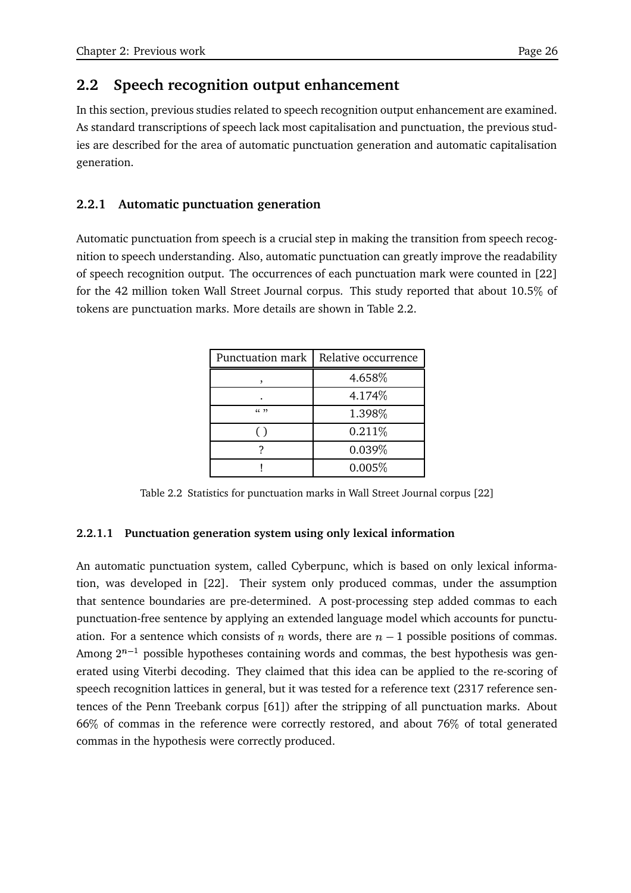## 2.2 Speech recognition output enhancement

In this section, previous studies related to speech recognition output enhancement are examined. As standard transcriptions of speech lack most capitalisation and punctuation, the previous studies are described for the area of automatic punctuation generation and automatic capitalisation generation.

### 2.2.1 Automatic punctuation generation

Automatic punctuation from speech is a crucial step in making the transition from speech recognition to speech understanding. Also, automatic punctuation can greatly improve the readability of speech recognition output. The occurrences of each punctuation mark were counted in [22] for the 42 million token Wall Street Journal corpus. This study reported that about 10.5% of tokens are punctuation marks. More details are shown in Table 2.2.

| Punctuation mark | Relative occurrence |
|---|---|
| , | 4.658% |
| . | 4.174% |
| “ ” | 1.398% |
| ( ) | 0.211% |
| ? | 0.039% |
| ! | 0.005% |

Table 2.2 Statistics for punctuation marks in Wall Street Journal corpus [22]

#### 2.2.1.1 Punctuation generation system using only lexical information

An automatic punctuation system, called Cyberpunc, which is based on only lexical information, was developed in [22]. Their system only produced commas, under the assumption that sentence boundaries are pre-determined. A post-processing step added commas to each punctuation-free sentence by applying an extended language model which accounts for punctuation. For a sentence which consists of $n$ words, there are $n-1$ possible positions of commas. Among $2^{n-1}$ possible hypotheses containing words and commas, the best hypothesis was generated using Viterbi decoding. They claimed that this idea can be applied to the re-scoring of speech recognition lattices in general, but it was tested for a reference text (2317 reference sentences of the Penn Treebank corpus [61]) after the stripping of all punctuation marks. About 66% of commas in the reference were correctly restored, and about 76% of total generated commas in the hypothesis were correctly produced.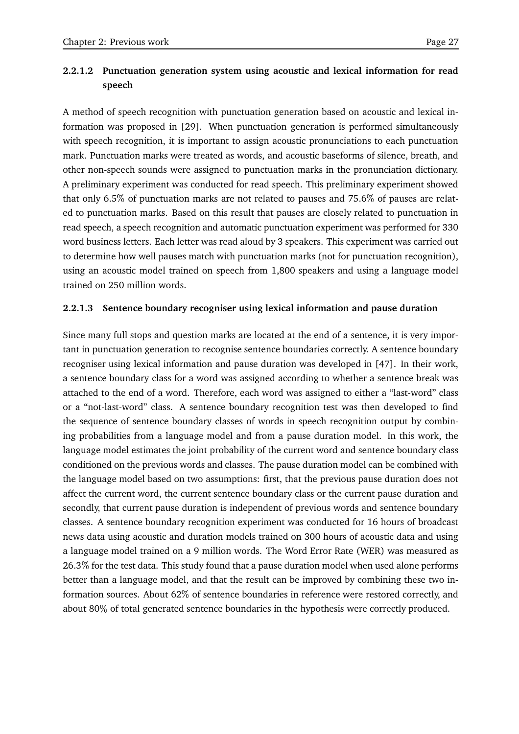#### 2.2.1.2 Punctuation generation system using acoustic and lexical information for read speech

A method of speech recognition with punctuation generation based on acoustic and lexical information was proposed in [29]. When punctuation generation is performed simultaneously with speech recognition, it is important to assign acoustic pronunciations to each punctuation mark. Punctuation marks were treated as words, and acoustic baseforms of silence, breath, and other non-speech sounds were assigned to punctuation marks in the pronunciation dictionary. A preliminary experiment was conducted for read speech. This preliminary experiment showed that only 6.5% of punctuation marks are not related to pauses and 75.6% of pauses are related to punctuation marks. Based on this result that pauses are closely related to punctuation in read speech, a speech recognition and automatic punctuation experiment was performed for 330 word business letters. Each letter was read aloud by 3 speakers. This experiment was carried out to determine how well pauses match with punctuation marks (not for punctuation recognition), using an acoustic model trained on speech from 1,800 speakers and using a language model trained on 250 million words.

#### 2.2.1.3 Sentence boundary recogniser using lexical information and pause duration

Since many full stops and question marks are located at the end of a sentence, it is very important in punctuation generation to recognise sentence boundaries correctly. A sentence boundary recogniser using lexical information and pause duration was developed in [47]. In their work, a sentence boundary class for a word was assigned according to whether a sentence break was attached to the end of a word. Therefore, each word was assigned to either a "last-word" class or a "not-last-word" class. A sentence boundary recognition test was then developed to find the sequence of sentence boundary classes of words in speech recognition output by combining probabilities from a language model and from a pause duration model. In this work, the language model estimates the joint probability of the current word and sentence boundary class conditioned on the previous words and classes. The pause duration model can be combined with the language model based on two assumptions: first, that the previous pause duration does not affect the current word, the current sentence boundary class or the current pause duration and secondly, that current pause duration is independent of previous words and sentence boundary classes. A sentence boundary recognition experiment was conducted for 16 hours of broadcast news data using acoustic and duration models trained on 300 hours of acoustic data and using a language model trained on a 9 million words. The Word Error Rate (WER) was measured as 26.3% for the test data. This study found that a pause duration model when used alone performs better than a language model, and that the result can be improved by combining these two information sources. About 62% of sentence boundaries in reference were restored correctly, and about 80% of total generated sentence boundaries in the hypothesis were correctly produced.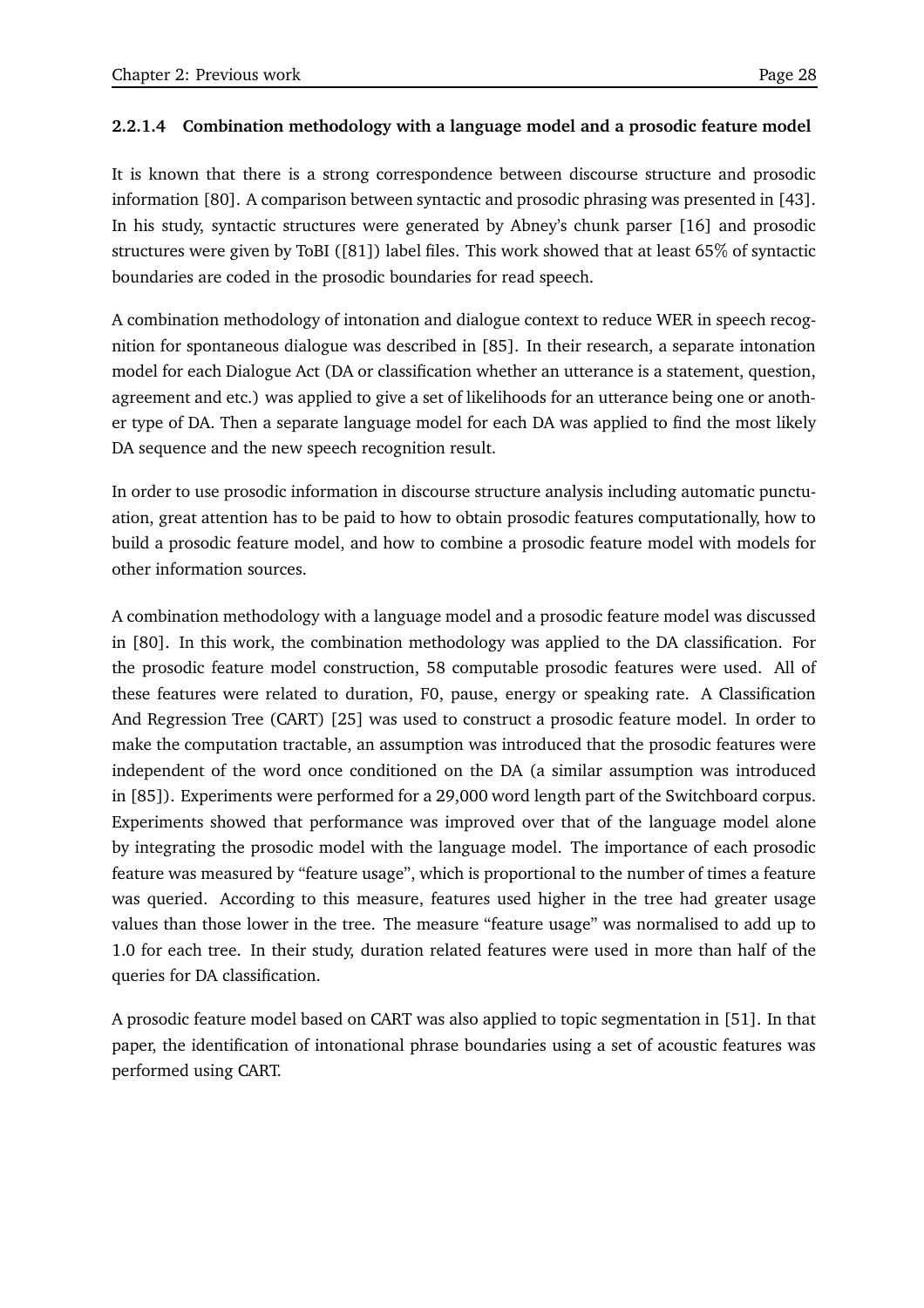#### 2.2.1.4 Combination methodology with a language model and a prosodic feature model

It is known that there is a strong correspondence between discourse structure and prosodic information [80]. A comparison between syntactic and prosodic phrasing was presented in [43]. In his study, syntactic structures were generated by Abney's chunk parser [16] and prosodic structures were given by ToBI ([81]) label files. This work showed that at least 65% of syntactic boundaries are coded in the prosodic boundaries for read speech.

A combination methodology of intonation and dialogue context to reduce WER in speech recognition for spontaneous dialogue was described in [85]. In their research, a separate intonation model for each Dialogue Act (DA or classification whether an utterance is a statement, question, agreement and etc.) was applied to give a set of likelihoods for an utterance being one or another type of DA. Then a separate language model for each DA was applied to find the most likely DA sequence and the new speech recognition result.

In order to use prosodic information in discourse structure analysis including automatic punctuation, great attention has to be paid to how to obtain prosodic features computationally, how to build a prosodic feature model, and how to combine a prosodic feature model with models for other information sources.

A combination methodology with a language model and a prosodic feature model was discussed in [80]. In this work, the combination methodology was applied to the DA classification. For the prosodic feature model construction, 58 computable prosodic features were used. All of these features were related to duration, F0, pause, energy or speaking rate. A Classification And Regression Tree (CART) [25] was used to construct a prosodic feature model. In order to make the computation tractable, an assumption was introduced that the prosodic features were independent of the word once conditioned on the DA (a similar assumption was introduced in [85]). Experiments were performed for a 29,000 word length part of the Switchboard corpus. Experiments showed that performance was improved over that of the language model alone by integrating the prosodic model with the language model. The importance of each prosodic feature was measured by "feature usage", which is proportional to the number of times a feature was queried. According to this measure, features used higher in the tree had greater usage values than those lower in the tree. The measure "feature usage" was normalised to add up to 1.0 for each tree. In their study, duration related features were used in more than half of the queries for DA classification.

A prosodic feature model based on CART was also applied to topic segmentation in [51]. In that paper, the identification of intonational phrase boundaries using a set of acoustic features was performed using CART.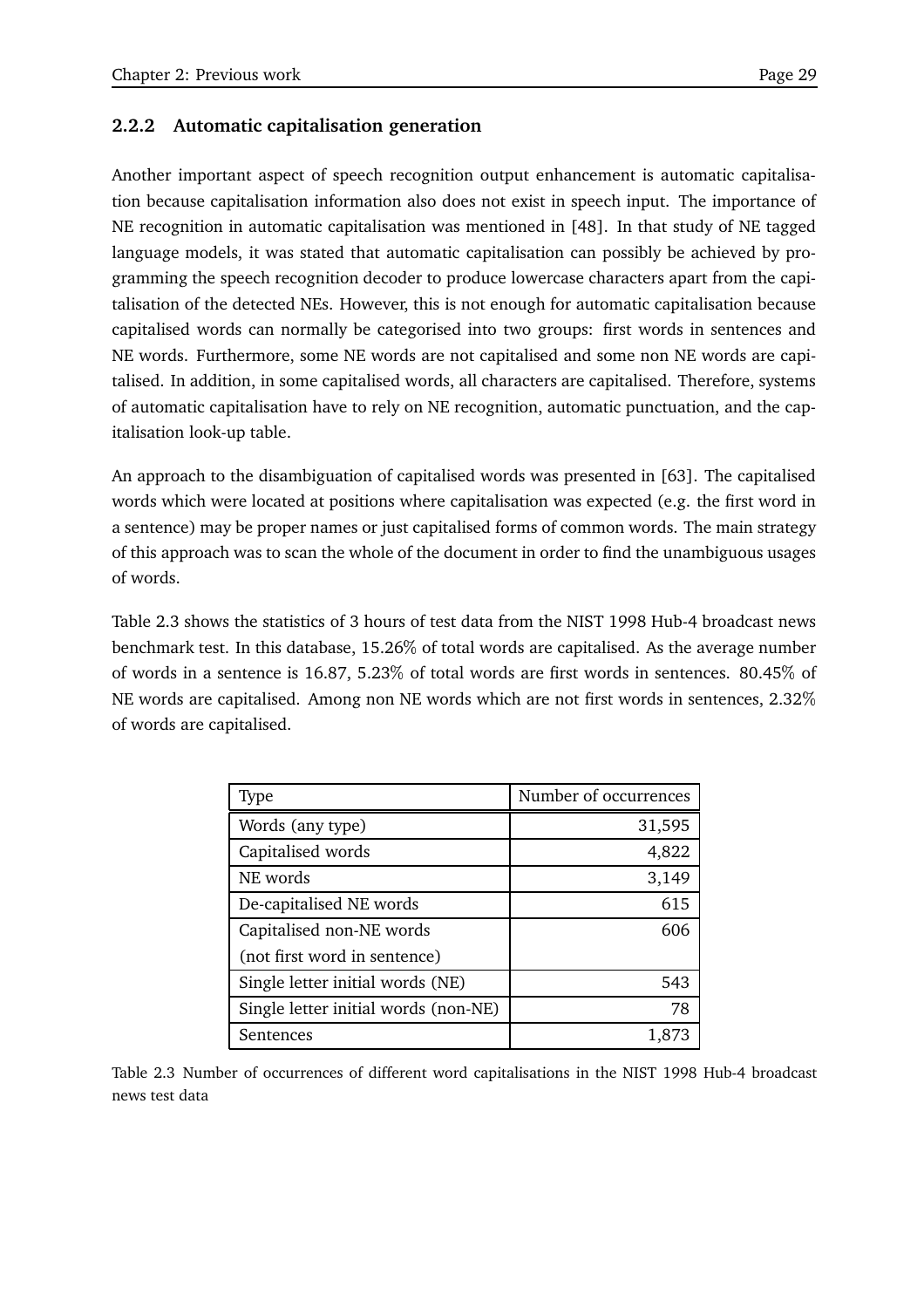### 2.2.2 Automatic capitalisation generation

Another important aspect of speech recognition output enhancement is automatic capitalisation because capitalisation information also does not exist in speech input. The importance of NE recognition in automatic capitalisation was mentioned in [48]. In that study of NE tagged language models, it was stated that automatic capitalisation can possibly be achieved by programming the speech recognition decoder to produce lowercase characters apart from the capitalisation of the detected NEs. However, this is not enough for automatic capitalisation because capitalised words can normally be categorised into two groups: first words in sentences and NE words. Furthermore, some NE words are not capitalised and some non NE words are capitalised. In addition, in some capitalised words, all characters are capitalised. Therefore, systems of automatic capitalisation have to rely on NE recognition, automatic punctuation, and the capitalisation look-up table.

An approach to the disambiguation of capitalised words was presented in [63]. The capitalised words which were located at positions where capitalisation was expected (e.g. the first word in a sentence) may be proper names or just capitalised forms of common words. The main strategy of this approach was to scan the whole of the document in order to find the unambiguous usages of words.

Table 2.3 shows the statistics of 3 hours of test data from the NIST 1998 Hub-4 broadcast news benchmark test. In this database, 15.26% of total words are capitalised. As the average number of words in a sentence is 16.87, 5.23% of total words are first words in sentences. 80.45% of NE words are capitalised. Among non NE words which are not first words in sentences, 2.32% of words are capitalised.

| Type | Number of occurrences |
|---|---:|
| Words (any type) | 31,595 |
| Capitalised words | 4,822 |
| NE words | 3,149 |
| De-capitalised NE words | 615 |
| Capitalised non-NE words (not first word in sentence) | 606 |
| Single letter initial words (NE) | 543 |
| Single letter initial words (non-NE) | 78 |
| Sentences | 1,873 |

Table 2.3 Number of occurrences of different word capitalisations in the NIST 1998 Hub-4 broadcast news test data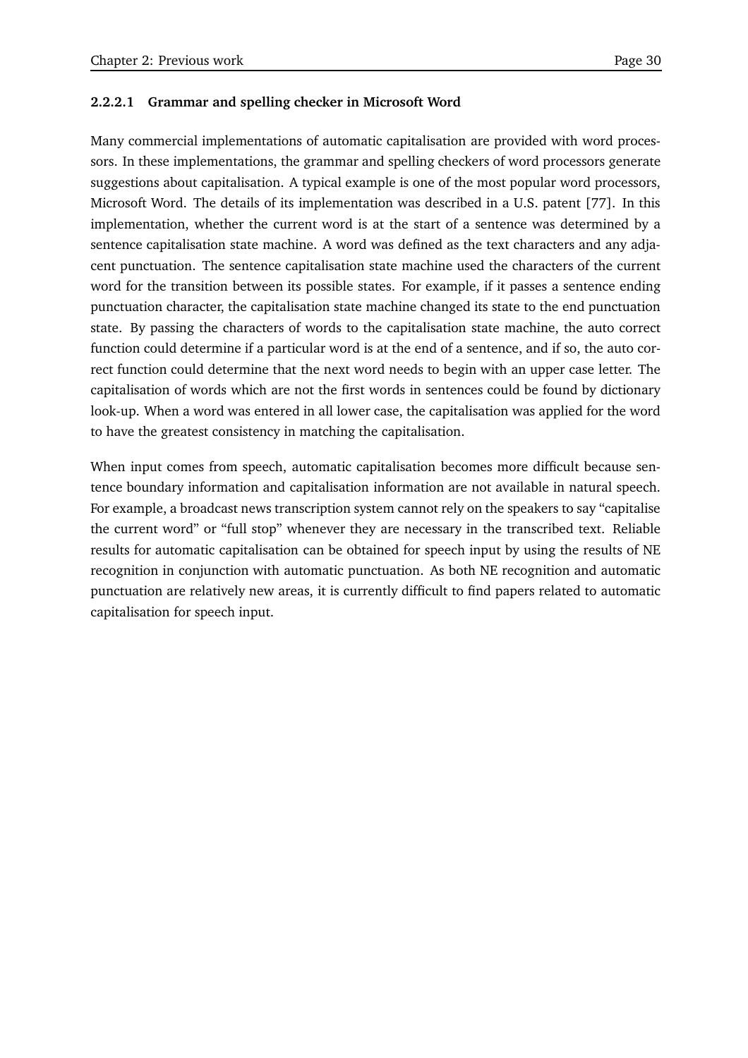#### 2.2.2.1 Grammar and spelling checker in Microsoft Word

Many commercial implementations of automatic capitalisation are provided with word processors. In these implementations, the grammar and spelling checkers of word processors generate suggestions about capitalisation. A typical example is one of the most popular word processors, Microsoft Word. The details of its implementation was described in a U.S. patent [77]. In this implementation, whether the current word is at the start of a sentence was determined by a sentence capitalisation state machine. A word was defined as the text characters and any adjacent punctuation. The sentence capitalisation state machine used the characters of the current word for the transition between its possible states. For example, if it passes a sentence ending punctuation character, the capitalisation state machine changed its state to the end punctuation state. By passing the characters of words to the capitalisation state machine, the auto correct function could determine if a particular word is at the end of a sentence, and if so, the auto correct function could determine that the next word needs to begin with an upper case letter. The capitalisation of words which are not the first words in sentences could be found by dictionary look-up. When a word was entered in all lower case, the capitalisation was applied for the word to have the greatest consistency in matching the capitalisation.

When input comes from speech, automatic capitalisation becomes more difficult because sentence boundary information and capitalisation information are not available in natural speech. For example, a broadcast news transcription system cannot rely on the speakers to say "capitalise the current word" or "full stop" whenever they are necessary in the transcribed text. Reliable results for automatic capitalisation can be obtained for speech input by using the results of NE recognition in conjunction with automatic punctuation. As both NE recognition and automatic punctuation are relatively new areas, it is currently difficult to find papers related to automatic capitalisation for speech input.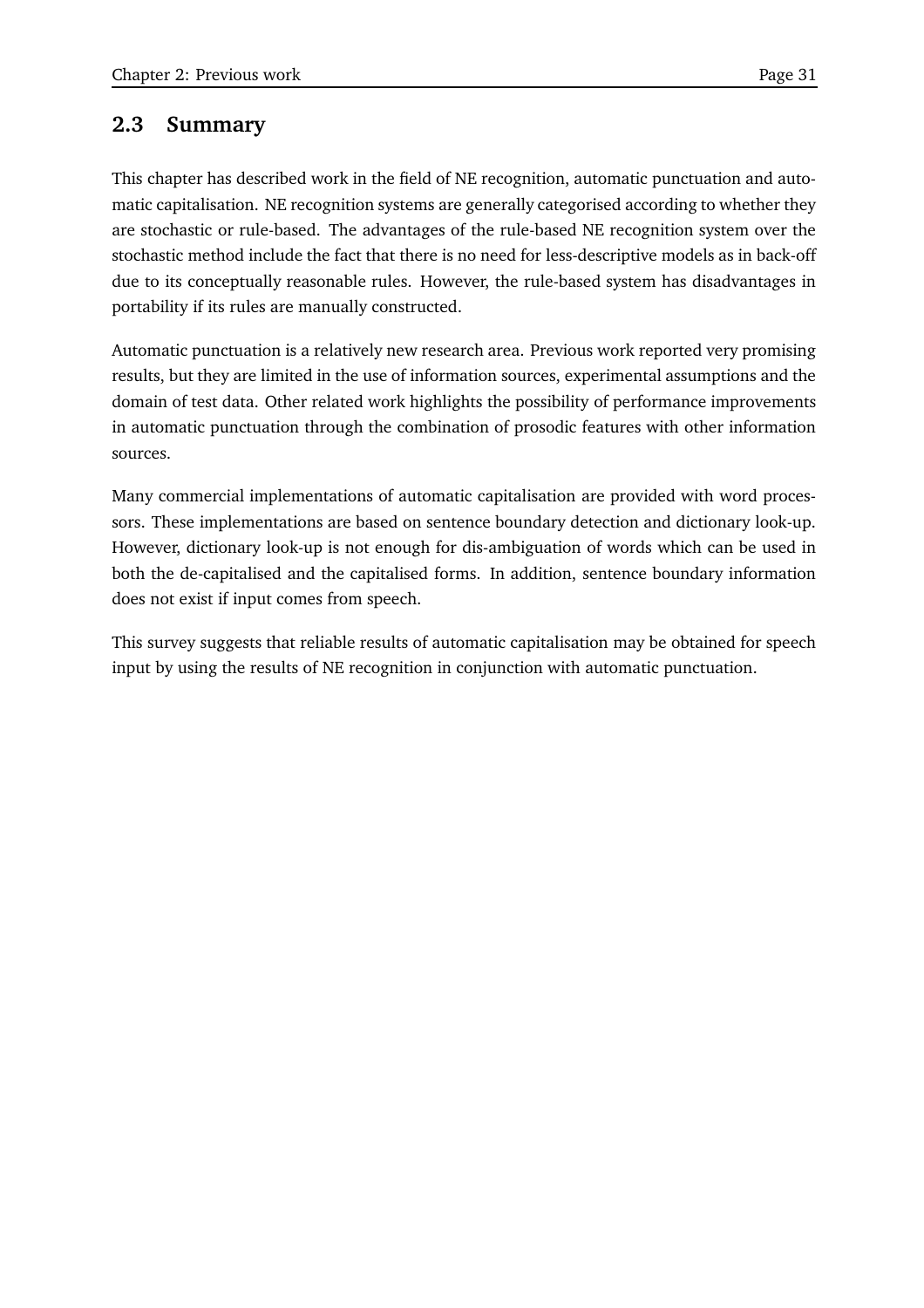## 2.3 Summary

This chapter has described work in the field of NE recognition, automatic punctuation and automatic capitalisation. NE recognition systems are generally categorised according to whether they are stochastic or rule-based. The advantages of the rule-based NE recognition system over the stochastic method include the fact that there is no need for less-descriptive models as in back-off due to its conceptually reasonable rules. However, the rule-based system has disadvantages in portability if its rules are manually constructed.

Automatic punctuation is a relatively new research area. Previous work reported very promising results, but they are limited in the use of information sources, experimental assumptions and the domain of test data. Other related work highlights the possibility of performance improvements in automatic punctuation through the combination of prosodic features with other information sources.

Many commercial implementations of automatic capitalisation are provided with word processors. These implementations are based on sentence boundary detection and dictionary look-up. However, dictionary look-up is not enough for dis-ambiguation of words which can be used in both the de-capitalised and the capitalised forms. In addition, sentence boundary information does not exist if input comes from speech.

This survey suggests that reliable results of automatic capitalisation may be obtained for speech input by using the results of NE recognition in conjunction with automatic punctuation.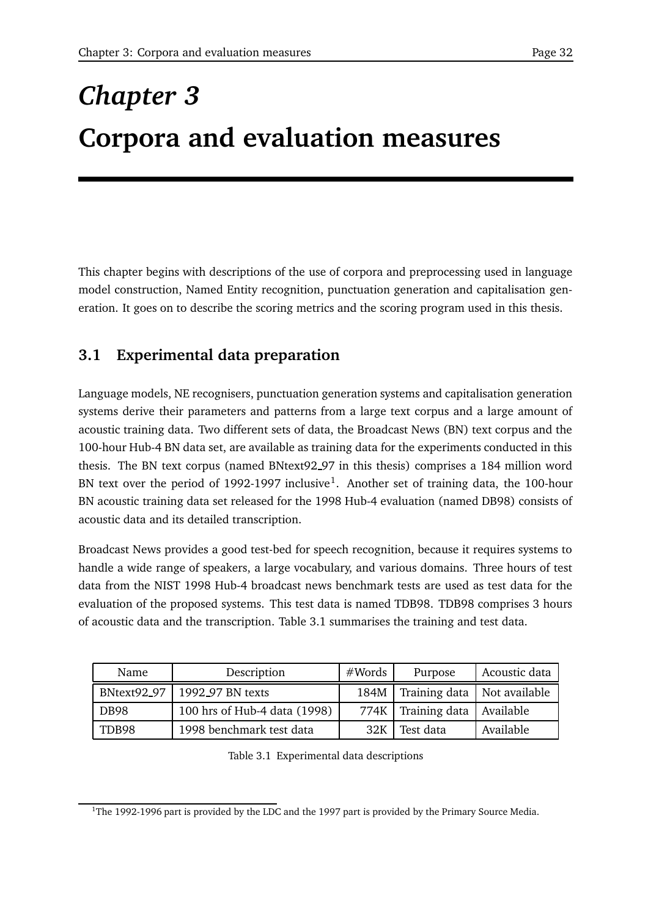# Chapter 3

# Corpora and evaluation measures

This chapter begins with descriptions of the use of corpora and preprocessing used in language model construction, Named Entity recognition, punctuation generation and capitalisation generation. It goes on to describe the scoring metrics and the scoring program used in this thesis.

## 3.1 Experimental data preparation

Language models, NE recognisers, punctuation generation systems and capitalisation generation systems derive their parameters and patterns from a large text corpus and a large amount of acoustic training data. Two different sets of data, the Broadcast News (BN) text corpus and the 100-hour Hub-4 BN data set, are available as training data for the experiments conducted in this thesis. The BN text corpus (named BNtext92_97 in this thesis) comprises a 184 million word BN text over the period of 1992-1997 inclusive[1]. Another set of training data, the 100-hour BN acoustic training data set released for the 1998 Hub-4 evaluation (named DB98) consists of acoustic data and its detailed transcription.

Broadcast News provides a good test-bed for speech recognition, because it requires systems to handle a wide range of speakers, a large vocabulary, and various domains. Three hours of test data from the NIST 1998 Hub-4 broadcast news benchmark tests are used as test data for the evaluation of the proposed systems. This test data is named TDB98. TDB98 comprises 3 hours of acoustic data and the transcription. Table 3.1 summarises the training and test data.

| Name | Description | #Words | Purpose | Acoustic data |
|---|---|---:|---|---|
| BNtext92_97 | 1992_97 BN texts | 184M | Training data | Not available |
| DB98 | 100 hrs of Hub-4 data (1998) | 774K | Training data | Available |
| TDB98 | 1998 benchmark test data | 32K | Test data | Available |

Table 3.1 Experimental data descriptions

[1] The 1992-1996 part is provided by the LDC and the 1997 part is provided by the Primary Source Media.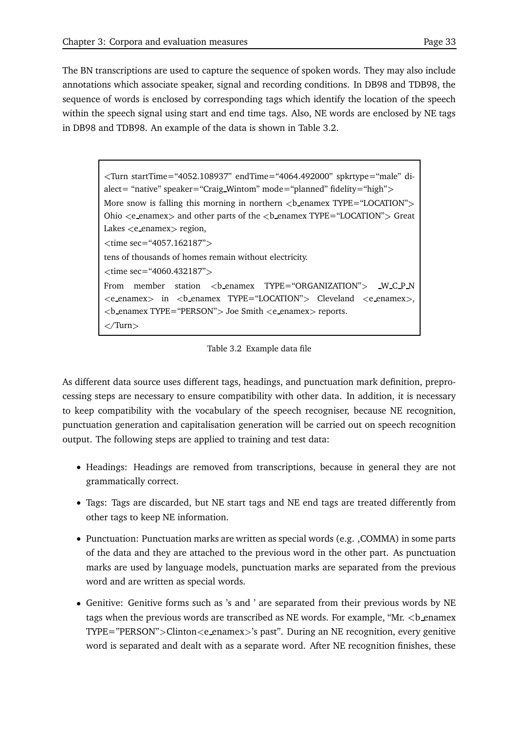The BN transcriptions are used to capture the sequence of spoken words. They may also include annotations which associate speaker, signal and recording conditions. In DB98 and TDB98, the sequence of words is enclosed by corresponding tags which identify the location of the speech within the speech signal using start and end time tags. Also, NE words are enclosed by NE tags in DB98 and TDB98. An example of the data is shown in Table 3.2.

```
<Turn startTime="4052.108937" endTime="4064.492000" spkrtype="male" dialect= "native" speaker="Craig_Wintom" mode="planned" fidelity="high">
More snow is falling this morning in northern <b_enamex TYPE="LOCATION"> Ohio <e_enamex> and other parts of the <b_enamex TYPE="LOCATION"> Great Lakes <e_enamex> region,
<time sec="4057.162187">
tens of thousands of homes remain without electricity.
<time sec="4060.432187">
From member station <b_enamex TYPE="ORGANIZATION"> _W_C_P_N <e_enamex> in <b_enamex TYPE="LOCATION"> Cleveland <e_enamex>, <b_enamex TYPE="PERSON"> Joe Smith <e_enamex> reports.
</Turn>
```

Table 3.2 Example data file

As different data source uses different tags, headings, and punctuation mark definition, preprocessing steps are necessary to ensure compatibility with other data. In addition, it is necessary to keep compatibility with the vocabulary of the speech recogniser, because NE recognition, punctuation generation and capitalisation generation will be carried out on speech recognition output. The following steps are applied to training and test data:

- Headings: Headings are removed from transcriptions, because in general they are not grammatically correct.
- Tags: Tags are discarded, but NE start tags and NE end tags are treated differently from other tags to keep NE information.
- Punctuation: Punctuation marks are written as special words (e.g. ,COMMA) in some parts of the data and they are attached to the previous word in the other part. As punctuation marks are used by language models, punctuation marks are separated from the previous word and are written as special words.
- Genitive: Genitive forms such as 's and ' are separated from their previous words by NE tags when the previous words are transcribed as NE words. For example, "Mr. <b_enamex TYPE="PERSON">Clinton<e_enamex>'s past". During an NE recognition, every genitive word is separated and dealt with as a separate word. After NE recognition finishes, these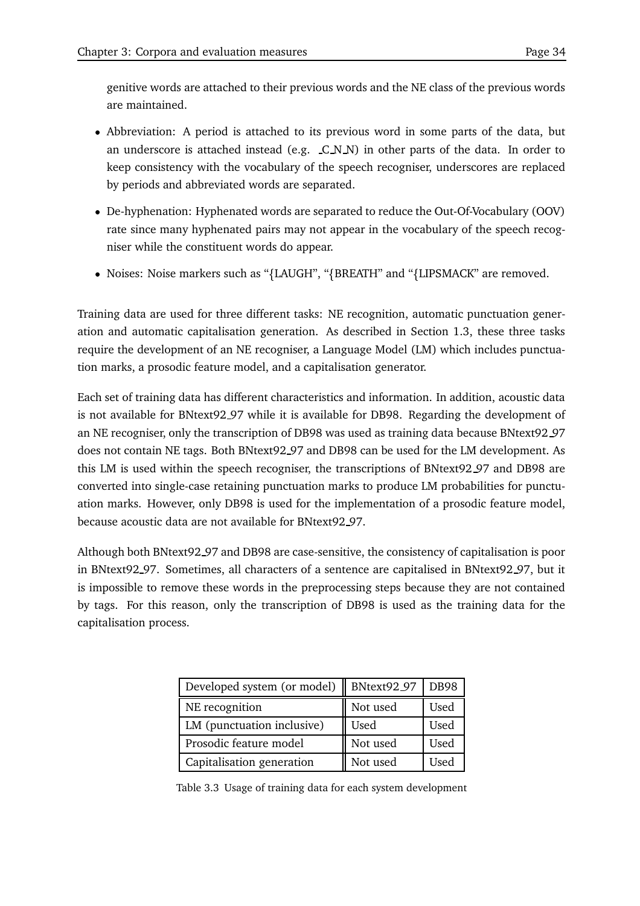genitive words are attached to their previous words and the NE class of the previous words are maintained.

- Abbreviation: A period is attached to its previous word in some parts of the data, but an underscore is attached instead (e.g. _C_N_N) in other parts of the data. In order to keep consistency with the vocabulary of the speech recogniser, underscores are replaced by periods and abbreviated words are separated.
- De-hyphenation: Hyphenated words are separated to reduce the Out-Of-Vocabulary (OOV) rate since many hyphenated pairs may not appear in the vocabulary of the speech recogniser while the constituent words do appear.
- Noises: Noise markers such as "{LAUGH", "{BREATH" and "{LIPSMACK" are removed.

Training data are used for three different tasks: NE recognition, automatic punctuation generation and automatic capitalisation generation. As described in Section 1.3, these three tasks require the development of an NE recogniser, a Language Model (LM) which includes punctuation marks, a prosodic feature model, and a capitalisation generator.

Each set of training data has different characteristics and information. In addition, acoustic data is not available for BNtext92_97 while it is available for DB98. Regarding the development of an NE recogniser, only the transcription of DB98 was used as training data because BNtext92_97 does not contain NE tags. Both BNtext92_97 and DB98 can be used for the LM development. As this LM is used within the speech recogniser, the transcriptions of BNtext92_97 and DB98 are converted into single-case retaining punctuation marks to produce LM probabilities for punctuation marks. However, only DB98 is used for the implementation of a prosodic feature model, because acoustic data are not available for BNtext92_97.

Although both BNtext92_97 and DB98 are case-sensitive, the consistency of capitalisation is poor in BNtext92_97. Sometimes, all characters of a sentence are capitalised in BNtext92_97, but it is impossible to remove these words in the preprocessing steps because they are not contained by tags. For this reason, only the transcription of DB98 is used as the training data for the capitalisation process.

| Developed system (or model) | BNtext92_97 | DB98 |
|---|---|---|
| NE recognition | Not used | Used |
| LM (punctuation inclusive) | Used | Used |
| Prosodic feature model | Not used | Used |
| Capitalisation generation | Not used | Used |

Table 3.3 Usage of training data for each system development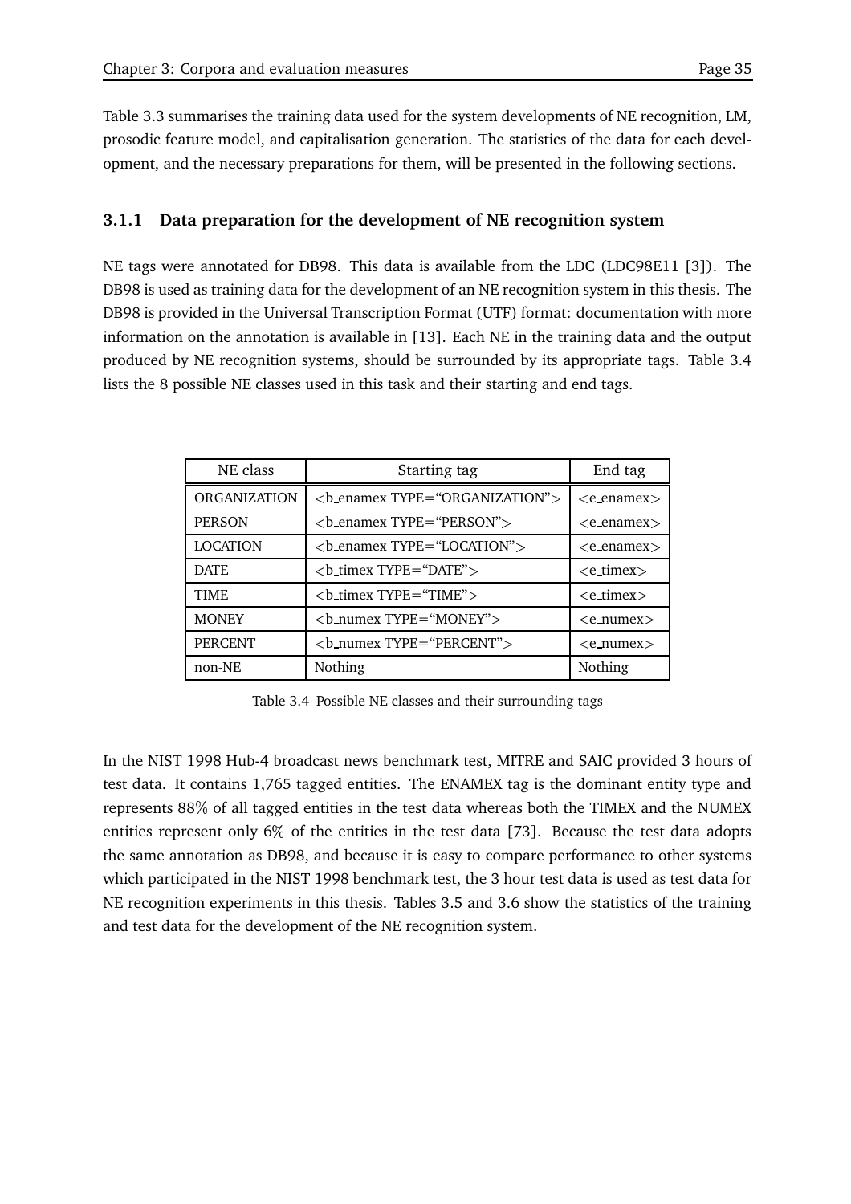Table 3.3 summarises the training data used for the system developments of NE recognition, LM, prosodic feature model, and capitalisation generation. The statistics of the data for each development, and the necessary preparations for them, will be presented in the following sections.

### 3.1.1 Data preparation for the development of NE recognition system

NE tags were annotated for DB98. This data is available from the LDC (LDC98E11 [3]). The DB98 is used as training data for the development of an NE recognition system in this thesis. The DB98 is provided in the Universal Transcription Format (UTF) format: documentation with more information on the annotation is available in [13]. Each NE in the training data and the output produced by NE recognition systems, should be surrounded by its appropriate tags. Table 3.4 lists the 8 possible NE classes used in this task and their starting and end tags.

| NE class | Starting tag | End tag |
|---|---|---|
| ORGANIZATION | <b_enamex TYPE="ORGANIZATION"> | <e_enamex> |
| PERSON | <b_enamex TYPE="PERSON"> | <e_enamex> |
| LOCATION | <b_enamex TYPE="LOCATION"> | <e_enamex> |
| DATE | <b_timex TYPE="DATE"> | <e_timex> |
| TIME | <b_timex TYPE="TIME"> | <e_timex> |
| MONEY | <b_numex TYPE="MONEY"> | <e_numex> |
| PERCENT | <b_numex TYPE="PERCENT"> | <e_numex> |
| non-NE | Nothing | Nothing |

Table 3.4 Possible NE classes and their surrounding tags

In the NIST 1998 Hub-4 broadcast news benchmark test, MITRE and SAIC provided 3 hours of test data. It contains 1,765 tagged entities. The ENAMEX tag is the dominant entity type and represents 88% of all tagged entities in the test data whereas both the TIMEX and the NUMEX entities represent only 6% of the entities in the test data [73]. Because the test data adopts the same annotation as DB98, and because it is easy to compare performance to other systems which participated in the NIST 1998 benchmark test, the 3 hour test data is used as test data for NE recognition experiments in this thesis. Tables 3.5 and 3.6 show the statistics of the training and test data for the development of the NE recognition system.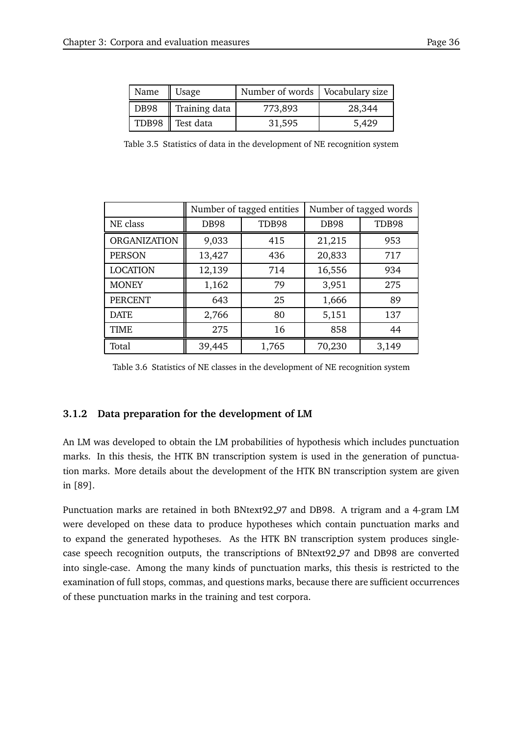| Name | Usage | Number of words | Vocabulary size |
|---|---|---|---|
| DB98 | Training data | 773,893 | 28,344 |
| TDB98 | Test data | 31,595 | 5,429 |

Table 3.5 Statistics of data in the development of NE recognition system

| | Number of tagged entities | | Number of tagged words | |
|---|---|---|---|---|
| NE class | DB98 | TDB98 | DB98 | TDB98 |
| ORGANIZATION | 9,033 | 415 | 21,215 | 953 |
| PERSON | 13,427 | 436 | 20,833 | 717 |
| LOCATION | 12,139 | 714 | 16,556 | 934 |
| MONEY | 1,162 | 79 | 3,951 | 275 |
| PERCENT | 643 | 25 | 1,666 | 89 |
| DATE | 2,766 | 80 | 5,151 | 137 |
| TIME | 275 | 16 | 858 | 44 |
| Total | 39,445 | 1,765 | 70,230 | 3,149 |

Table 3.6 Statistics of NE classes in the development of NE recognition system

### 3.1.2 Data preparation for the development of LM

An LM was developed to obtain the LM probabilities of hypothesis which includes punctuation marks. In this thesis, the HTK BN transcription system is used in the generation of punctuation marks. More details about the development of the HTK BN transcription system are given in [89].

Punctuation marks are retained in both BNtext92_97 and DB98. A trigram and a 4-gram LM were developed on these data to produce hypotheses which contain punctuation marks and to expand the generated hypotheses. As the HTK BN transcription system produces single-case speech recognition outputs, the transcriptions of BNtext92_97 and DB98 are converted into single-case. Among the many kinds of punctuation marks, this thesis is restricted to the examination of full stops, commas, and questions marks, because there are sufficient occurrences of these punctuation marks in the training and test corpora.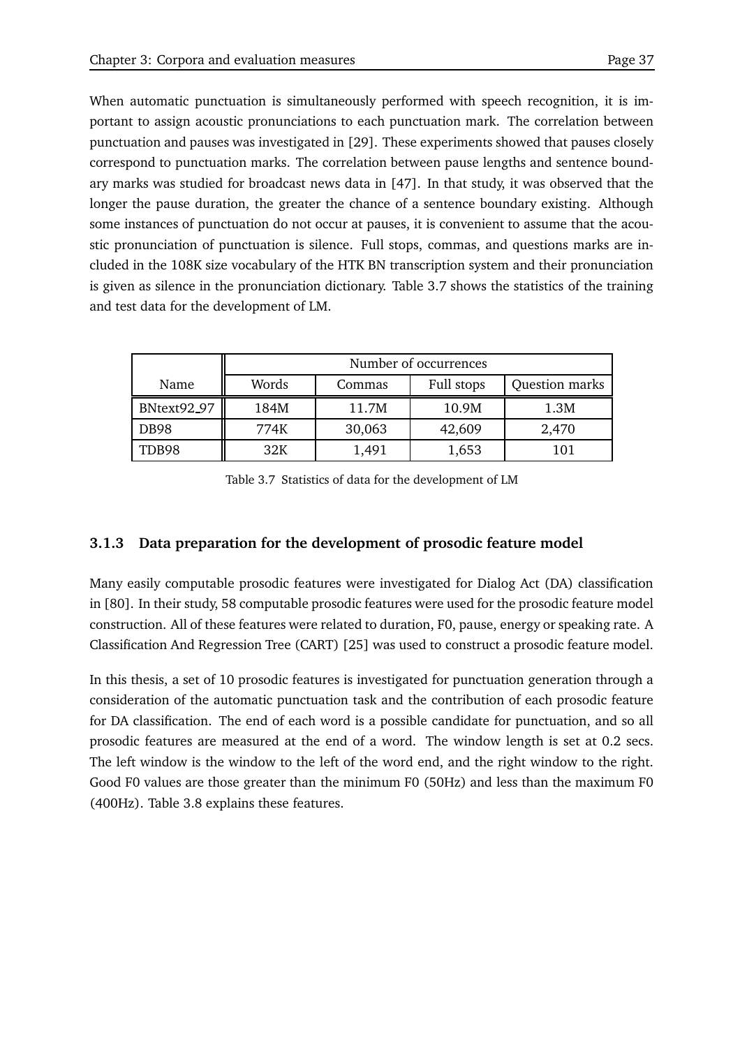When automatic punctuation is simultaneously performed with speech recognition, it is important to assign acoustic pronunciations to each punctuation mark. The correlation between punctuation and pauses was investigated in [29]. These experiments showed that pauses closely correspond to punctuation marks. The correlation between pause lengths and sentence boundary marks was studied for broadcast news data in [47]. In that study, it was observed that the longer the pause duration, the greater the chance of a sentence boundary existing. Although some instances of punctuation do not occur at pauses, it is convenient to assume that the acoustic pronunciation of punctuation is silence. Full stops, commas, and questions marks are included in the 108K size vocabulary of the HTK BN transcription system and their pronunciation is given as silence in the pronunciation dictionary. Table 3.7 shows the statistics of the training and test data for the development of LM.

| Name | Number of occurrences | | | |
|---|---|---|---|---|
| | Words | Commas | Full stops | Question marks |
| BNtext92_97 | 184M | 11.7M | 10.9M | 1.3M |
| DB98 | 774K | 30,063 | 42,609 | 2,470 |
| TDB98 | 32K | 1,491 | 1,653 | 101 |

Table 3.7 Statistics of data for the development of LM

### 3.1.3 Data preparation for the development of prosodic feature model

Many easily computable prosodic features were investigated for Dialog Act (DA) classification in [80]. In their study, 58 computable prosodic features were used for the prosodic feature model construction. All of these features were related to duration, F0, pause, energy or speaking rate. A Classification And Regression Tree (CART) [25] was used to construct a prosodic feature model.

In this thesis, a set of 10 prosodic features is investigated for punctuation generation through a consideration of the automatic punctuation task and the contribution of each prosodic feature for DA classification. The end of each word is a possible candidate for punctuation, and so all prosodic features are measured at the end of a word. The window length is set at 0.2 secs. The left window is the window to the left of the word end, and the right window to the right. Good F0 values are those greater than the minimum F0 (50Hz) and less than the maximum F0 (400Hz). Table 3.8 explains these features.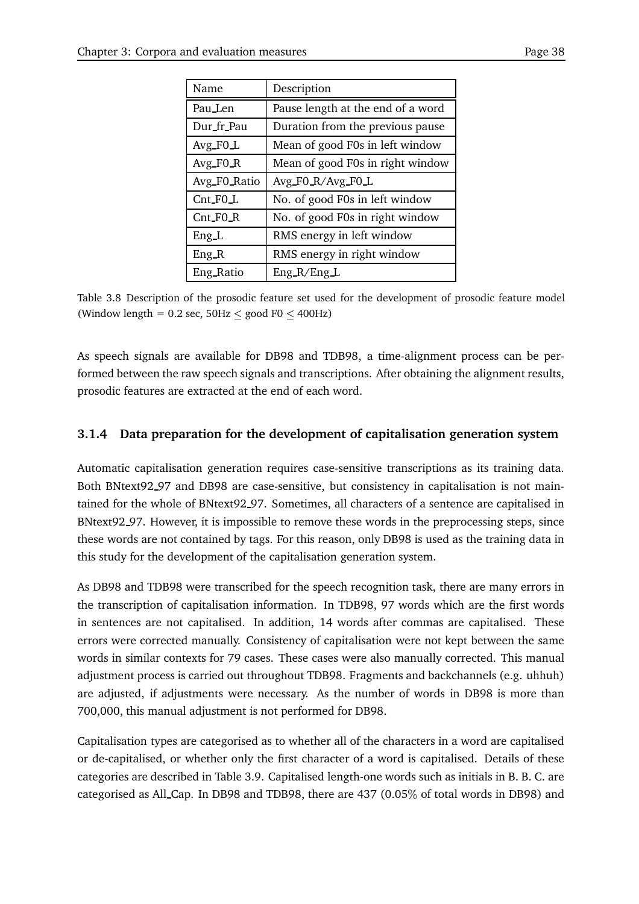| Name | Description |
|---|---|
| Pau_Len | Pause length at the end of a word |
| Dur_fr_Pau | Duration from the previous pause |
| Avg_F0_L | Mean of good F0s in left window |
| Avg_F0_R | Mean of good F0s in right window |
| Avg_F0_Ratio | Avg_F0_R/Avg_F0_L |
| Cnt_F0_L | No. of good F0s in left window |
| Cnt_F0_R | No. of good F0s in right window |
| Eng_L | RMS energy in left window |
| Eng_R | RMS energy in right window |
| Eng_Ratio | Eng_R/Eng_L |

Table 3.8 Description of the prosodic feature set used for the development of prosodic feature model (Window length = 0.2 sec, 50Hz $\leq$ good F0 $\leq$ 400Hz)

As speech signals are available for DB98 and TDB98, a time-alignment process can be performed between the raw speech signals and transcriptions. After obtaining the alignment results, prosodic features are extracted at the end of each word.

### 3.1.4 Data preparation for the development of capitalisation generation system

Automatic capitalisation generation requires case-sensitive transcriptions as its training data. Both BNtext92_97 and DB98 are case-sensitive, but consistency in capitalisation is not maintained for the whole of BNtext92_97. Sometimes, all characters of a sentence are capitalised in BNtext92_97. However, it is impossible to remove these words in the preprocessing steps, since these words are not contained by tags. For this reason, only DB98 is used as the training data in this study for the development of the capitalisation generation system.

As DB98 and TDB98 were transcribed for the speech recognition task, there are many errors in the transcription of capitalisation information. In TDB98, 97 words which are the first words in sentences are not capitalised. In addition, 14 words after commas are capitalised. These errors were corrected manually. Consistency of capitalisation were not kept between the same words in similar contexts for 79 cases. These cases were also manually corrected. This manual adjustment process is carried out throughout TDB98. Fragments and backchannels (e.g. uhhuh) are adjusted, if adjustments were necessary. As the number of words in DB98 is more than 700,000, this manual adjustment is not performed for DB98.

Capitalisation types are categorised as to whether all of the characters in a word are capitalised or de-capitalised, or whether only the first character of a word is capitalised. Details of these categories are described in Table 3.9. Capitalised length-one words such as initials in B. B. C. are categorised as All_Cap. In DB98 and TDB98, there are 437 (0.05% of total words in DB98) and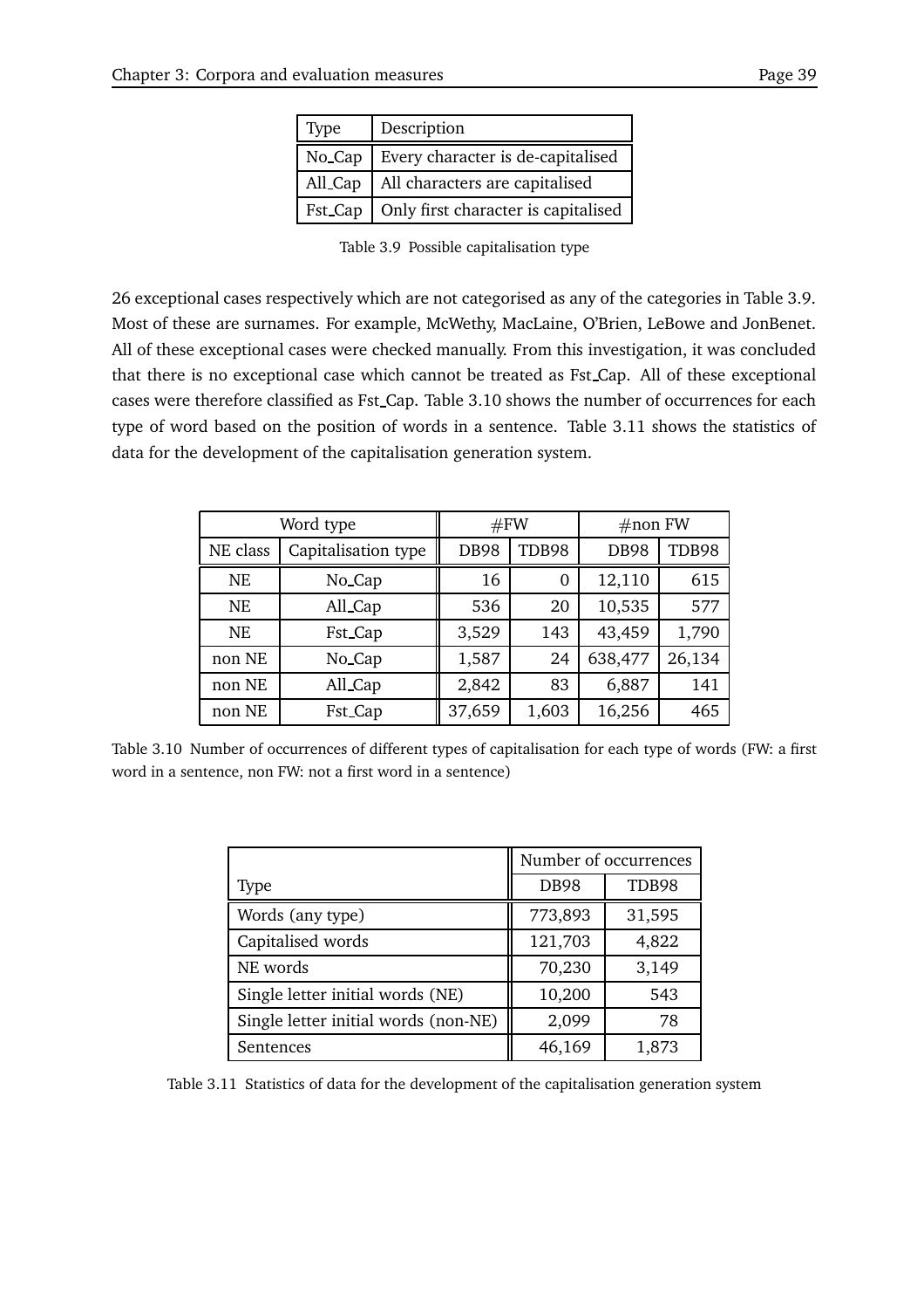| Type | Description |
|---|---|
| No_Cap | Every character is de-capitalised |
| All_Cap | All characters are capitalised |
| Fst_Cap | Only first character is capitalised |

Table 3.9 Possible capitalisation type

26 exceptional cases respectively which are not categorised as any of the categories in Table 3.9. Most of these are surnames. For example, McWethy, MacLaine, O'Brien, LeBowe and JonBenet. All of these exceptional cases were checked manually. From this investigation, it was concluded that there is no exceptional case which cannot be treated as Fst_Cap. All of these exceptional cases were therefore classified as Fst_Cap. Table 3.10 shows the number of occurrences for each type of word based on the position of words in a sentence. Table 3.11 shows the statistics of data for the development of the capitalisation generation system.

| Word type | | #FW | | #non FW | |
|---|---|---|---|---|---|
| NE class | Capitalisation type | DB98 | TDB98 | DB98 | TDB98 |
| NE | No_Cap | 16 | 0 | 12,110 | 615 |
| NE | All_Cap | 536 | 20 | 10,535 | 577 |
| NE | Fst_Cap | 3,529 | 143 | 43,459 | 1,790 |
| non NE | No_Cap | 1,587 | 24 | 638,477 | 26,134 |
| non NE | All_Cap | 2,842 | 83 | 6,887 | 141 |
| non NE | Fst_Cap | 37,659 | 1,603 | 16,256 | 465 |

Table 3.10 Number of occurrences of different types of capitalisation for each type of words (FW: a first word in a sentence, non FW: not a first word in a sentence)

| | Number of occurrences | |
|---|---|---|
| Type | DB98 | TDB98 |
| Words (any type) | 773,893 | 31,595 |
| Capitalised words | 121,703 | 4,822 |
| NE words | 70,230 | 3,149 |
| Single letter initial words (NE) | 10,200 | 543 |
| Single letter initial words (non-NE) | 2,099 | 78 |
| Sentences | 46,169 | 1,873 |

Table 3.11 Statistics of data for the development of the capitalisation generation system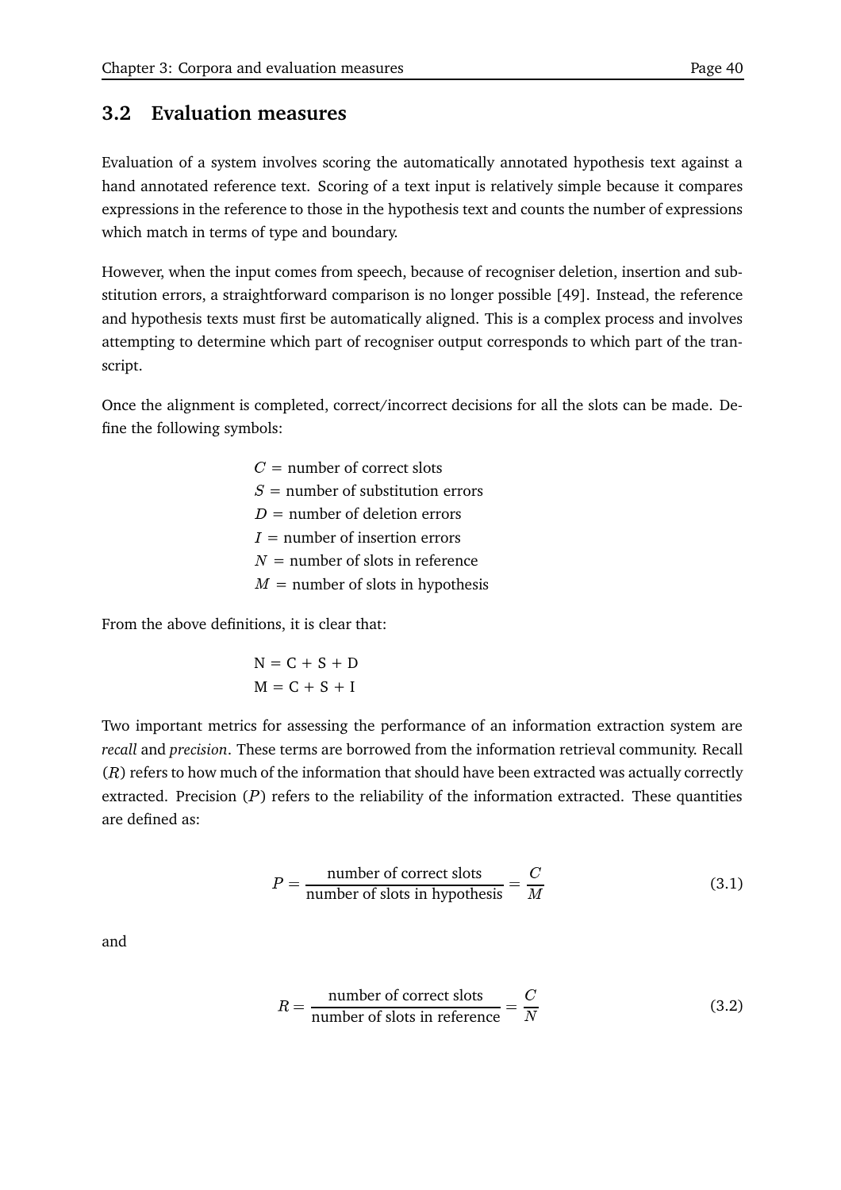## 3.2 Evaluation measures

Evaluation of a system involves scoring the automatically annotated hypothesis text against a hand annotated reference text. Scoring of a text input is relatively simple because it compares expressions in the reference to those in the hypothesis text and counts the number of expressions which match in terms of type and boundary.

However, when the input comes from speech, because of recogniser deletion, insertion and substitution errors, a straightforward comparison is no longer possible [49]. Instead, the reference and hypothesis texts must first be automatically aligned. This is a complex process and involves attempting to determine which part of recogniser output corresponds to which part of the transcript.

Once the alignment is completed, correct/incorrect decisions for all the slots can be made. Define the following symbols:

$C$ = number of correct slots
$S$ = number of substitution errors
$D$ = number of deletion errors
$I$ = number of insertion errors
$N$ = number of slots in reference
$M$ = number of slots in hypothesis

From the above definitions, it is clear that:

$$N = C + S + D$$
$$M = C + S + I$$

Two important metrics for assessing the performance of an information extraction system are *recall* and *precision*. These terms are borrowed from the information retrieval community. Recall ($R$) refers to how much of the information that should have been extracted was actually correctly extracted. Precision ($P$) refers to the reliability of the information extracted. These quantities are defined as:

$$P = \frac{\text{number of correct slots}}{\text{number of slots in hypothesis}} = \frac{C}{M} \tag{3.1}$$

and

$$R = \frac{\text{number of correct slots}}{\text{number of slots in reference}} = \frac{C}{N} \tag{3.2}$$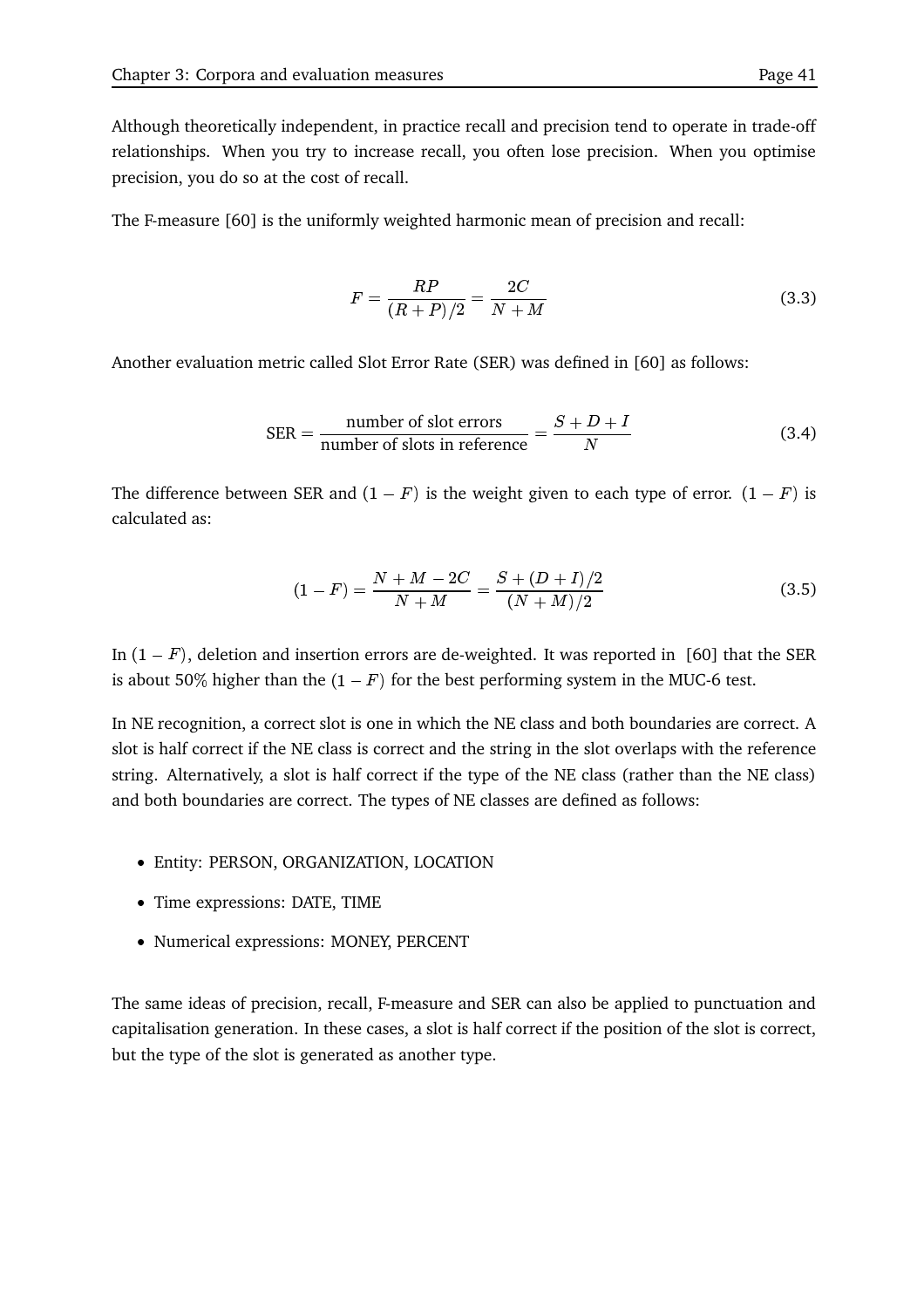Although theoretically independent, in practice recall and precision tend to operate in trade-off relationships. When you try to increase recall, you often lose precision. When you optimise precision, you do so at the cost of recall.

The F-measure [60] is the uniformly weighted harmonic mean of precision and recall:

$$F = \frac{RP}{(R+P)/2} = \frac{2C}{N+M} \tag{3.3}$$

Another evaluation metric called Slot Error Rate (SER) was defined in [60] as follows:

$$\text{SER} = \frac{\text{number of slot errors}}{\text{number of slots in reference}} = \frac{S+D+I}{N} \tag{3.4}$$

The difference between SER and $(1-F)$ is the weight given to each type of error. $(1-F)$ is calculated as:

$$(1-F) = \frac{N+M-2C}{N+M} = \frac{S+(D+I)/2}{(N+M)/2} \tag{3.5}$$

In $(1-F)$, deletion and insertion errors are de-weighted. It was reported in [60] that the SER is about 50% higher than the $(1-F)$ for the best performing system in the MUC-6 test.

In NE recognition, a correct slot is one in which the NE class and both boundaries are correct. A slot is half correct if the NE class is correct and the string in the slot overlaps with the reference string. Alternatively, a slot is half correct if the type of the NE class (rather than the NE class) and both boundaries are correct. The types of NE classes are defined as follows:

- Entity: PERSON, ORGANIZATION, LOCATION
- Time expressions: DATE, TIME
- Numerical expressions: MONEY, PERCENT

The same ideas of precision, recall, F-measure and SER can also be applied to punctuation and capitalisation generation. In these cases, a slot is half correct if the position of the slot is correct, but the type of the slot is generated as another type.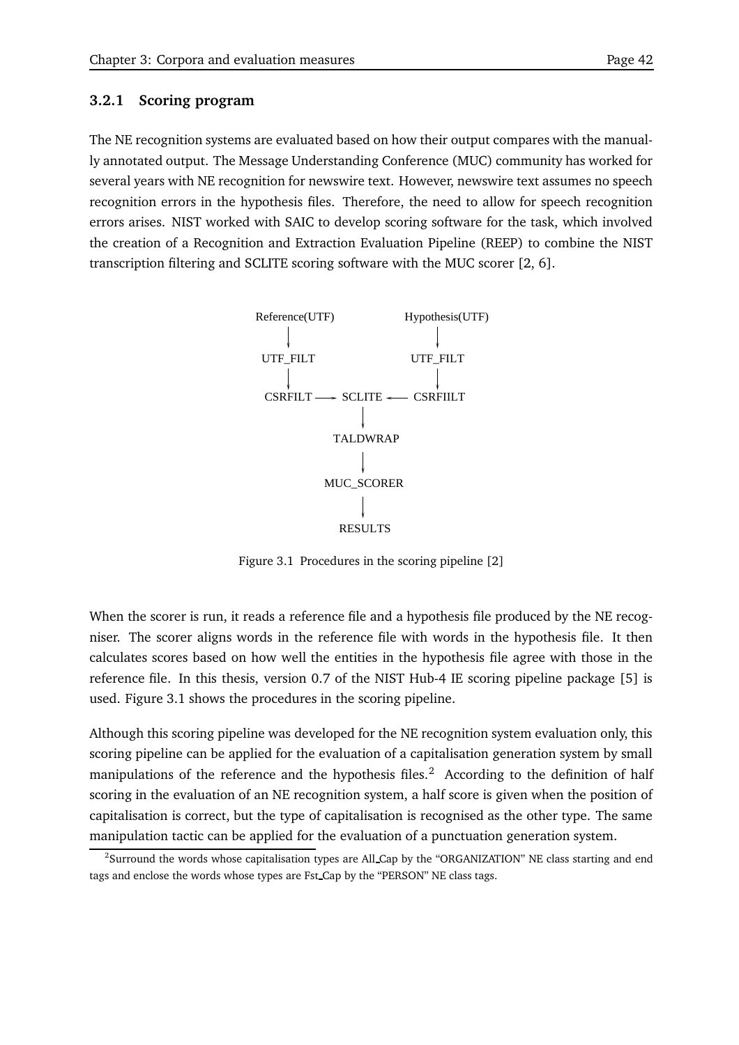### 3.2.1 Scoring program

The NE recognition systems are evaluated based on how their output compares with the manually annotated output. The Message Understanding Conference (MUC) community has worked for several years with NE recognition for newswire text. However, newswire text assumes no speech recognition errors in the hypothesis files. Therefore, the need to allow for speech recognition errors arises. NIST worked with SAIC to develop scoring software for the task, which involved the creation of a Recognition and Extraction Evaluation Pipeline (REEP) to combine the NIST transcription filtering and SCLITE scoring software with the MUC scorer [2, 6].

```
Reference(UTF)              Hypothesis(UTF)
      |                           |
      v                           v
  UTF_FILT                    UTF_FILT
      |                           |
      v                           v
  CSRFILT ----> SCLITE <---- CSRFIILT
                  |
                  v
              TALDWRAP
                  |
                  v
             MUC_SCORER
                  |
                  v
              RESULTS
```

Figure 3.1 Procedures in the scoring pipeline [2]

When the scorer is run, it reads a reference file and a hypothesis file produced by the NE recogniser. The scorer aligns words in the reference file with words in the hypothesis file. It then calculates scores based on how well the entities in the hypothesis file agree with those in the reference file. In this thesis, version 0.7 of the NIST Hub-4 IE scoring pipeline package [5] is used. Figure 3.1 shows the procedures in the scoring pipeline.

Although this scoring pipeline was developed for the NE recognition system evaluation only, this scoring pipeline can be applied for the evaluation of a capitalisation generation system by small manipulations of the reference and the hypothesis files.[2] According to the definition of half scoring in the evaluation of an NE recognition system, a half score is given when the position of capitalisation is correct, but the type of capitalisation is recognised as the other type. The same manipulation tactic can be applied for the evaluation of a punctuation generation system.

[2]Surround the words whose capitalisation types are All_Cap by the "ORGANIZATION" NE class starting and end tags and enclose the words whose types are Fst_Cap by the "PERSON" NE class tags.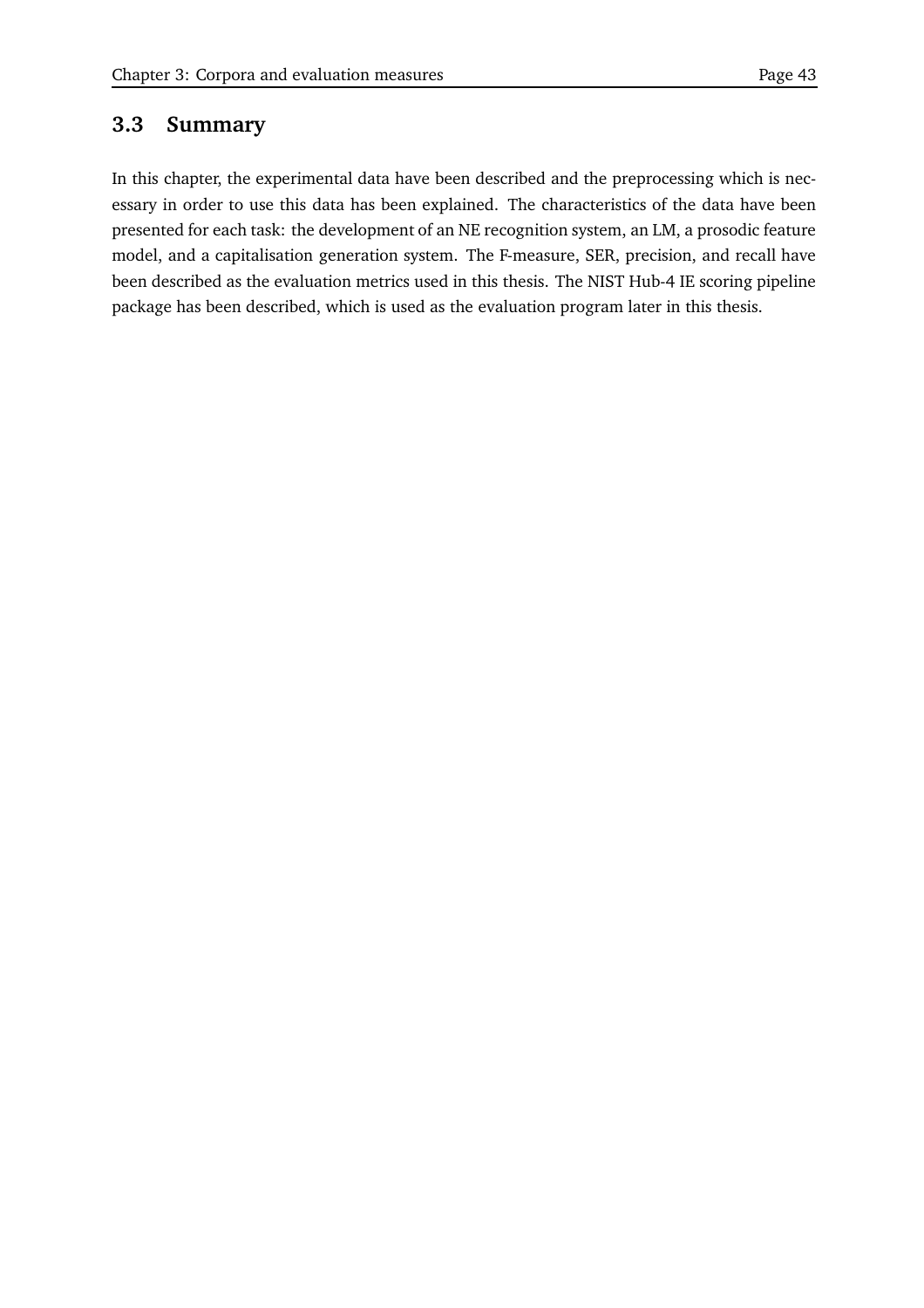## 3.3 Summary

In this chapter, the experimental data have been described and the preprocessing which is necessary in order to use this data has been explained. The characteristics of the data have been presented for each task: the development of an NE recognition system, an LM, a prosodic feature model, and a capitalisation generation system. The F-measure, SER, precision, and recall have been described as the evaluation metrics used in this thesis. The NIST Hub-4 IE scoring pipeline package has been described, which is used as the evaluation program later in this thesis.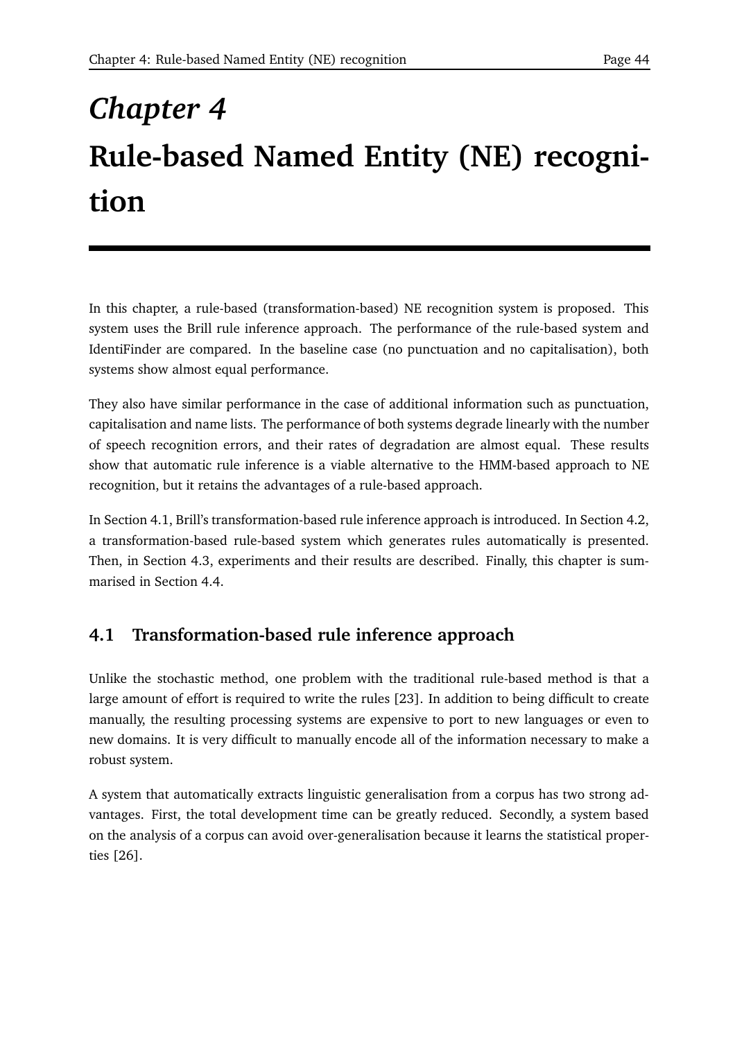# *Chapter 4*
# Rule-based Named Entity (NE) recognition

In this chapter, a rule-based (transformation-based) NE recognition system is proposed. This system uses the Brill rule inference approach. The performance of the rule-based system and IdentiFinder are compared. In the baseline case (no punctuation and no capitalisation), both systems show almost equal performance.

They also have similar performance in the case of additional information such as punctuation, capitalisation and name lists. The performance of both systems degrade linearly with the number of speech recognition errors, and their rates of degradation are almost equal. These results show that automatic rule inference is a viable alternative to the HMM-based approach to NE recognition, but it retains the advantages of a rule-based approach.

In Section 4.1, Brill's transformation-based rule inference approach is introduced. In Section 4.2, a transformation-based rule-based system which generates rules automatically is presented. Then, in Section 4.3, experiments and their results are described. Finally, this chapter is summarised in Section 4.4.

## 4.1 Transformation-based rule inference approach

Unlike the stochastic method, one problem with the traditional rule-based method is that a large amount of effort is required to write the rules [23]. In addition to being difficult to create manually, the resulting processing systems are expensive to port to new languages or even to new domains. It is very difficult to manually encode all of the information necessary to make a robust system.

A system that automatically extracts linguistic generalisation from a corpus has two strong advantages. First, the total development time can be greatly reduced. Secondly, a system based on the analysis of a corpus can avoid over-generalisation because it learns the statistical properties [26].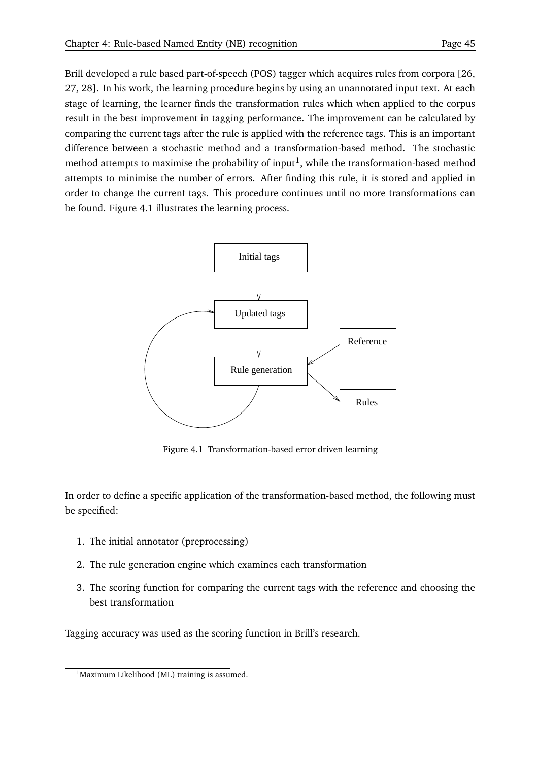Brill developed a rule based part-of-speech (POS) tagger which acquires rules from corpora [26, 27, 28]. In his work, the learning procedure begins by using an unannotated input text. At each stage of learning, the learner finds the transformation rules which when applied to the corpus result in the best improvement in tagging performance. The improvement can be calculated by comparing the current tags after the rule is applied with the reference tags. This is an important difference between a stochastic method and a transformation-based method. The stochastic method attempts to maximise the probability of input[1], while the transformation-based method attempts to minimise the number of errors. After finding this rule, it is stored and applied in order to change the current tags. This procedure continues until no more transformations can be found. Figure 4.1 illustrates the learning process.

Figure 4.1 Transformation-based error driven learning

In order to define a specific application of the transformation-based method, the following must be specified:

1. The initial annotator (preprocessing)
2. The rule generation engine which examines each transformation
3. The scoring function for comparing the current tags with the reference and choosing the best transformation

Tagging accuracy was used as the scoring function in Brill's research.

[1]Maximum Likelihood (ML) training is assumed.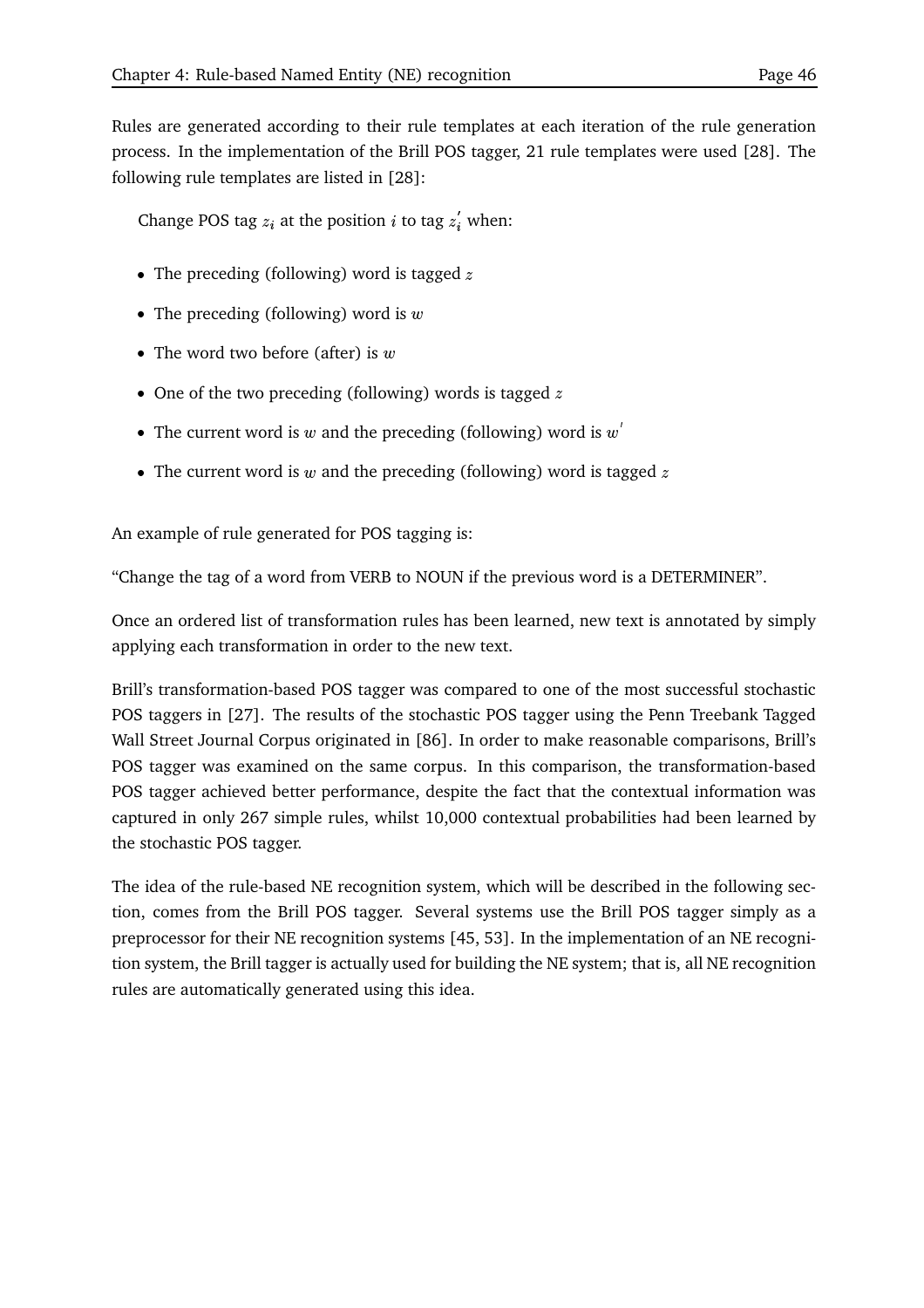Rules are generated according to their rule templates at each iteration of the rule generation process. In the implementation of the Brill POS tagger, 21 rule templates were used [28]. The following rule templates are listed in [28]:

Change POS tag $z_i$ at the position $i$ to tag $z_i^{'}$ when:

- The preceding (following) word is tagged $z$
- The preceding (following) word is $w$
- The word two before (after) is $w$
- One of the two preceding (following) words is tagged $z$
- The current word is $w$ and the preceding (following) word is $w^{'}$
- The current word is $w$ and the preceding (following) word is tagged $z$

An example of rule generated for POS tagging is:

"Change the tag of a word from VERB to NOUN if the previous word is a DETERMINER".

Once an ordered list of transformation rules has been learned, new text is annotated by simply applying each transformation in order to the new text.

Brill's transformation-based POS tagger was compared to one of the most successful stochastic POS taggers in [27]. The results of the stochastic POS tagger using the Penn Treebank Tagged Wall Street Journal Corpus originated in [86]. In order to make reasonable comparisons, Brill's POS tagger was examined on the same corpus. In this comparison, the transformation-based POS tagger achieved better performance, despite the fact that the contextual information was captured in only 267 simple rules, whilst 10,000 contextual probabilities had been learned by the stochastic POS tagger.

The idea of the rule-based NE recognition system, which will be described in the following section, comes from the Brill POS tagger. Several systems use the Brill POS tagger simply as a preprocessor for their NE recognition systems [45, 53]. In the implementation of an NE recognition system, the Brill tagger is actually used for building the NE system; that is, all NE recognition rules are automatically generated using this idea.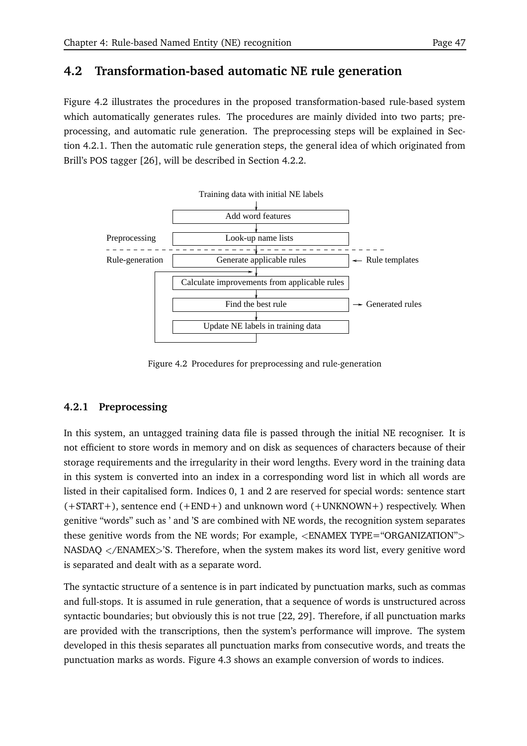## 4.2 Transformation-based automatic NE rule generation

Figure 4.2 illustrates the procedures in the proposed transformation-based rule-based system which automatically generates rules. The procedures are mainly divided into two parts; preprocessing, and automatic rule generation. The preprocessing steps will be explained in Section 4.2.1. Then the automatic rule generation steps, the general idea of which originated from Brill's POS tagger [26], will be described in Section 4.2.2.

```
                     Training data with initial NE labels
                                  |
                    [ Add word features ]
                                  |
Preprocessing       [ Look-up name lists ]
- - - - - - - - - - - - - - - - - - - - - - - - - - - - - - - - - - - -
Rule-generation     [ Generate applicable rules ]            <-- Rule templates
                 +--------------->|
                 |  [ Calculate improvements from applicable rules ]
                 |                |
                 |  [ Find the best rule ]                    --> Generated rules
                 |                |
                 |  [ Update NE labels in training data ]
                 +----------------+
```

Figure 4.2 Procedures for preprocessing and rule-generation

### 4.2.1 Preprocessing

In this system, an untagged training data file is passed through the initial NE recogniser. It is not efficient to store words in memory and on disk as sequences of characters because of their storage requirements and the irregularity in their word lengths. Every word in the training data in this system is converted into an index in a corresponding word list in which all words are listed in their capitalised form. Indices 0, 1 and 2 are reserved for special words: sentence start (+START+), sentence end (+END+) and unknown word (+UNKNOWN+) respectively. When genitive "words" such as ' and 'S are combined with NE words, the recognition system separates these genitive words from the NE words; For example, <ENAMEX TYPE="ORGANIZATION"> NASDAQ </ENAMEX>'S. Therefore, when the system makes its word list, every genitive word is separated and dealt with as a separate word.

The syntactic structure of a sentence is in part indicated by punctuation marks, such as commas and full-stops. It is assumed in rule generation, that a sequence of words is unstructured across syntactic boundaries; but obviously this is not true [22, 29]. Therefore, if all punctuation marks are provided with the transcriptions, then the system's performance will improve. The system developed in this thesis separates all punctuation marks from consecutive words, and treats the punctuation marks as words. Figure 4.3 shows an example conversion of words to indices.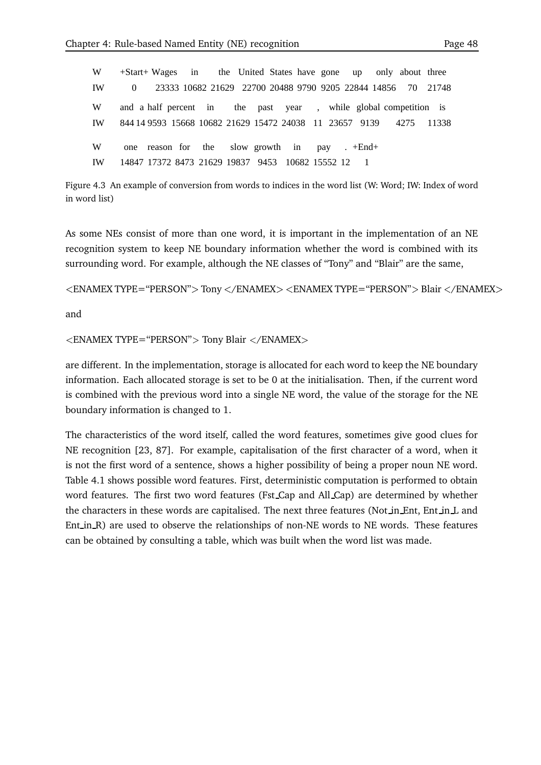| W | +Start+ | Wages | in | the | United | States | have | gone | up | only | about | three |
|---|---|---|---|---|---|---|---|---|---|---|---|---|
| IW | 0 | 23333 | 10682 | 21629 | 22700 | 20488 | 9790 | 9205 | 22844 | 14856 | 70 | 21748 |

| W | and | a | half | percent | in | the | past | year | , | while | global | competition | is |
|---|---|---|---|---|---|---|---|---|---|---|---|---|---|
| IW | 844 | 14 | 9593 | 15668 | 10682 | 21629 | 15472 | 24038 | 11 | 23657 | 9139 | 4275 | 11338 |

| W | one | reason | for | the | slow | growth | in | pay | . | +End+ |
|---|---|---|---|---|---|---|---|---|---|---|
| IW | 14847 | 17372 | 8473 | 21629 | 19837 | 9453 | 10682 | 15552 | 12 | 1 |

Figure 4.3 An example of conversion from words to indices in the word list (W: Word; IW: Index of word in word list)

As some NEs consist of more than one word, it is important in the implementation of an NE recognition system to keep NE boundary information whether the word is combined with its surrounding word. For example, although the NE classes of "Tony" and "Blair" are the same,

<ENAMEX TYPE="PERSON"> Tony </ENAMEX> <ENAMEX TYPE="PERSON"> Blair </ENAMEX>

and

<ENAMEX TYPE="PERSON"> Tony Blair </ENAMEX>

are different. In the implementation, storage is allocated for each word to keep the NE boundary information. Each allocated storage is set to be 0 at the initialisation. Then, if the current word is combined with the previous word into a single NE word, the value of the storage for the NE boundary information is changed to 1.

The characteristics of the word itself, called the word features, sometimes give good clues for NE recognition [23, 87]. For example, capitalisation of the first character of a word, when it is not the first word of a sentence, shows a higher possibility of being a proper noun NE word. Table 4.1 shows possible word features. First, deterministic computation is performed to obtain word features. The first two word features (Fst_Cap and All_Cap) are determined by whether the characters in these words are capitalised. The next three features (Not_in_Ent, Ent_in_L and Ent_in_R) are used to observe the relationships of non-NE words to NE words. These features can be obtained by consulting a table, which was built when the word list was made.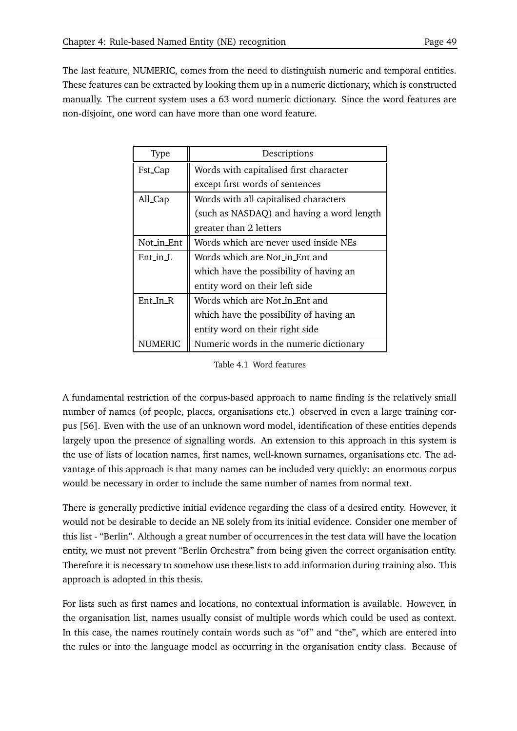The last feature, NUMERIC, comes from the need to distinguish numeric and temporal entities. These features can be extracted by looking them up in a numeric dictionary, which is constructed manually. The current system uses a 63 word numeric dictionary. Since the word features are non-disjoint, one word can have more than one word feature.

| Type | Descriptions |
|---|---|
| Fst_Cap | Words with capitalised first character except first words of sentences |
| All_Cap | Words with all capitalised characters (such as NASDAQ) and having a word length greater than 2 letters |
| Not_in_Ent | Words which are never used inside NEs |
| Ent_in_L | Words which are Not_in_Ent and which have the possibility of having an entity word on their left side |
| Ent_In_R | Words which are Not_in_Ent and which have the possibility of having an entity word on their right side |
| NUMERIC | Numeric words in the numeric dictionary |

Table 4.1 Word features

A fundamental restriction of the corpus-based approach to name finding is the relatively small number of names (of people, places, organisations etc.) observed in even a large training corpus [56]. Even with the use of an unknown word model, identification of these entities depends largely upon the presence of signalling words. An extension to this approach in this system is the use of lists of location names, first names, well-known surnames, organisations etc. The advantage of this approach is that many names can be included very quickly: an enormous corpus would be necessary in order to include the same number of names from normal text.

There is generally predictive initial evidence regarding the class of a desired entity. However, it would not be desirable to decide an NE solely from its initial evidence. Consider one member of this list - "Berlin". Although a great number of occurrences in the test data will have the location entity, we must not prevent "Berlin Orchestra" from being given the correct organisation entity. Therefore it is necessary to somehow use these lists to add information during training also. This approach is adopted in this thesis.

For lists such as first names and locations, no contextual information is available. However, in the organisation list, names usually consist of multiple words which could be used as context. In this case, the names routinely contain words such as "of" and "the", which are entered into the rules or into the language model as occurring in the organisation entity class. Because of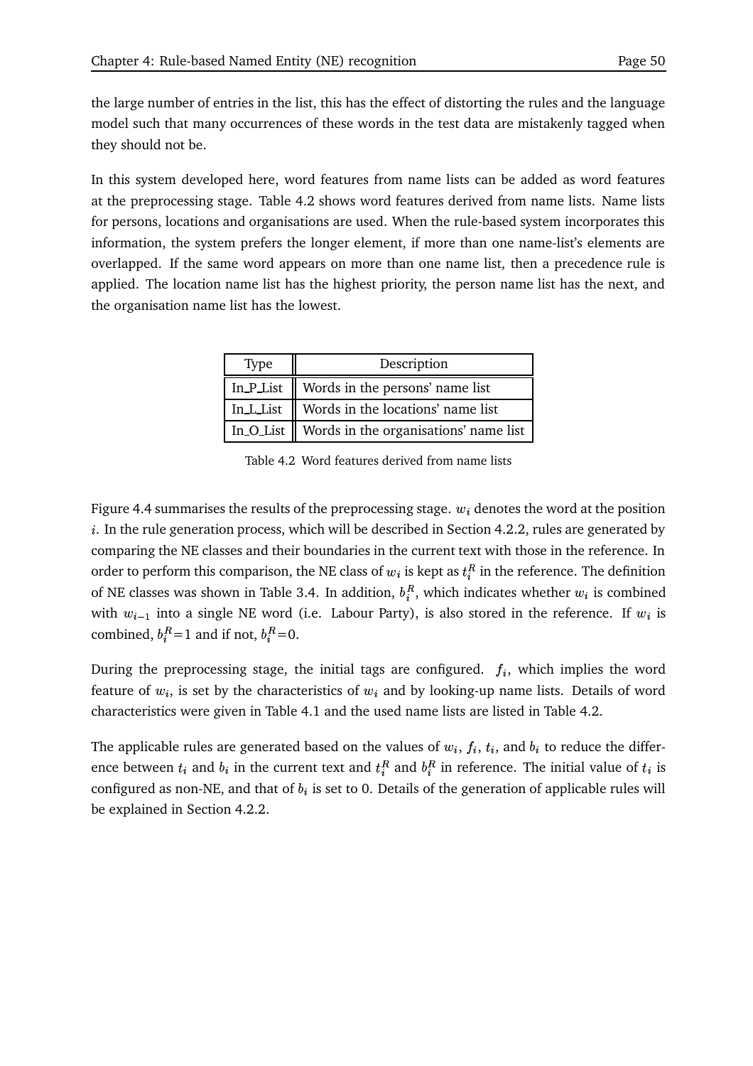the large number of entries in the list, this has the effect of distorting the rules and the language model such that many occurrences of these words in the test data are mistakenly tagged when they should not be.

In this system developed here, word features from name lists can be added as word features at the preprocessing stage. Table 4.2 shows word features derived from name lists. Name lists for persons, locations and organisations are used. When the rule-based system incorporates this information, the system prefers the longer element, if more than one name-list's elements are overlapped. If the same word appears on more than one name list, then a precedence rule is applied. The location name list has the highest priority, the person name list has the next, and the organisation name list has the lowest.

| Type | Description |
|---|---|
| In_P_List | Words in the persons' name list |
| In_L_List | Words in the locations' name list |
| In_O_List | Words in the organisations' name list |

Table 4.2 Word features derived from name lists

Figure 4.4 summarises the results of the preprocessing stage. $w_i$ denotes the word at the position $i$. In the rule generation process, which will be described in Section 4.2.2, rules are generated by comparing the NE classes and their boundaries in the current text with those in the reference. In order to perform this comparison, the NE class of $w_i$ is kept as $t_i^R$ in the reference. The definition of NE classes was shown in Table 3.4. In addition, $b_i^R$, which indicates whether $w_i$ is combined with $w_{i-1}$ into a single NE word (i.e. Labour Party), is also stored in the reference. If $w_i$ is combined, $b_i^R$=1 and if not, $b_i^R$=0.

During the preprocessing stage, the initial tags are configured. $f_i$, which implies the word feature of $w_i$, is set by the characteristics of $w_i$ and by looking-up name lists. Details of word characteristics were given in Table 4.1 and the used name lists are listed in Table 4.2.

The applicable rules are generated based on the values of $w_i$, $f_i$, $t_i$, and $b_i$ to reduce the difference between $t_i$ and $b_i$ in the current text and $t_i^R$ and $b_i^R$ in reference. The initial value of $t_i$ is configured as non-NE, and that of $b_i$ is set to 0. Details of the generation of applicable rules will be explained in Section 4.2.2.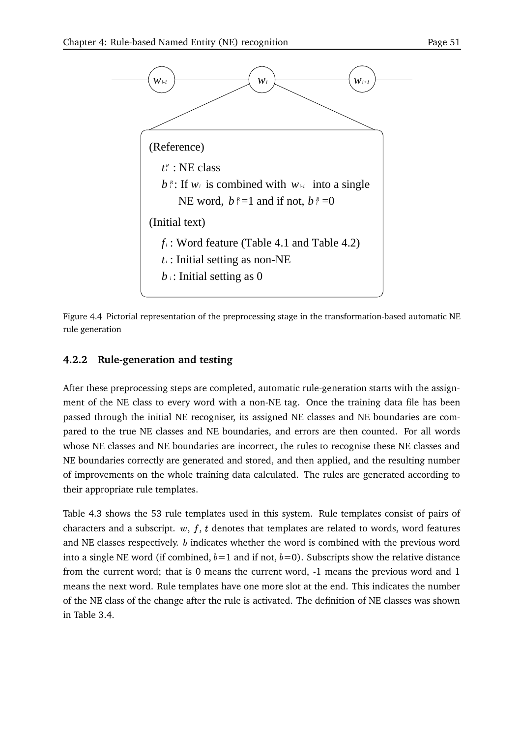(Reference)

$t_i^R$ : NE class

$b_i^R$: If $w_i$ is combined with $w_{i-1}$ into a single NE word, $b_i^R$=1 and if not, $b_i^R$=0

(Initial text)

$f_i$ : Word feature (Table 4.1 and Table 4.2)

$t_i$ : Initial setting as non-NE

$b_i$ : Initial setting as 0

Figure 4.4 Pictorial representation of the preprocessing stage in the transformation-based automatic NE rule generation

### 4.2.2 Rule-generation and testing

After these preprocessing steps are completed, automatic rule-generation starts with the assignment of the NE class to every word with a non-NE tag. Once the training data file has been passed through the initial NE recogniser, its assigned NE classes and NE boundaries are compared to the true NE classes and NE boundaries, and errors are then counted. For all words whose NE classes and NE boundaries are incorrect, the rules to recognise these NE classes and NE boundaries correctly are generated and stored, and then applied, and the resulting number of improvements on the whole training data calculated. The rules are generated according to their appropriate rule templates.

Table 4.3 shows the 53 rule templates used in this system. Rule templates consist of pairs of characters and a subscript. $w$, $f$, $t$ denotes that templates are related to words, word features and NE classes respectively. $b$ indicates whether the word is combined with the previous word into a single NE word (if combined, $b$=1 and if not, $b$=0). Subscripts show the relative distance from the current word; that is 0 means the current word, -1 means the previous word and 1 means the next word. Rule templates have one more slot at the end. This indicates the number of the NE class of the change after the rule is activated. The definition of NE classes was shown in Table 3.4.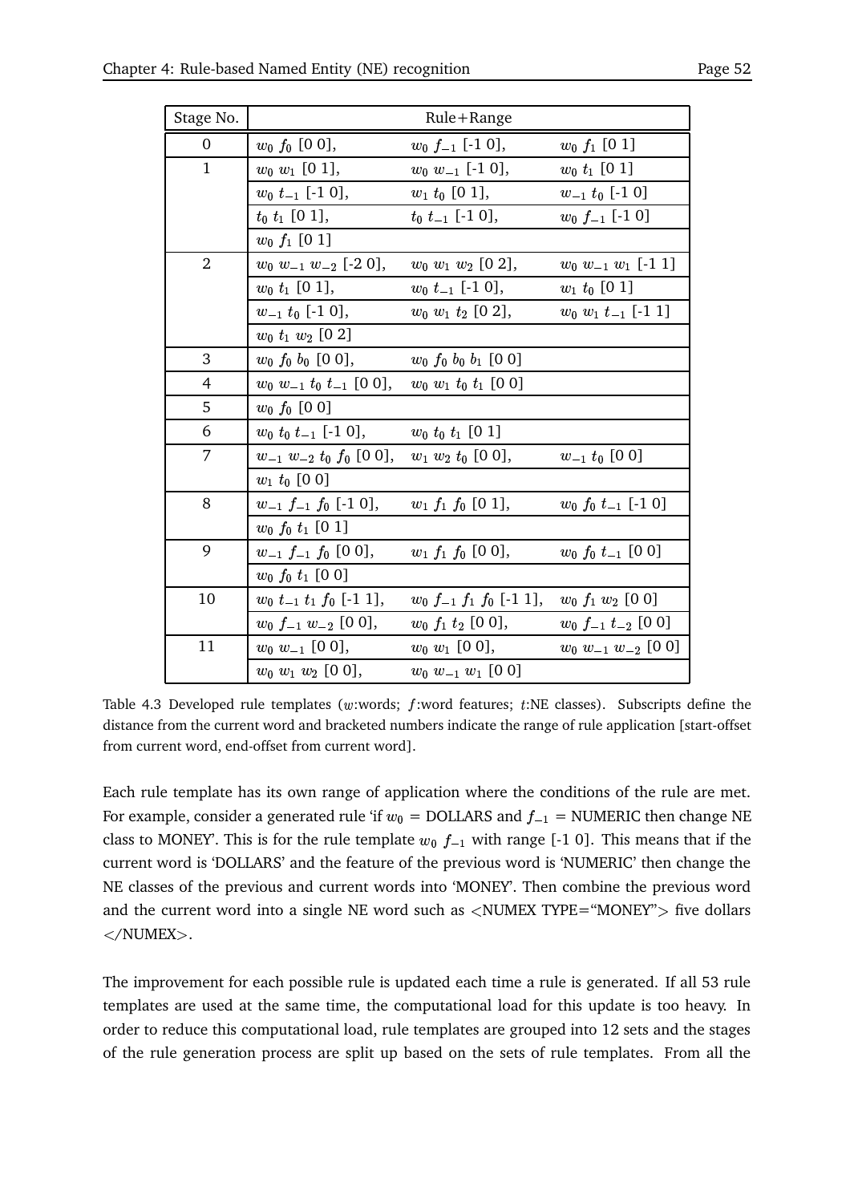| Stage No. | Rule+Range | | |
|---|---|---|---|
| 0 | $w_0$ $f_0$ [0 0], | $w_0$ $f_{-1}$ [-1 0], | $w_0$ $f_1$ [0 1] |
| 1 | $w_0$ $w_1$ [0 1], | $w_0$ $w_{-1}$ [-1 0], | $w_0$ $t_1$ [0 1] |
| | $w_0$ $t_{-1}$ [-1 0], | $w_1$ $t_0$ [0 1], | $w_{-1}$ $t_0$ [-1 0] |
| | $t_0$ $t_1$ [0 1], | $t_0$ $t_{-1}$ [-1 0], | $w_0$ $f_{-1}$ [-1 0] |
| | $w_0$ $f_1$ [0 1] | | |
| 2 | $w_0$ $w_{-1}$ $w_{-2}$ [-2 0], | $w_0$ $w_1$ $w_2$ [0 2], | $w_0$ $w_{-1}$ $w_1$ [-1 1] |
| | $w_0$ $t_1$ [0 1], | $w_0$ $t_{-1}$ [-1 0], | $w_1$ $t_0$ [0 1] |
| | $w_{-1}$ $t_0$ [-1 0], | $w_0$ $w_1$ $t_2$ [0 2], | $w_0$ $w_1$ $t_{-1}$ [-1 1] |
| | $w_0$ $t_1$ $w_2$ [0 2] | | |
| 3 | $w_0$ $f_0$ $b_0$ [0 0], | $w_0$ $f_0$ $b_0$ $b_1$ [0 0] | |
| 4 | $w_0$ $w_{-1}$ $t_0$ $t_{-1}$ [0 0], | $w_0$ $w_1$ $t_0$ $t_1$ [0 0] | |
| 5 | $w_0$ $f_0$ [0 0] | | |
| 6 | $w_0$ $t_0$ $t_{-1}$ [-1 0], | $w_0$ $t_0$ $t_1$ [0 1] | |
| 7 | $w_{-1}$ $w_{-2}$ $t_0$ $f_0$ [0 0], | $w_1$ $w_2$ $t_0$ [0 0], | $w_{-1}$ $t_0$ [0 0] |
| | $w_1$ $t_0$ [0 0] | | |
| 8 | $w_{-1}$ $f_{-1}$ $f_0$ [-1 0], | $w_1$ $f_1$ $f_0$ [0 1], | $w_0$ $f_0$ $t_{-1}$ [-1 0] |
| | $w_0$ $f_0$ $t_1$ [0 1] | | |
| 9 | $w_{-1}$ $f_{-1}$ $f_0$ [0 0], | $w_1$ $f_1$ $f_0$ [0 0], | $w_0$ $f_0$ $t_{-1}$ [0 0] |
| | $w_0$ $f_0$ $t_1$ [0 0] | | |
| 10 | $w_0$ $t_{-1}$ $t_1$ $f_0$ [-1 1], | $w_0$ $f_{-1}$ $f_1$ $f_0$ [-1 1], | $w_0$ $f_1$ $w_2$ [0 0] |
| | $w_0$ $f_{-1}$ $w_{-2}$ [0 0], | $w_0$ $f_1$ $t_2$ [0 0], | $w_0$ $f_{-1}$ $t_{-2}$ [0 0] |
| 11 | $w_0$ $w_{-1}$ [0 0], | $w_0$ $w_1$ [0 0], | $w_0$ $w_{-1}$ $w_{-2}$ [0 0] |
| | $w_0$ $w_1$ $w_2$ [0 0], | $w_0$ $w_{-1}$ $w_1$ [0 0] | |

Table 4.3 Developed rule templates ($w$:words; $f$:word features; $t$:NE classes). Subscripts define the distance from the current word and bracketed numbers indicate the range of rule application [start-offset from current word, end-offset from current word].

Each rule template has its own range of application where the conditions of the rule are met. For example, consider a generated rule 'if $w_0$ = DOLLARS and $f_{-1}$ = NUMERIC then change NE class to MONEY'. This is for the rule template $w_0$ $f_{-1}$ with range [-1 0]. This means that if the current word is 'DOLLARS' and the feature of the previous word is 'NUMERIC' then change the NE classes of the previous and current words into 'MONEY'. Then combine the previous word and the current word into a single NE word such as <NUMEX TYPE="MONEY"> five dollars </NUMEX>.

The improvement for each possible rule is updated each time a rule is generated. If all 53 rule templates are used at the same time, the computational load for this update is too heavy. In order to reduce this computational load, rule templates are grouped into 12 sets and the stages of the rule generation process are split up based on the sets of rule templates. From all the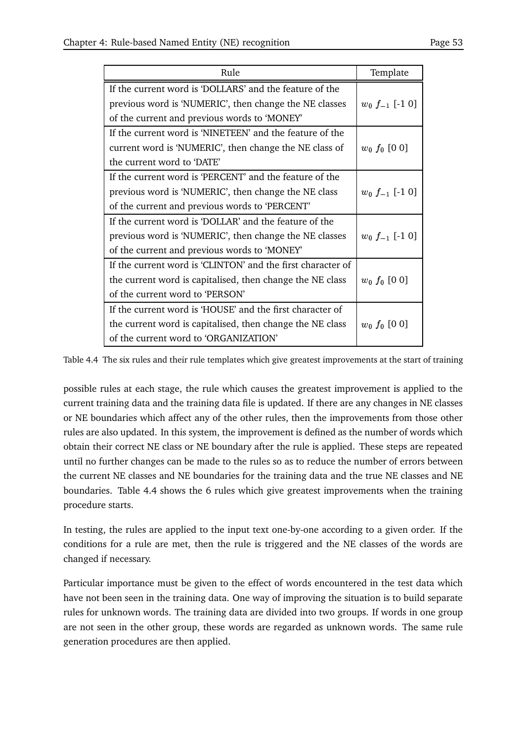| Rule | Template |
|---|---|
| If the current word is 'DOLLARS' and the feature of the previous word is 'NUMERIC', then change the NE classes of the current and previous words to 'MONEY' | $w_0$ $f_{-1}$ [-1 0] |
| If the current word is 'NINETEEN' and the feature of the current word is 'NUMERIC', then change the NE class of the current word to 'DATE' | $w_0$ $f_0$ [0 0] |
| If the current word is 'PERCENT' and the feature of the previous word is 'NUMERIC', then change the NE class of the current and previous words to 'PERCENT' | $w_0$ $f_{-1}$ [-1 0] |
| If the current word is 'DOLLAR' and the feature of the previous word is 'NUMERIC', then change the NE classes of the current and previous words to 'MONEY' | $w_0$ $f_{-1}$ [-1 0] |
| If the current word is 'CLINTON' and the first character of the current word is capitalised, then change the NE class of the current word to 'PERSON' | $w_0$ $f_0$ [0 0] |
| If the current word is 'HOUSE' and the first character of the current word is capitalised, then change the NE class of the current word to 'ORGANIZATION' | $w_0$ $f_0$ [0 0] |

Table 4.4 The six rules and their rule templates which give greatest improvements at the start of training

possible rules at each stage, the rule which causes the greatest improvement is applied to the current training data and the training data file is updated. If there are any changes in NE classes or NE boundaries which affect any of the other rules, then the improvements from those other rules are also updated. In this system, the improvement is defined as the number of words which obtain their correct NE class or NE boundary after the rule is applied. These steps are repeated until no further changes can be made to the rules so as to reduce the number of errors between the current NE classes and NE boundaries for the training data and the true NE classes and NE boundaries. Table 4.4 shows the 6 rules which give greatest improvements when the training procedure starts.

In testing, the rules are applied to the input text one-by-one according to a given order. If the conditions for a rule are met, then the rule is triggered and the NE classes of the words are changed if necessary.

Particular importance must be given to the effect of words encountered in the test data which have not been seen in the training data. One way of improving the situation is to build separate rules for unknown words. The training data are divided into two groups. If words in one group are not seen in the other group, these words are regarded as unknown words. The same rule generation procedures are then applied.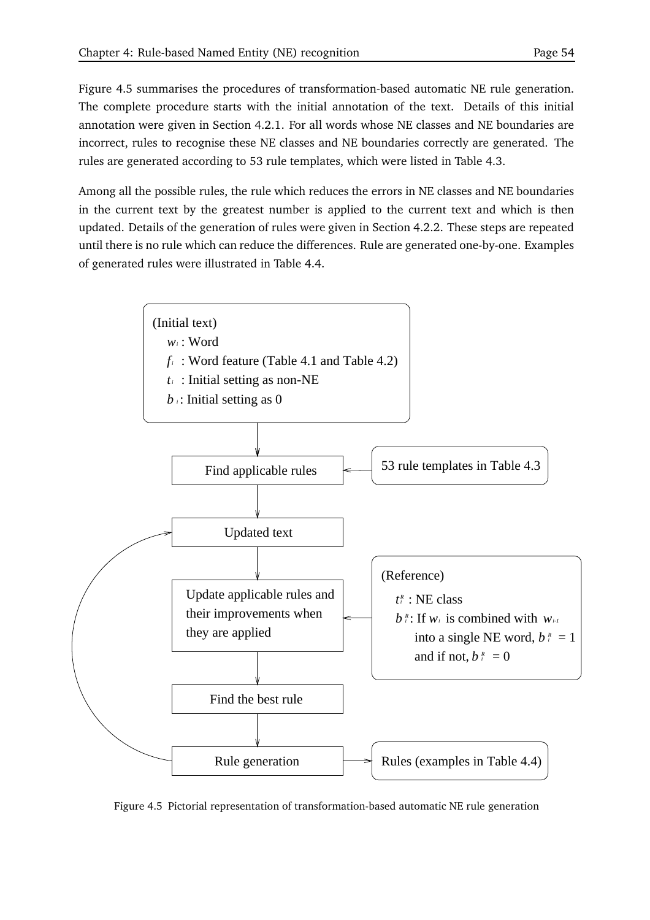Figure 4.5 summarises the procedures of transformation-based automatic NE rule generation. The complete procedure starts with the initial annotation of the text. Details of this initial annotation were given in Section 4.2.1. For all words whose NE classes and NE boundaries are incorrect, rules to recognise these NE classes and NE boundaries correctly are generated. The rules are generated according to 53 rule templates, which were listed in Table 4.3.

Among all the possible rules, the rule which reduces the errors in NE classes and NE boundaries in the current text by the greatest number is applied to the current text and which is then updated. Details of the generation of rules were given in Section 4.2.2. These steps are repeated until there is no rule which can reduce the differences. Rule are generated one-by-one. Examples of generated rules were illustrated in Table 4.4.

(Initial text)
- $w_i$ : Word
- $f_i$ : Word feature (Table 4.1 and Table 4.2)
- $t_i$ : Initial setting as non-NE
- $b_i$ : Initial setting as 0

Find applicable rules ← 53 rule templates in Table 4.3

Updated text

Update applicable rules and their improvements when they are applied ← (Reference)
- $t_i^R$ : NE class
- $b_i^R$ : If $w_i$ is combined with $w_{i-1}$ into a single NE word, $b_i^R = 1$ and if not, $b_i^R = 0$

Find the best rule

Rule generation → Rules (examples in Table 4.4)

Figure 4.5 Pictorial representation of transformation-based automatic NE rule generation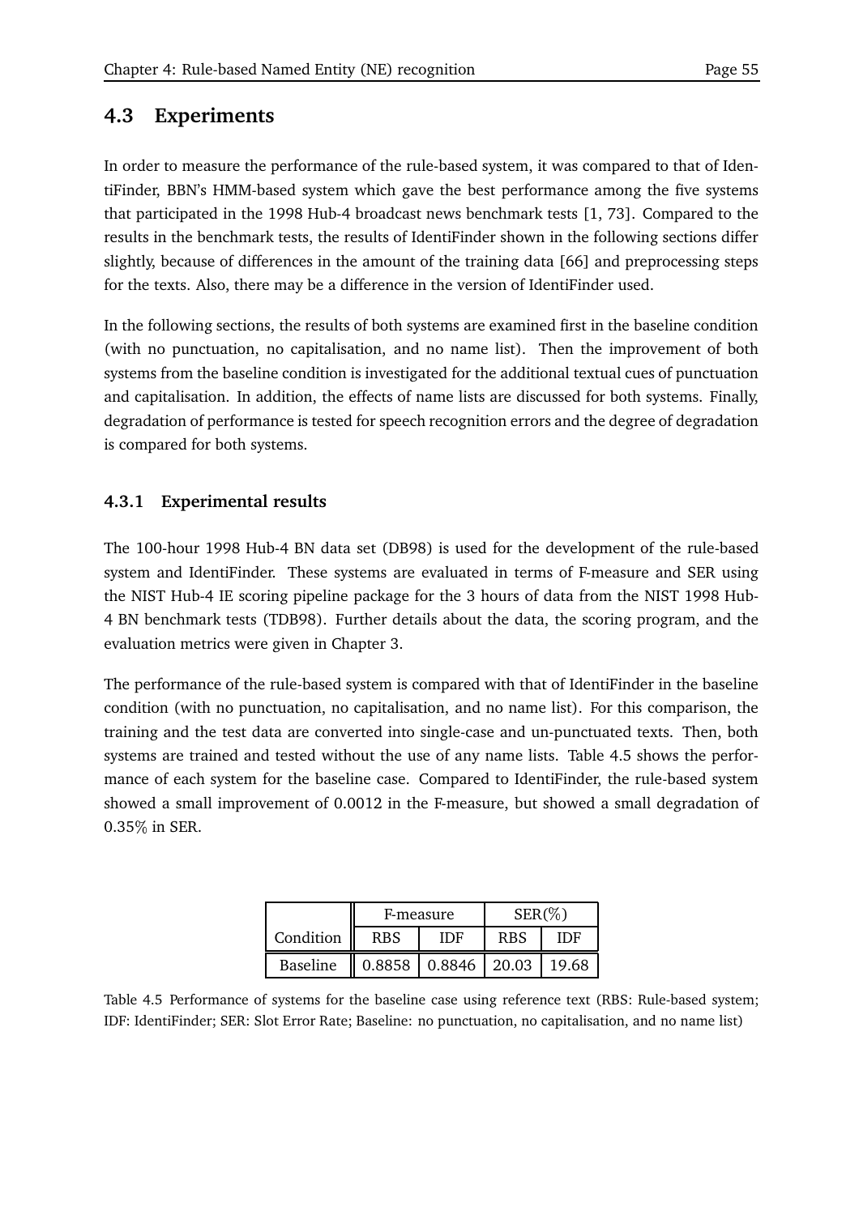## 4.3 Experiments

In order to measure the performance of the rule-based system, it was compared to that of IdentiFinder, BBN's HMM-based system which gave the best performance among the five systems that participated in the 1998 Hub-4 broadcast news benchmark tests [1, 73]. Compared to the results in the benchmark tests, the results of IdentiFinder shown in the following sections differ slightly, because of differences in the amount of the training data [66] and preprocessing steps for the texts. Also, there may be a difference in the version of IdentiFinder used.

In the following sections, the results of both systems are examined first in the baseline condition (with no punctuation, no capitalisation, and no name list). Then the improvement of both systems from the baseline condition is investigated for the additional textual cues of punctuation and capitalisation. In addition, the effects of name lists are discussed for both systems. Finally, degradation of performance is tested for speech recognition errors and the degree of degradation is compared for both systems.

### 4.3.1 Experimental results

The 100-hour 1998 Hub-4 BN data set (DB98) is used for the development of the rule-based system and IdentiFinder. These systems are evaluated in terms of F-measure and SER using the NIST Hub-4 IE scoring pipeline package for the 3 hours of data from the NIST 1998 Hub-4 BN benchmark tests (TDB98). Further details about the data, the scoring program, and the evaluation metrics were given in Chapter 3.

The performance of the rule-based system is compared with that of IdentiFinder in the baseline condition (with no punctuation, no capitalisation, and no name list). For this comparison, the training and the test data are converted into single-case and un-punctuated texts. Then, both systems are trained and tested without the use of any name lists. Table 4.5 shows the performance of each system for the baseline case. Compared to IdentiFinder, the rule-based system showed a small improvement of 0.0012 in the F-measure, but showed a small degradation of 0.35% in SER.

| | F-measure | | SER(%) | |
|---|---|---|---|---|
| Condition | RBS | IDF | RBS | IDF |
| Baseline | 0.8858 | 0.8846 | 20.03 | 19.68 |

Table 4.5 Performance of systems for the baseline case using reference text (RBS: Rule-based system; IDF: IdentiFinder; SER: Slot Error Rate; Baseline: no punctuation, no capitalisation, and no name list)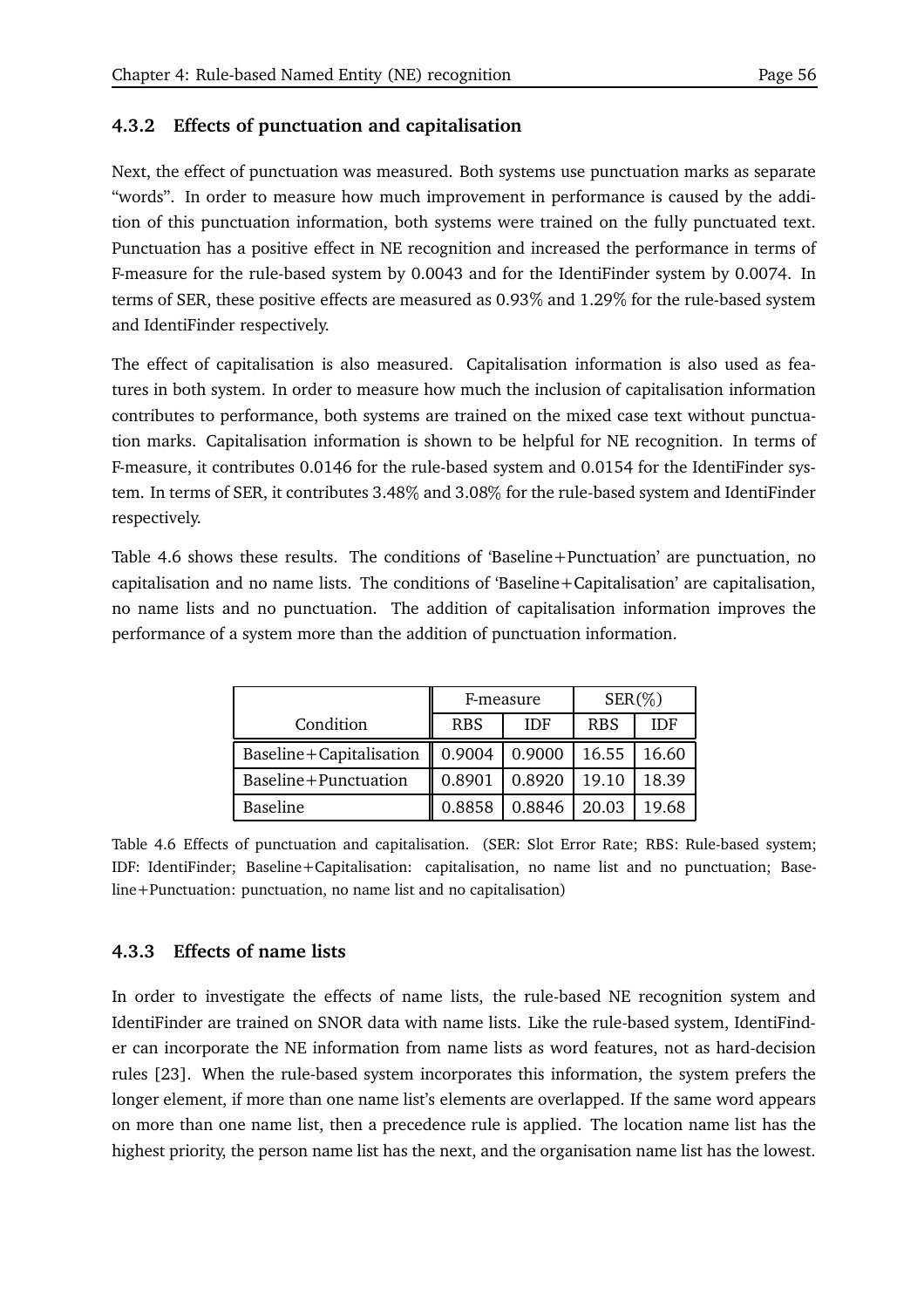### 4.3.2 Effects of punctuation and capitalisation

Next, the effect of punctuation was measured. Both systems use punctuation marks as separate "words". In order to measure how much improvement in performance is caused by the addition of this punctuation information, both systems were trained on the fully punctuated text. Punctuation has a positive effect in NE recognition and increased the performance in terms of F-measure for the rule-based system by 0.0043 and for the IdentiFinder system by 0.0074. In terms of SER, these positive effects are measured as 0.93% and 1.29% for the rule-based system and IdentiFinder respectively.

The effect of capitalisation is also measured. Capitalisation information is also used as features in both system. In order to measure how much the inclusion of capitalisation information contributes to performance, both systems are trained on the mixed case text without punctuation marks. Capitalisation information is shown to be helpful for NE recognition. In terms of F-measure, it contributes 0.0146 for the rule-based system and 0.0154 for the IdentiFinder system. In terms of SER, it contributes 3.48% and 3.08% for the rule-based system and IdentiFinder respectively.

Table 4.6 shows these results. The conditions of 'Baseline+Punctuation' are punctuation, no capitalisation and no name lists. The conditions of 'Baseline+Capitalisation' are capitalisation, no name lists and no punctuation. The addition of capitalisation information improves the performance of a system more than the addition of punctuation information.

| | F-measure | | SER(%) | |
|---|---|---|---|---|
| Condition | RBS | IDF | RBS | IDF |
| Baseline+Capitalisation | 0.9004 | 0.9000 | 16.55 | 16.60 |
| Baseline+Punctuation | 0.8901 | 0.8920 | 19.10 | 18.39 |
| Baseline | 0.8858 | 0.8846 | 20.03 | 19.68 |

Table 4.6 Effects of punctuation and capitalisation. (SER: Slot Error Rate; RBS: Rule-based system; IDF: IdentiFinder; Baseline+Capitalisation: capitalisation, no name list and no punctuation; Baseline+Punctuation: punctuation, no name list and no capitalisation)

### 4.3.3 Effects of name lists

In order to investigate the effects of name lists, the rule-based NE recognition system and IdentiFinder are trained on SNOR data with name lists. Like the rule-based system, IdentiFinder can incorporate the NE information from name lists as word features, not as hard-decision rules [23]. When the rule-based system incorporates this information, the system prefers the longer element, if more than one name list's elements are overlapped. If the same word appears on more than one name list, then a precedence rule is applied. The location name list has the highest priority, the person name list has the next, and the organisation name list has the lowest.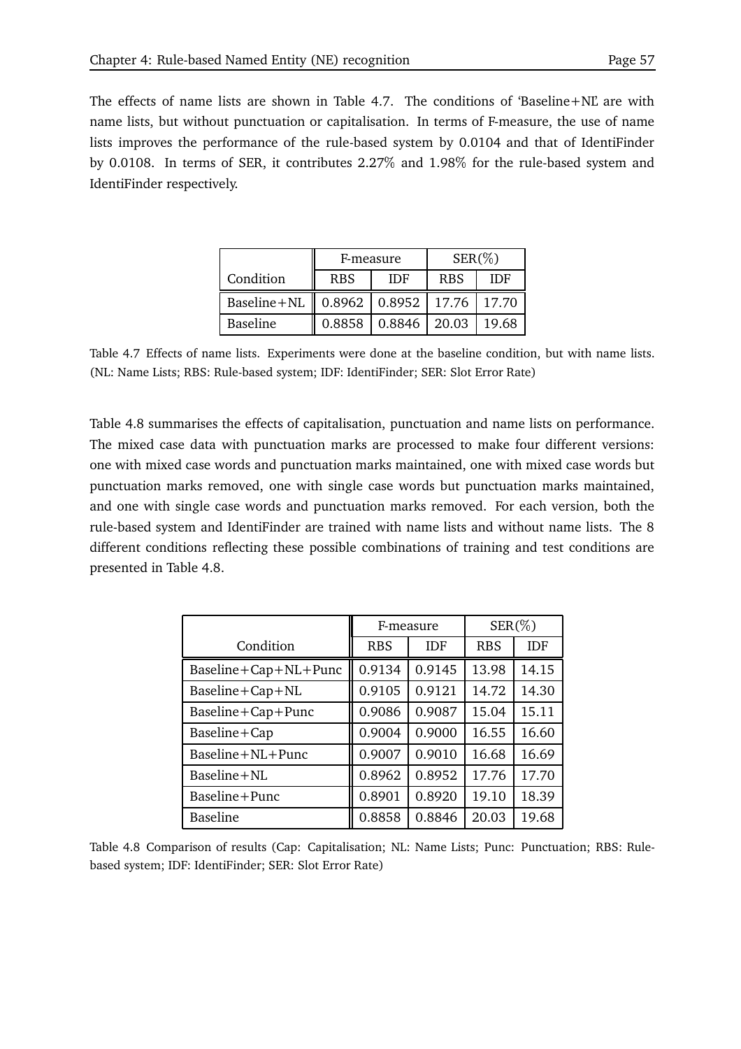The effects of name lists are shown in Table 4.7. The conditions of 'Baseline+NL' are with name lists, but without punctuation or capitalisation. In terms of F-measure, the use of name lists improves the performance of the rule-based system by 0.0104 and that of IdentiFinder by 0.0108. In terms of SER, it contributes 2.27% and 1.98% for the rule-based system and IdentiFinder respectively.

| | F-measure | | SER(%) | |
|---|---|---|---|---|
| Condition | RBS | IDF | RBS | IDF |
| Baseline+NL | 0.8962 | 0.8952 | 17.76 | 17.70 |
| Baseline | 0.8858 | 0.8846 | 20.03 | 19.68 |

Table 4.7 Effects of name lists. Experiments were done at the baseline condition, but with name lists. (NL: Name Lists; RBS: Rule-based system; IDF: IdentiFinder; SER: Slot Error Rate)

Table 4.8 summarises the effects of capitalisation, punctuation and name lists on performance. The mixed case data with punctuation marks are processed to make four different versions: one with mixed case words and punctuation marks maintained, one with mixed case words but punctuation marks removed, one with single case words but punctuation marks maintained, and one with single case words and punctuation marks removed. For each version, both the rule-based system and IdentiFinder are trained with name lists and without name lists. The 8 different conditions reflecting these possible combinations of training and test conditions are presented in Table 4.8.

| | F-measure | | SER(%) | |
|---|---|---|---|---|
| Condition | RBS | IDF | RBS | IDF |
| Baseline+Cap+NL+Punc | 0.9134 | 0.9145 | 13.98 | 14.15 |
| Baseline+Cap+NL | 0.9105 | 0.9121 | 14.72 | 14.30 |
| Baseline+Cap+Punc | 0.9086 | 0.9087 | 15.04 | 15.11 |
| Baseline+Cap | 0.9004 | 0.9000 | 16.55 | 16.60 |
| Baseline+NL+Punc | 0.9007 | 0.9010 | 16.68 | 16.69 |
| Baseline+NL | 0.8962 | 0.8952 | 17.76 | 17.70 |
| Baseline+Punc | 0.8901 | 0.8920 | 19.10 | 18.39 |
| Baseline | 0.8858 | 0.8846 | 20.03 | 19.68 |

Table 4.8 Comparison of results (Cap: Capitalisation; NL: Name Lists; Punc: Punctuation; RBS: Rule-based system; IDF: IdentiFinder; SER: Slot Error Rate)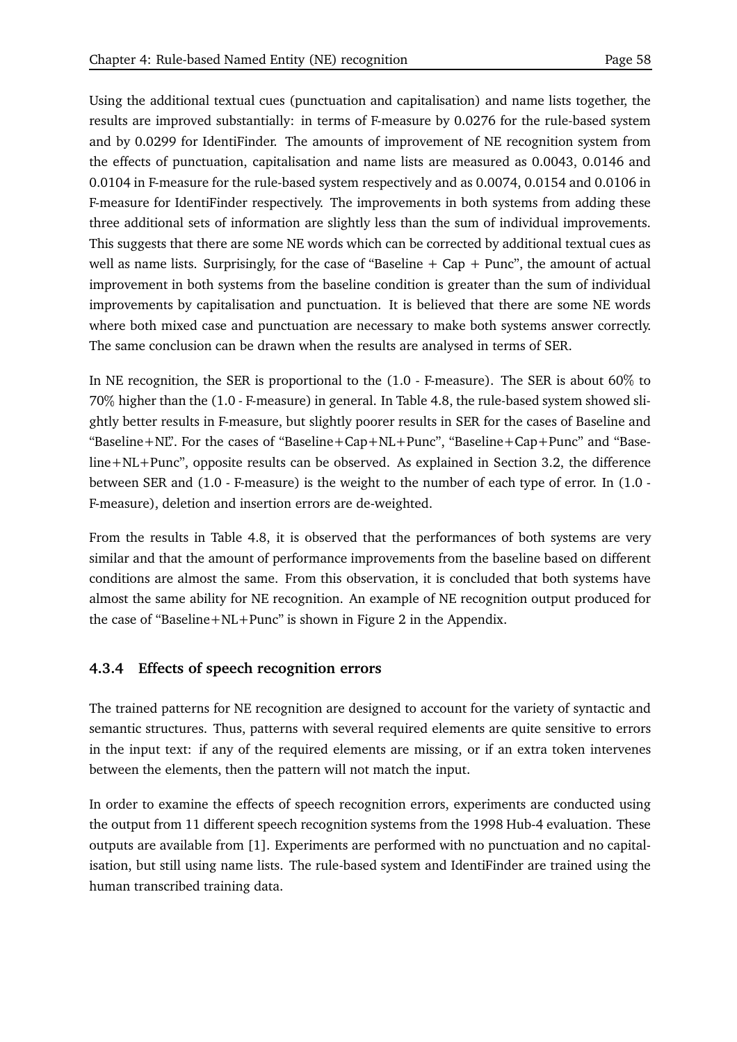Using the additional textual cues (punctuation and capitalisation) and name lists together, the results are improved substantially: in terms of F-measure by 0.0276 for the rule-based system and by 0.0299 for IdentiFinder. The amounts of improvement of NE recognition system from the effects of punctuation, capitalisation and name lists are measured as 0.0043, 0.0146 and 0.0104 in F-measure for the rule-based system respectively and as 0.0074, 0.0154 and 0.0106 in F-measure for IdentiFinder respectively. The improvements in both systems from adding these three additional sets of information are slightly less than the sum of individual improvements. This suggests that there are some NE words which can be corrected by additional textual cues as well as name lists. Surprisingly, for the case of "Baseline + Cap + Punc", the amount of actual improvement in both systems from the baseline condition is greater than the sum of individual improvements by capitalisation and punctuation. It is believed that there are some NE words where both mixed case and punctuation are necessary to make both systems answer correctly. The same conclusion can be drawn when the results are analysed in terms of SER.

In NE recognition, the SER is proportional to the (1.0 - F-measure). The SER is about 60% to 70% higher than the (1.0 - F-measure) in general. In Table 4.8, the rule-based system showed slightly better results in F-measure, but slightly poorer results in SER for the cases of Baseline and "Baseline+NL". For the cases of "Baseline+Cap+NL+Punc", "Baseline+Cap+Punc" and "Baseline+NL+Punc", opposite results can be observed. As explained in Section 3.2, the difference between SER and (1.0 - F-measure) is the weight to the number of each type of error. In (1.0 - F-measure), deletion and insertion errors are de-weighted.

From the results in Table 4.8, it is observed that the performances of both systems are very similar and that the amount of performance improvements from the baseline based on different conditions are almost the same. From this observation, it is concluded that both systems have almost the same ability for NE recognition. An example of NE recognition output produced for the case of "Baseline+NL+Punc" is shown in Figure 2 in the Appendix.

### 4.3.4 Effects of speech recognition errors

The trained patterns for NE recognition are designed to account for the variety of syntactic and semantic structures. Thus, patterns with several required elements are quite sensitive to errors in the input text: if any of the required elements are missing, or if an extra token intervenes between the elements, then the pattern will not match the input.

In order to examine the effects of speech recognition errors, experiments are conducted using the output from 11 different speech recognition systems from the 1998 Hub-4 evaluation. These outputs are available from [1]. Experiments are performed with no punctuation and no capitalisation, but still using name lists. The rule-based system and IdentiFinder are trained using the human transcribed training data.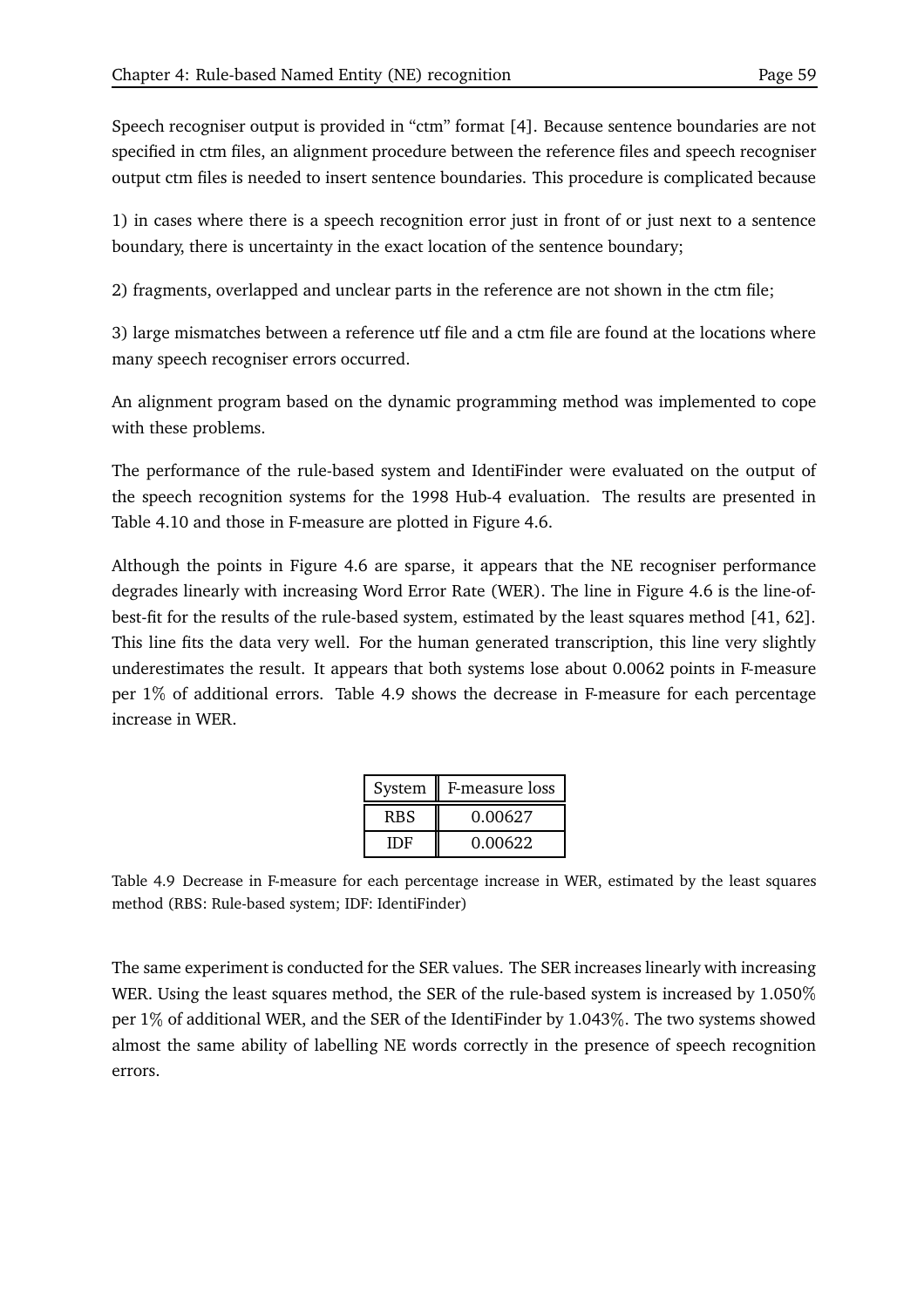Speech recogniser output is provided in "ctm" format [4]. Because sentence boundaries are not specified in ctm files, an alignment procedure between the reference files and speech recogniser output ctm files is needed to insert sentence boundaries. This procedure is complicated because

1) in cases where there is a speech recognition error just in front of or just next to a sentence boundary, there is uncertainty in the exact location of the sentence boundary;

2) fragments, overlapped and unclear parts in the reference are not shown in the ctm file;

3) large mismatches between a reference utf file and a ctm file are found at the locations where many speech recogniser errors occurred.

An alignment program based on the dynamic programming method was implemented to cope with these problems.

The performance of the rule-based system and IdentiFinder were evaluated on the output of the speech recognition systems for the 1998 Hub-4 evaluation. The results are presented in Table 4.10 and those in F-measure are plotted in Figure 4.6.

Although the points in Figure 4.6 are sparse, it appears that the NE recogniser performance degrades linearly with increasing Word Error Rate (WER). The line in Figure 4.6 is the line-of-best-fit for the results of the rule-based system, estimated by the least squares method [41, 62]. This line fits the data very well. For the human generated transcription, this line very slightly underestimates the result. It appears that both systems lose about 0.0062 points in F-measure per 1% of additional errors. Table 4.9 shows the decrease in F-measure for each percentage increase in WER.

| System | F-measure loss |
|---|---|
| RBS | 0.00627 |
| IDF | 0.00622 |

Table 4.9 Decrease in F-measure for each percentage increase in WER, estimated by the least squares method (RBS: Rule-based system; IDF: IdentiFinder)

The same experiment is conducted for the SER values. The SER increases linearly with increasing WER. Using the least squares method, the SER of the rule-based system is increased by 1.050% per 1% of additional WER, and the SER of the IdentiFinder by 1.043%. The two systems showed almost the same ability of labelling NE words correctly in the presence of speech recognition errors.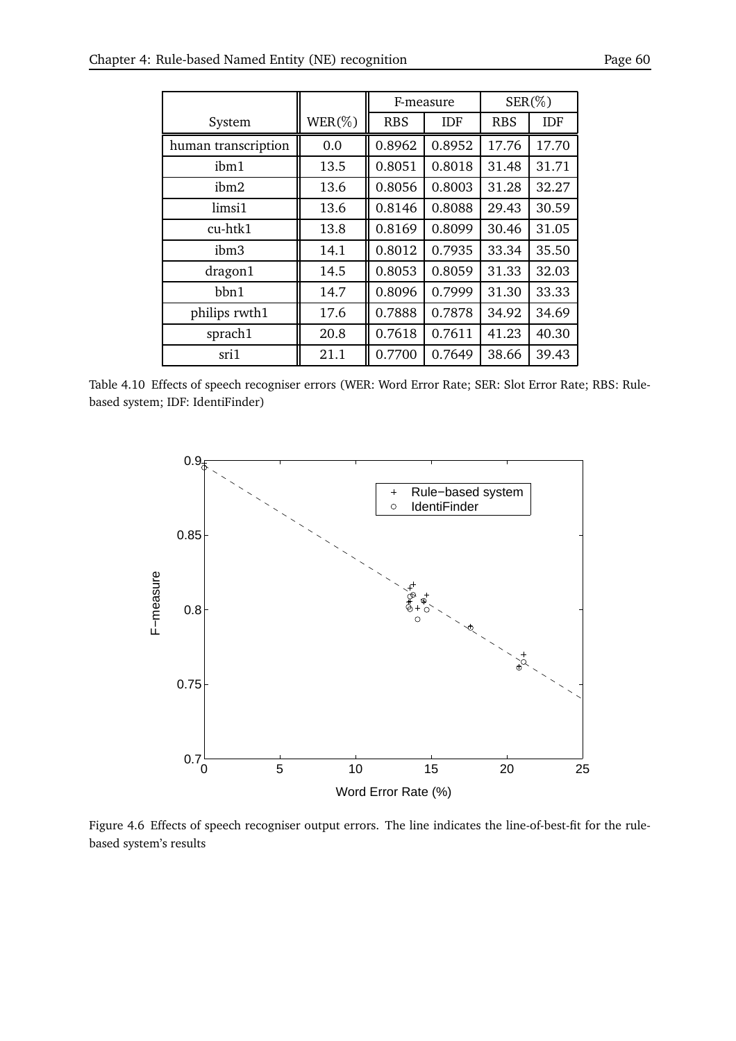| System | WER(%) | F-measure | | SER(%) | |
|---|---|---|---|---|---|
| | | RBS | IDF | RBS | IDF |
| human transcription | 0.0 | 0.8962 | 0.8952 | 17.76 | 17.70 |
| ibm1 | 13.5 | 0.8051 | 0.8018 | 31.48 | 31.71 |
| ibm2 | 13.6 | 0.8056 | 0.8003 | 31.28 | 32.27 |
| limsi1 | 13.6 | 0.8146 | 0.8088 | 29.43 | 30.59 |
| cu-htk1 | 13.8 | 0.8169 | 0.8099 | 30.46 | 31.05 |
| ibm3 | 14.1 | 0.8012 | 0.7935 | 33.34 | 35.50 |
| dragon1 | 14.5 | 0.8053 | 0.8059 | 31.33 | 32.03 |
| bbn1 | 14.7 | 0.8096 | 0.7999 | 31.30 | 33.33 |
| philips rwth1 | 17.6 | 0.7888 | 0.7878 | 34.92 | 34.69 |
| sprach1 | 20.8 | 0.7618 | 0.7611 | 41.23 | 40.30 |
| sri1 | 21.1 | 0.7700 | 0.7649 | 38.66 | 39.43 |

Table 4.10 Effects of speech recogniser errors (WER: Word Error Rate; SER: Slot Error Rate; RBS: Rule-based system; IDF: IdentiFinder)

Figure 4.6 Effects of speech recogniser output errors. The line indicates the line-of-best-fit for the rule-based system's results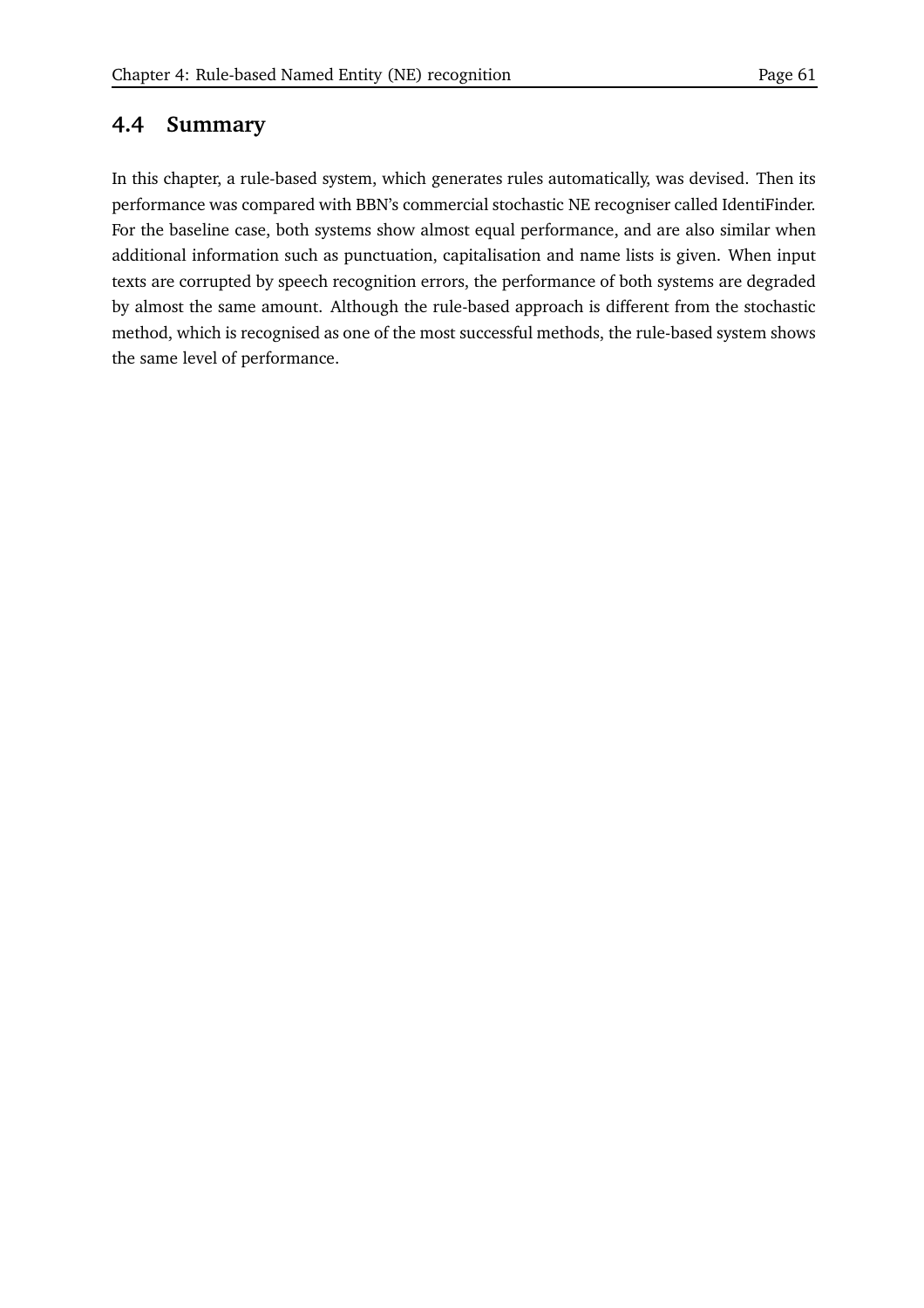## 4.4 Summary

In this chapter, a rule-based system, which generates rules automatically, was devised. Then its performance was compared with BBN's commercial stochastic NE recogniser called IdentiFinder. For the baseline case, both systems show almost equal performance, and are also similar when additional information such as punctuation, capitalisation and name lists is given. When input texts are corrupted by speech recognition errors, the performance of both systems are degraded by almost the same amount. Although the rule-based approach is different from the stochastic method, which is recognised as one of the most successful methods, the rule-based system shows the same level of performance.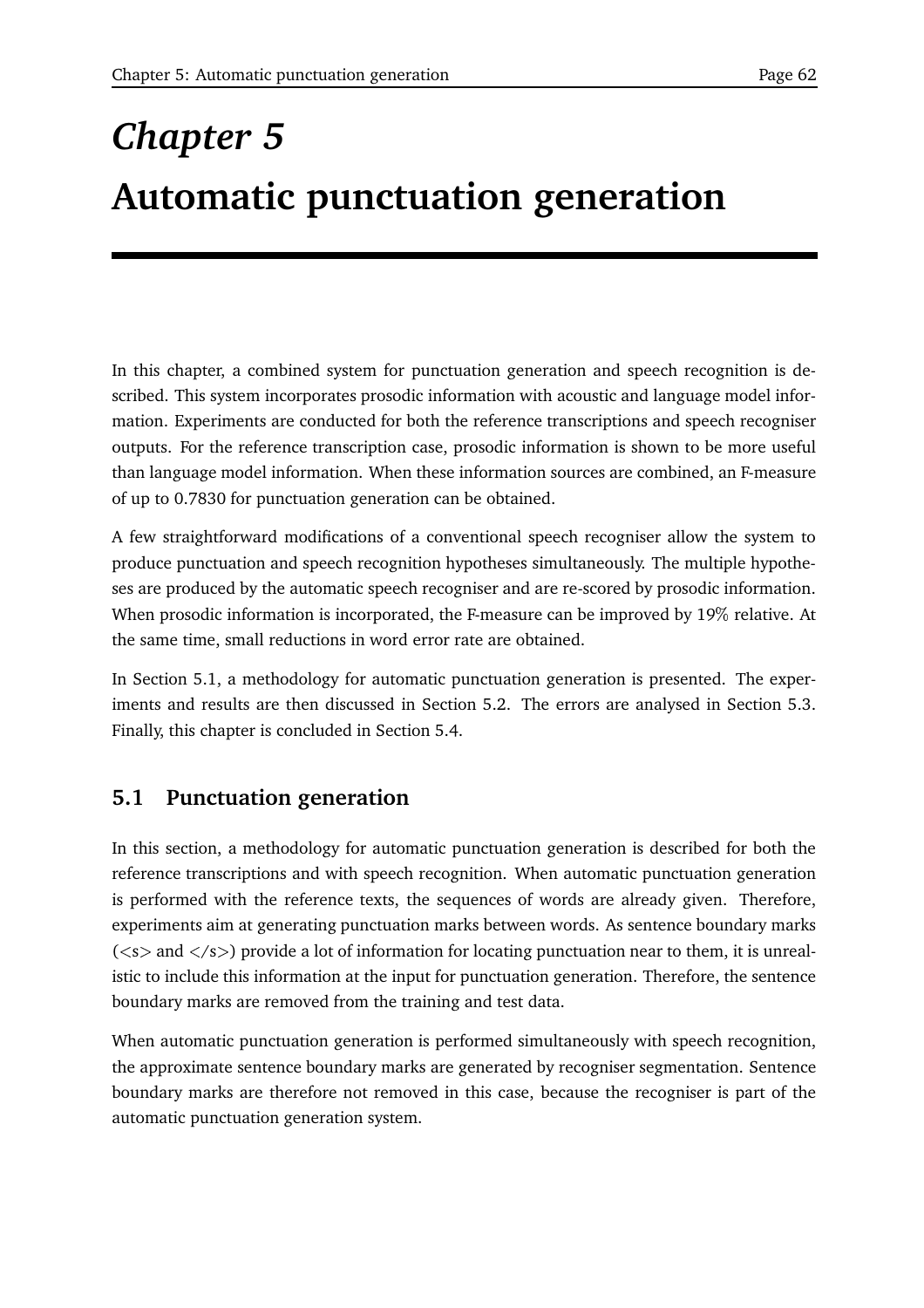# Chapter 5
# Automatic punctuation generation

In this chapter, a combined system for punctuation generation and speech recognition is described. This system incorporates prosodic information with acoustic and language model information. Experiments are conducted for both the reference transcriptions and speech recogniser outputs. For the reference transcription case, prosodic information is shown to be more useful than language model information. When these information sources are combined, an F-measure of up to 0.7830 for punctuation generation can be obtained.

A few straightforward modifications of a conventional speech recogniser allow the system to produce punctuation and speech recognition hypotheses simultaneously. The multiple hypotheses are produced by the automatic speech recogniser and are re-scored by prosodic information. When prosodic information is incorporated, the F-measure can be improved by 19% relative. At the same time, small reductions in word error rate are obtained.

In Section 5.1, a methodology for automatic punctuation generation is presented. The experiments and results are then discussed in Section 5.2. The errors are analysed in Section 5.3. Finally, this chapter is concluded in Section 5.4.

## 5.1 Punctuation generation

In this section, a methodology for automatic punctuation generation is described for both the reference transcriptions and with speech recognition. When automatic punctuation generation is performed with the reference texts, the sequences of words are already given. Therefore, experiments aim at generating punctuation marks between words. As sentence boundary marks (<s> and </s>) provide a lot of information for locating punctuation near to them, it is unrealistic to include this information at the input for punctuation generation. Therefore, the sentence boundary marks are removed from the training and test data.

When automatic punctuation generation is performed simultaneously with speech recognition, the approximate sentence boundary marks are generated by recogniser segmentation. Sentence boundary marks are therefore not removed in this case, because the recogniser is part of the automatic punctuation generation system.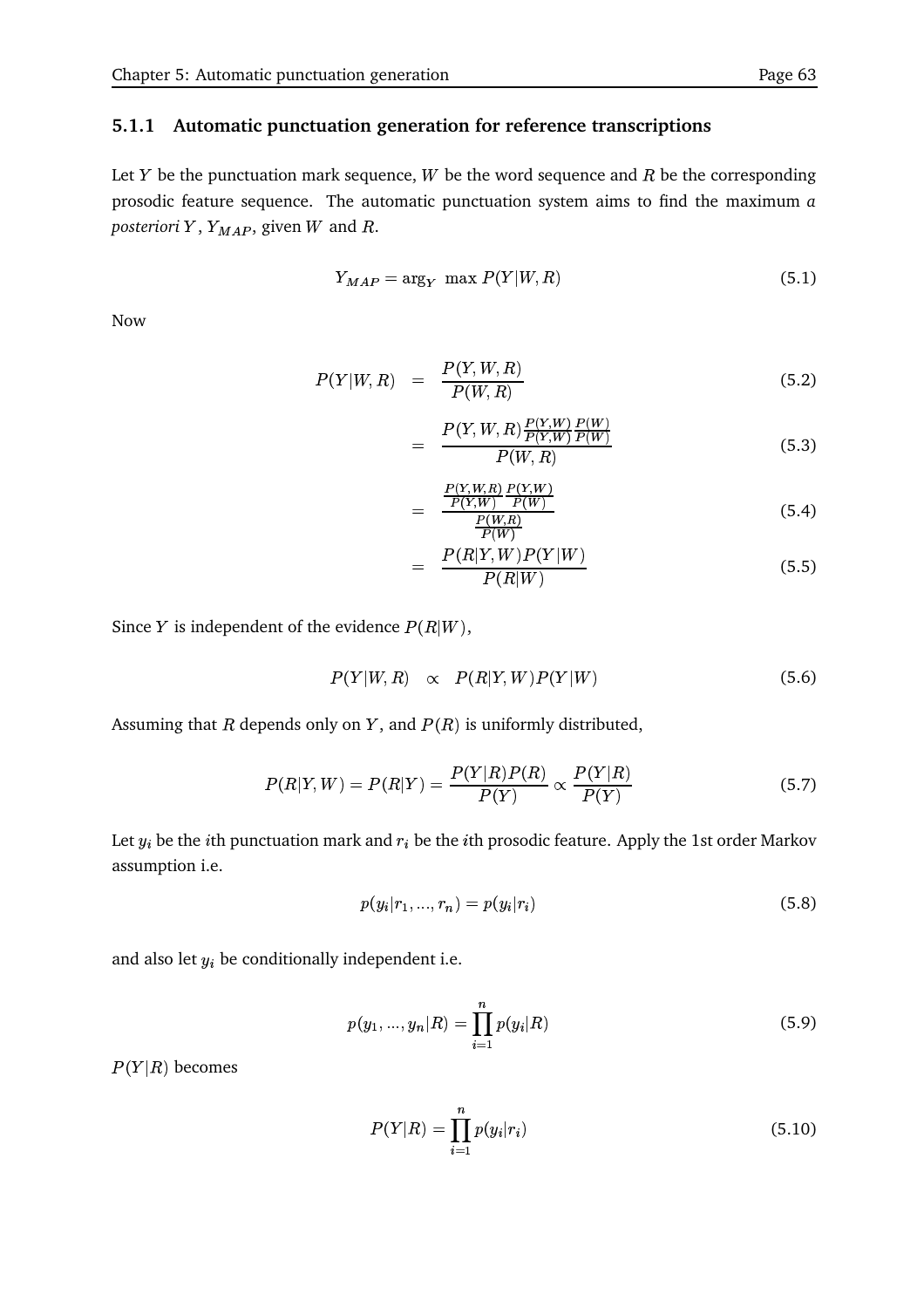### 5.1.1 Automatic punctuation generation for reference transcriptions

Let $Y$ be the punctuation mark sequence, $W$ be the word sequence and $R$ be the corresponding prosodic feature sequence. The automatic punctuation system aims to find the maximum *a posteriori* $Y$, $Y_{MAP}$, given $W$ and $R$.

$$Y_{MAP} = \arg_Y \ \max P(Y|W,R) \tag{5.1}$$

Now

$$P(Y|W,R) = \frac{P(Y,W,R)}{P(W,R)} \tag{5.2}$$

$$= \frac{P(Y,W,R)\frac{P(Y,W)}{P(Y,W)}\frac{P(W)}{P(W)}}{P(W,R)} \tag{5.3}$$

$$= \frac{\frac{P(Y,W,R)}{P(Y,W)}\frac{P(Y,W)}{P(W)}}{\frac{P(W,R)}{P(W)}} \tag{5.4}$$

$$= \frac{P(R|Y,W)P(Y|W)}{P(R|W)} \tag{5.5}$$

Since $Y$ is independent of the evidence $P(R|W)$,

$$P(Y|W,R) \propto P(R|Y,W)P(Y|W) \tag{5.6}$$

Assuming that $R$ depends only on $Y$, and $P(R)$ is uniformly distributed,

$$P(R|Y,W) = P(R|Y) = \frac{P(Y|R)P(R)}{P(Y)} \propto \frac{P(Y|R)}{P(Y)} \tag{5.7}$$

Let $y_i$ be the $i$th punctuation mark and $r_i$ be the $i$th prosodic feature. Apply the 1st order Markov assumption i.e.

$$p(y_i|r_1,...,r_n) = p(y_i|r_i) \tag{5.8}$$

and also let $y_i$ be conditionally independent i.e.

$$p(y_1,...,y_n|R) = \prod_{i=1}^{n} p(y_i|R) \tag{5.9}$$

$P(Y|R)$ becomes

$$P(Y|R) = \prod_{i=1}^{n} p(y_i|r_i) \tag{5.10}$$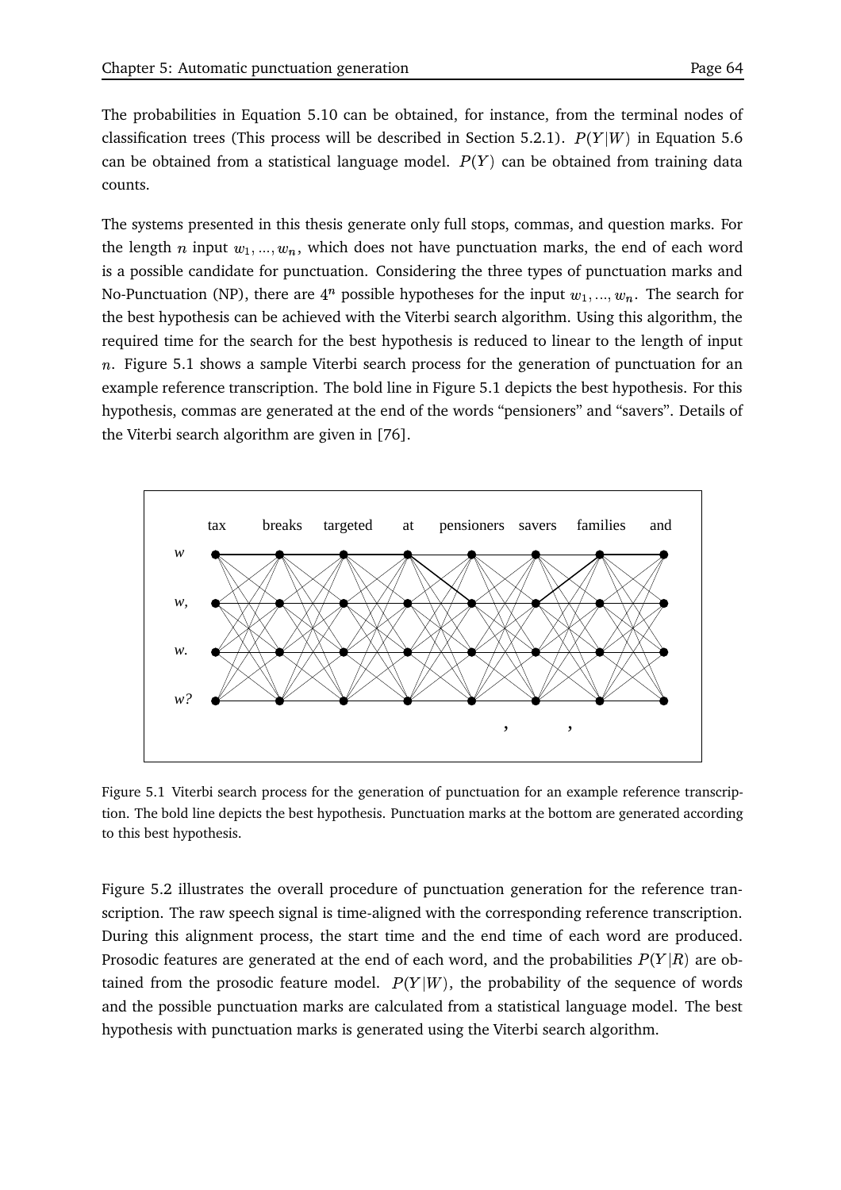The probabilities in Equation 5.10 can be obtained, for instance, from the terminal nodes of classification trees (This process will be described in Section 5.2.1). $P(Y|W)$ in Equation 5.6 can be obtained from a statistical language model. $P(Y)$ can be obtained from training data counts.

The systems presented in this thesis generate only full stops, commas, and question marks. For the length $n$ input $w_1, ..., w_n$, which does not have punctuation marks, the end of each word is a possible candidate for punctuation. Considering the three types of punctuation marks and No-Punctuation (NP), there are $4^n$ possible hypotheses for the input $w_1, ..., w_n$. The search for the best hypothesis can be achieved with the Viterbi search algorithm. Using this algorithm, the required time for the search for the best hypothesis is reduced to linear to the length of input $n$. Figure 5.1 shows a sample Viterbi search process for the generation of punctuation for an example reference transcription. The bold line in Figure 5.1 depicts the best hypothesis. For this hypothesis, commas are generated at the end of the words “pensioners” and “savers”. Details of the Viterbi search algorithm are given in [76].

Figure 5.1 Viterbi search process for the generation of punctuation for an example reference transcription. The bold line depicts the best hypothesis. Punctuation marks at the bottom are generated according to this best hypothesis.

Figure 5.2 illustrates the overall procedure of punctuation generation for the reference transcription. The raw speech signal is time-aligned with the corresponding reference transcription. During this alignment process, the start time and the end time of each word are produced. Prosodic features are generated at the end of each word, and the probabilities $P(Y|R)$ are obtained from the prosodic feature model. $P(Y|W)$, the probability of the sequence of words and the possible punctuation marks are calculated from a statistical language model. The best hypothesis with punctuation marks is generated using the Viterbi search algorithm.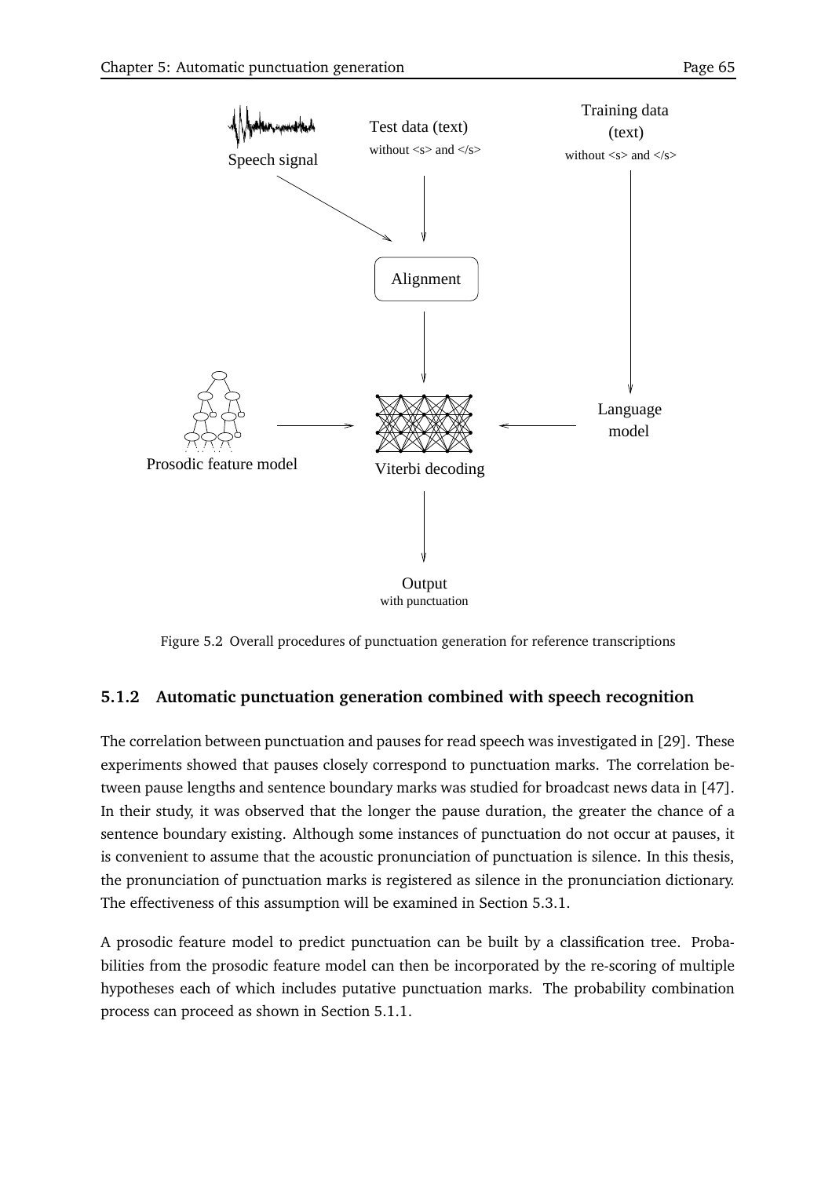Figure 5.2 Overall procedures of punctuation generation for reference transcriptions

### 5.1.2 Automatic punctuation generation combined with speech recognition

The correlation between punctuation and pauses for read speech was investigated in [29]. These experiments showed that pauses closely correspond to punctuation marks. The correlation between pause lengths and sentence boundary marks was studied for broadcast news data in [47]. In their study, it was observed that the longer the pause duration, the greater the chance of a sentence boundary existing. Although some instances of punctuation do not occur at pauses, it is convenient to assume that the acoustic pronunciation of punctuation is silence. In this thesis, the pronunciation of punctuation marks is registered as silence in the pronunciation dictionary. The effectiveness of this assumption will be examined in Section 5.3.1.

A prosodic feature model to predict punctuation can be built by a classification tree. Probabilities from the prosodic feature model can then be incorporated by the re-scoring of multiple hypotheses each of which includes putative punctuation marks. The probability combination process can proceed as shown in Section 5.1.1.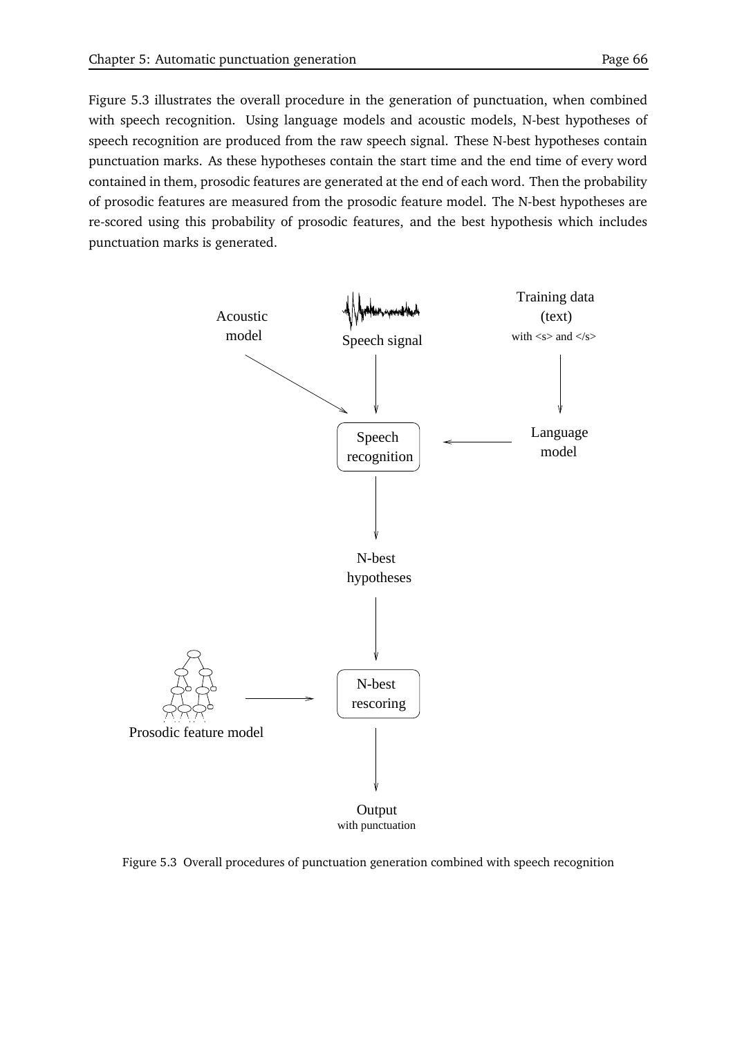Figure 5.3 illustrates the overall procedure in the generation of punctuation, when combined with speech recognition. Using language models and acoustic models, N-best hypotheses of speech recognition are produced from the raw speech signal. These N-best hypotheses contain punctuation marks. As these hypotheses contain the start time and the end time of every word contained in them, prosodic features are generated at the end of each word. Then the probability of prosodic features are measured from the prosodic feature model. The N-best hypotheses are re-scored using this probability of prosodic features, and the best hypothesis which includes punctuation marks is generated.

Figure 5.3 Overall procedures of punctuation generation combined with speech recognition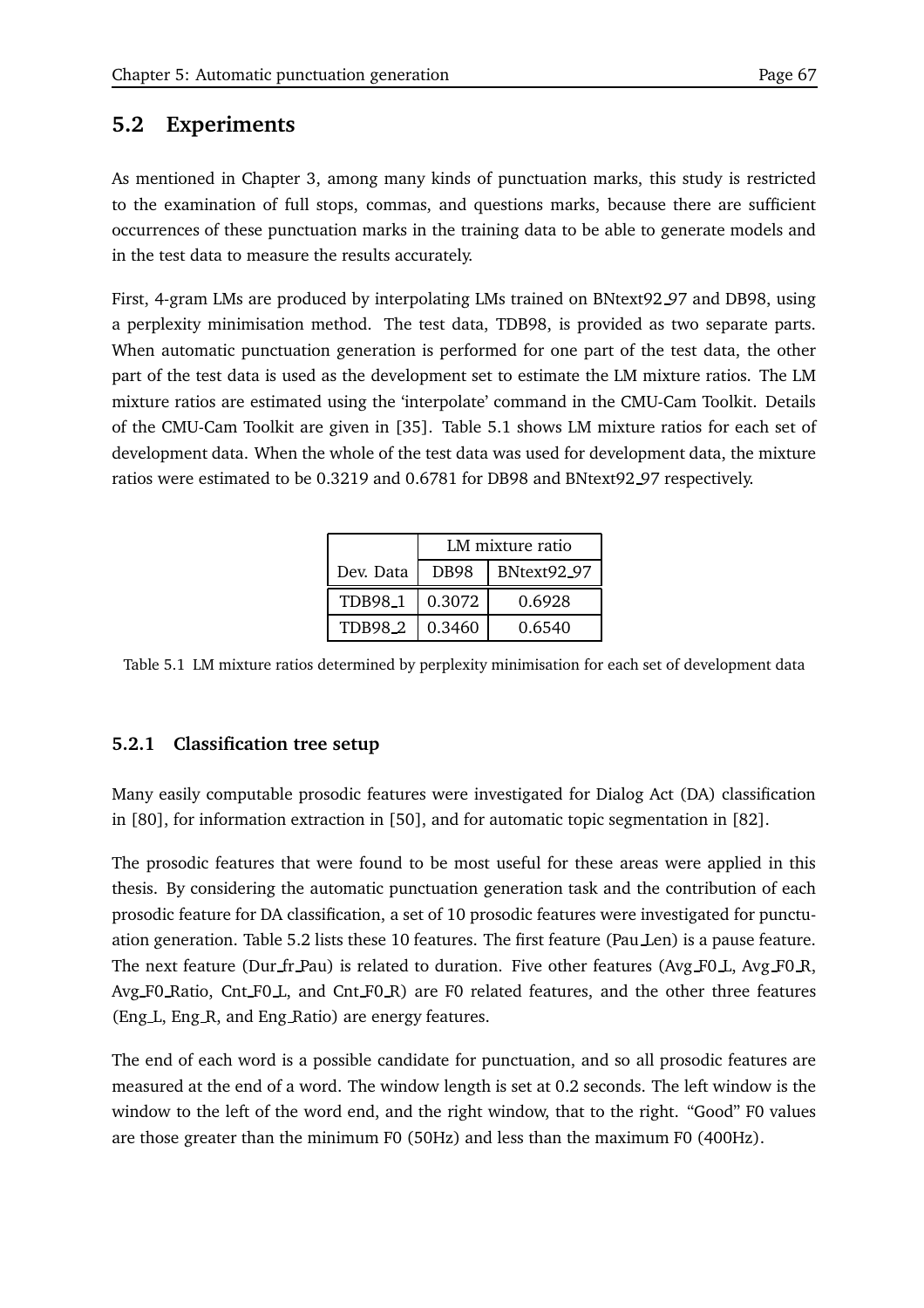## 5.2 Experiments

As mentioned in Chapter 3, among many kinds of punctuation marks, this study is restricted to the examination of full stops, commas, and questions marks, because there are sufficient occurrences of these punctuation marks in the training data to be able to generate models and in the test data to measure the results accurately.

First, 4-gram LMs are produced by interpolating LMs trained on BNtext92_97 and DB98, using a perplexity minimisation method. The test data, TDB98, is provided as two separate parts. When automatic punctuation generation is performed for one part of the test data, the other part of the test data is used as the development set to estimate the LM mixture ratios. The LM mixture ratios are estimated using the 'interpolate' command in the CMU-Cam Toolkit. Details of the CMU-Cam Toolkit are given in [35]. Table 5.1 shows LM mixture ratios for each set of development data. When the whole of the test data was used for development data, the mixture ratios were estimated to be 0.3219 and 0.6781 for DB98 and BNtext92_97 respectively.

| | LM mixture ratio | |
|---|---|---|
| Dev. Data | DB98 | BNtext92_97 |
| TDB98_1 | 0.3072 | 0.6928 |
| TDB98_2 | 0.3460 | 0.6540 |

Table 5.1 LM mixture ratios determined by perplexity minimisation for each set of development data

### 5.2.1 Classification tree setup

Many easily computable prosodic features were investigated for Dialog Act (DA) classification in [80], for information extraction in [50], and for automatic topic segmentation in [82].

The prosodic features that were found to be most useful for these areas were applied in this thesis. By considering the automatic punctuation generation task and the contribution of each prosodic feature for DA classification, a set of 10 prosodic features were investigated for punctuation generation. Table 5.2 lists these 10 features. The first feature (Pau_Len) is a pause feature. The next feature (Dur_fr_Pau) is related to duration. Five other features (Avg_F0_L, Avg_F0_R, Avg_F0_Ratio, Cnt_F0_L, and Cnt_F0_R) are F0 related features, and the other three features (Eng_L, Eng_R, and Eng_Ratio) are energy features.

The end of each word is a possible candidate for punctuation, and so all prosodic features are measured at the end of a word. The window length is set at 0.2 seconds. The left window is the window to the left of the word end, and the right window, that to the right. "Good" F0 values are those greater than the minimum F0 (50Hz) and less than the maximum F0 (400Hz).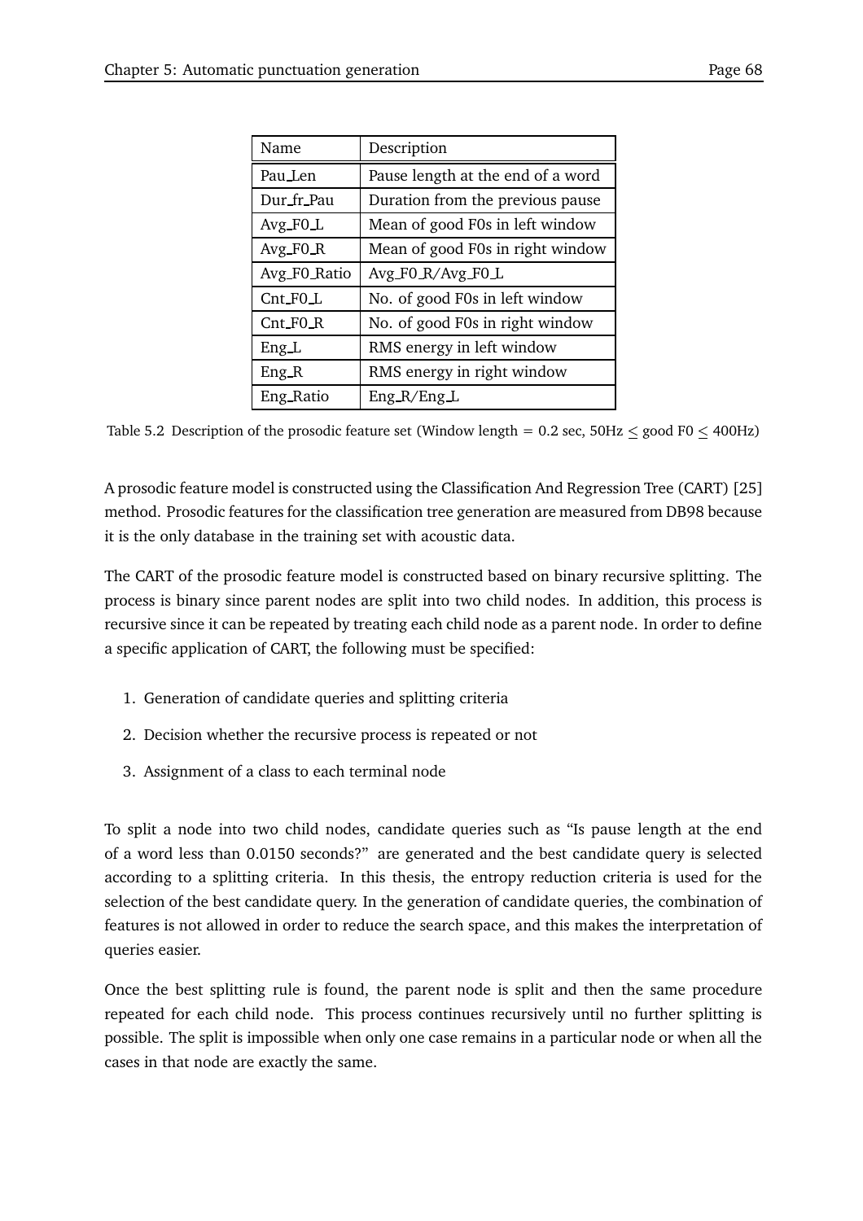| Name | Description |
|---|---|
| Pau_Len | Pause length at the end of a word |
| Dur_fr_Pau | Duration from the previous pause |
| Avg_F0_L | Mean of good F0s in left window |
| Avg_F0_R | Mean of good F0s in right window |
| Avg_F0_Ratio | Avg_F0_R/Avg_F0_L |
| Cnt_F0_L | No. of good F0s in left window |
| Cnt_F0_R | No. of good F0s in right window |
| Eng_L | RMS energy in left window |
| Eng_R | RMS energy in right window |
| Eng_Ratio | Eng_R/Eng_L |

Table 5.2 Description of the prosodic feature set (Window length = 0.2 sec, 50Hz $\leq$ good F0 $\leq$ 400Hz)

A prosodic feature model is constructed using the Classification And Regression Tree (CART) [25] method. Prosodic features for the classification tree generation are measured from DB98 because it is the only database in the training set with acoustic data.

The CART of the prosodic feature model is constructed based on binary recursive splitting. The process is binary since parent nodes are split into two child nodes. In addition, this process is recursive since it can be repeated by treating each child node as a parent node. In order to define a specific application of CART, the following must be specified:

1. Generation of candidate queries and splitting criteria
2. Decision whether the recursive process is repeated or not
3. Assignment of a class to each terminal node

To split a node into two child nodes, candidate queries such as "Is pause length at the end of a word less than 0.0150 seconds?" are generated and the best candidate query is selected according to a splitting criteria. In this thesis, the entropy reduction criteria is used for the selection of the best candidate query. In the generation of candidate queries, the combination of features is not allowed in order to reduce the search space, and this makes the interpretation of queries easier.

Once the best splitting rule is found, the parent node is split and then the same procedure repeated for each child node. This process continues recursively until no further splitting is possible. The split is impossible when only one case remains in a particular node or when all the cases in that node are exactly the same.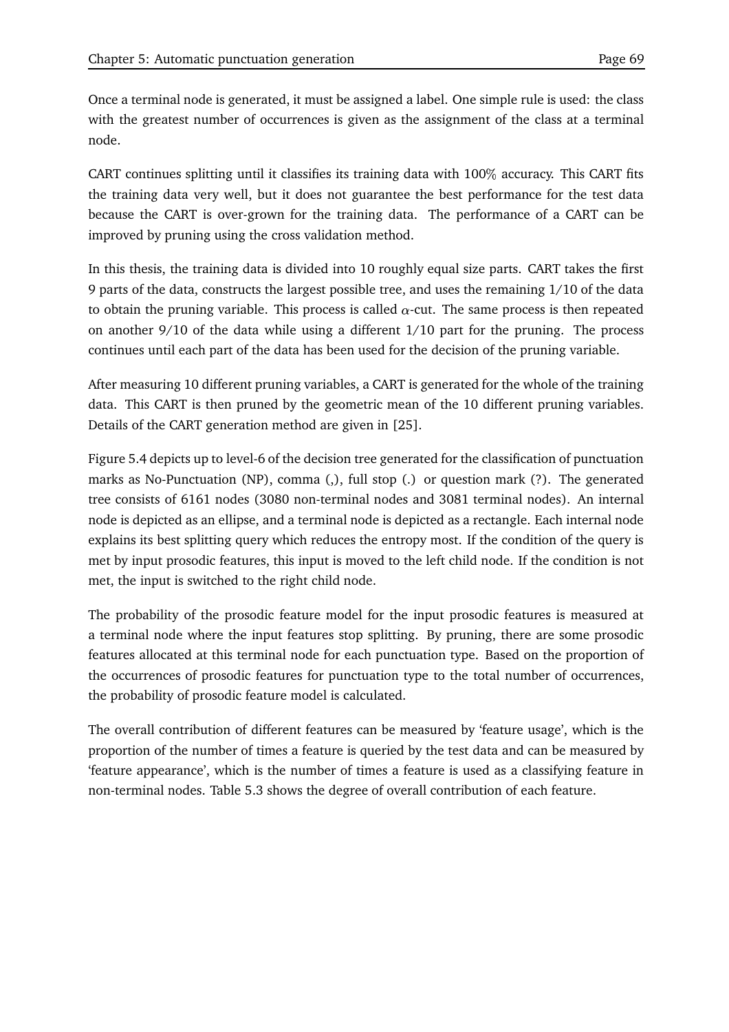Once a terminal node is generated, it must be assigned a label. One simple rule is used: the class with the greatest number of occurrences is given as the assignment of the class at a terminal node.

CART continues splitting until it classifies its training data with 100% accuracy. This CART fits the training data very well, but it does not guarantee the best performance for the test data because the CART is over-grown for the training data. The performance of a CART can be improved by pruning using the cross validation method.

In this thesis, the training data is divided into 10 roughly equal size parts. CART takes the first 9 parts of the data, constructs the largest possible tree, and uses the remaining 1/10 of the data to obtain the pruning variable. This process is called $\alpha$-cut. The same process is then repeated on another 9/10 of the data while using a different 1/10 part for the pruning. The process continues until each part of the data has been used for the decision of the pruning variable.

After measuring 10 different pruning variables, a CART is generated for the whole of the training data. This CART is then pruned by the geometric mean of the 10 different pruning variables. Details of the CART generation method are given in [25].

Figure 5.4 depicts up to level-6 of the decision tree generated for the classification of punctuation marks as No-Punctuation (NP), comma (,), full stop (.) or question mark (?). The generated tree consists of 6161 nodes (3080 non-terminal nodes and 3081 terminal nodes). An internal node is depicted as an ellipse, and a terminal node is depicted as a rectangle. Each internal node explains its best splitting query which reduces the entropy most. If the condition of the query is met by input prosodic features, this input is moved to the left child node. If the condition is not met, the input is switched to the right child node.

The probability of the prosodic feature model for the input prosodic features is measured at a terminal node where the input features stop splitting. By pruning, there are some prosodic features allocated at this terminal node for each punctuation type. Based on the proportion of the occurrences of prosodic features for punctuation type to the total number of occurrences, the probability of prosodic feature model is calculated.

The overall contribution of different features can be measured by 'feature usage', which is the proportion of the number of times a feature is queried by the test data and can be measured by 'feature appearance', which is the number of times a feature is used as a classifying feature in non-terminal nodes. Table 5.3 shows the degree of overall contribution of each feature.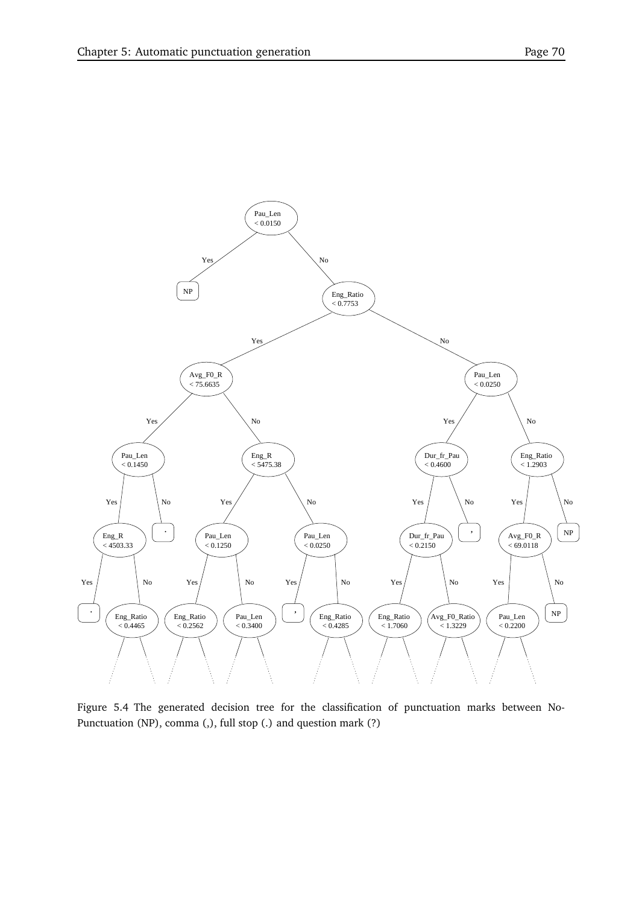Figure 5.4 The generated decision tree for the classification of punctuation marks between No-Punctuation (NP), comma (,), full stop (.) and question mark (?)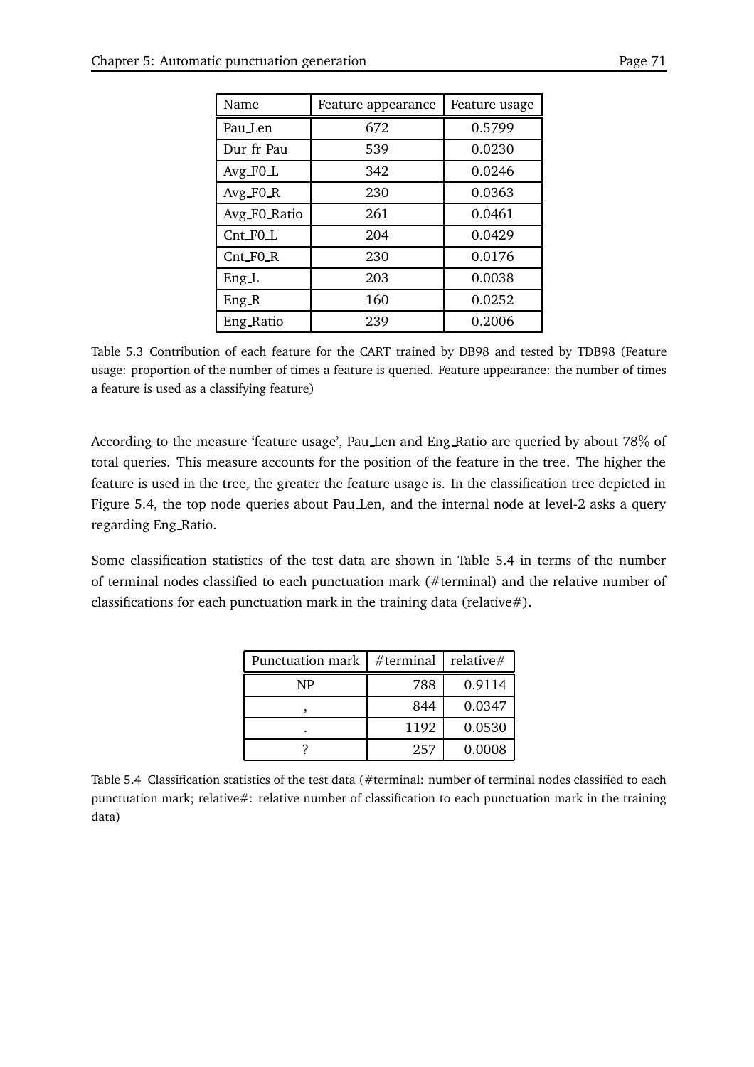| Name | Feature appearance | Feature usage |
|---|---|---|
| Pau_Len | 672 | 0.5799 |
| Dur_fr_Pau | 539 | 0.0230 |
| Avg_F0_L | 342 | 0.0246 |
| Avg_F0_R | 230 | 0.0363 |
| Avg_F0_Ratio | 261 | 0.0461 |
| Cnt_F0_L | 204 | 0.0429 |
| Cnt_F0_R | 230 | 0.0176 |
| Eng_L | 203 | 0.0038 |
| Eng_R | 160 | 0.0252 |
| Eng_Ratio | 239 | 0.2006 |

Table 5.3 Contribution of each feature for the CART trained by DB98 and tested by TDB98 (Feature usage: proportion of the number of times a feature is queried. Feature appearance: the number of times a feature is used as a classifying feature)

According to the measure 'feature usage', Pau_Len and Eng_Ratio are queried by about 78% of total queries. This measure accounts for the position of the feature in the tree. The higher the feature is used in the tree, the greater the feature usage is. In the classification tree depicted in Figure 5.4, the top node queries about Pau_Len, and the internal node at level-2 asks a query regarding Eng_Ratio.

Some classification statistics of the test data are shown in Table 5.4 in terms of the number of terminal nodes classified to each punctuation mark (#terminal) and the relative number of classifications for each punctuation mark in the training data (relative#).

| Punctuation mark | #terminal | relative# |
|---|---|---|
| NP | 788 | 0.9114 |
| , | 844 | 0.0347 |
| . | 1192 | 0.0530 |
| ? | 257 | 0.0008 |

Table 5.4 Classification statistics of the test data (#terminal: number of terminal nodes classified to each punctuation mark; relative#: relative number of classification to each punctuation mark in the training data)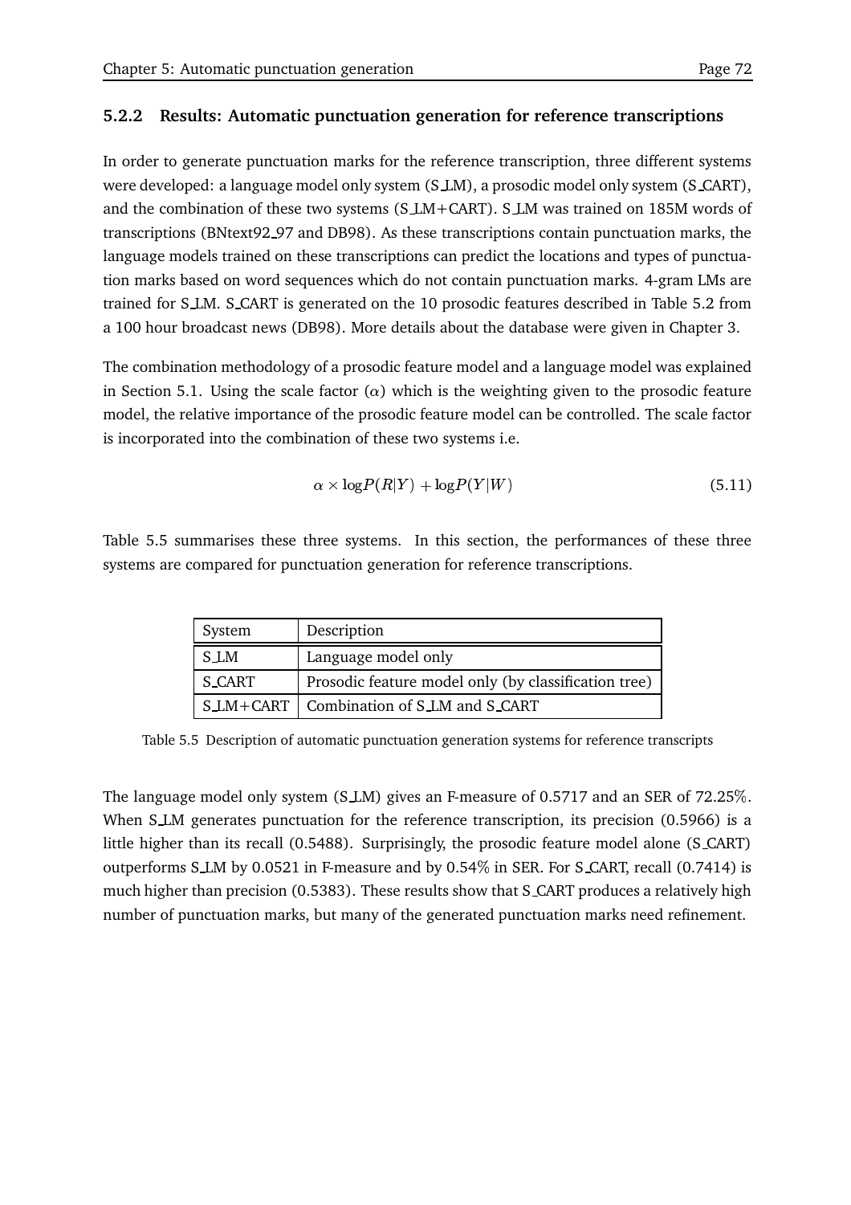### 5.2.2 Results: Automatic punctuation generation for reference transcriptions

In order to generate punctuation marks for the reference transcription, three different systems were developed: a language model only system (S_LM), a prosodic model only system (S_CART), and the combination of these two systems (S_LM+CART). S_LM was trained on 185M words of transcriptions (BNtext92_97 and DB98). As these transcriptions contain punctuation marks, the language models trained on these transcriptions can predict the locations and types of punctuation marks based on word sequences which do not contain punctuation marks. 4-gram LMs are trained for S_LM. S_CART is generated on the 10 prosodic features described in Table 5.2 from a 100 hour broadcast news (DB98). More details about the database were given in Chapter 3.

The combination methodology of a prosodic feature model and a language model was explained in Section 5.1. Using the scale factor ($\alpha$) which is the weighting given to the prosodic feature model, the relative importance of the prosodic feature model can be controlled. The scale factor is incorporated into the combination of these two systems i.e.

$$\alpha \times \log P(R|Y) + \log P(Y|W) \tag{5.11}$$

Table 5.5 summarises these three systems. In this section, the performances of these three systems are compared for punctuation generation for reference transcriptions.

| System | Description |
|---|---|
| S_LM | Language model only |
| S_CART | Prosodic feature model only (by classification tree) |
| S_LM+CART | Combination of S_LM and S_CART |

Table 5.5 Description of automatic punctuation generation systems for reference transcripts

The language model only system (S_LM) gives an F-measure of 0.5717 and an SER of 72.25%. When S_LM generates punctuation for the reference transcription, its precision (0.5966) is a little higher than its recall (0.5488). Surprisingly, the prosodic feature model alone (S_CART) outperforms S_LM by 0.0521 in F-measure and by 0.54% in SER. For S_CART, recall (0.7414) is much higher than precision (0.5383). These results show that S_CART produces a relatively high number of punctuation marks, but many of the generated punctuation marks need refinement.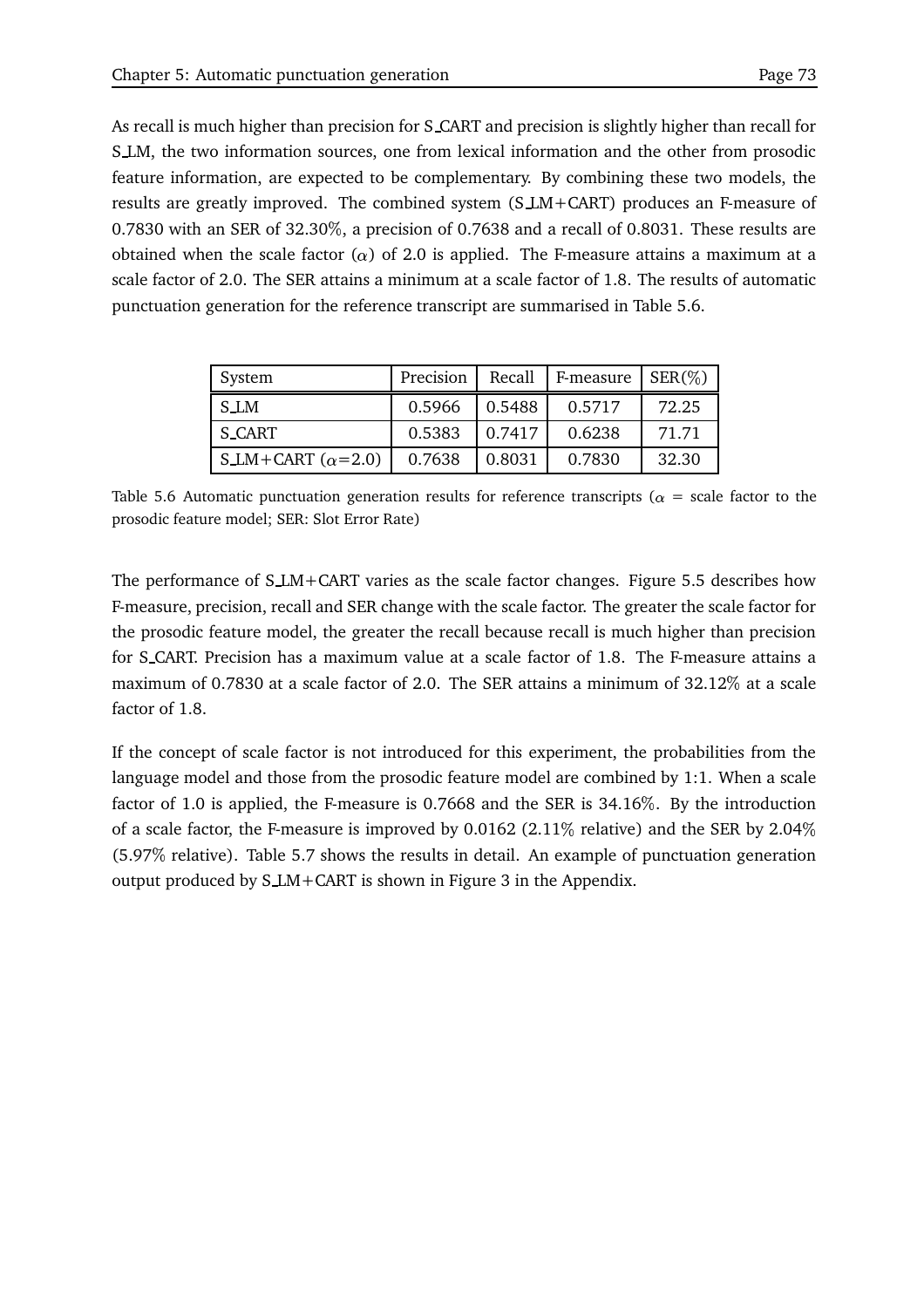As recall is much higher than precision for S_CART and precision is slightly higher than recall for S_LM, the two information sources, one from lexical information and the other from prosodic feature information, are expected to be complementary. By combining these two models, the results are greatly improved. The combined system (S_LM+CART) produces an F-measure of 0.7830 with an SER of 32.30%, a precision of 0.7638 and a recall of 0.8031. These results are obtained when the scale factor ($\alpha$) of 2.0 is applied. The F-measure attains a maximum at a scale factor of 2.0. The SER attains a minimum at a scale factor of 1.8. The results of automatic punctuation generation for the reference transcript are summarised in Table 5.6.

| System | Precision | Recall | F-measure | SER(%) |
|---|---|---|---|---|
| S_LM | 0.5966 | 0.5488 | 0.5717 | 72.25 |
| S_CART | 0.5383 | 0.7417 | 0.6238 | 71.71 |
| S_LM+CART ($\alpha$=2.0) | 0.7638 | 0.8031 | 0.7830 | 32.30 |

Table 5.6 Automatic punctuation generation results for reference transcripts ($\alpha$ = scale factor to the prosodic feature model; SER: Slot Error Rate)

The performance of S_LM+CART varies as the scale factor changes. Figure 5.5 describes how F-measure, precision, recall and SER change with the scale factor. The greater the scale factor for the prosodic feature model, the greater the recall because recall is much higher than precision for S_CART. Precision has a maximum value at a scale factor of 1.8. The F-measure attains a maximum of 0.7830 at a scale factor of 2.0. The SER attains a minimum of 32.12% at a scale factor of 1.8.

If the concept of scale factor is not introduced for this experiment, the probabilities from the language model and those from the prosodic feature model are combined by 1:1. When a scale factor of 1.0 is applied, the F-measure is 0.7668 and the SER is 34.16%. By the introduction of a scale factor, the F-measure is improved by 0.0162 (2.11% relative) and the SER by 2.04% (5.97% relative). Table 5.7 shows the results in detail. An example of punctuation generation output produced by S_LM+CART is shown in Figure 3 in the Appendix.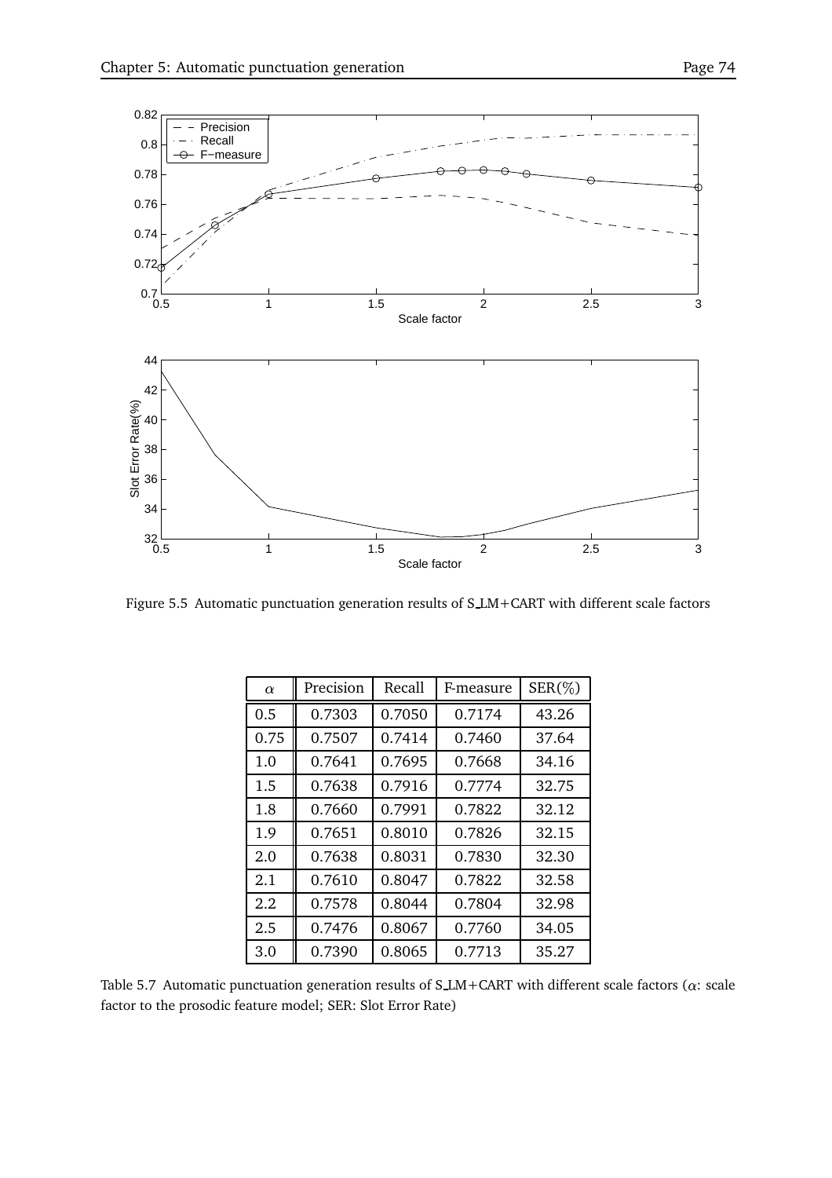Figure 5.5 Automatic punctuation generation results of S_LM+CART with different scale factors

| $\alpha$ | Precision | Recall | F-measure | SER(%) |
|---|---|---|---|---|
| 0.5 | 0.7303 | 0.7050 | 0.7174 | 43.26 |
| 0.75 | 0.7507 | 0.7414 | 0.7460 | 37.64 |
| 1.0 | 0.7641 | 0.7695 | 0.7668 | 34.16 |
| 1.5 | 0.7638 | 0.7916 | 0.7774 | 32.75 |
| 1.8 | 0.7660 | 0.7991 | 0.7822 | 32.12 |
| 1.9 | 0.7651 | 0.8010 | 0.7826 | 32.15 |
| 2.0 | 0.7638 | 0.8031 | 0.7830 | 32.30 |
| 2.1 | 0.7610 | 0.8047 | 0.7822 | 32.58 |
| 2.2 | 0.7578 | 0.8044 | 0.7804 | 32.98 |
| 2.5 | 0.7476 | 0.8067 | 0.7760 | 34.05 |
| 3.0 | 0.7390 | 0.8065 | 0.7713 | 35.27 |

Table 5.7 Automatic punctuation generation results of S_LM+CART with different scale factors ($\alpha$: scale factor to the prosodic feature model; SER: Slot Error Rate)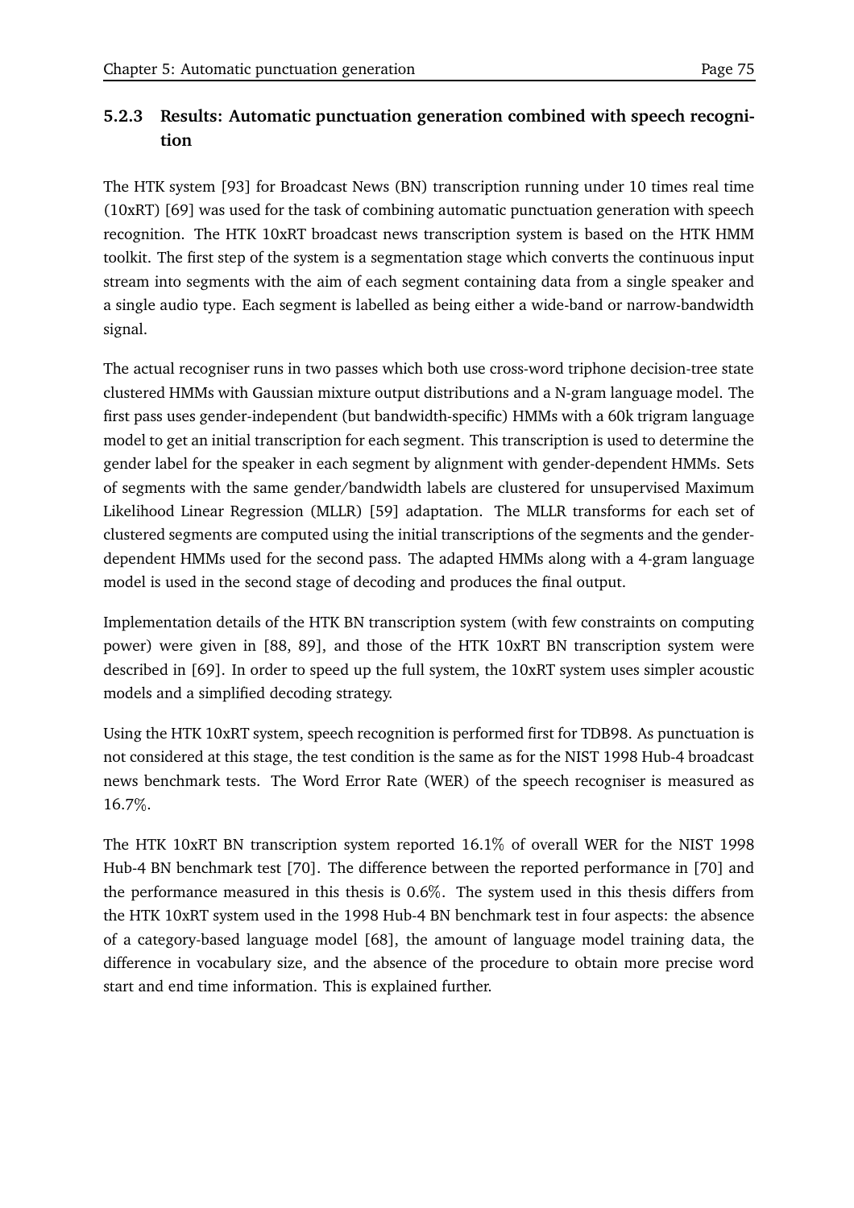### 5.2.3 Results: Automatic punctuation generation combined with speech recognition

The HTK system [93] for Broadcast News (BN) transcription running under 10 times real time (10xRT) [69] was used for the task of combining automatic punctuation generation with speech recognition. The HTK 10xRT broadcast news transcription system is based on the HTK HMM toolkit. The first step of the system is a segmentation stage which converts the continuous input stream into segments with the aim of each segment containing data from a single speaker and a single audio type. Each segment is labelled as being either a wide-band or narrow-bandwidth signal.

The actual recogniser runs in two passes which both use cross-word triphone decision-tree state clustered HMMs with Gaussian mixture output distributions and a N-gram language model. The first pass uses gender-independent (but bandwidth-specific) HMMs with a 60k trigram language model to get an initial transcription for each segment. This transcription is used to determine the gender label for the speaker in each segment by alignment with gender-dependent HMMs. Sets of segments with the same gender/bandwidth labels are clustered for unsupervised Maximum Likelihood Linear Regression (MLLR) [59] adaptation. The MLLR transforms for each set of clustered segments are computed using the initial transcriptions of the segments and the gender-dependent HMMs used for the second pass. The adapted HMMs along with a 4-gram language model is used in the second stage of decoding and produces the final output.

Implementation details of the HTK BN transcription system (with few constraints on computing power) were given in [88, 89], and those of the HTK 10xRT BN transcription system were described in [69]. In order to speed up the full system, the 10xRT system uses simpler acoustic models and a simplified decoding strategy.

Using the HTK 10xRT system, speech recognition is performed first for TDB98. As punctuation is not considered at this stage, the test condition is the same as for the NIST 1998 Hub-4 broadcast news benchmark tests. The Word Error Rate (WER) of the speech recogniser is measured as 16.7%.

The HTK 10xRT BN transcription system reported 16.1% of overall WER for the NIST 1998 Hub-4 BN benchmark test [70]. The difference between the reported performance in [70] and the performance measured in this thesis is 0.6%. The system used in this thesis differs from the HTK 10xRT system used in the 1998 Hub-4 BN benchmark test in four aspects: the absence of a category-based language model [68], the amount of language model training data, the difference in vocabulary size, and the absence of the procedure to obtain more precise word start and end time information. This is explained further.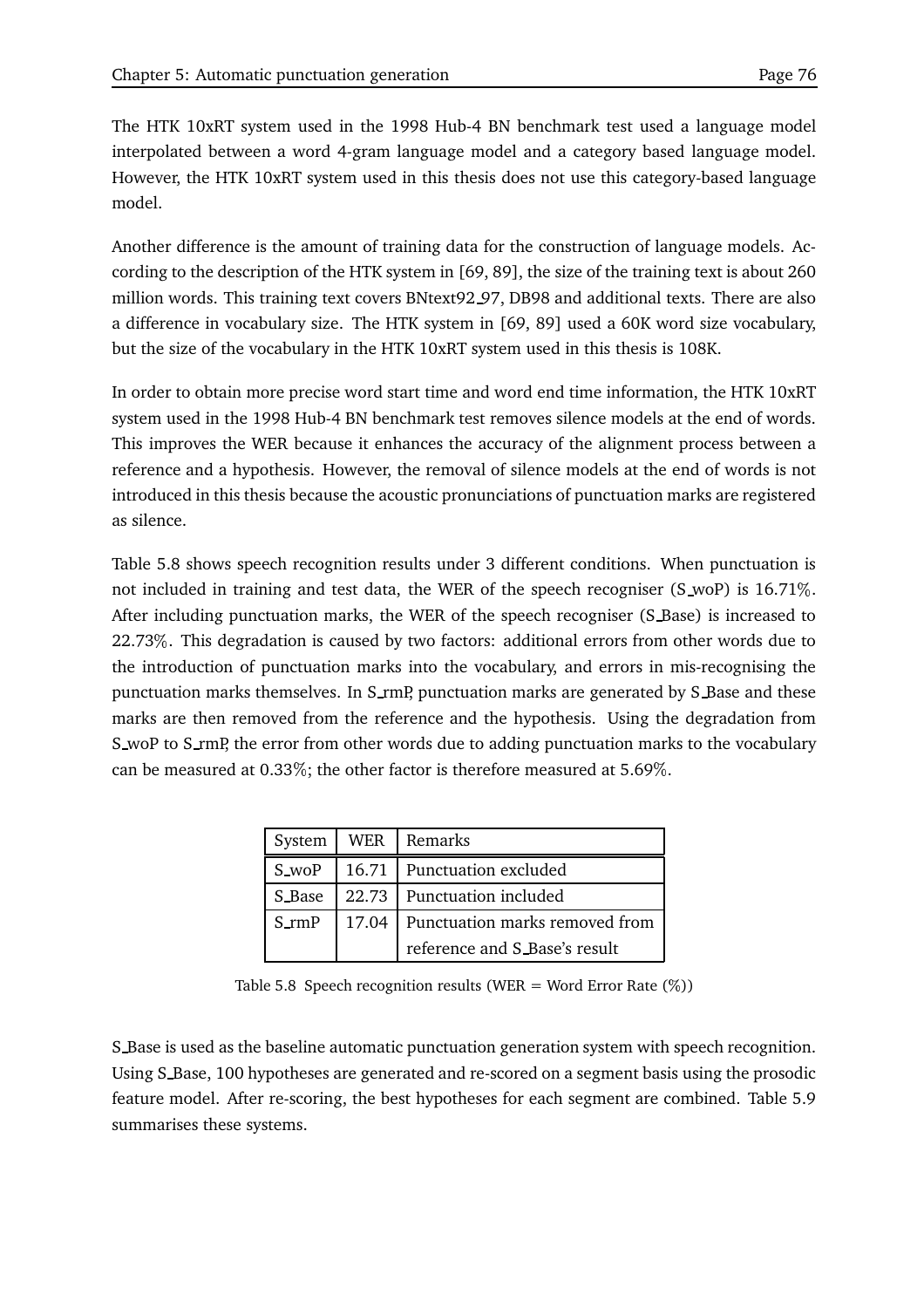The HTK 10xRT system used in the 1998 Hub-4 BN benchmark test used a language model interpolated between a word 4-gram language model and a category based language model. However, the HTK 10xRT system used in this thesis does not use this category-based language model.

Another difference is the amount of training data for the construction of language models. According to the description of the HTK system in [69, 89], the size of the training text is about 260 million words. This training text covers BNtext92_97, DB98 and additional texts. There are also a difference in vocabulary size. The HTK system in [69, 89] used a 60K word size vocabulary, but the size of the vocabulary in the HTK 10xRT system used in this thesis is 108K.

In order to obtain more precise word start time and word end time information, the HTK 10xRT system used in the 1998 Hub-4 BN benchmark test removes silence models at the end of words. This improves the WER because it enhances the accuracy of the alignment process between a reference and a hypothesis. However, the removal of silence models at the end of words is not introduced in this thesis because the acoustic pronunciations of punctuation marks are registered as silence.

Table 5.8 shows speech recognition results under 3 different conditions. When punctuation is not included in training and test data, the WER of the speech recogniser (S_woP) is 16.71%. After including punctuation marks, the WER of the speech recogniser (S_Base) is increased to 22.73%. This degradation is caused by two factors: additional errors from other words due to the introduction of punctuation marks into the vocabulary, and errors in mis-recognising the punctuation marks themselves. In S_rmP, punctuation marks are generated by S_Base and these marks are then removed from the reference and the hypothesis. Using the degradation from S_woP to S_rmP, the error from other words due to adding punctuation marks to the vocabulary can be measured at 0.33%; the other factor is therefore measured at 5.69%.

| System | WER | Remarks |
|---|---|---|
| S_woP | 16.71 | Punctuation excluded |
| S_Base | 22.73 | Punctuation included |
| S_rmP | 17.04 | Punctuation marks removed from reference and S_Base's result |

Table 5.8 Speech recognition results (WER = Word Error Rate (%))

S_Base is used as the baseline automatic punctuation generation system with speech recognition. Using S_Base, 100 hypotheses are generated and re-scored on a segment basis using the prosodic feature model. After re-scoring, the best hypotheses for each segment are combined. Table 5.9 summarises these systems.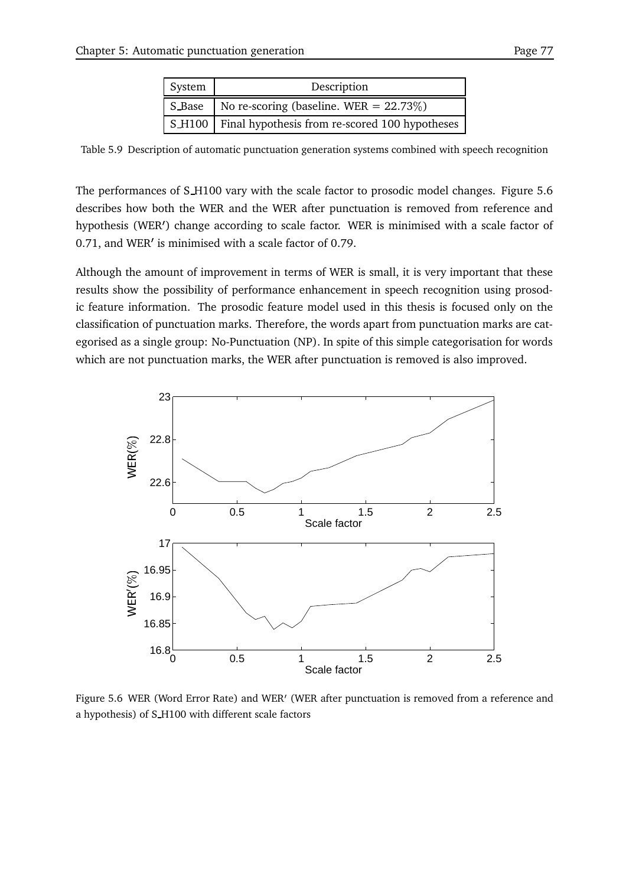| System | Description |
|---|---|
| S_Base | No re-scoring (baseline. WER = 22.73%) |
| S_H100 | Final hypothesis from re-scored 100 hypotheses |

Table 5.9 Description of automatic punctuation generation systems combined with speech recognition

The performances of S_H100 vary with the scale factor to prosodic model changes. Figure 5.6 describes how both the WER and the WER after punctuation is removed from reference and hypothesis (WER′) change according to scale factor. WER is minimised with a scale factor of 0.71, and WER′ is minimised with a scale factor of 0.79.

Although the amount of improvement in terms of WER is small, it is very important that these results show the possibility of performance enhancement in speech recognition using prosodic feature information. The prosodic feature model used in this thesis is focused only on the classification of punctuation marks. Therefore, the words apart from punctuation marks are categorised as a single group: No-Punctuation (NP). In spite of this simple categorisation for words which are not punctuation marks, the WER after punctuation is removed is also improved.

Figure 5.6 WER (Word Error Rate) and WER′ (WER after punctuation is removed from a reference and a hypothesis) of S_H100 with different scale factors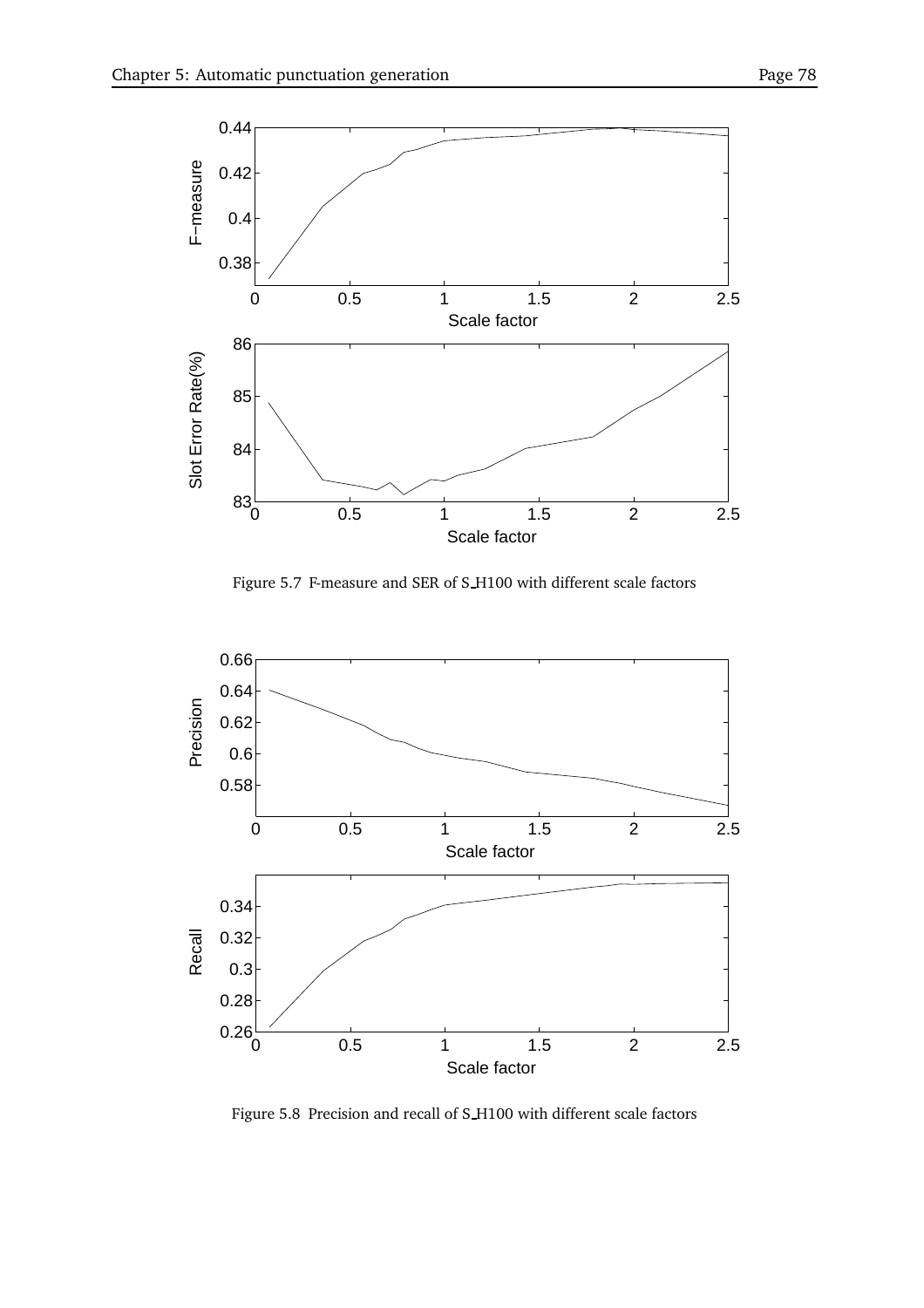Figure 5.7 F-measure and SER of S_H100 with different scale factors

Figure 5.8 Precision and recall of S_H100 with different scale factors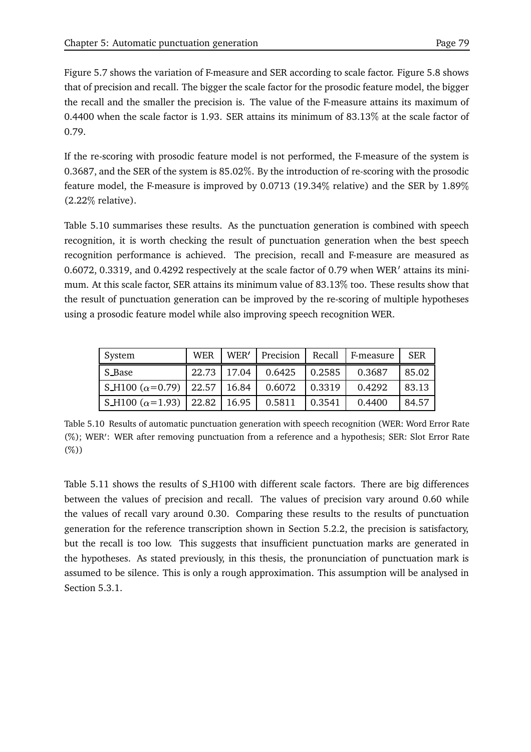Figure 5.7 shows the variation of F-measure and SER according to scale factor. Figure 5.8 shows that of precision and recall. The bigger the scale factor for the prosodic feature model, the bigger the recall and the smaller the precision is. The value of the F-measure attains its maximum of 0.4400 when the scale factor is 1.93. SER attains its minimum of 83.13% at the scale factor of 0.79.

If the re-scoring with prosodic feature model is not performed, the F-measure of the system is 0.3687, and the SER of the system is 85.02%. By the introduction of re-scoring with the prosodic feature model, the F-measure is improved by 0.0713 (19.34% relative) and the SER by 1.89% (2.22% relative).

Table 5.10 summarises these results. As the punctuation generation is combined with speech recognition, it is worth checking the result of punctuation generation when the best speech recognition performance is achieved. The precision, recall and F-measure are measured as 0.6072, 0.3319, and 0.4292 respectively at the scale factor of 0.79 when WER′ attains its minimum. At this scale factor, SER attains its minimum value of 83.13% too. These results show that the result of punctuation generation can be improved by the re-scoring of multiple hypotheses using a prosodic feature model while also improving speech recognition WER.

| System | WER | WER′ | Precision | Recall | F-measure | SER |
|---|---|---|---|---|---|---|
| S_Base | 22.73 | 17.04 | 0.6425 | 0.2585 | 0.3687 | 85.02 |
| S_H100 ($\alpha$=0.79) | 22.57 | 16.84 | 0.6072 | 0.3319 | 0.4292 | 83.13 |
| S_H100 ($\alpha$=1.93) | 22.82 | 16.95 | 0.5811 | 0.3541 | 0.4400 | 84.57 |

Table 5.10 Results of automatic punctuation generation with speech recognition (WER: Word Error Rate (%); WER′: WER after removing punctuation from a reference and a hypothesis; SER: Slot Error Rate (%))

Table 5.11 shows the results of S_H100 with different scale factors. There are big differences between the values of precision and recall. The values of precision vary around 0.60 while the values of recall vary around 0.30. Comparing these results to the results of punctuation generation for the reference transcription shown in Section 5.2.2, the precision is satisfactory, but the recall is too low. This suggests that insufficient punctuation marks are generated in the hypotheses. As stated previously, in this thesis, the pronunciation of punctuation mark is assumed to be silence. This is only a rough approximation. This assumption will be analysed in Section 5.3.1.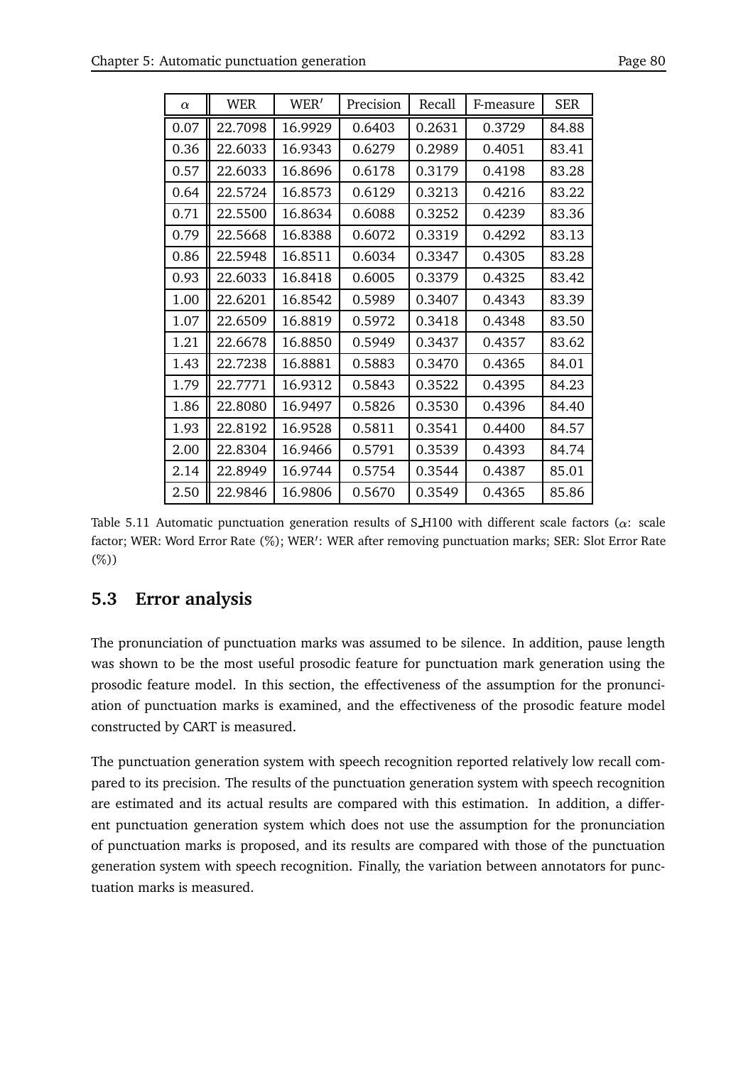| $\alpha$ | WER | WER$'$ | Precision | Recall | F-measure | SER |
|---|---|---|---|---|---|---|
| 0.07 | 22.7098 | 16.9929 | 0.6403 | 0.2631 | 0.3729 | 84.88 |
| 0.36 | 22.6033 | 16.9343 | 0.6279 | 0.2989 | 0.4051 | 83.41 |
| 0.57 | 22.6033 | 16.8696 | 0.6178 | 0.3179 | 0.4198 | 83.28 |
| 0.64 | 22.5724 | 16.8573 | 0.6129 | 0.3213 | 0.4216 | 83.22 |
| 0.71 | 22.5500 | 16.8634 | 0.6088 | 0.3252 | 0.4239 | 83.36 |
| 0.79 | 22.5668 | 16.8388 | 0.6072 | 0.3319 | 0.4292 | 83.13 |
| 0.86 | 22.5948 | 16.8511 | 0.6034 | 0.3347 | 0.4305 | 83.28 |
| 0.93 | 22.6033 | 16.8418 | 0.6005 | 0.3379 | 0.4325 | 83.42 |
| 1.00 | 22.6201 | 16.8542 | 0.5989 | 0.3407 | 0.4343 | 83.39 |
| 1.07 | 22.6509 | 16.8819 | 0.5972 | 0.3418 | 0.4348 | 83.50 |
| 1.21 | 22.6678 | 16.8850 | 0.5949 | 0.3437 | 0.4357 | 83.62 |
| 1.43 | 22.7238 | 16.8881 | 0.5883 | 0.3470 | 0.4365 | 84.01 |
| 1.79 | 22.7771 | 16.9312 | 0.5843 | 0.3522 | 0.4395 | 84.23 |
| 1.86 | 22.8080 | 16.9497 | 0.5826 | 0.3530 | 0.4396 | 84.40 |
| 1.93 | 22.8192 | 16.9528 | 0.5811 | 0.3541 | 0.4400 | 84.57 |
| 2.00 | 22.8304 | 16.9466 | 0.5791 | 0.3539 | 0.4393 | 84.74 |
| 2.14 | 22.8949 | 16.9744 | 0.5754 | 0.3544 | 0.4387 | 85.01 |
| 2.50 | 22.9846 | 16.9806 | 0.5670 | 0.3549 | 0.4365 | 85.86 |

Table 5.11 Automatic punctuation generation results of S_H100 with different scale factors ($\alpha$: scale factor; WER: Word Error Rate (%); WER$'$: WER after removing punctuation marks; SER: Slot Error Rate (%))

## 5.3 Error analysis

The pronunciation of punctuation marks was assumed to be silence. In addition, pause length was shown to be the most useful prosodic feature for punctuation mark generation using the prosodic feature model. In this section, the effectiveness of the assumption for the pronunciation of punctuation marks is examined, and the effectiveness of the prosodic feature model constructed by CART is measured.

The punctuation generation system with speech recognition reported relatively low recall compared to its precision. The results of the punctuation generation system with speech recognition are estimated and its actual results are compared with this estimation. In addition, a different punctuation generation system which does not use the assumption for the pronunciation of punctuation marks is proposed, and its results are compared with those of the punctuation generation system with speech recognition. Finally, the variation between annotators for punctuation marks is measured.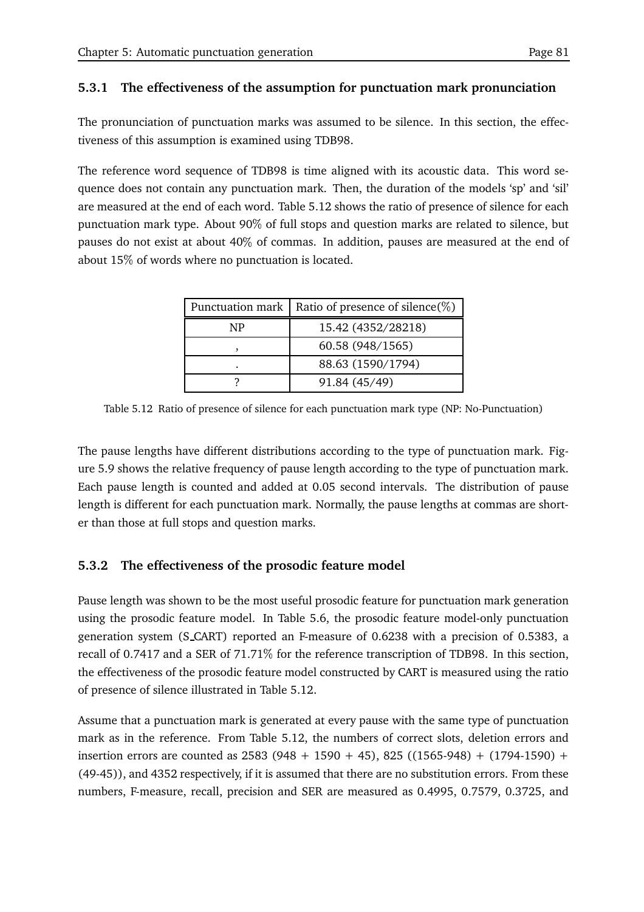### 5.3.1 The effectiveness of the assumption for punctuation mark pronunciation

The pronunciation of punctuation marks was assumed to be silence. In this section, the effectiveness of this assumption is examined using TDB98.

The reference word sequence of TDB98 is time aligned with its acoustic data. This word sequence does not contain any punctuation mark. Then, the duration of the models 'sp' and 'sil' are measured at the end of each word. Table 5.12 shows the ratio of presence of silence for each punctuation mark type. About 90% of full stops and question marks are related to silence, but pauses do not exist at about 40% of commas. In addition, pauses are measured at the end of about 15% of words where no punctuation is located.

| Punctuation mark | Ratio of presence of silence(%) |
|---|---|
| NP | 15.42 (4352/28218) |
| , | 60.58 (948/1565) |
| . | 88.63 (1590/1794) |
| ? | 91.84 (45/49) |

Table 5.12 Ratio of presence of silence for each punctuation mark type (NP: No-Punctuation)

The pause lengths have different distributions according to the type of punctuation mark. Figure 5.9 shows the relative frequency of pause length according to the type of punctuation mark. Each pause length is counted and added at 0.05 second intervals. The distribution of pause length is different for each punctuation mark. Normally, the pause lengths at commas are shorter than those at full stops and question marks.

### 5.3.2 The effectiveness of the prosodic feature model

Pause length was shown to be the most useful prosodic feature for punctuation mark generation using the prosodic feature model. In Table 5.6, the prosodic feature model-only punctuation generation system (S_CART) reported an F-measure of 0.6238 with a precision of 0.5383, a recall of 0.7417 and a SER of 71.71% for the reference transcription of TDB98. In this section, the effectiveness of the prosodic feature model constructed by CART is measured using the ratio of presence of silence illustrated in Table 5.12.

Assume that a punctuation mark is generated at every pause with the same type of punctuation mark as in the reference. From Table 5.12, the numbers of correct slots, deletion errors and insertion errors are counted as 2583 (948 + 1590 + 45), 825 ((1565-948) + (1794-1590) + (49-45)), and 4352 respectively, if it is assumed that there are no substitution errors. From these numbers, F-measure, recall, precision and SER are measured as 0.4995, 0.7579, 0.3725, and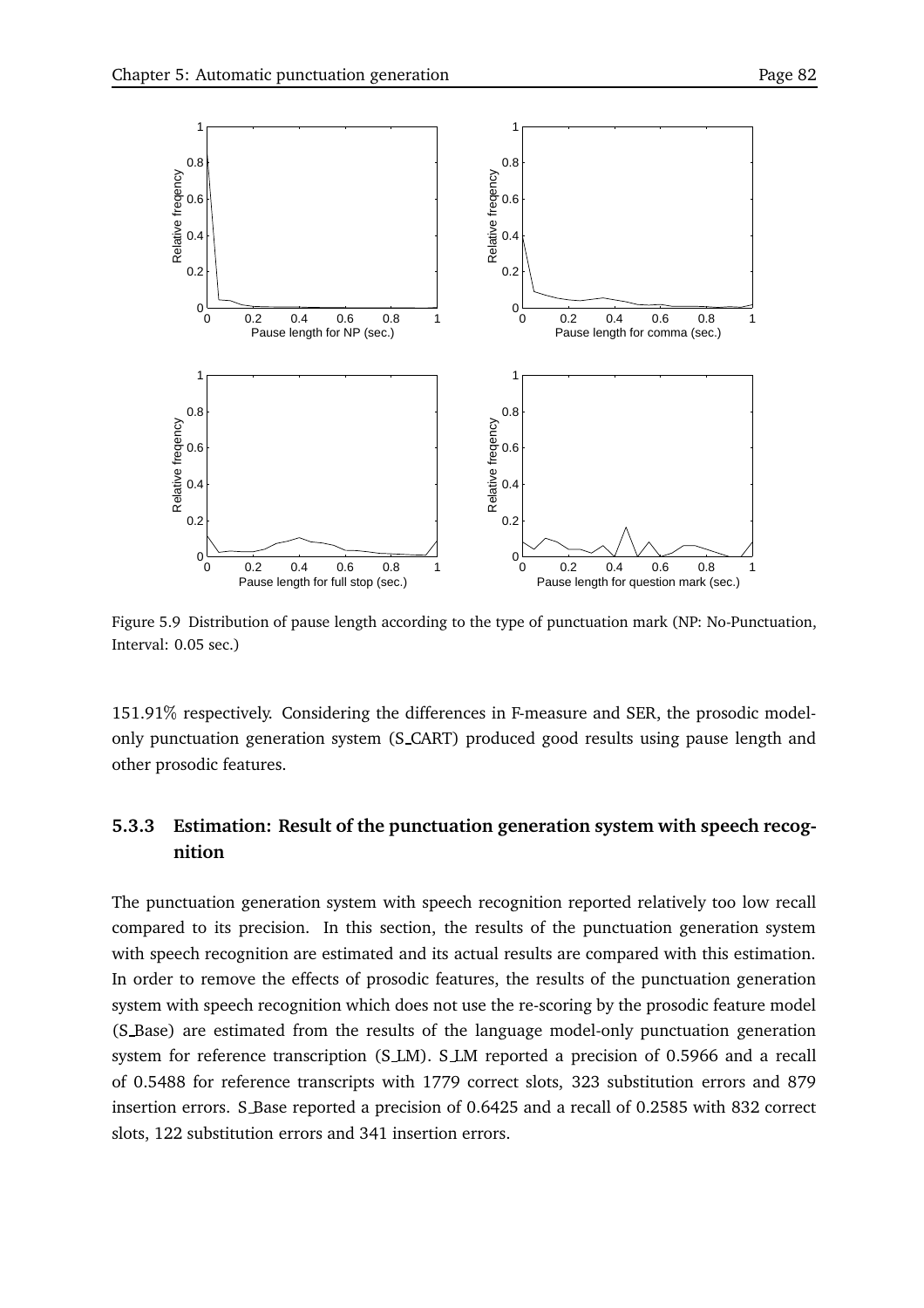Figure 5.9 Distribution of pause length according to the type of punctuation mark (NP: No-Punctuation, Interval: 0.05 sec.)

151.91% respectively. Considering the differences in F-measure and SER, the prosodic model-only punctuation generation system (S_CART) produced good results using pause length and other prosodic features.

### 5.3.3 Estimation: Result of the punctuation generation system with speech recognition

The punctuation generation system with speech recognition reported relatively too low recall compared to its precision. In this section, the results of the punctuation generation system with speech recognition are estimated and its actual results are compared with this estimation. In order to remove the effects of prosodic features, the results of the punctuation generation system with speech recognition which does not use the re-scoring by the prosodic feature model (S_Base) are estimated from the results of the language model-only punctuation generation system for reference transcription (S_LM). S_LM reported a precision of 0.5966 and a recall of 0.5488 for reference transcripts with 1779 correct slots, 323 substitution errors and 879 insertion errors. S_Base reported a precision of 0.6425 and a recall of 0.2585 with 832 correct slots, 122 substitution errors and 341 insertion errors.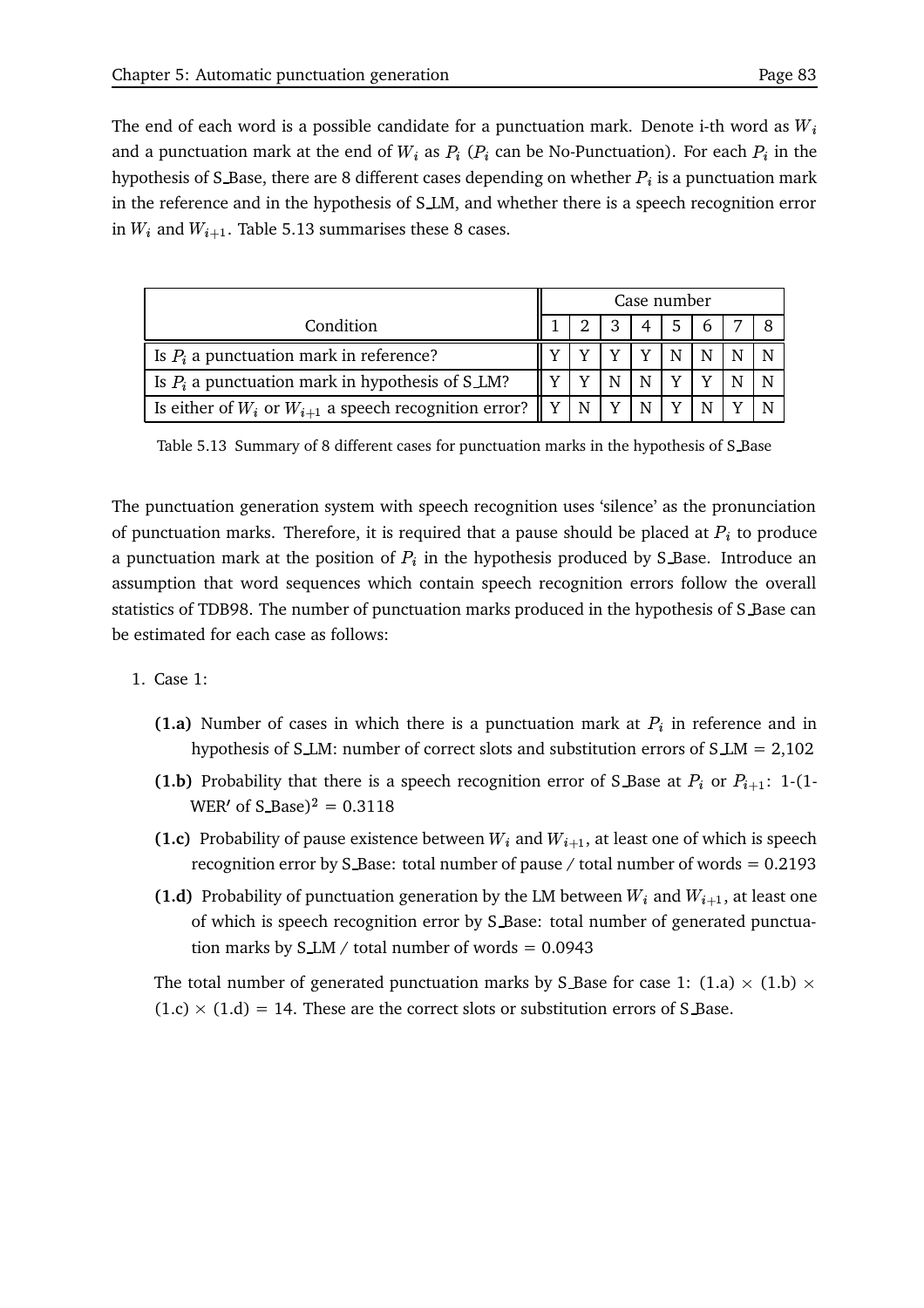The end of each word is a possible candidate for a punctuation mark. Denote i-th word as $W_i$ and a punctuation mark at the end of $W_i$ as $P_i$ ($P_i$ can be No-Punctuation). For each $P_i$ in the hypothesis of S_Base, there are 8 different cases depending on whether $P_i$ is a punctuation mark in the reference and in the hypothesis of S_LM, and whether there is a speech recognition error in $W_i$ and $W_{i+1}$. Table 5.13 summarises these 8 cases.

| Condition | Case number | | | | | | | |
|---|---|---|---|---|---|---|---|---|
| | 1 | 2 | 3 | 4 | 5 | 6 | 7 | 8 |
| Is $P_i$ a punctuation mark in reference? | Y | Y | Y | Y | N | N | N | N |
| Is $P_i$ a punctuation mark in hypothesis of S_LM? | Y | Y | N | N | Y | Y | N | N |
| Is either of $W_i$ or $W_{i+1}$ a speech recognition error? | Y | N | Y | N | Y | N | Y | N |

Table 5.13 Summary of 8 different cases for punctuation marks in the hypothesis of S_Base

The punctuation generation system with speech recognition uses 'silence' as the pronunciation of punctuation marks. Therefore, it is required that a pause should be placed at $P_i$ to produce a punctuation mark at the position of $P_i$ in the hypothesis produced by S_Base. Introduce an assumption that word sequences which contain speech recognition errors follow the overall statistics of TDB98. The number of punctuation marks produced in the hypothesis of S_Base can be estimated for each case as follows:

1. Case 1:

   **(1.a)** Number of cases in which there is a punctuation mark at $P_i$ in reference and in hypothesis of S_LM: number of correct slots and substitution errors of S_LM = 2,102

   **(1.b)** Probability that there is a speech recognition error of S_Base at $P_i$ or $P_{i+1}$: 1-(1-WER′ of S_Base)$^2$ = 0.3118

   **(1.c)** Probability of pause existence between $W_i$ and $W_{i+1}$, at least one of which is speech recognition error by S_Base: total number of pause / total number of words = 0.2193

   **(1.d)** Probability of punctuation generation by the LM between $W_i$ and $W_{i+1}$, at least one of which is speech recognition error by S_Base: total number of generated punctuation marks by S_LM / total number of words = 0.0943

   The total number of generated punctuation marks by S_Base for case 1: (1.a) × (1.b) × (1.c) × (1.d) = 14. These are the correct slots or substitution errors of S_Base.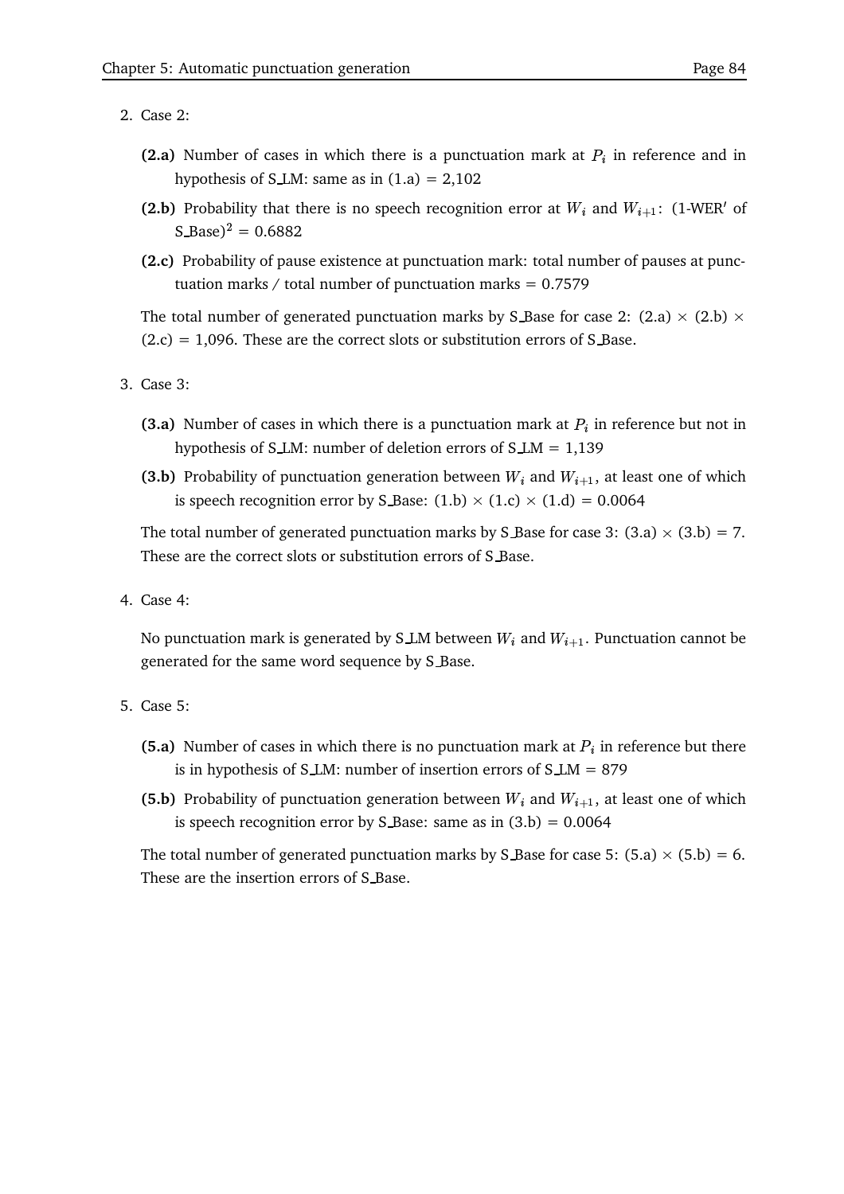2. Case 2:

   **(2.a)** Number of cases in which there is a punctuation mark at $P_i$ in reference and in hypothesis of S_LM: same as in (1.a) = 2,102

   **(2.b)** Probability that there is no speech recognition error at $W_i$ and $W_{i+1}$: (1-WER′ of S_Base)$^2$ = 0.6882

   **(2.c)** Probability of pause existence at punctuation mark: total number of pauses at punctuation marks / total number of punctuation marks = 0.7579

   The total number of generated punctuation marks by S_Base for case 2: (2.a) × (2.b) × (2.c) = 1,096. These are the correct slots or substitution errors of S_Base.

3. Case 3:

   **(3.a)** Number of cases in which there is a punctuation mark at $P_i$ in reference but not in hypothesis of S_LM: number of deletion errors of S_LM = 1,139

   **(3.b)** Probability of punctuation generation between $W_i$ and $W_{i+1}$, at least one of which is speech recognition error by S_Base: (1.b) × (1.c) × (1.d) = 0.0064

   The total number of generated punctuation marks by S_Base for case 3: (3.a) × (3.b) = 7. These are the correct slots or substitution errors of S_Base.

4. Case 4:

   No punctuation mark is generated by S_LM between $W_i$ and $W_{i+1}$. Punctuation cannot be generated for the same word sequence by S_Base.

5. Case 5:

   **(5.a)** Number of cases in which there is no punctuation mark at $P_i$ in reference but there is in hypothesis of S_LM: number of insertion errors of S_LM = 879

   **(5.b)** Probability of punctuation generation between $W_i$ and $W_{i+1}$, at least one of which is speech recognition error by S_Base: same as in (3.b) = 0.0064

   The total number of generated punctuation marks by S_Base for case 5: (5.a) × (5.b) = 6. These are the insertion errors of S_Base.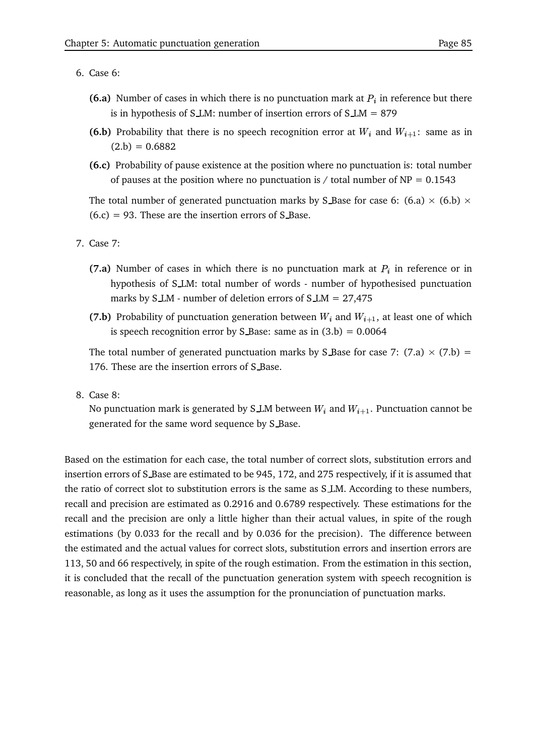6. Case 6:

   **(6.a)** Number of cases in which there is no punctuation mark at $P_i$ in reference but there is in hypothesis of S_LM: number of insertion errors of S_LM = 879

   **(6.b)** Probability that there is no speech recognition error at $W_i$ and $W_{i+1}$: same as in (2.b) = 0.6882

   **(6.c)** Probability of pause existence at the position where no punctuation is: total number of pauses at the position where no punctuation is / total number of NP = 0.1543

   The total number of generated punctuation marks by S_Base for case 6: (6.a) $\times$ (6.b) $\times$ (6.c) = 93. These are the insertion errors of S_Base.

7. Case 7:

   **(7.a)** Number of cases in which there is no punctuation mark at $P_i$ in reference or in hypothesis of S_LM: total number of words - number of hypothesised punctuation marks by S_LM - number of deletion errors of S_LM = 27,475

   **(7.b)** Probability of punctuation generation between $W_i$ and $W_{i+1}$, at least one of which is speech recognition error by S_Base: same as in (3.b) = 0.0064

   The total number of generated punctuation marks by S_Base for case 7: (7.a) $\times$ (7.b) = 176. These are the insertion errors of S_Base.

8. Case 8:
   No punctuation mark is generated by S_LM between $W_i$ and $W_{i+1}$. Punctuation cannot be generated for the same word sequence by S_Base.

Based on the estimation for each case, the total number of correct slots, substitution errors and insertion errors of S_Base are estimated to be 945, 172, and 275 respectively, if it is assumed that the ratio of correct slot to substitution errors is the same as S_LM. According to these numbers, recall and precision are estimated as 0.2916 and 0.6789 respectively. These estimations for the recall and the precision are only a little higher than their actual values, in spite of the rough estimations (by 0.033 for the recall and by 0.036 for the precision). The difference between the estimated and the actual values for correct slots, substitution errors and insertion errors are 113, 50 and 66 respectively, in spite of the rough estimation. From the estimation in this section, it is concluded that the recall of the punctuation generation system with speech recognition is reasonable, as long as it uses the assumption for the pronunciation of punctuation marks.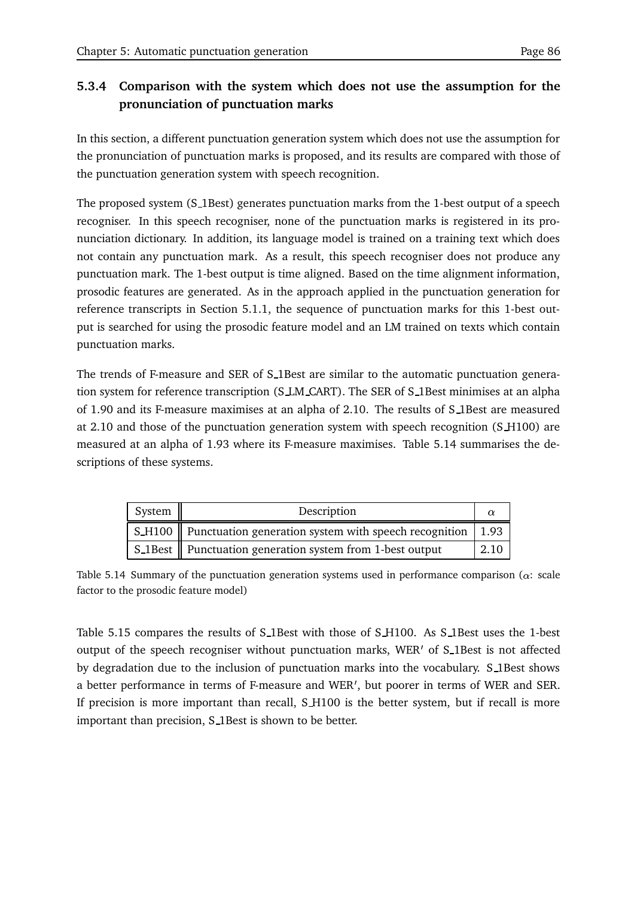### 5.3.4 Comparison with the system which does not use the assumption for the pronunciation of punctuation marks

In this section, a different punctuation generation system which does not use the assumption for the pronunciation of punctuation marks is proposed, and its results are compared with those of the punctuation generation system with speech recognition.

The proposed system (S_1Best) generates punctuation marks from the 1-best output of a speech recogniser. In this speech recogniser, none of the punctuation marks is registered in its pronunciation dictionary. In addition, its language model is trained on a training text which does not contain any punctuation mark. As a result, this speech recogniser does not produce any punctuation mark. The 1-best output is time aligned. Based on the time alignment information, prosodic features are generated. As in the approach applied in the punctuation generation for reference transcripts in Section 5.1.1, the sequence of punctuation marks for this 1-best output is searched for using the prosodic feature model and an LM trained on texts which contain punctuation marks.

The trends of F-measure and SER of S_1Best are similar to the automatic punctuation generation system for reference transcription (S_LM_CART). The SER of S_1Best minimises at an alpha of 1.90 and its F-measure maximises at an alpha of 2.10. The results of S_1Best are measured at 2.10 and those of the punctuation generation system with speech recognition (S_H100) are measured at an alpha of 1.93 where its F-measure maximises. Table 5.14 summarises the descriptions of these systems.

| System | Description | $\alpha$ |
|---|---|---|
| S_H100 | Punctuation generation system with speech recognition | 1.93 |
| S_1Best | Punctuation generation system from 1-best output | 2.10 |

Table 5.14 Summary of the punctuation generation systems used in performance comparison ($\alpha$: scale factor to the prosodic feature model)

Table 5.15 compares the results of S_1Best with those of S_H100. As S_1Best uses the 1-best output of the speech recogniser without punctuation marks, WER$'$ of S_1Best is not affected by degradation due to the inclusion of punctuation marks into the vocabulary. S_1Best shows a better performance in terms of F-measure and WER$'$, but poorer in terms of WER and SER. If precision is more important than recall, S_H100 is the better system, but if recall is more important than precision, S_1Best is shown to be better.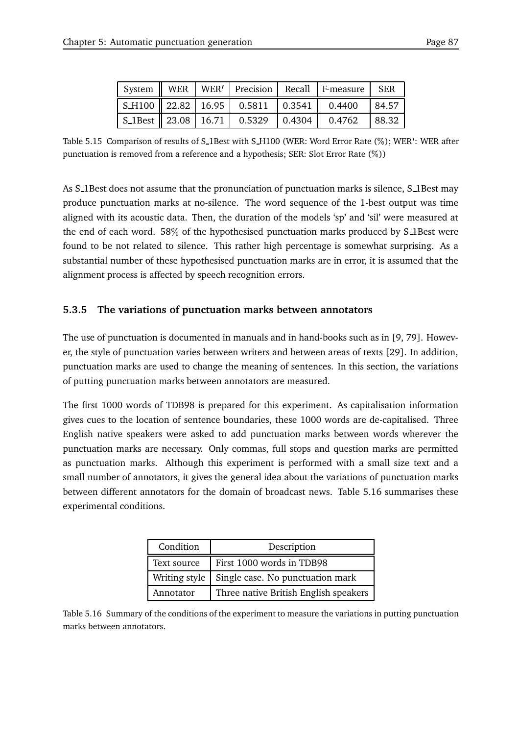| System | WER | WER′ | Precision | Recall | F-measure | SER |
|---|---|---|---|---|---|---|
| S_H100 | 22.82 | 16.95 | 0.5811 | 0.3541 | 0.4400 | 84.57 |
| S_1Best | 23.08 | 16.71 | 0.5329 | 0.4304 | 0.4762 | 88.32 |

Table 5.15 Comparison of results of S_1Best with S_H100 (WER: Word Error Rate (%); WER′: WER after punctuation is removed from a reference and a hypothesis; SER: Slot Error Rate (%))

As S_1Best does not assume that the pronunciation of punctuation marks is silence, S_1Best may produce punctuation marks at no-silence. The word sequence of the 1-best output was time aligned with its acoustic data. Then, the duration of the models 'sp' and 'sil' were measured at the end of each word. 58% of the hypothesised punctuation marks produced by S_1Best were found to be not related to silence. This rather high percentage is somewhat surprising. As a substantial number of these hypothesised punctuation marks are in error, it is assumed that the alignment process is affected by speech recognition errors.

### 5.3.5 The variations of punctuation marks between annotators

The use of punctuation is documented in manuals and in hand-books such as in [9, 79]. However, the style of punctuation varies between writers and between areas of texts [29]. In addition, punctuation marks are used to change the meaning of sentences. In this section, the variations of putting punctuation marks between annotators are measured.

The first 1000 words of TDB98 is prepared for this experiment. As capitalisation information gives cues to the location of sentence boundaries, these 1000 words are de-capitalised. Three English native speakers were asked to add punctuation marks between words wherever the punctuation marks are necessary. Only commas, full stops and question marks are permitted as punctuation marks. Although this experiment is performed with a small size text and a small number of annotators, it gives the general idea about the variations of punctuation marks between different annotators for the domain of broadcast news. Table 5.16 summarises these experimental conditions.

| Condition | Description |
|---|---|
| Text source | First 1000 words in TDB98 |
| Writing style | Single case. No punctuation mark |
| Annotator | Three native British English speakers |

Table 5.16 Summary of the conditions of the experiment to measure the variations in putting punctuation marks between annotators.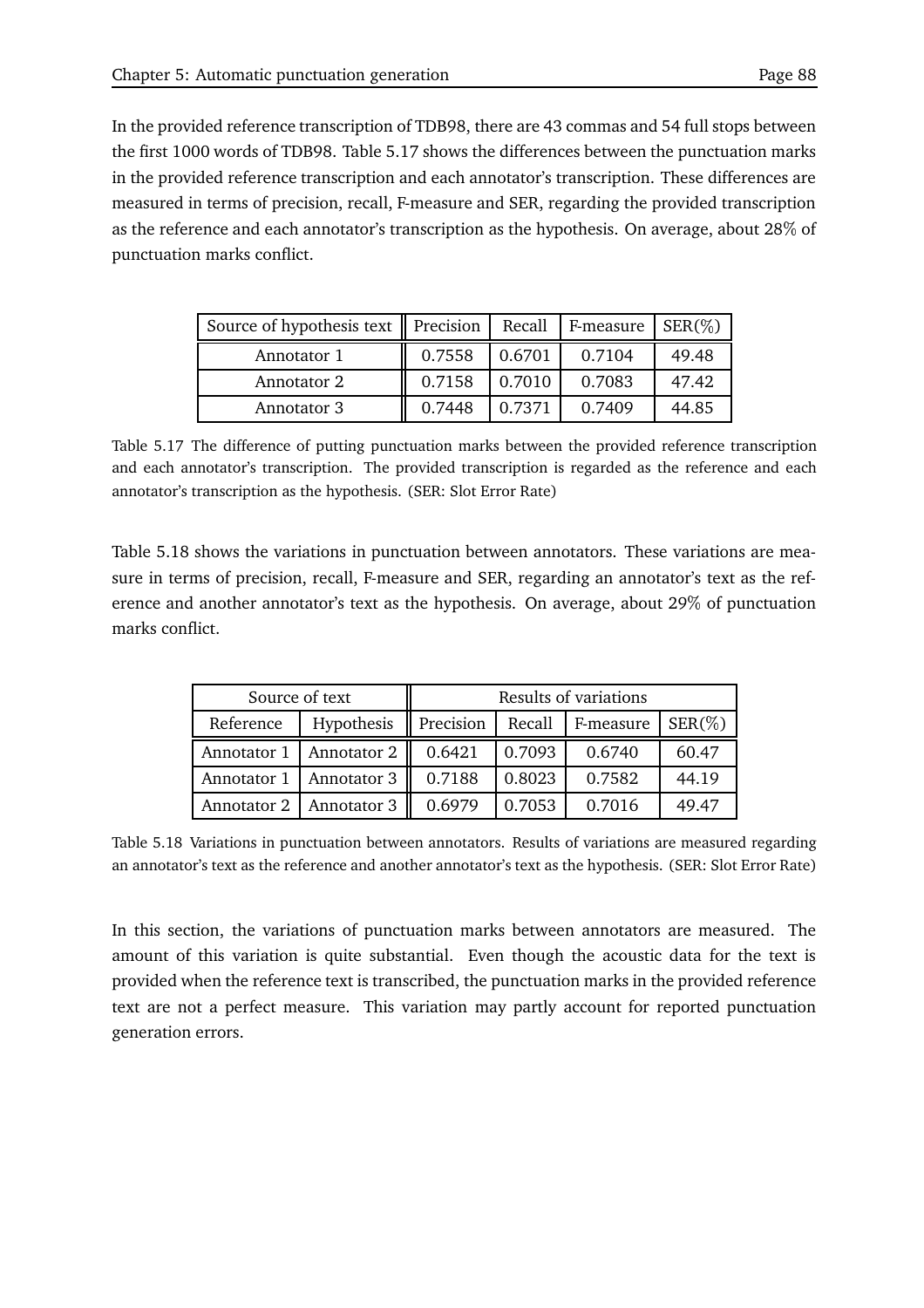In the provided reference transcription of TDB98, there are 43 commas and 54 full stops between the first 1000 words of TDB98. Table 5.17 shows the differences between the punctuation marks in the provided reference transcription and each annotator's transcription. These differences are measured in terms of precision, recall, F-measure and SER, regarding the provided transcription as the reference and each annotator's transcription as the hypothesis. On average, about 28% of punctuation marks conflict.

| Source of hypothesis text | Precision | Recall | F-measure | SER(%) |
|---|---|---|---|---|
| Annotator 1 | 0.7558 | 0.6701 | 0.7104 | 49.48 |
| Annotator 2 | 0.7158 | 0.7010 | 0.7083 | 47.42 |
| Annotator 3 | 0.7448 | 0.7371 | 0.7409 | 44.85 |

Table 5.17 The difference of putting punctuation marks between the provided reference transcription and each annotator's transcription. The provided transcription is regarded as the reference and each annotator's transcription as the hypothesis. (SER: Slot Error Rate)

Table 5.18 shows the variations in punctuation between annotators. These variations are measure in terms of precision, recall, F-measure and SER, regarding an annotator's text as the reference and another annotator's text as the hypothesis. On average, about 29% of punctuation marks conflict.

| Source of text | | Results of variations | | | |
|---|---|---|---|---|---|
| Reference | Hypothesis | Precision | Recall | F-measure | SER(%) |
| Annotator 1 | Annotator 2 | 0.6421 | 0.7093 | 0.6740 | 60.47 |
| Annotator 1 | Annotator 3 | 0.7188 | 0.8023 | 0.7582 | 44.19 |
| Annotator 2 | Annotator 3 | 0.6979 | 0.7053 | 0.7016 | 49.47 |

Table 5.18 Variations in punctuation between annotators. Results of variations are measured regarding an annotator's text as the reference and another annotator's text as the hypothesis. (SER: Slot Error Rate)

In this section, the variations of punctuation marks between annotators are measured. The amount of this variation is quite substantial. Even though the acoustic data for the text is provided when the reference text is transcribed, the punctuation marks in the provided reference text are not a perfect measure. This variation may partly account for reported punctuation generation errors.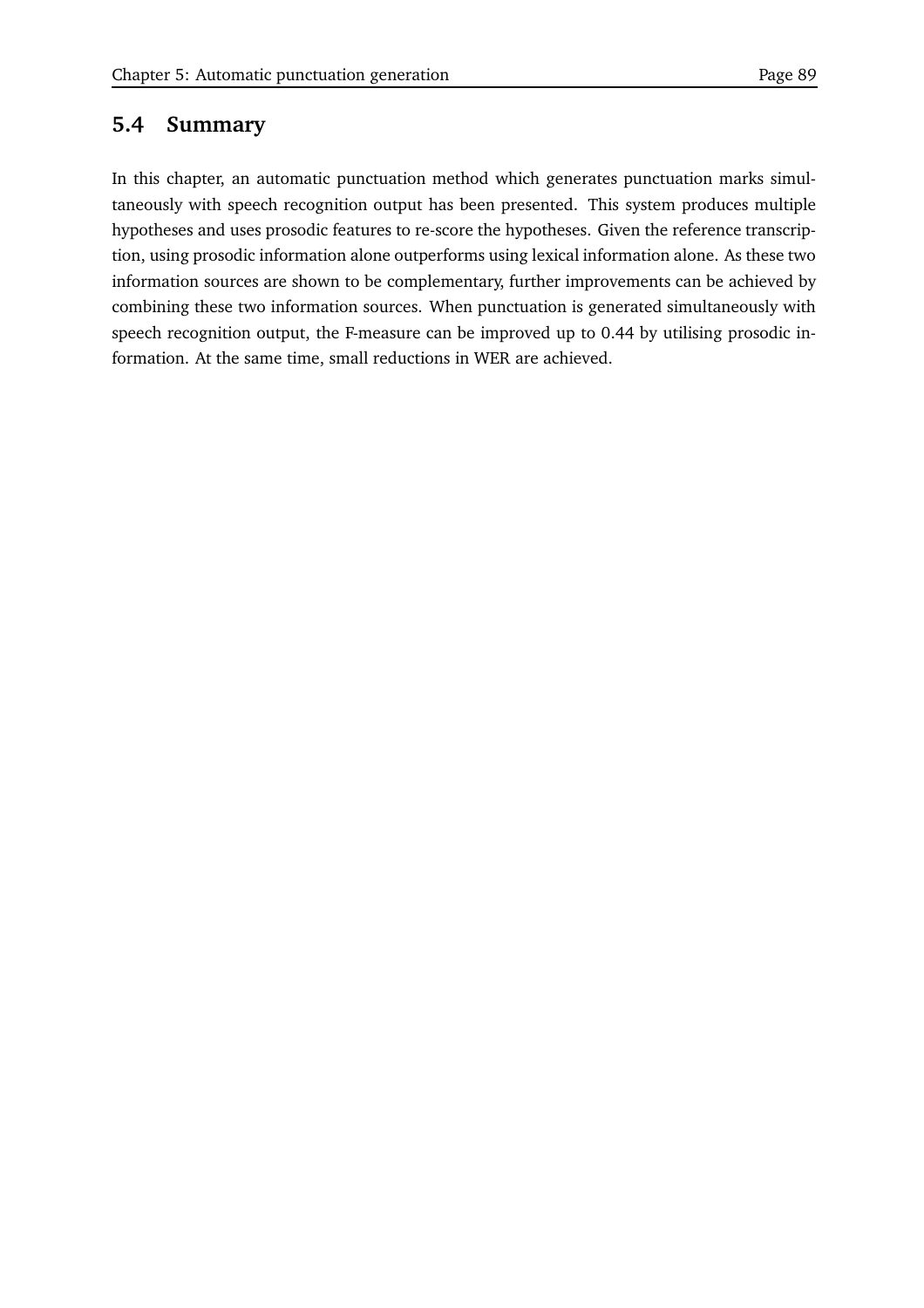## 5.4 Summary

In this chapter, an automatic punctuation method which generates punctuation marks simultaneously with speech recognition output has been presented. This system produces multiple hypotheses and uses prosodic features to re-score the hypotheses. Given the reference transcription, using prosodic information alone outperforms using lexical information alone. As these two information sources are shown to be complementary, further improvements can be achieved by combining these two information sources. When punctuation is generated simultaneously with speech recognition output, the F-measure can be improved up to 0.44 by utilising prosodic information. At the same time, small reductions in WER are achieved.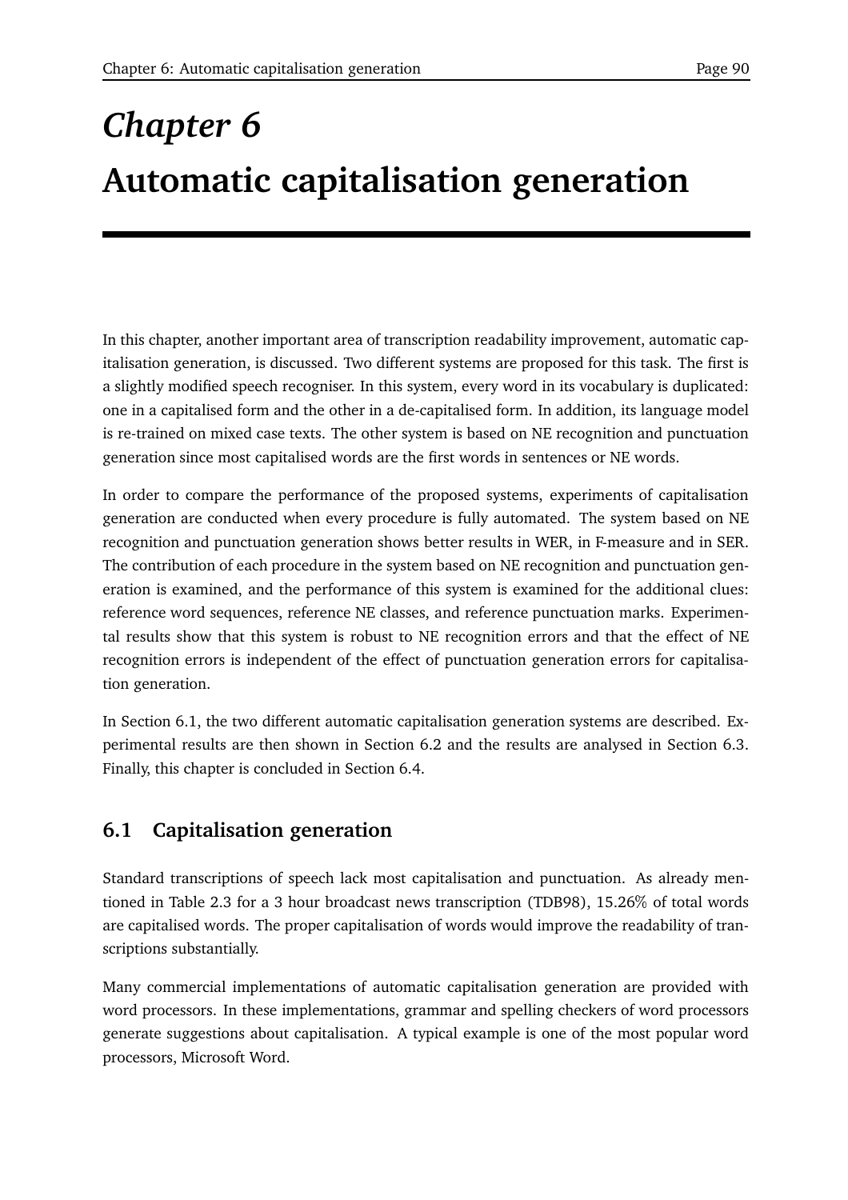# *Chapter 6*
# Automatic capitalisation generation

In this chapter, another important area of transcription readability improvement, automatic capitalisation generation, is discussed. Two different systems are proposed for this task. The first is a slightly modified speech recogniser. In this system, every word in its vocabulary is duplicated: one in a capitalised form and the other in a de-capitalised form. In addition, its language model is re-trained on mixed case texts. The other system is based on NE recognition and punctuation generation since most capitalised words are the first words in sentences or NE words.

In order to compare the performance of the proposed systems, experiments of capitalisation generation are conducted when every procedure is fully automated. The system based on NE recognition and punctuation generation shows better results in WER, in F-measure and in SER. The contribution of each procedure in the system based on NE recognition and punctuation generation is examined, and the performance of this system is examined for the additional clues: reference word sequences, reference NE classes, and reference punctuation marks. Experimental results show that this system is robust to NE recognition errors and that the effect of NE recognition errors is independent of the effect of punctuation generation errors for capitalisation generation.

In Section 6.1, the two different automatic capitalisation generation systems are described. Experimental results are then shown in Section 6.2 and the results are analysed in Section 6.3. Finally, this chapter is concluded in Section 6.4.

## 6.1 Capitalisation generation

Standard transcriptions of speech lack most capitalisation and punctuation. As already mentioned in Table 2.3 for a 3 hour broadcast news transcription (TDB98), 15.26% of total words are capitalised words. The proper capitalisation of words would improve the readability of transcriptions substantially.

Many commercial implementations of automatic capitalisation generation are provided with word processors. In these implementations, grammar and spelling checkers of word processors generate suggestions about capitalisation. A typical example is one of the most popular word processors, Microsoft Word.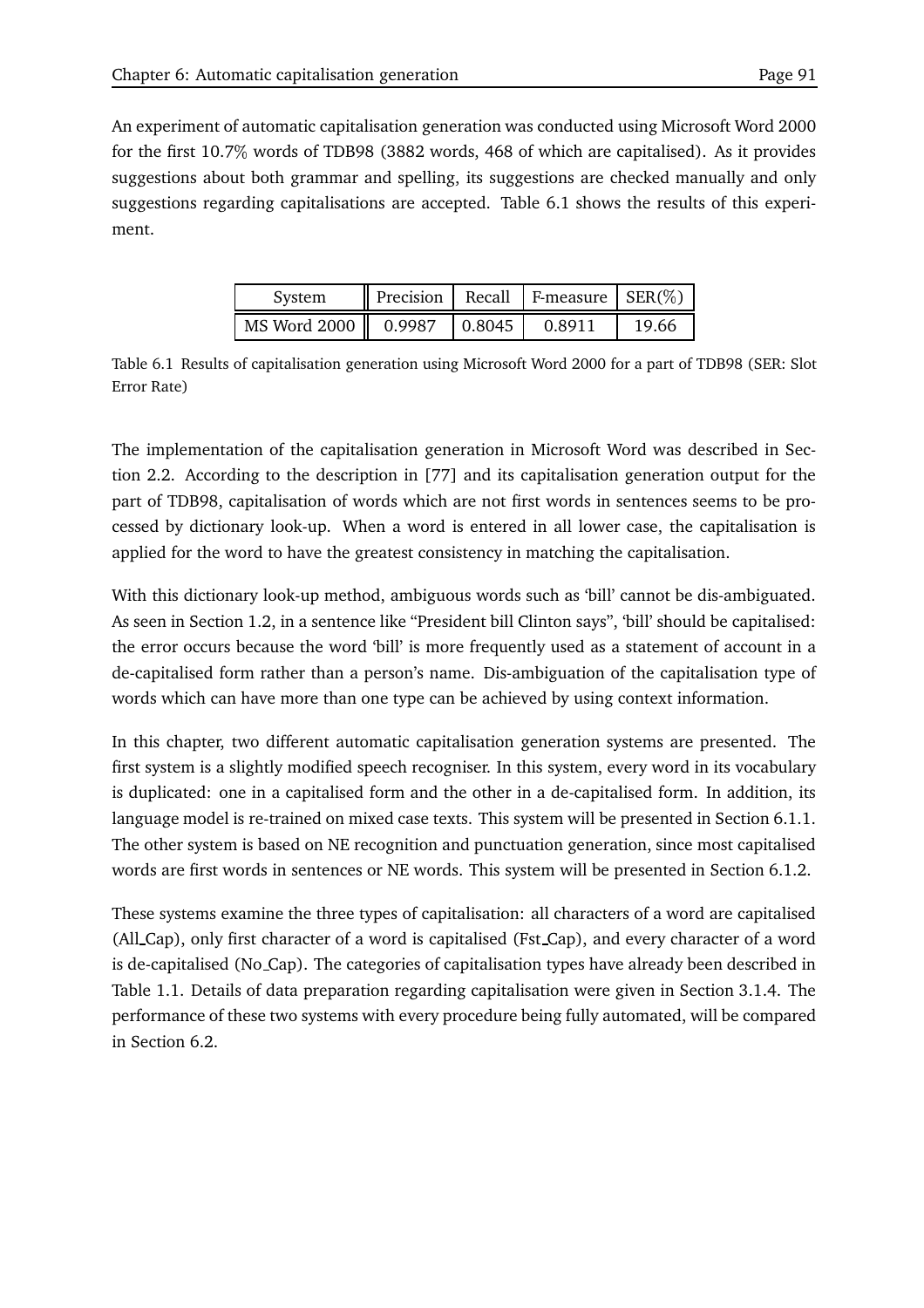An experiment of automatic capitalisation generation was conducted using Microsoft Word 2000 for the first 10.7% words of TDB98 (3882 words, 468 of which are capitalised). As it provides suggestions about both grammar and spelling, its suggestions are checked manually and only suggestions regarding capitalisations are accepted. Table 6.1 shows the results of this experiment.

| System | Precision | Recall | F-measure | SER(%) |
|---|---|---|---|---|
| MS Word 2000 | 0.9987 | 0.8045 | 0.8911 | 19.66 |

Table 6.1 Results of capitalisation generation using Microsoft Word 2000 for a part of TDB98 (SER: Slot Error Rate)

The implementation of the capitalisation generation in Microsoft Word was described in Section 2.2. According to the description in [77] and its capitalisation generation output for the part of TDB98, capitalisation of words which are not first words in sentences seems to be processed by dictionary look-up. When a word is entered in all lower case, the capitalisation is applied for the word to have the greatest consistency in matching the capitalisation.

With this dictionary look-up method, ambiguous words such as 'bill' cannot be dis-ambiguated. As seen in Section 1.2, in a sentence like "President bill Clinton says", 'bill' should be capitalised: the error occurs because the word 'bill' is more frequently used as a statement of account in a de-capitalised form rather than a person's name. Dis-ambiguation of the capitalisation type of words which can have more than one type can be achieved by using context information.

In this chapter, two different automatic capitalisation generation systems are presented. The first system is a slightly modified speech recogniser. In this system, every word in its vocabulary is duplicated: one in a capitalised form and the other in a de-capitalised form. In addition, its language model is re-trained on mixed case texts. This system will be presented in Section 6.1.1. The other system is based on NE recognition and punctuation generation, since most capitalised words are first words in sentences or NE words. This system will be presented in Section 6.1.2.

These systems examine the three types of capitalisation: all characters of a word are capitalised (All_Cap), only first character of a word is capitalised (Fst_Cap), and every character of a word is de-capitalised (No_Cap). The categories of capitalisation types have already been described in Table 1.1. Details of data preparation regarding capitalisation were given in Section 3.1.4. The performance of these two systems with every procedure being fully automated, will be compared in Section 6.2.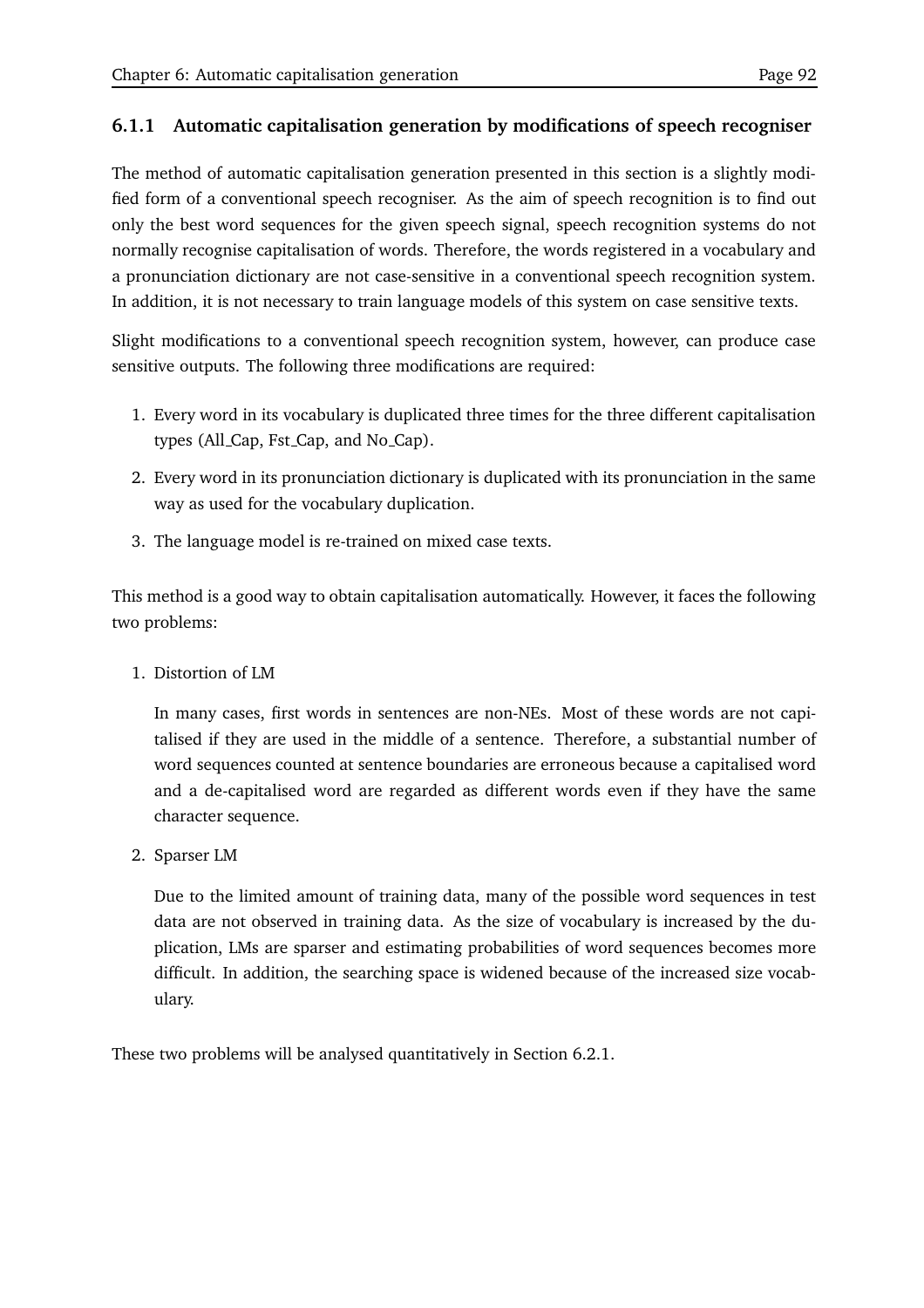### 6.1.1 Automatic capitalisation generation by modifications of speech recogniser

The method of automatic capitalisation generation presented in this section is a slightly modified form of a conventional speech recogniser. As the aim of speech recognition is to find out only the best word sequences for the given speech signal, speech recognition systems do not normally recognise capitalisation of words. Therefore, the words registered in a vocabulary and a pronunciation dictionary are not case-sensitive in a conventional speech recognition system. In addition, it is not necessary to train language models of this system on case sensitive texts.

Slight modifications to a conventional speech recognition system, however, can produce case sensitive outputs. The following three modifications are required:

1. Every word in its vocabulary is duplicated three times for the three different capitalisation types (All_Cap, Fst_Cap, and No_Cap).
2. Every word in its pronunciation dictionary is duplicated with its pronunciation in the same way as used for the vocabulary duplication.
3. The language model is re-trained on mixed case texts.

This method is a good way to obtain capitalisation automatically. However, it faces the following two problems:

1. Distortion of LM

   In many cases, first words in sentences are non-NEs. Most of these words are not capitalised if they are used in the middle of a sentence. Therefore, a substantial number of word sequences counted at sentence boundaries are erroneous because a capitalised word and a de-capitalised word are regarded as different words even if they have the same character sequence.

2. Sparser LM

   Due to the limited amount of training data, many of the possible word sequences in test data are not observed in training data. As the size of vocabulary is increased by the duplication, LMs are sparser and estimating probabilities of word sequences becomes more difficult. In addition, the searching space is widened because of the increased size vocabulary.

These two problems will be analysed quantitatively in Section 6.2.1.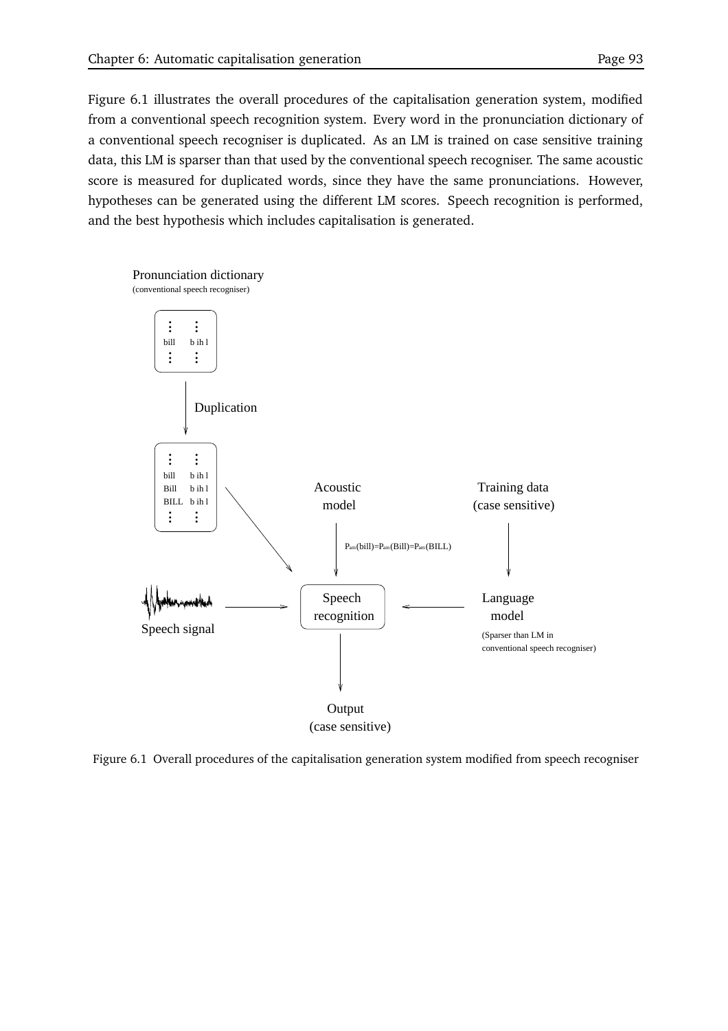Figure 6.1 illustrates the overall procedures of the capitalisation generation system, modified from a conventional speech recognition system. Every word in the pronunciation dictionary of a conventional speech recogniser is duplicated. As an LM is trained on case sensitive training data, this LM is sparser than that used by the conventional speech recogniser. The same acoustic score is measured for duplicated words, since they have the same pronunciations. However, hypotheses can be generated using the different LM scores. Speech recognition is performed, and the best hypothesis which includes capitalisation is generated.

Figure 6.1 Overall procedures of the capitalisation generation system modified from speech recogniser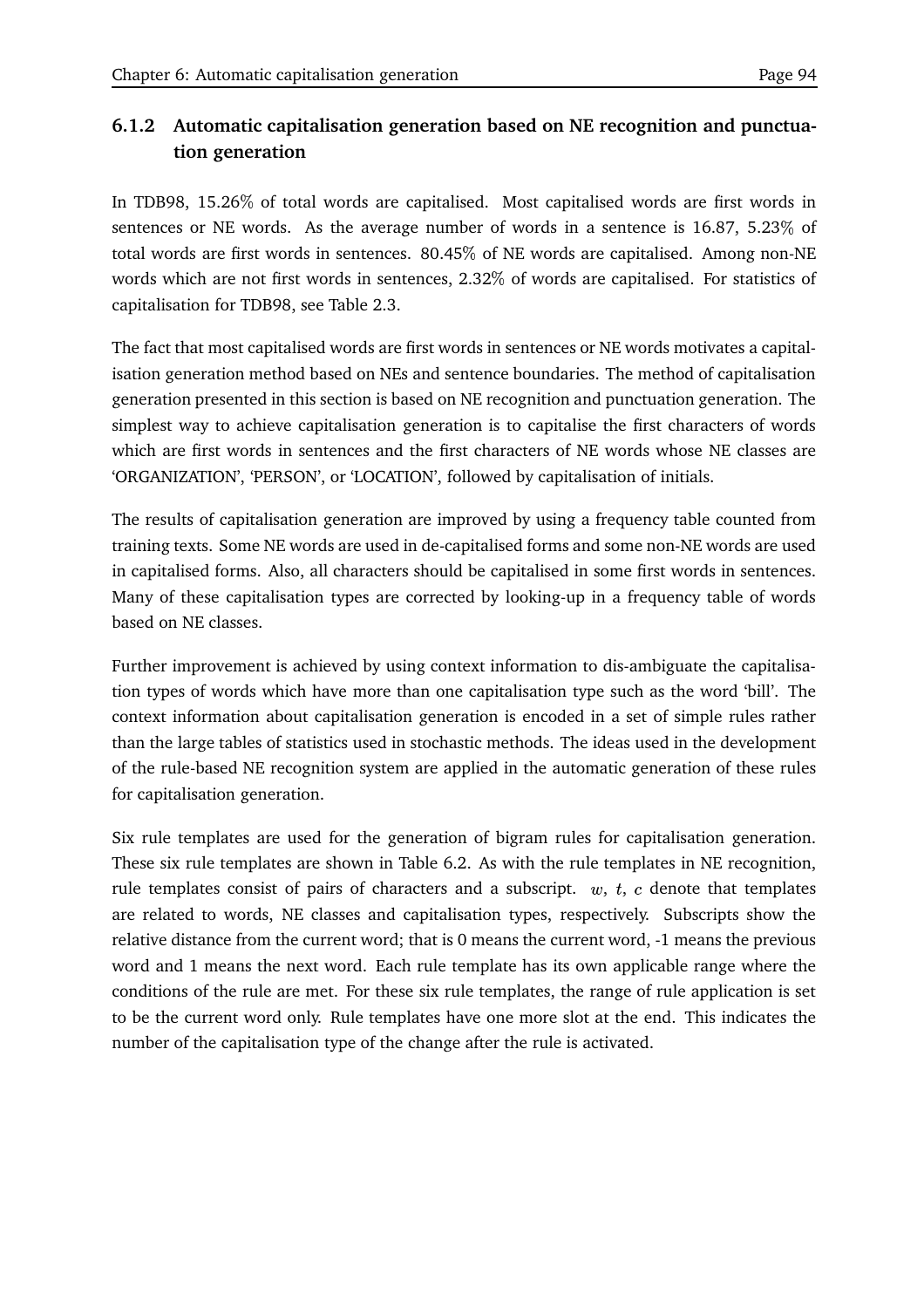### 6.1.2 Automatic capitalisation generation based on NE recognition and punctuation generation

In TDB98, 15.26% of total words are capitalised. Most capitalised words are first words in sentences or NE words. As the average number of words in a sentence is 16.87, 5.23% of total words are first words in sentences. 80.45% of NE words are capitalised. Among non-NE words which are not first words in sentences, 2.32% of words are capitalised. For statistics of capitalisation for TDB98, see Table 2.3.

The fact that most capitalised words are first words in sentences or NE words motivates a capitalisation generation method based on NEs and sentence boundaries. The method of capitalisation generation presented in this section is based on NE recognition and punctuation generation. The simplest way to achieve capitalisation generation is to capitalise the first characters of words which are first words in sentences and the first characters of NE words whose NE classes are 'ORGANIZATION', 'PERSON', or 'LOCATION', followed by capitalisation of initials.

The results of capitalisation generation are improved by using a frequency table counted from training texts. Some NE words are used in de-capitalised forms and some non-NE words are used in capitalised forms. Also, all characters should be capitalised in some first words in sentences. Many of these capitalisation types are corrected by looking-up in a frequency table of words based on NE classes.

Further improvement is achieved by using context information to dis-ambiguate the capitalisation types of words which have more than one capitalisation type such as the word 'bill'. The context information about capitalisation generation is encoded in a set of simple rules rather than the large tables of statistics used in stochastic methods. The ideas used in the development of the rule-based NE recognition system are applied in the automatic generation of these rules for capitalisation generation.

Six rule templates are used for the generation of bigram rules for capitalisation generation. These six rule templates are shown in Table 6.2. As with the rule templates in NE recognition, rule templates consist of pairs of characters and a subscript. $w$, $t$, $c$ denote that templates are related to words, NE classes and capitalisation types, respectively. Subscripts show the relative distance from the current word; that is 0 means the current word, -1 means the previous word and 1 means the next word. Each rule template has its own applicable range where the conditions of the rule are met. For these six rule templates, the range of rule application is set to be the current word only. Rule templates have one more slot at the end. This indicates the number of the capitalisation type of the change after the rule is activated.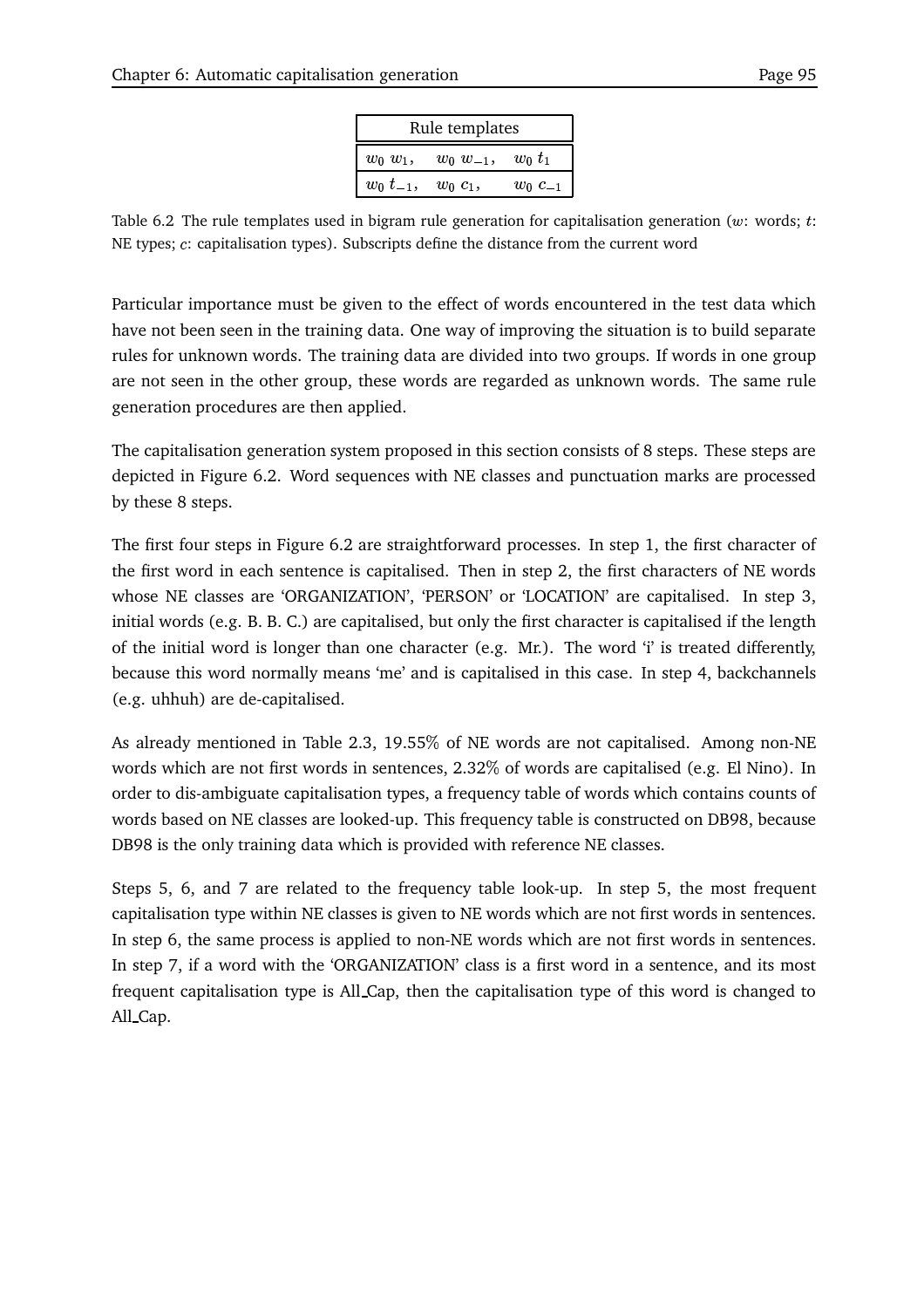| Rule templates | | |
|---|---|---|
| $w_0\ w_1$, | $w_0\ w_{-1}$, | $w_0\ t_1$ |
| $w_0\ t_{-1}$, | $w_0\ c_1$, | $w_0\ c_{-1}$ |

Table 6.2 The rule templates used in bigram rule generation for capitalisation generation ($w$: words; $t$: NE types; $c$: capitalisation types). Subscripts define the distance from the current word

Particular importance must be given to the effect of words encountered in the test data which have not been seen in the training data. One way of improving the situation is to build separate rules for unknown words. The training data are divided into two groups. If words in one group are not seen in the other group, these words are regarded as unknown words. The same rule generation procedures are then applied.

The capitalisation generation system proposed in this section consists of 8 steps. These steps are depicted in Figure 6.2. Word sequences with NE classes and punctuation marks are processed by these 8 steps.

The first four steps in Figure 6.2 are straightforward processes. In step 1, the first character of the first word in each sentence is capitalised. Then in step 2, the first characters of NE words whose NE classes are 'ORGANIZATION', 'PERSON' or 'LOCATION' are capitalised. In step 3, initial words (e.g. B. B. C.) are capitalised, but only the first character is capitalised if the length of the initial word is longer than one character (e.g. Mr.). The word 'i' is treated differently, because this word normally means 'me' and is capitalised in this case. In step 4, backchannels (e.g. uhhuh) are de-capitalised.

As already mentioned in Table 2.3, 19.55% of NE words are not capitalised. Among non-NE words which are not first words in sentences, 2.32% of words are capitalised (e.g. El Nino). In order to dis-ambiguate capitalisation types, a frequency table of words which contains counts of words based on NE classes are looked-up. This frequency table is constructed on DB98, because DB98 is the only training data which is provided with reference NE classes.

Steps 5, 6, and 7 are related to the frequency table look-up. In step 5, the most frequent capitalisation type within NE classes is given to NE words which are not first words in sentences. In step 6, the same process is applied to non-NE words which are not first words in sentences. In step 7, if a word with the 'ORGANIZATION' class is a first word in a sentence, and its most frequent capitalisation type is All_Cap, then the capitalisation type of this word is changed to All_Cap.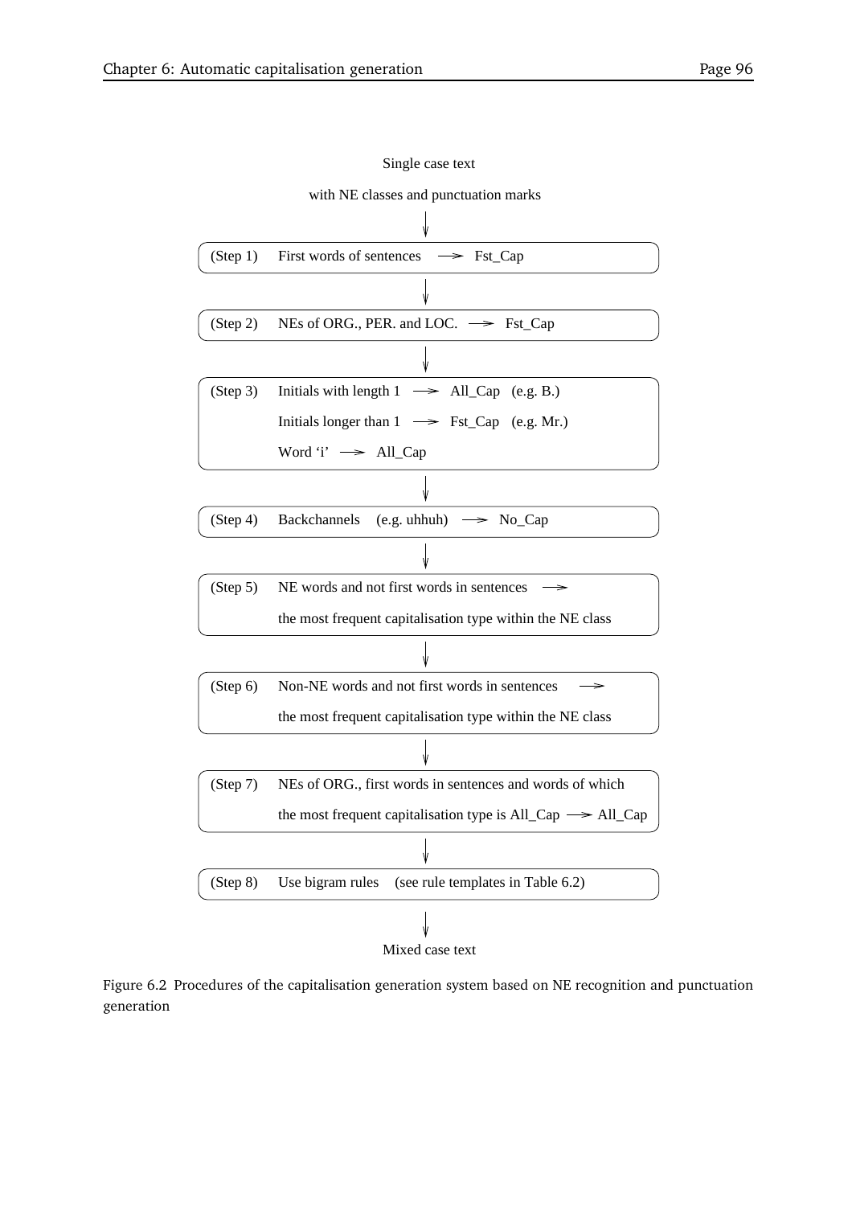Single case text

with NE classes and punctuation marks

↓

(Step 1) First words of sentences ⟶ Fst_Cap

↓

(Step 2) NEs of ORG., PER. and LOC. ⟶ Fst_Cap

↓

(Step 3) Initials with length 1 ⟶ All_Cap (e.g. B.)

Initials longer than 1 ⟶ Fst_Cap (e.g. Mr.)

Word ‘i’ ⟶ All_Cap

↓

(Step 4) Backchannels (e.g. uhhuh) ⟶ No_Cap

↓

(Step 5) NE words and not first words in sentences ⟶

the most frequent capitalisation type within the NE class

↓

(Step 6) Non-NE words and not first words in sentences ⟶

the most frequent capitalisation type within the NE class

↓

(Step 7) NEs of ORG., first words in sentences and words of which

the most frequent capitalisation type is All_Cap ⟶ All_Cap

↓

(Step 8) Use bigram rules (see rule templates in Table 6.2)

↓

Mixed case text

Figure 6.2 Procedures of the capitalisation generation system based on NE recognition and punctuation generation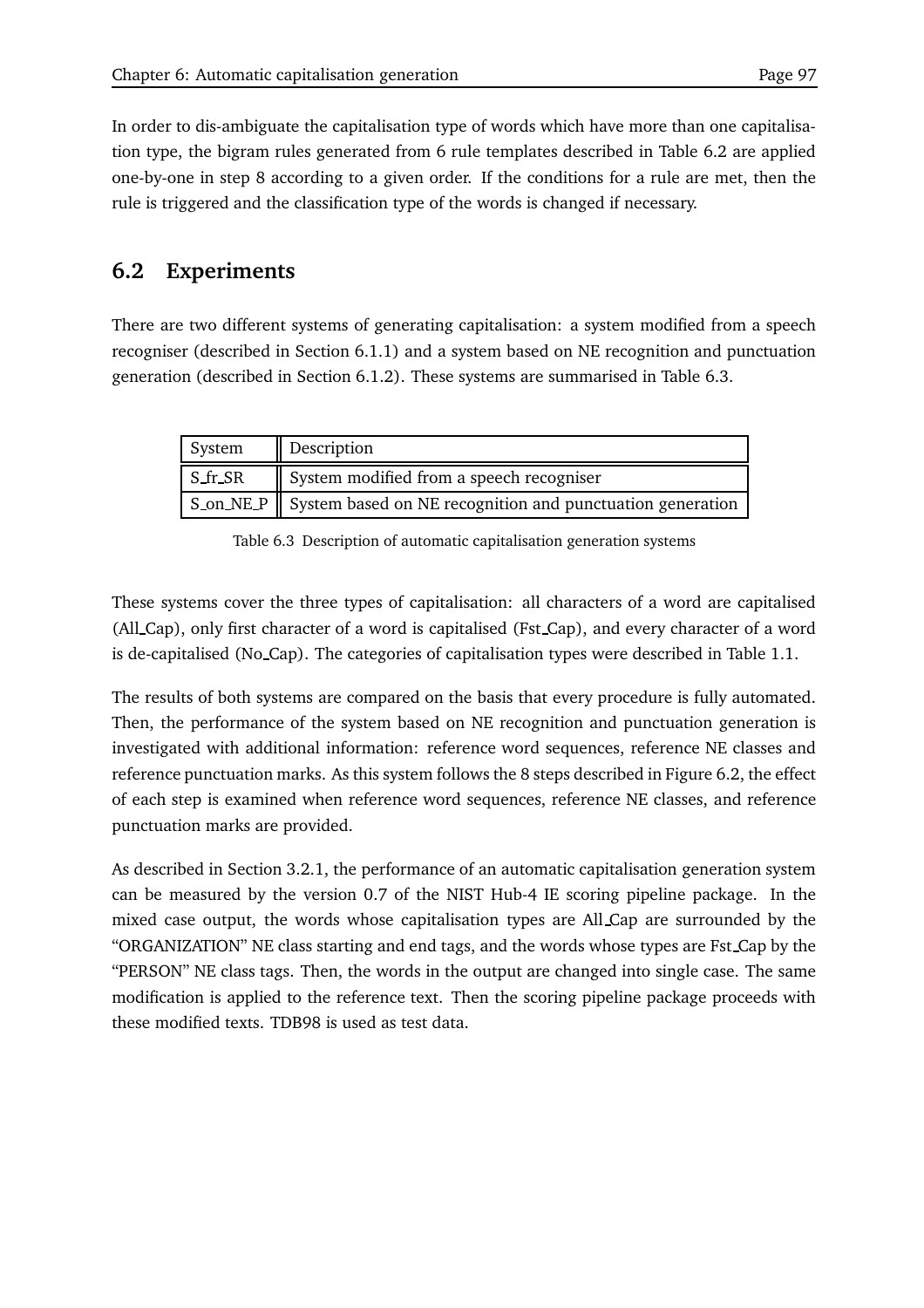In order to dis-ambiguate the capitalisation type of words which have more than one capitalisation type, the bigram rules generated from 6 rule templates described in Table 6.2 are applied one-by-one in step 8 according to a given order. If the conditions for a rule are met, then the rule is triggered and the classification type of the words is changed if necessary.

## 6.2 Experiments

There are two different systems of generating capitalisation: a system modified from a speech recogniser (described in Section 6.1.1) and a system based on NE recognition and punctuation generation (described in Section 6.1.2). These systems are summarised in Table 6.3.

| System | Description |
|---|---|
| S_fr_SR | System modified from a speech recogniser |
| S_on_NE_P | System based on NE recognition and punctuation generation |

Table 6.3 Description of automatic capitalisation generation systems

These systems cover the three types of capitalisation: all characters of a word are capitalised (All_Cap), only first character of a word is capitalised (Fst_Cap), and every character of a word is de-capitalised (No_Cap). The categories of capitalisation types were described in Table 1.1.

The results of both systems are compared on the basis that every procedure is fully automated. Then, the performance of the system based on NE recognition and punctuation generation is investigated with additional information: reference word sequences, reference NE classes and reference punctuation marks. As this system follows the 8 steps described in Figure 6.2, the effect of each step is examined when reference word sequences, reference NE classes, and reference punctuation marks are provided.

As described in Section 3.2.1, the performance of an automatic capitalisation generation system can be measured by the version 0.7 of the NIST Hub-4 IE scoring pipeline package. In the mixed case output, the words whose capitalisation types are All_Cap are surrounded by the "ORGANIZATION" NE class starting and end tags, and the words whose types are Fst_Cap by the "PERSON" NE class tags. Then, the words in the output are changed into single case. The same modification is applied to the reference text. Then the scoring pipeline package proceeds with these modified texts. TDB98 is used as test data.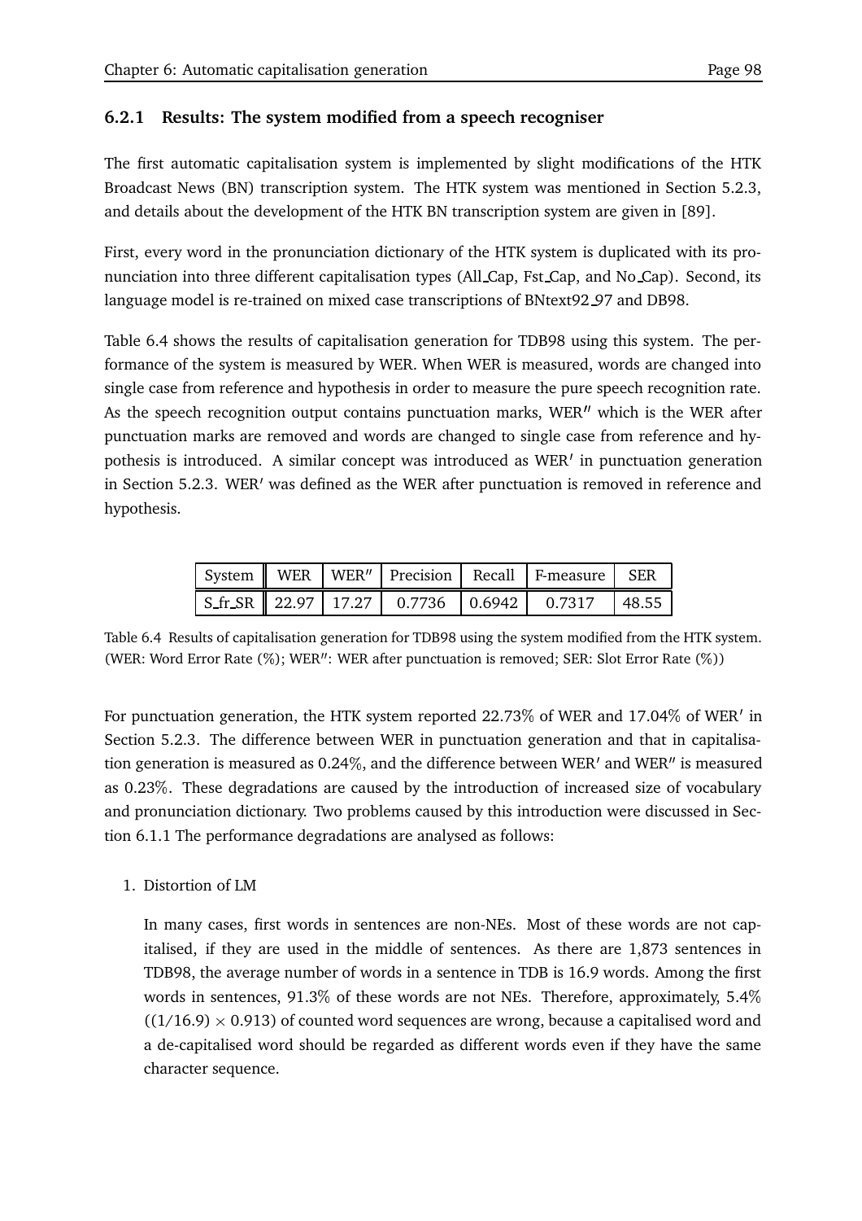### 6.2.1 Results: The system modified from a speech recogniser

The first automatic capitalisation system is implemented by slight modifications of the HTK Broadcast News (BN) transcription system. The HTK system was mentioned in Section 5.2.3, and details about the development of the HTK BN transcription system are given in [89].

First, every word in the pronunciation dictionary of the HTK system is duplicated with its pronunciation into three different capitalisation types (All_Cap, Fst_Cap, and No_Cap). Second, its language model is re-trained on mixed case transcriptions of BNtext92_97 and DB98.

Table 6.4 shows the results of capitalisation generation for TDB98 using this system. The performance of the system is measured by WER. When WER is measured, words are changed into single case from reference and hypothesis in order to measure the pure speech recognition rate. As the speech recognition output contains punctuation marks, WER$''$ which is the WER after punctuation marks are removed and words are changed to single case from reference and hypothesis is introduced. A similar concept was introduced as WER$'$ in punctuation generation in Section 5.2.3. WER$'$ was defined as the WER after punctuation is removed in reference and hypothesis.

| System | WER | WER$''$ | Precision | Recall | F-measure | SER |
|---|---|---|---|---|---|---|
| S_fr_SR | 22.97 | 17.27 | 0.7736 | 0.6942 | 0.7317 | 48.55 |

Table 6.4 Results of capitalisation generation for TDB98 using the system modified from the HTK system. (WER: Word Error Rate (%); WER$''$: WER after punctuation is removed; SER: Slot Error Rate (%))

For punctuation generation, the HTK system reported 22.73% of WER and 17.04% of WER$'$ in Section 5.2.3. The difference between WER in punctuation generation and that in capitalisation generation is measured as 0.24%, and the difference between WER$'$ and WER$''$ is measured as 0.23%. These degradations are caused by the introduction of increased size of vocabulary and pronunciation dictionary. Two problems caused by this introduction were discussed in Section 6.1.1 The performance degradations are analysed as follows:

1. Distortion of LM

   In many cases, first words in sentences are non-NEs. Most of these words are not capitalised, if they are used in the middle of sentences. As there are 1,873 sentences in TDB98, the average number of words in a sentence in TDB is 16.9 words. Among the first words in sentences, 91.3% of these words are not NEs. Therefore, approximately, 5.4% ($(1/16.9) \times 0.913$) of counted word sequences are wrong, because a capitalised word and a de-capitalised word should be regarded as different words even if they have the same character sequence.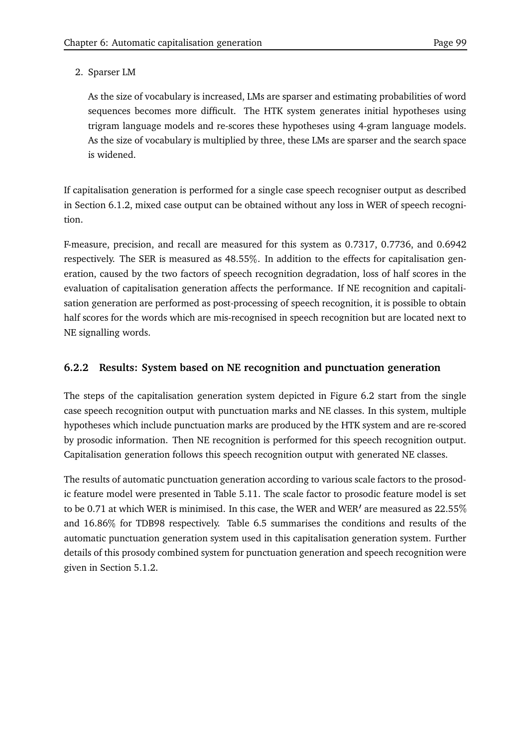2. Sparser LM

   As the size of vocabulary is increased, LMs are sparser and estimating probabilities of word sequences becomes more difficult. The HTK system generates initial hypotheses using trigram language models and re-scores these hypotheses using 4-gram language models. As the size of vocabulary is multiplied by three, these LMs are sparser and the search space is widened.

If capitalisation generation is performed for a single case speech recogniser output as described in Section 6.1.2, mixed case output can be obtained without any loss in WER of speech recognition.

F-measure, precision, and recall are measured for this system as 0.7317, 0.7736, and 0.6942 respectively. The SER is measured as 48.55%. In addition to the effects for capitalisation generation, caused by the two factors of speech recognition degradation, loss of half scores in the evaluation of capitalisation generation affects the performance. If NE recognition and capitalisation generation are performed as post-processing of speech recognition, it is possible to obtain half scores for the words which are mis-recognised in speech recognition but are located next to NE signalling words.

### 6.2.2 Results: System based on NE recognition and punctuation generation

The steps of the capitalisation generation system depicted in Figure 6.2 start from the single case speech recognition output with punctuation marks and NE classes. In this system, multiple hypotheses which include punctuation marks are produced by the HTK system and are re-scored by prosodic information. Then NE recognition is performed for this speech recognition output. Capitalisation generation follows this speech recognition output with generated NE classes.

The results of automatic punctuation generation according to various scale factors to the prosodic feature model were presented in Table 5.11. The scale factor to prosodic feature model is set to be 0.71 at which WER is minimised. In this case, the WER and WER$'$ are measured as 22.55% and 16.86% for TDB98 respectively. Table 6.5 summarises the conditions and results of the automatic punctuation generation system used in this capitalisation generation system. Further details of this prosody combined system for punctuation generation and speech recognition were given in Section 5.1.2.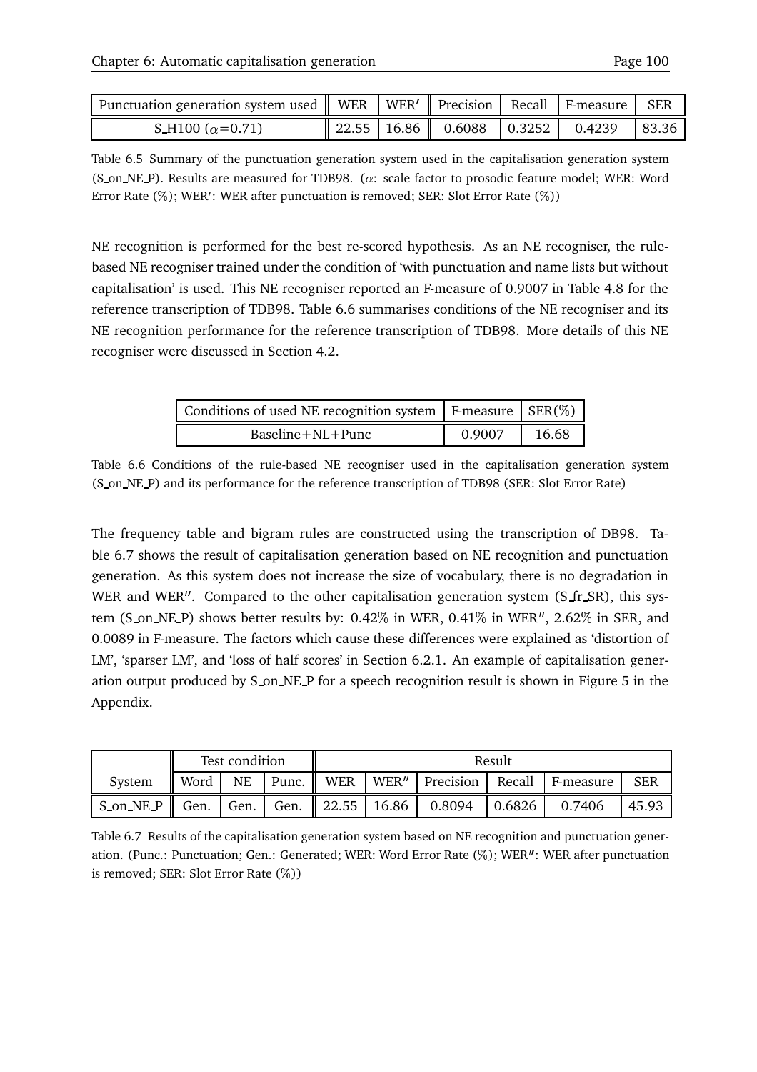| Punctuation generation system used | WER | WER′ | Precision | Recall | F-measure | SER |
|---|---|---|---|---|---|---|
| S_H100 ($\alpha$=0.71) | 22.55 | 16.86 | 0.6088 | 0.3252 | 0.4239 | 83.36 |

Table 6.5 Summary of the punctuation generation system used in the capitalisation generation system (S_on_NE_P). Results are measured for TDB98. ($\alpha$: scale factor to prosodic feature model; WER: Word Error Rate (%); WER′: WER after punctuation is removed; SER: Slot Error Rate (%))

NE recognition is performed for the best re-scored hypothesis. As an NE recogniser, the rule-based NE recogniser trained under the condition of 'with punctuation and name lists but without capitalisation' is used. This NE recogniser reported an F-measure of 0.9007 in Table 4.8 for the reference transcription of TDB98. Table 6.6 summarises conditions of the NE recogniser and its NE recognition performance for the reference transcription of TDB98. More details of this NE recogniser were discussed in Section 4.2.

| Conditions of used NE recognition system | F-measure | SER(%) |
|---|---|---|
| Baseline+NL+Punc | 0.9007 | 16.68 |

Table 6.6 Conditions of the rule-based NE recogniser used in the capitalisation generation system (S_on_NE_P) and its performance for the reference transcription of TDB98 (SER: Slot Error Rate)

The frequency table and bigram rules are constructed using the transcription of DB98. Table 6.7 shows the result of capitalisation generation based on NE recognition and punctuation generation. As this system does not increase the size of vocabulary, there is no degradation in WER and WER″. Compared to the other capitalisation generation system (S_fr_SR), this system (S_on_NE_P) shows better results by: 0.42% in WER, 0.41% in WER″, 2.62% in SER, and 0.0089 in F-measure. The factors which cause these differences were explained as 'distortion of LM', 'sparser LM', and 'loss of half scores' in Section 6.2.1. An example of capitalisation generation output produced by S_on_NE_P for a speech recognition result is shown in Figure 5 in the Appendix.

| | Test condition | | | Result | | | | | |
|---|---|---|---|---|---|---|---|---|---|
| System | Word | NE | Punc. | WER | WER″ | Precision | Recall | F-measure | SER |
| S_on_NE_P | Gen. | Gen. | Gen. | 22.55 | 16.86 | 0.8094 | 0.6826 | 0.7406 | 45.93 |

Table 6.7 Results of the capitalisation generation system based on NE recognition and punctuation generation. (Punc.: Punctuation; Gen.: Generated; WER: Word Error Rate (%); WER″: WER after punctuation is removed; SER: Slot Error Rate (%))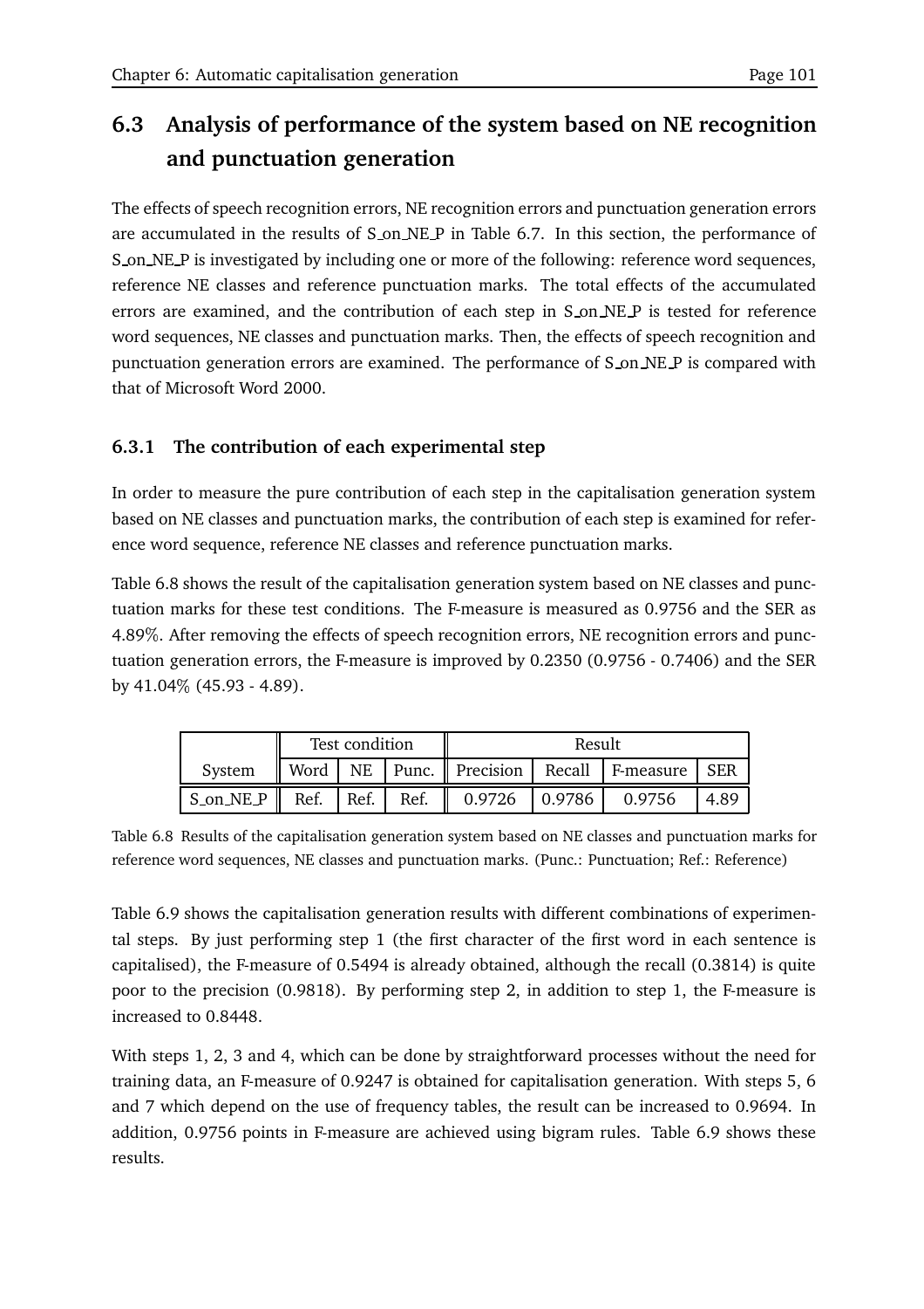## 6.3 Analysis of performance of the system based on NE recognition and punctuation generation

The effects of speech recognition errors, NE recognition errors and punctuation generation errors are accumulated in the results of S_on_NE_P in Table 6.7. In this section, the performance of S_on_NE_P is investigated by including one or more of the following: reference word sequences, reference NE classes and reference punctuation marks. The total effects of the accumulated errors are examined, and the contribution of each step in S_on_NE_P is tested for reference word sequences, NE classes and punctuation marks. Then, the effects of speech recognition and punctuation generation errors are examined. The performance of S_on_NE_P is compared with that of Microsoft Word 2000.

### 6.3.1 The contribution of each experimental step

In order to measure the pure contribution of each step in the capitalisation generation system based on NE classes and punctuation marks, the contribution of each step is examined for reference word sequence, reference NE classes and reference punctuation marks.

Table 6.8 shows the result of the capitalisation generation system based on NE classes and punctuation marks for these test conditions. The F-measure is measured as 0.9756 and the SER as 4.89%. After removing the effects of speech recognition errors, NE recognition errors and punctuation generation errors, the F-measure is improved by 0.2350 (0.9756 - 0.7406) and the SER by 41.04% (45.93 - 4.89).

| | Test condition | | | Result | | | |
|---|---|---|---|---|---|---|---|
| System | Word | NE | Punc. | Precision | Recall | F-measure | SER |
| S_on_NE_P | Ref. | Ref. | Ref. | 0.9726 | 0.9786 | 0.9756 | 4.89 |

Table 6.8 Results of the capitalisation generation system based on NE classes and punctuation marks for reference word sequences, NE classes and punctuation marks. (Punc.: Punctuation; Ref.: Reference)

Table 6.9 shows the capitalisation generation results with different combinations of experimental steps. By just performing step 1 (the first character of the first word in each sentence is capitalised), the F-measure of 0.5494 is already obtained, although the recall (0.3814) is quite poor to the precision (0.9818). By performing step 2, in addition to step 1, the F-measure is increased to 0.8448.

With steps 1, 2, 3 and 4, which can be done by straightforward processes without the need for training data, an F-measure of 0.9247 is obtained for capitalisation generation. With steps 5, 6 and 7 which depend on the use of frequency tables, the result can be increased to 0.9694. In addition, 0.9756 points in F-measure are achieved using bigram rules. Table 6.9 shows these results.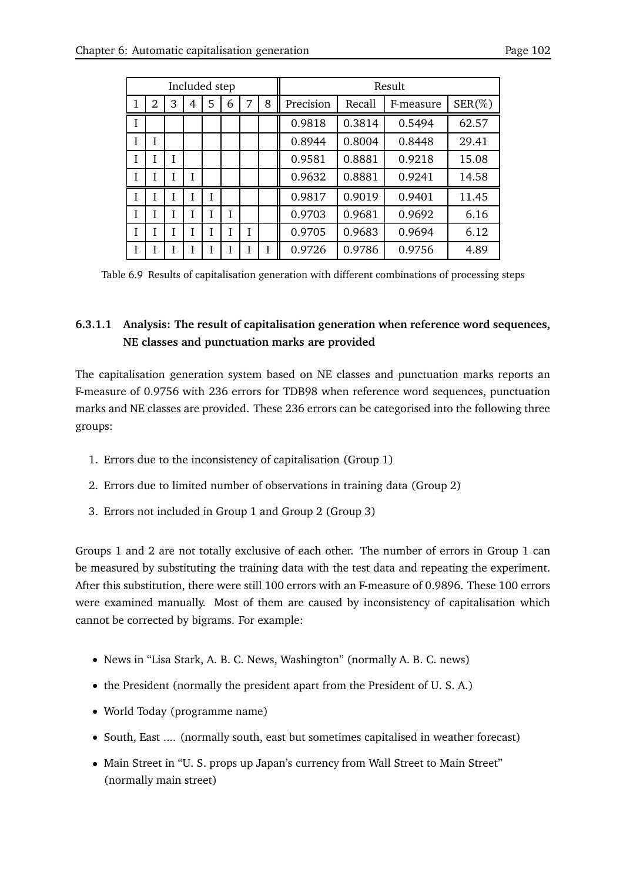| Included step | | | | | | | | Result | | | |
|---|---|---|---|---|---|---|---|---|---|---|---|
| 1 | 2 | 3 | 4 | 5 | 6 | 7 | 8 | Precision | Recall | F-measure | SER(%) |
| I | | | | | | | | 0.9818 | 0.3814 | 0.5494 | 62.57 |
| I | I | | | | | | | 0.8944 | 0.8004 | 0.8448 | 29.41 |
| I | I | I | | | | | | 0.9581 | 0.8881 | 0.9218 | 15.08 |
| I | I | I | I | | | | | 0.9632 | 0.8881 | 0.9241 | 14.58 |
| I | I | I | I | I | | | | 0.9817 | 0.9019 | 0.9401 | 11.45 |
| I | I | I | I | I | I | | | 0.9703 | 0.9681 | 0.9692 | 6.16 |
| I | I | I | I | I | I | I | | 0.9705 | 0.9683 | 0.9694 | 6.12 |
| I | I | I | I | I | I | I | I | 0.9726 | 0.9786 | 0.9756 | 4.89 |

Table 6.9 Results of capitalisation generation with different combinations of processing steps

#### 6.3.1.1 Analysis: The result of capitalisation generation when reference word sequences, NE classes and punctuation marks are provided

The capitalisation generation system based on NE classes and punctuation marks reports an F-measure of 0.9756 with 236 errors for TDB98 when reference word sequences, punctuation marks and NE classes are provided. These 236 errors can be categorised into the following three groups:

1. Errors due to the inconsistency of capitalisation (Group 1)
2. Errors due to limited number of observations in training data (Group 2)
3. Errors not included in Group 1 and Group 2 (Group 3)

Groups 1 and 2 are not totally exclusive of each other. The number of errors in Group 1 can be measured by substituting the training data with the test data and repeating the experiment. After this substitution, there were still 100 errors with an F-measure of 0.9896. These 100 errors were examined manually. Most of them are caused by inconsistency of capitalisation which cannot be corrected by bigrams. For example:

- News in "Lisa Stark, A. B. C. News, Washington" (normally A. B. C. news)
- the President (normally the president apart from the President of U. S. A.)
- World Today (programme name)
- South, East .... (normally south, east but sometimes capitalised in weather forecast)
- Main Street in "U. S. props up Japan's currency from Wall Street to Main Street" (normally main street)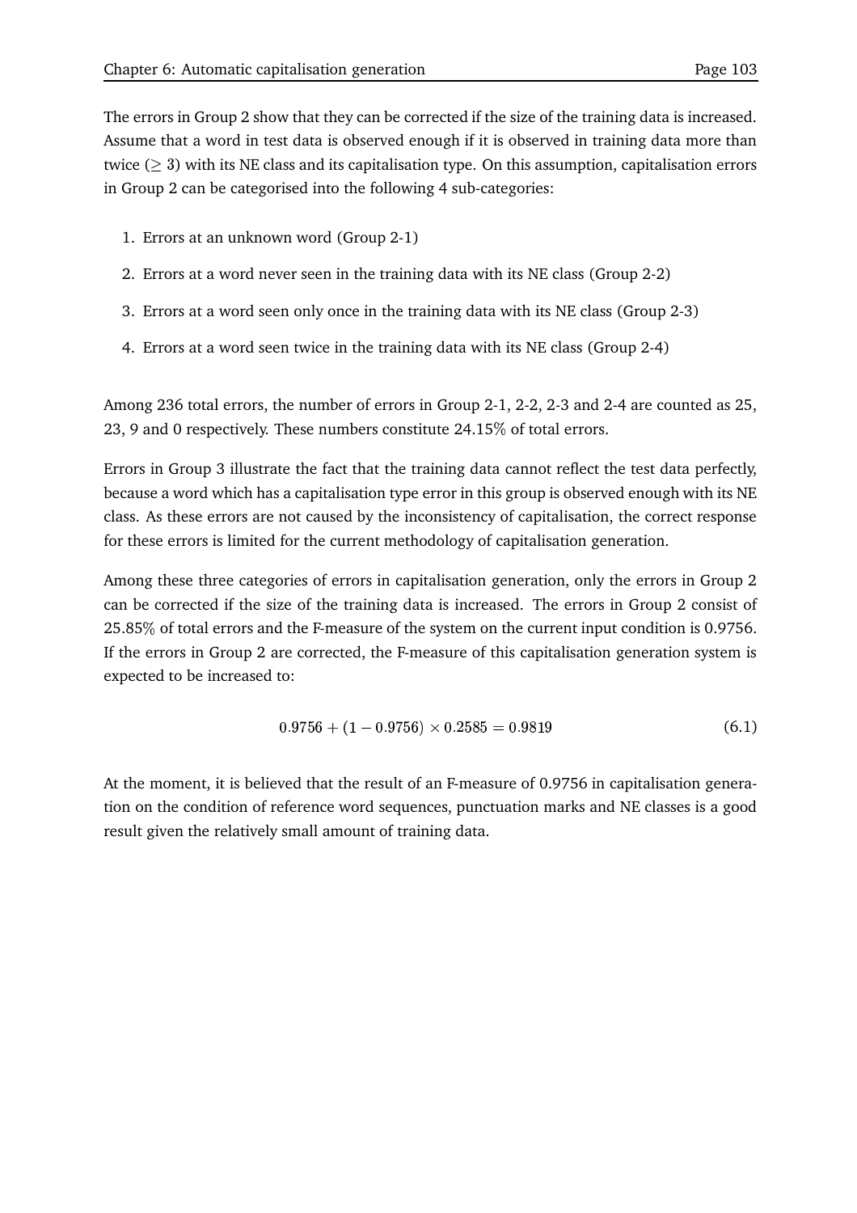The errors in Group 2 show that they can be corrected if the size of the training data is increased. Assume that a word in test data is observed enough if it is observed in training data more than twice ($\geq 3$) with its NE class and its capitalisation type. On this assumption, capitalisation errors in Group 2 can be categorised into the following 4 sub-categories:

1. Errors at an unknown word (Group 2-1)
2. Errors at a word never seen in the training data with its NE class (Group 2-2)
3. Errors at a word seen only once in the training data with its NE class (Group 2-3)
4. Errors at a word seen twice in the training data with its NE class (Group 2-4)

Among 236 total errors, the number of errors in Group 2-1, 2-2, 2-3 and 2-4 are counted as 25, 23, 9 and 0 respectively. These numbers constitute 24.15% of total errors.

Errors in Group 3 illustrate the fact that the training data cannot reflect the test data perfectly, because a word which has a capitalisation type error in this group is observed enough with its NE class. As these errors are not caused by the inconsistency of capitalisation, the correct response for these errors is limited for the current methodology of capitalisation generation.

Among these three categories of errors in capitalisation generation, only the errors in Group 2 can be corrected if the size of the training data is increased. The errors in Group 2 consist of 25.85% of total errors and the F-measure of the system on the current input condition is 0.9756. If the errors in Group 2 are corrected, the F-measure of this capitalisation generation system is expected to be increased to:

$$0.9756 + (1 - 0.9756) \times 0.2585 = 0.9819 \tag{6.1}$$

At the moment, it is believed that the result of an F-measure of 0.9756 in capitalisation generation on the condition of reference word sequences, punctuation marks and NE classes is a good result given the relatively small amount of training data.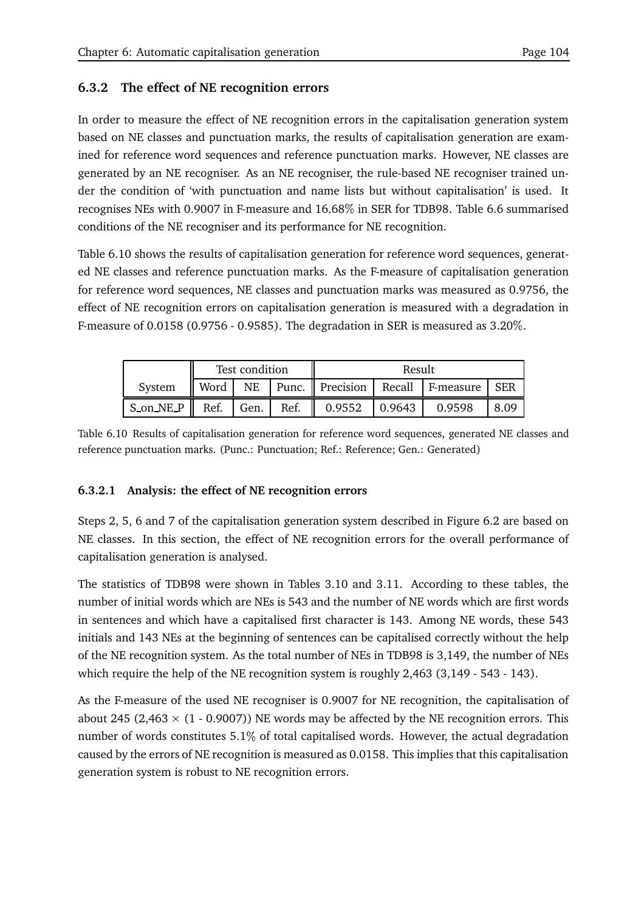### 6.3.2 The effect of NE recognition errors

In order to measure the effect of NE recognition errors in the capitalisation generation system based on NE classes and punctuation marks, the results of capitalisation generation are examined for reference word sequences and reference punctuation marks. However, NE classes are generated by an NE recogniser. As an NE recogniser, the rule-based NE recogniser trained under the condition of 'with punctuation and name lists but without capitalisation' is used. It recognises NEs with 0.9007 in F-measure and 16.68% in SER for TDB98. Table 6.6 summarised conditions of the NE recogniser and its performance for NE recognition.

Table 6.10 shows the results of capitalisation generation for reference word sequences, generated NE classes and reference punctuation marks. As the F-measure of capitalisation generation for reference word sequences, NE classes and punctuation marks was measured as 0.9756, the effect of NE recognition errors on capitalisation generation is measured with a degradation in F-measure of 0.0158 (0.9756 - 0.9585). The degradation in SER is measured as 3.20%.

| | Test condition | | | Result | | | |
|---|---|---|---|---|---|---|---|
| System | Word | NE | Punc. | Precision | Recall | F-measure | SER |
| S_on_NE_P | Ref. | Gen. | Ref. | 0.9552 | 0.9643 | 0.9598 | 8.09 |

Table 6.10 Results of capitalisation generation for reference word sequences, generated NE classes and reference punctuation marks. (Punc.: Punctuation; Ref.: Reference; Gen.: Generated)

#### 6.3.2.1 Analysis: the effect of NE recognition errors

Steps 2, 5, 6 and 7 of the capitalisation generation system described in Figure 6.2 are based on NE classes. In this section, the effect of NE recognition errors for the overall performance of capitalisation generation is analysed.

The statistics of TDB98 were shown in Tables 3.10 and 3.11. According to these tables, the number of initial words which are NEs is 543 and the number of NE words which are first words in sentences and which have a capitalised first character is 143. Among NE words, these 543 initials and 143 NEs at the beginning of sentences can be capitalised correctly without the help of the NE recognition system. As the total number of NEs in TDB98 is 3,149, the number of NEs which require the help of the NE recognition system is roughly 2,463 (3,149 - 543 - 143).

As the F-measure of the used NE recogniser is 0.9007 for NE recognition, the capitalisation of about 245 (2,463 $\times$ (1 - 0.9007)) NE words may be affected by the NE recognition errors. This number of words constitutes 5.1% of total capitalised words. However, the actual degradation caused by the errors of NE recognition is measured as 0.0158. This implies that this capitalisation generation system is robust to NE recognition errors.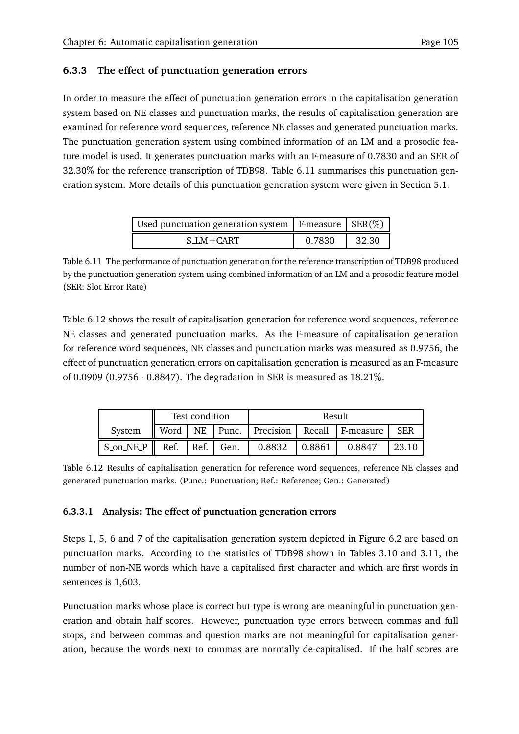### 6.3.3 The effect of punctuation generation errors

In order to measure the effect of punctuation generation errors in the capitalisation generation system based on NE classes and punctuation marks, the results of capitalisation generation are examined for reference word sequences, reference NE classes and generated punctuation marks. The punctuation generation system using combined information of an LM and a prosodic feature model is used. It generates punctuation marks with an F-measure of 0.7830 and an SER of 32.30% for the reference transcription of TDB98. Table 6.11 summarises this punctuation generation system. More details of this punctuation generation system were given in Section 5.1.

| Used punctuation generation system | F-measure | SER(%) |
|---|---|---|
| S_LM+CART | 0.7830 | 32.30 |

Table 6.11 The performance of punctuation generation for the reference transcription of TDB98 produced by the punctuation generation system using combined information of an LM and a prosodic feature model (SER: Slot Error Rate)

Table 6.12 shows the result of capitalisation generation for reference word sequences, reference NE classes and generated punctuation marks. As the F-measure of capitalisation generation for reference word sequences, NE classes and punctuation marks was measured as 0.9756, the effect of punctuation generation errors on capitalisation generation is measured as an F-measure of 0.0909 (0.9756 - 0.8847). The degradation in SER is measured as 18.21%.

| | Test condition | | | Result | | | |
|---|---|---|---|---|---|---|---|
| System | Word | NE | Punc. | Precision | Recall | F-measure | SER |
| S_on_NE_P | Ref. | Ref. | Gen. | 0.8832 | 0.8861 | 0.8847 | 23.10 |

Table 6.12 Results of capitalisation generation for reference word sequences, reference NE classes and generated punctuation marks. (Punc.: Punctuation; Ref.: Reference; Gen.: Generated)

#### 6.3.3.1 Analysis: The effect of punctuation generation errors

Steps 1, 5, 6 and 7 of the capitalisation generation system depicted in Figure 6.2 are based on punctuation marks. According to the statistics of TDB98 shown in Tables 3.10 and 3.11, the number of non-NE words which have a capitalised first character and which are first words in sentences is 1,603.

Punctuation marks whose place is correct but type is wrong are meaningful in punctuation generation and obtain half scores. However, punctuation type errors between commas and full stops, and between commas and question marks are not meaningful for capitalisation generation, because the words next to commas are normally de-capitalised. If the half scores are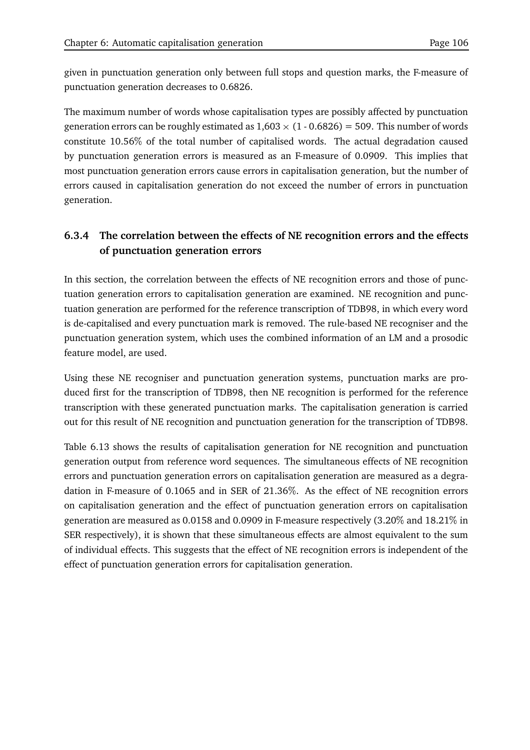given in punctuation generation only between full stops and question marks, the F-measure of punctuation generation decreases to 0.6826.

The maximum number of words whose capitalisation types are possibly affected by punctuation generation errors can be roughly estimated as $1{,}603 \times (1 - 0.6826) = 509$. This number of words constitute 10.56% of the total number of capitalised words. The actual degradation caused by punctuation generation errors is measured as an F-measure of 0.0909. This implies that most punctuation generation errors cause errors in capitalisation generation, but the number of errors caused in capitalisation generation do not exceed the number of errors in punctuation generation.

### 6.3.4 The correlation between the effects of NE recognition errors and the effects of punctuation generation errors

In this section, the correlation between the effects of NE recognition errors and those of punctuation generation errors to capitalisation generation are examined. NE recognition and punctuation generation are performed for the reference transcription of TDB98, in which every word is de-capitalised and every punctuation mark is removed. The rule-based NE recogniser and the punctuation generation system, which uses the combined information of an LM and a prosodic feature model, are used.

Using these NE recogniser and punctuation generation systems, punctuation marks are produced first for the transcription of TDB98, then NE recognition is performed for the reference transcription with these generated punctuation marks. The capitalisation generation is carried out for this result of NE recognition and punctuation generation for the transcription of TDB98.

Table 6.13 shows the results of capitalisation generation for NE recognition and punctuation generation output from reference word sequences. The simultaneous effects of NE recognition errors and punctuation generation errors on capitalisation generation are measured as a degradation in F-measure of 0.1065 and in SER of 21.36%. As the effect of NE recognition errors on capitalisation generation and the effect of punctuation generation errors on capitalisation generation are measured as 0.0158 and 0.0909 in F-measure respectively (3.20% and 18.21% in SER respectively), it is shown that these simultaneous effects are almost equivalent to the sum of individual effects. This suggests that the effect of NE recognition errors is independent of the effect of punctuation generation errors for capitalisation generation.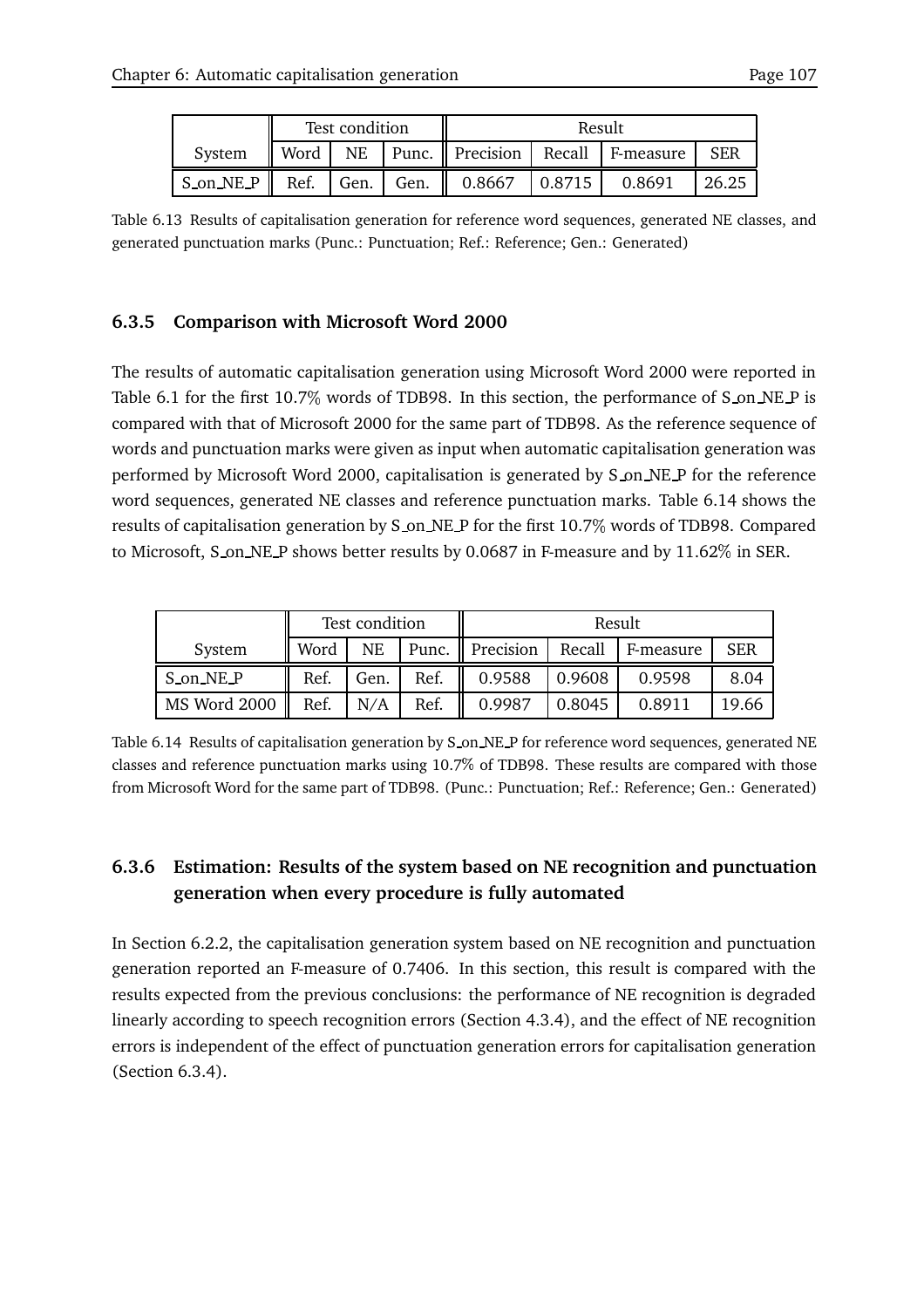| System | Test condition | | | Result | | | |
|---|---|---|---|---|---|---|---|
| | Word | NE | Punc. | Precision | Recall | F-measure | SER |
| S_on_NE_P | Ref. | Gen. | Gen. | 0.8667 | 0.8715 | 0.8691 | 26.25 |

Table 6.13 Results of capitalisation generation for reference word sequences, generated NE classes, and generated punctuation marks (Punc.: Punctuation; Ref.: Reference; Gen.: Generated)

### 6.3.5 Comparison with Microsoft Word 2000

The results of automatic capitalisation generation using Microsoft Word 2000 were reported in Table 6.1 for the first 10.7% words of TDB98. In this section, the performance of S_on_NE_P is compared with that of Microsoft 2000 for the same part of TDB98. As the reference sequence of words and punctuation marks were given as input when automatic capitalisation generation was performed by Microsoft Word 2000, capitalisation is generated by S_on_NE_P for the reference word sequences, generated NE classes and reference punctuation marks. Table 6.14 shows the results of capitalisation generation by S_on_NE_P for the first 10.7% words of TDB98. Compared to Microsoft, S_on_NE_P shows better results by 0.0687 in F-measure and by 11.62% in SER.

| System | Test condition | | | Result | | | |
|---|---|---|---|---|---|---|---|
| | Word | NE | Punc. | Precision | Recall | F-measure | SER |
| S_on_NE_P | Ref. | Gen. | Ref. | 0.9588 | 0.9608 | 0.9598 | 8.04 |
| MS Word 2000 | Ref. | N/A | Ref. | 0.9987 | 0.8045 | 0.8911 | 19.66 |

Table 6.14 Results of capitalisation generation by S_on_NE_P for reference word sequences, generated NE classes and reference punctuation marks using 10.7% of TDB98. These results are compared with those from Microsoft Word for the same part of TDB98. (Punc.: Punctuation; Ref.: Reference; Gen.: Generated)

### 6.3.6 Estimation: Results of the system based on NE recognition and punctuation generation when every procedure is fully automated

In Section 6.2.2, the capitalisation generation system based on NE recognition and punctuation generation reported an F-measure of 0.7406. In this section, this result is compared with the results expected from the previous conclusions: the performance of NE recognition is degraded linearly according to speech recognition errors (Section 4.3.4), and the effect of NE recognition errors is independent of the effect of punctuation generation errors for capitalisation generation (Section 6.3.4).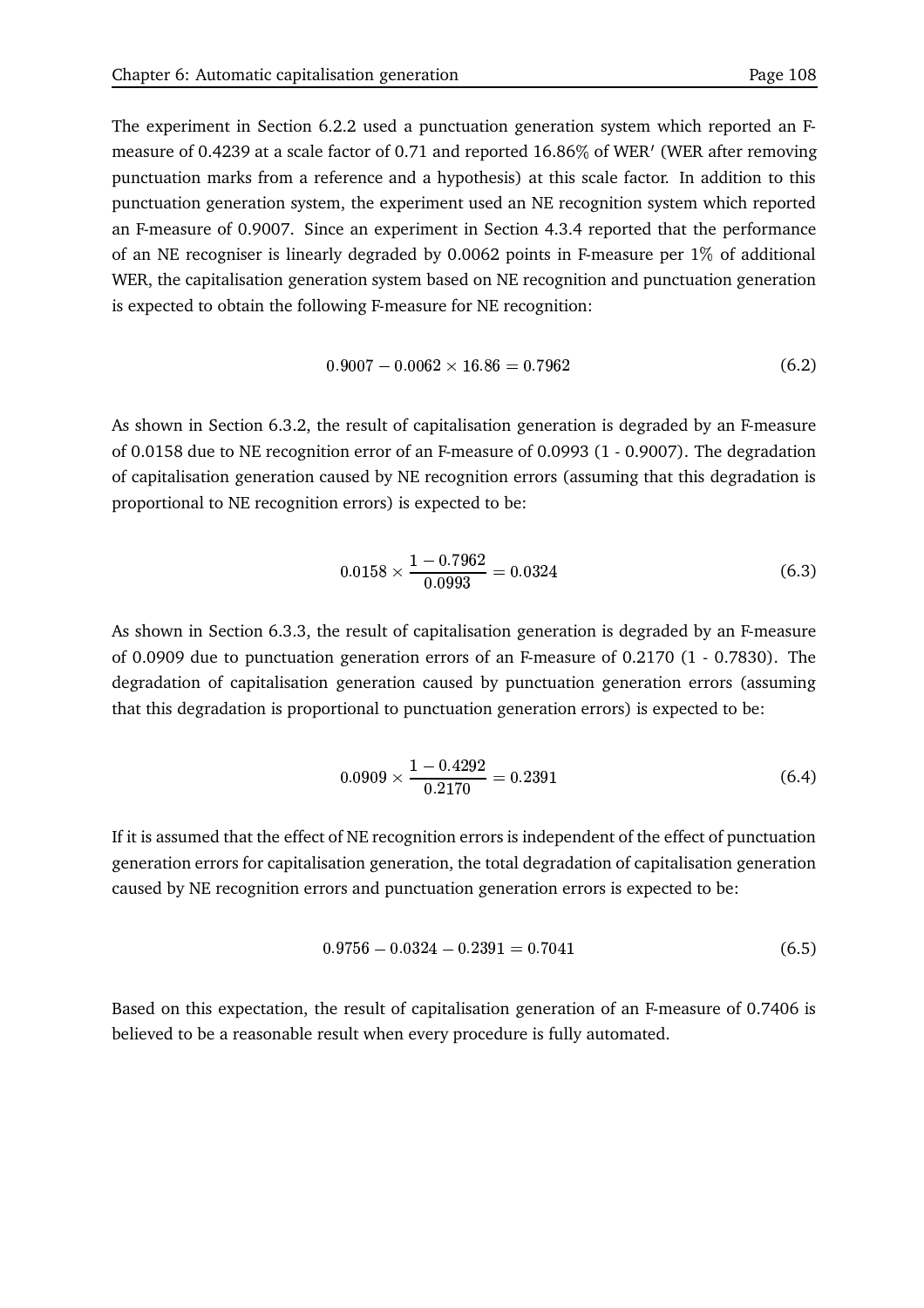The experiment in Section 6.2.2 used a punctuation generation system which reported an F-measure of 0.4239 at a scale factor of 0.71 and reported 16.86% of WER′ (WER after removing punctuation marks from a reference and a hypothesis) at this scale factor. In addition to this punctuation generation system, the experiment used an NE recognition system which reported an F-measure of 0.9007. Since an experiment in Section 4.3.4 reported that the performance of an NE recogniser is linearly degraded by 0.0062 points in F-measure per 1% of additional WER, the capitalisation generation system based on NE recognition and punctuation generation is expected to obtain the following F-measure for NE recognition:

$$0.9007 - 0.0062 \times 16.86 = 0.7962 \tag{6.2}$$

As shown in Section 6.3.2, the result of capitalisation generation is degraded by an F-measure of 0.0158 due to NE recognition error of an F-measure of 0.0993 (1 - 0.9007). The degradation of capitalisation generation caused by NE recognition errors (assuming that this degradation is proportional to NE recognition errors) is expected to be:

$$0.0158 \times \frac{1 - 0.7962}{0.0993} = 0.0324 \tag{6.3}$$

As shown in Section 6.3.3, the result of capitalisation generation is degraded by an F-measure of 0.0909 due to punctuation generation errors of an F-measure of 0.2170 (1 - 0.7830). The degradation of capitalisation generation caused by punctuation generation errors (assuming that this degradation is proportional to punctuation generation errors) is expected to be:

$$0.0909 \times \frac{1 - 0.4292}{0.2170} = 0.2391 \tag{6.4}$$

If it is assumed that the effect of NE recognition errors is independent of the effect of punctuation generation errors for capitalisation generation, the total degradation of capitalisation generation caused by NE recognition errors and punctuation generation errors is expected to be:

$$0.9756 - 0.0324 - 0.2391 = 0.7041 \tag{6.5}$$

Based on this expectation, the result of capitalisation generation of an F-measure of 0.7406 is believed to be a reasonable result when every procedure is fully automated.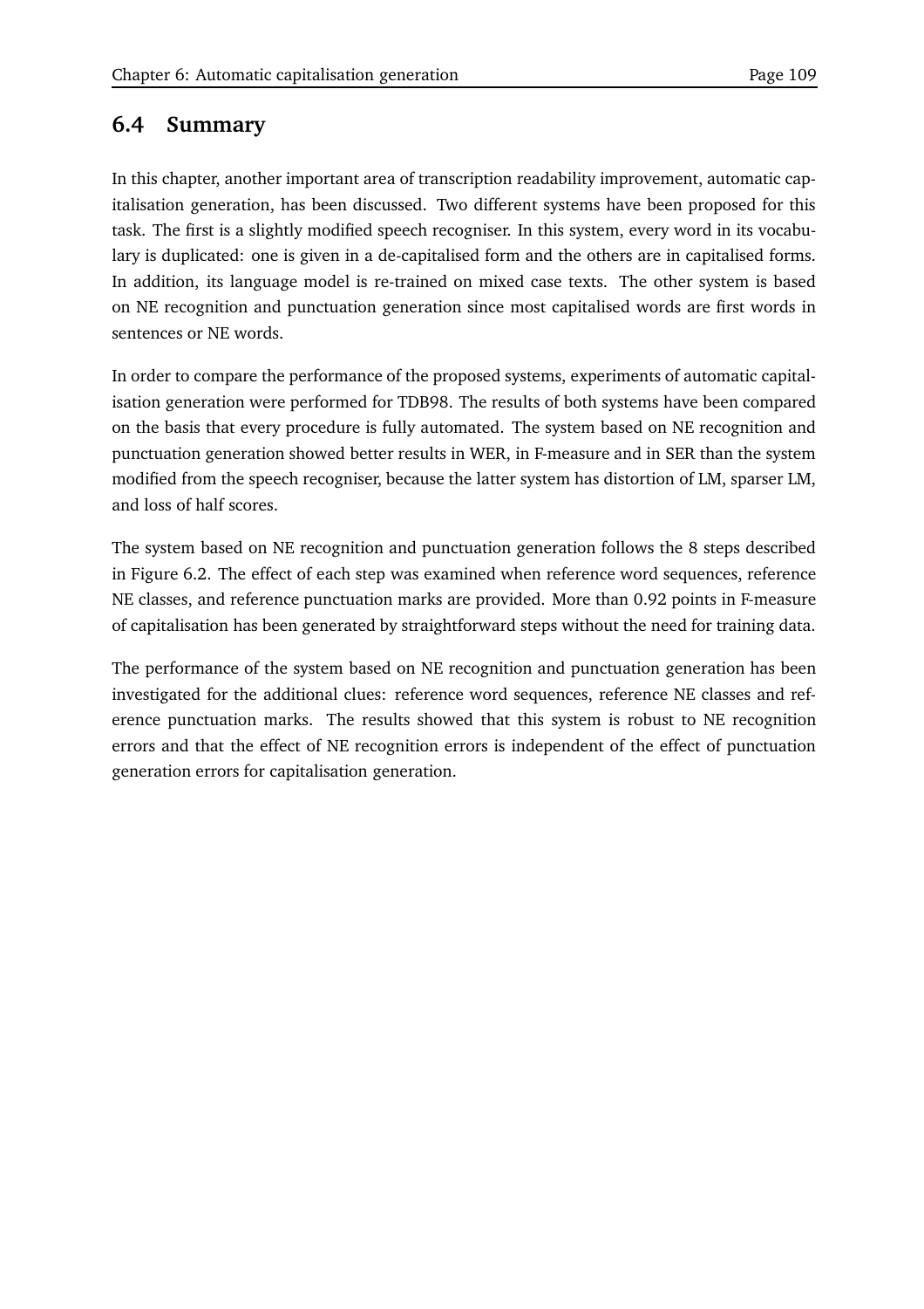## 6.4 Summary

In this chapter, another important area of transcription readability improvement, automatic capitalisation generation, has been discussed. Two different systems have been proposed for this task. The first is a slightly modified speech recogniser. In this system, every word in its vocabulary is duplicated: one is given in a de-capitalised form and the others are in capitalised forms. In addition, its language model is re-trained on mixed case texts. The other system is based on NE recognition and punctuation generation since most capitalised words are first words in sentences or NE words.

In order to compare the performance of the proposed systems, experiments of automatic capitalisation generation were performed for TDB98. The results of both systems have been compared on the basis that every procedure is fully automated. The system based on NE recognition and punctuation generation showed better results in WER, in F-measure and in SER than the system modified from the speech recogniser, because the latter system has distortion of LM, sparser LM, and loss of half scores.

The system based on NE recognition and punctuation generation follows the 8 steps described in Figure 6.2. The effect of each step was examined when reference word sequences, reference NE classes, and reference punctuation marks are provided. More than 0.92 points in F-measure of capitalisation has been generated by straightforward steps without the need for training data.

The performance of the system based on NE recognition and punctuation generation has been investigated for the additional clues: reference word sequences, reference NE classes and reference punctuation marks. The results showed that this system is robust to NE recognition errors and that the effect of NE recognition errors is independent of the effect of punctuation generation errors for capitalisation generation.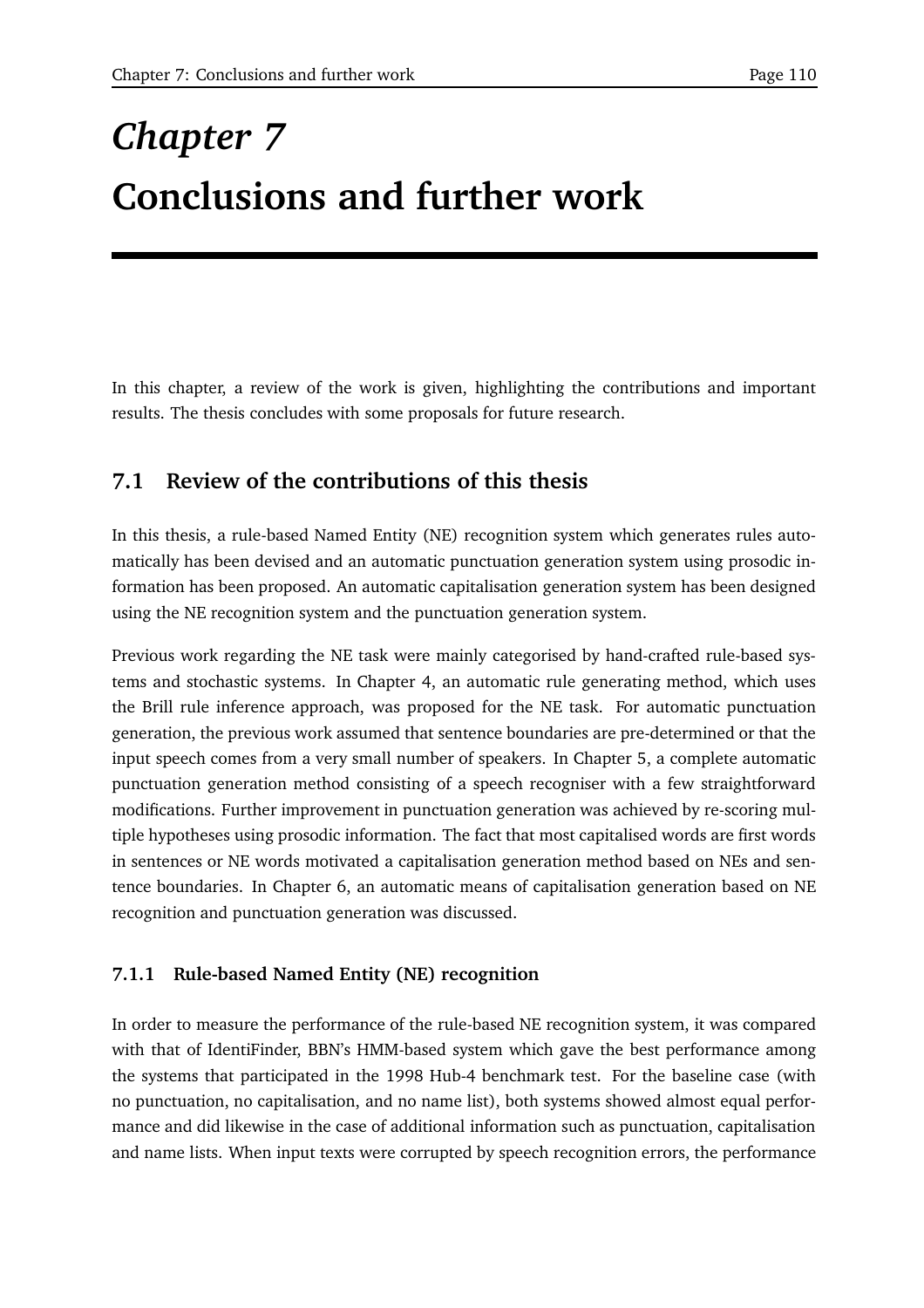# *Chapter 7*
# Conclusions and further work

In this chapter, a review of the work is given, highlighting the contributions and important results. The thesis concludes with some proposals for future research.

## 7.1 Review of the contributions of this thesis

In this thesis, a rule-based Named Entity (NE) recognition system which generates rules automatically has been devised and an automatic punctuation generation system using prosodic information has been proposed. An automatic capitalisation generation system has been designed using the NE recognition system and the punctuation generation system.

Previous work regarding the NE task were mainly categorised by hand-crafted rule-based systems and stochastic systems. In Chapter 4, an automatic rule generating method, which uses the Brill rule inference approach, was proposed for the NE task. For automatic punctuation generation, the previous work assumed that sentence boundaries are pre-determined or that the input speech comes from a very small number of speakers. In Chapter 5, a complete automatic punctuation generation method consisting of a speech recogniser with a few straightforward modifications. Further improvement in punctuation generation was achieved by re-scoring multiple hypotheses using prosodic information. The fact that most capitalised words are first words in sentences or NE words motivated a capitalisation generation method based on NEs and sentence boundaries. In Chapter 6, an automatic means of capitalisation generation based on NE recognition and punctuation generation was discussed.

### 7.1.1 Rule-based Named Entity (NE) recognition

In order to measure the performance of the rule-based NE recognition system, it was compared with that of IdentiFinder, BBN's HMM-based system which gave the best performance among the systems that participated in the 1998 Hub-4 benchmark test. For the baseline case (with no punctuation, no capitalisation, and no name list), both systems showed almost equal performance and did likewise in the case of additional information such as punctuation, capitalisation and name lists. When input texts were corrupted by speech recognition errors, the performance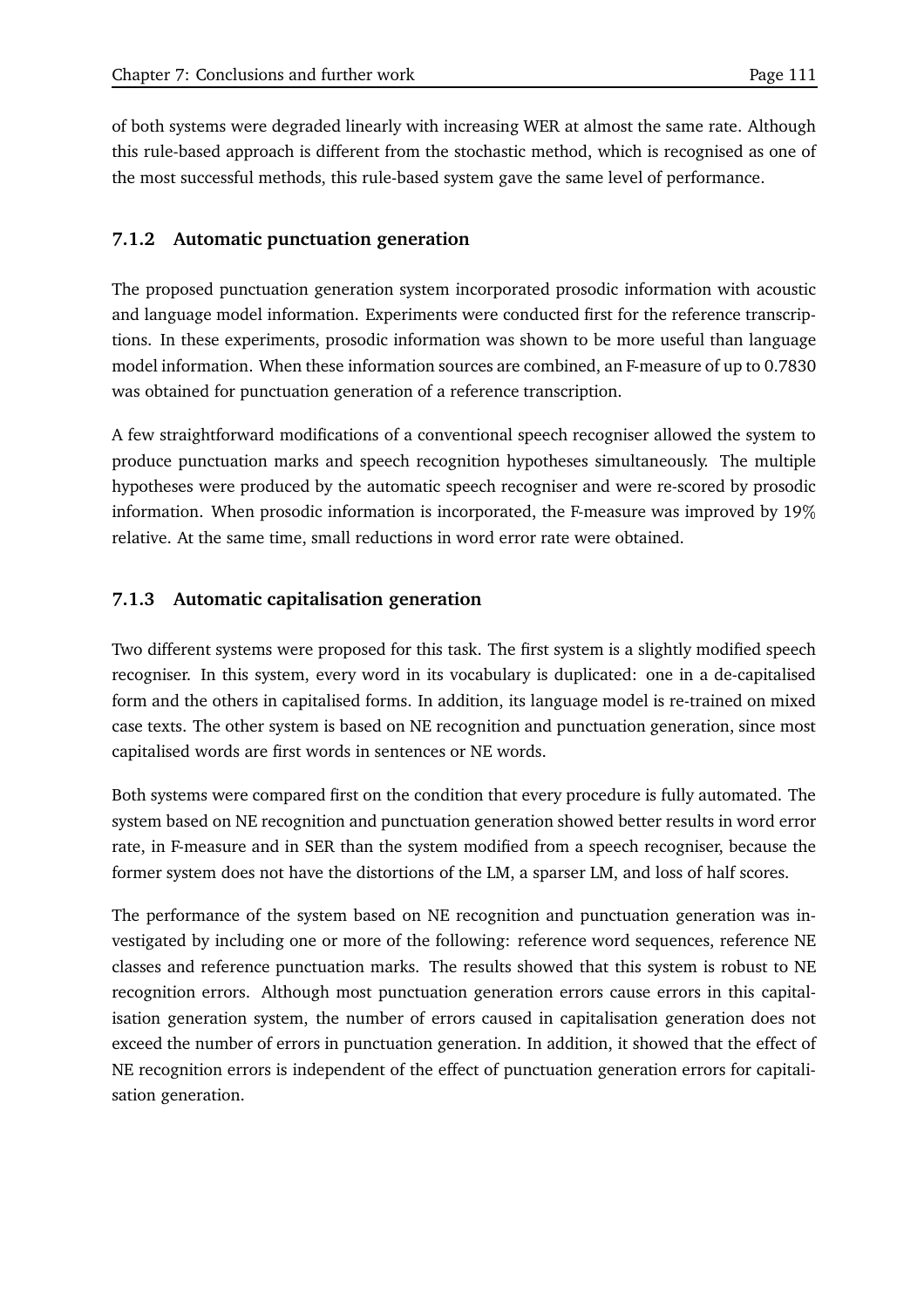of both systems were degraded linearly with increasing WER at almost the same rate. Although this rule-based approach is different from the stochastic method, which is recognised as one of the most successful methods, this rule-based system gave the same level of performance.

### 7.1.2 Automatic punctuation generation

The proposed punctuation generation system incorporated prosodic information with acoustic and language model information. Experiments were conducted first for the reference transcriptions. In these experiments, prosodic information was shown to be more useful than language model information. When these information sources are combined, an F-measure of up to 0.7830 was obtained for punctuation generation of a reference transcription.

A few straightforward modifications of a conventional speech recogniser allowed the system to produce punctuation marks and speech recognition hypotheses simultaneously. The multiple hypotheses were produced by the automatic speech recogniser and were re-scored by prosodic information. When prosodic information is incorporated, the F-measure was improved by 19% relative. At the same time, small reductions in word error rate were obtained.

### 7.1.3 Automatic capitalisation generation

Two different systems were proposed for this task. The first system is a slightly modified speech recogniser. In this system, every word in its vocabulary is duplicated: one in a de-capitalised form and the others in capitalised forms. In addition, its language model is re-trained on mixed case texts. The other system is based on NE recognition and punctuation generation, since most capitalised words are first words in sentences or NE words.

Both systems were compared first on the condition that every procedure is fully automated. The system based on NE recognition and punctuation generation showed better results in word error rate, in F-measure and in SER than the system modified from a speech recogniser, because the former system does not have the distortions of the LM, a sparser LM, and loss of half scores.

The performance of the system based on NE recognition and punctuation generation was investigated by including one or more of the following: reference word sequences, reference NE classes and reference punctuation marks. The results showed that this system is robust to NE recognition errors. Although most punctuation generation errors cause errors in this capitalisation generation system, the number of errors caused in capitalisation generation does not exceed the number of errors in punctuation generation. In addition, it showed that the effect of NE recognition errors is independent of the effect of punctuation generation errors for capitalisation generation.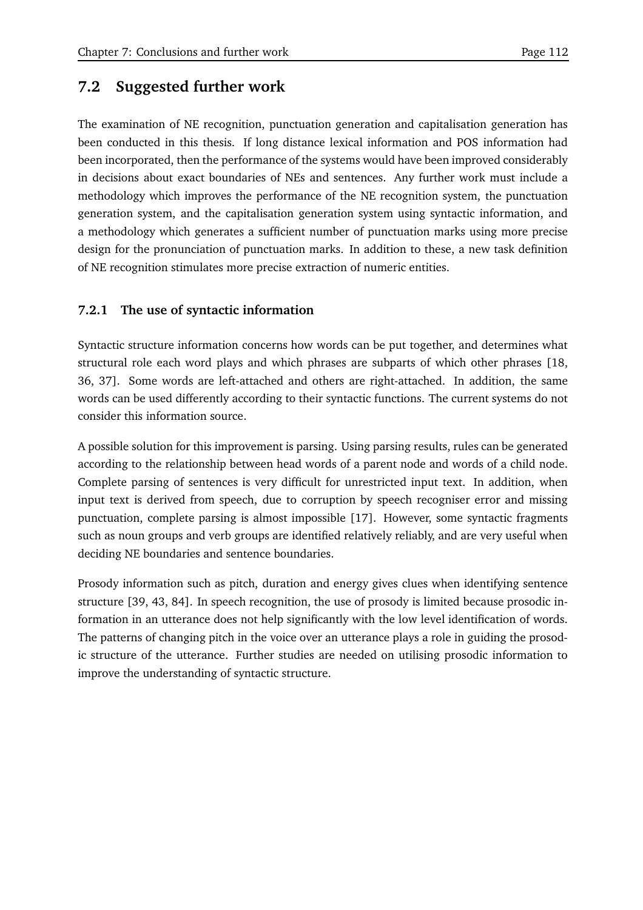## 7.2 Suggested further work

The examination of NE recognition, punctuation generation and capitalisation generation has been conducted in this thesis. If long distance lexical information and POS information had been incorporated, then the performance of the systems would have been improved considerably in decisions about exact boundaries of NEs and sentences. Any further work must include a methodology which improves the performance of the NE recognition system, the punctuation generation system, and the capitalisation generation system using syntactic information, and a methodology which generates a sufficient number of punctuation marks using more precise design for the pronunciation of punctuation marks. In addition to these, a new task definition of NE recognition stimulates more precise extraction of numeric entities.

### 7.2.1 The use of syntactic information

Syntactic structure information concerns how words can be put together, and determines what structural role each word plays and which phrases are subparts of which other phrases [18, 36, 37]. Some words are left-attached and others are right-attached. In addition, the same words can be used differently according to their syntactic functions. The current systems do not consider this information source.

A possible solution for this improvement is parsing. Using parsing results, rules can be generated according to the relationship between head words of a parent node and words of a child node. Complete parsing of sentences is very difficult for unrestricted input text. In addition, when input text is derived from speech, due to corruption by speech recogniser error and missing punctuation, complete parsing is almost impossible [17]. However, some syntactic fragments such as noun groups and verb groups are identified relatively reliably, and are very useful when deciding NE boundaries and sentence boundaries.

Prosody information such as pitch, duration and energy gives clues when identifying sentence structure [39, 43, 84]. In speech recognition, the use of prosody is limited because prosodic information in an utterance does not help significantly with the low level identification of words. The patterns of changing pitch in the voice over an utterance plays a role in guiding the prosodic structure of the utterance. Further studies are needed on utilising prosodic information to improve the understanding of syntactic structure.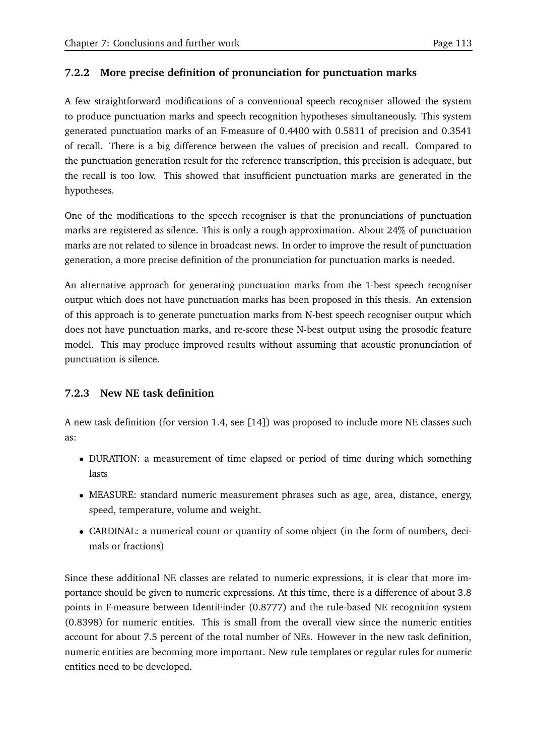### 7.2.2 More precise definition of pronunciation for punctuation marks

A few straightforward modifications of a conventional speech recogniser allowed the system to produce punctuation marks and speech recognition hypotheses simultaneously. This system generated punctuation marks of an F-measure of 0.4400 with 0.5811 of precision and 0.3541 of recall. There is a big difference between the values of precision and recall. Compared to the punctuation generation result for the reference transcription, this precision is adequate, but the recall is too low. This showed that insufficient punctuation marks are generated in the hypotheses.

One of the modifications to the speech recogniser is that the pronunciations of punctuation marks are registered as silence. This is only a rough approximation. About 24% of punctuation marks are not related to silence in broadcast news. In order to improve the result of punctuation generation, a more precise definition of the pronunciation for punctuation marks is needed.

An alternative approach for generating punctuation marks from the 1-best speech recogniser output which does not have punctuation marks has been proposed in this thesis. An extension of this approach is to generate punctuation marks from N-best speech recogniser output which does not have punctuation marks, and re-score these N-best output using the prosodic feature model. This may produce improved results without assuming that acoustic pronunciation of punctuation is silence.

### 7.2.3 New NE task definition

A new task definition (for version 1.4, see [14]) was proposed to include more NE classes such as:

- DURATION: a measurement of time elapsed or period of time during which something lasts
- MEASURE: standard numeric measurement phrases such as age, area, distance, energy, speed, temperature, volume and weight.
- CARDINAL: a numerical count or quantity of some object (in the form of numbers, decimals or fractions)

Since these additional NE classes are related to numeric expressions, it is clear that more importance should be given to numeric expressions. At this time, there is a difference of about 3.8 points in F-measure between IdentiFinder (0.8777) and the rule-based NE recognition system (0.8398) for numeric entities. This is small from the overall view since the numeric entities account for about 7.5 percent of the total number of NEs. However in the new task definition, numeric entities are becoming more important. New rule templates or regular rules for numeric entities need to be developed.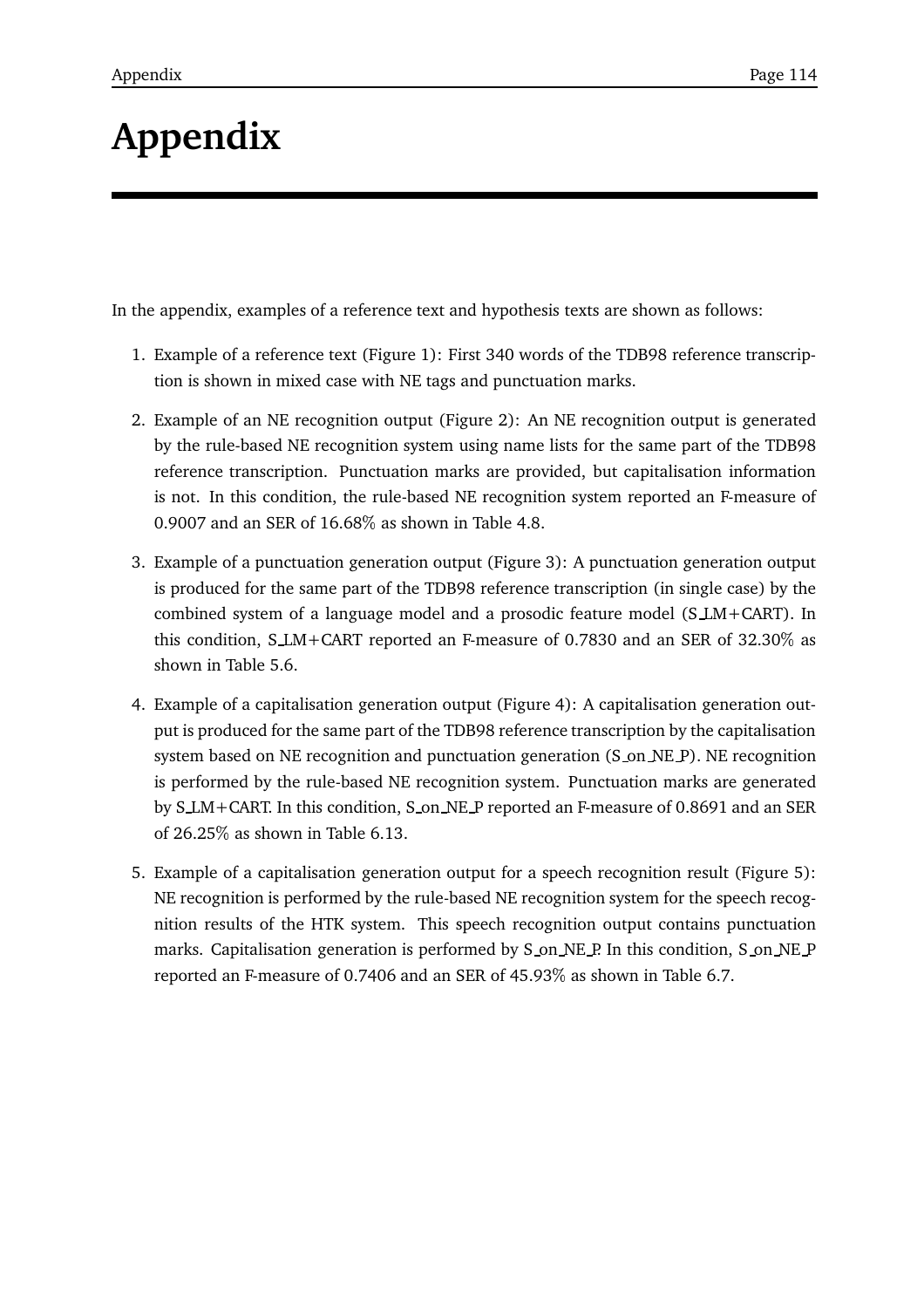# Appendix

In the appendix, examples of a reference text and hypothesis texts are shown as follows:

1. Example of a reference text (Figure 1): First 340 words of the TDB98 reference transcription is shown in mixed case with NE tags and punctuation marks.

2. Example of an NE recognition output (Figure 2): An NE recognition output is generated by the rule-based NE recognition system using name lists for the same part of the TDB98 reference transcription. Punctuation marks are provided, but capitalisation information is not. In this condition, the rule-based NE recognition system reported an F-measure of 0.9007 and an SER of 16.68% as shown in Table 4.8.

3. Example of a punctuation generation output (Figure 3): A punctuation generation output is produced for the same part of the TDB98 reference transcription (in single case) by the combined system of a language model and a prosodic feature model (S_LM+CART). In this condition, S_LM+CART reported an F-measure of 0.7830 and an SER of 32.30% as shown in Table 5.6.

4. Example of a capitalisation generation output (Figure 4): A capitalisation generation output is produced for the same part of the TDB98 reference transcription by the capitalisation system based on NE recognition and punctuation generation (S_on_NE_P). NE recognition is performed by the rule-based NE recognition system. Punctuation marks are generated by S_LM+CART. In this condition, S_on_NE_P reported an F-measure of 0.8691 and an SER of 26.25% as shown in Table 6.13.

5. Example of a capitalisation generation output for a speech recognition result (Figure 5): NE recognition is performed by the rule-based NE recognition system for the speech recognition results of the HTK system. This speech recognition output contains punctuation marks. Capitalisation generation is performed by S_on_NE_P. In this condition, S_on_NE_P reported an F-measure of 0.7406 and an SER of 45.93% as shown in Table 6.7.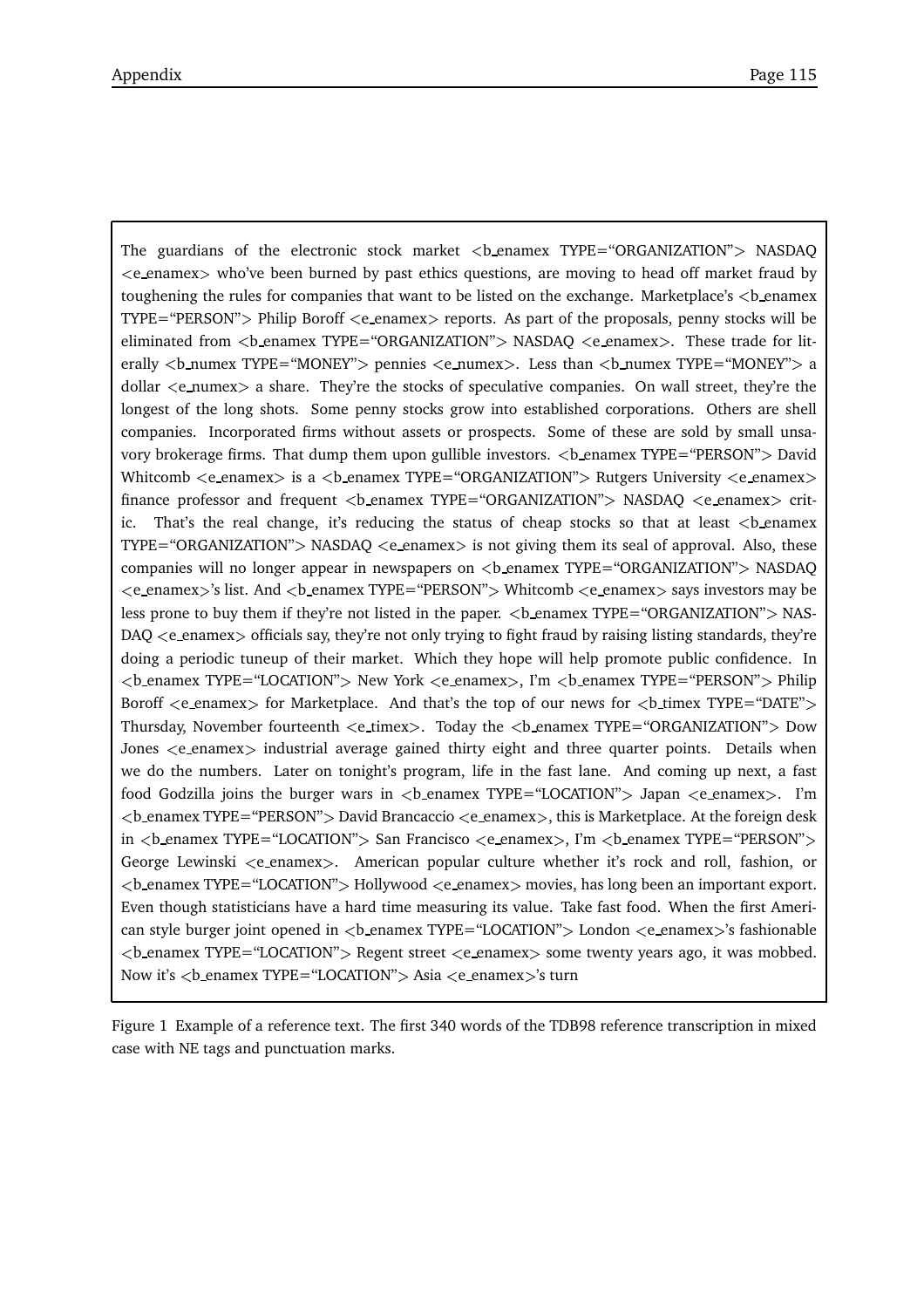The guardians of the electronic stock market <b_enamex TYPE="ORGANIZATION"> NASDAQ <e_enamex> who've been burned by past ethics questions, are moving to head off market fraud by toughening the rules for companies that want to be listed on the exchange. Marketplace's <b_enamex TYPE="PERSON"> Philip Boroff <e_enamex> reports. As part of the proposals, penny stocks will be eliminated from <b_enamex TYPE="ORGANIZATION"> NASDAQ <e_enamex>. These trade for literally <b_numex TYPE="MONEY"> pennies <e_numex>. Less than <b_numex TYPE="MONEY"> a dollar <e_numex> a share. They're the stocks of speculative companies. On wall street, they're the longest of the long shots. Some penny stocks grow into established corporations. Others are shell companies. Incorporated firms without assets or prospects. Some of these are sold by small unsavory brokerage firms. That dump them upon gullible investors. <b_enamex TYPE="PERSON"> David Whitcomb <e_enamex> is a <b_enamex TYPE="ORGANIZATION"> Rutgers University <e_enamex> finance professor and frequent <b_enamex TYPE="ORGANIZATION"> NASDAQ <e_enamex> critic. That's the real change, it's reducing the status of cheap stocks so that at least <b_enamex TYPE="ORGANIZATION"> NASDAQ <e_enamex> is not giving them its seal of approval. Also, these companies will no longer appear in newspapers on <b_enamex TYPE="ORGANIZATION"> NASDAQ <e_enamex>'s list. And <b_enamex TYPE="PERSON"> Whitcomb <e_enamex> says investors may be less prone to buy them if they're not listed in the paper. <b_enamex TYPE="ORGANIZATION"> NASDAQ <e_enamex> officials say, they're not only trying to fight fraud by raising listing standards, they're doing a periodic tuneup of their market. Which they hope will help promote public confidence. In <b_enamex TYPE="LOCATION"> New York <e_enamex>, I'm <b_enamex TYPE="PERSON"> Philip Boroff <e_enamex> for Marketplace. And that's the top of our news for <b_timex TYPE="DATE"> Thursday, November fourteenth <e_timex>. Today the <b_enamex TYPE="ORGANIZATION"> Dow Jones <e_enamex> industrial average gained thirty eight and three quarter points. Details when we do the numbers. Later on tonight's program, life in the fast lane. And coming up next, a fast food Godzilla joins the burger wars in <b_enamex TYPE="LOCATION"> Japan <e_enamex>. I'm <b_enamex TYPE="PERSON"> David Brancaccio <e_enamex>, this is Marketplace. At the foreign desk in <b_enamex TYPE="LOCATION"> San Francisco <e_enamex>, I'm <b_enamex TYPE="PERSON"> George Lewinski <e_enamex>. American popular culture whether it's rock and roll, fashion, or <b_enamex TYPE="LOCATION"> Hollywood <e_enamex> movies, has long been an important export. Even though statisticians have a hard time measuring its value. Take fast food. When the first American style burger joint opened in <b_enamex TYPE="LOCATION"> London <e_enamex>'s fashionable <b_enamex TYPE="LOCATION"> Regent street <e_enamex> some twenty years ago, it was mobbed. Now it's <b_enamex TYPE="LOCATION"> Asia <e_enamex>'s turn

Figure 1 Example of a reference text. The first 340 words of the TDB98 reference transcription in mixed case with NE tags and punctuation marks.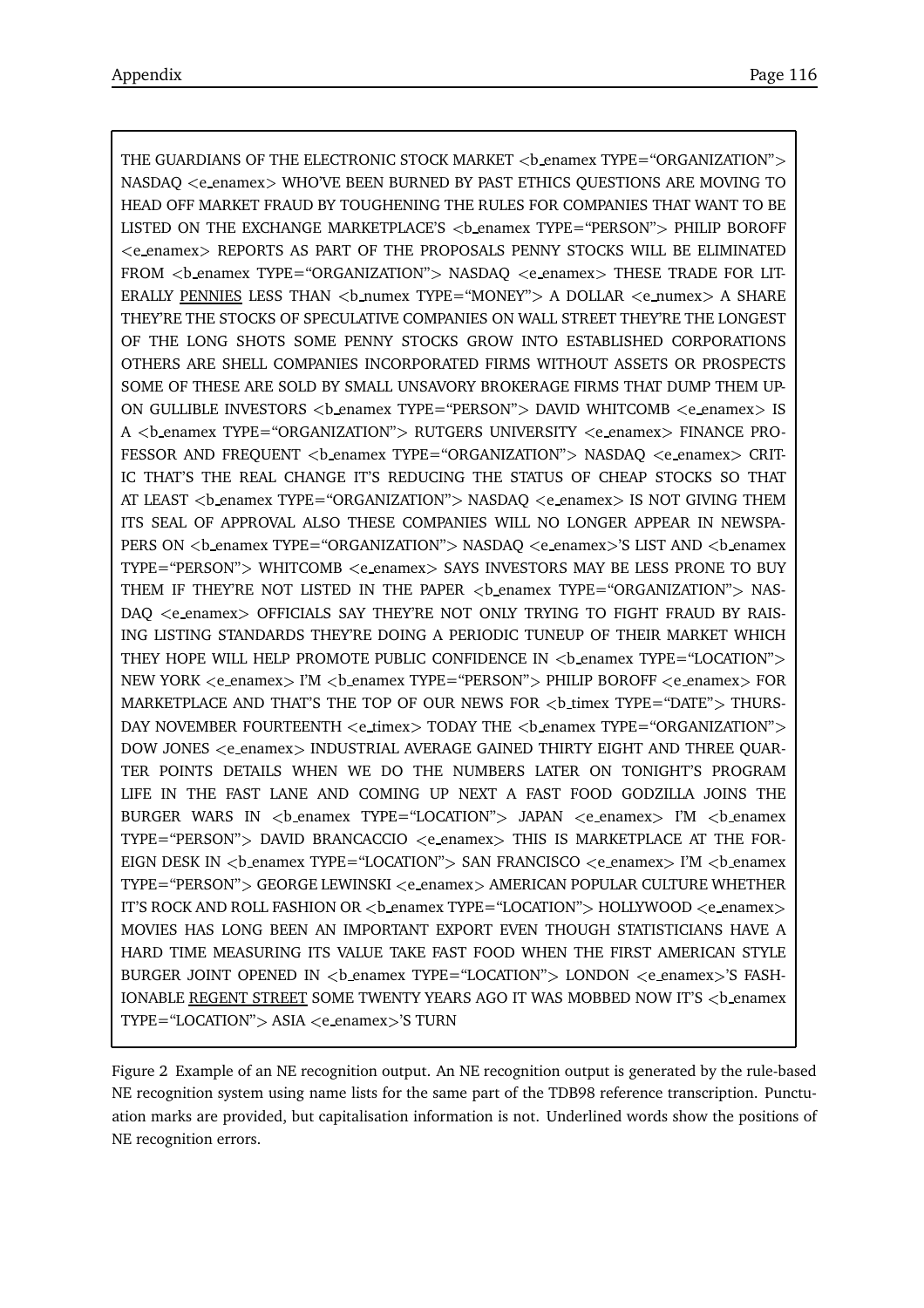THE GUARDIANS OF THE ELECTRONIC STOCK MARKET <b_enamex TYPE="ORGANIZATION"> NASDAQ <e_enamex> WHO'VE BEEN BURNED BY PAST ETHICS QUESTIONS ARE MOVING TO HEAD OFF MARKET FRAUD BY TOUGHENING THE RULES FOR COMPANIES THAT WANT TO BE LISTED ON THE EXCHANGE MARKETPLACE'S <b_enamex TYPE="PERSON"> PHILIP BOROFF <e_enamex> REPORTS AS PART OF THE PROPOSALS PENNY STOCKS WILL BE ELIMINATED FROM <b_enamex TYPE="ORGANIZATION"> NASDAQ <e_enamex> THESE TRADE FOR LITERALLY <u>PENNIES</u> LESS THAN <b_numex TYPE="MONEY"> A DOLLAR <e_numex> A SHARE THEY'RE THE STOCKS OF SPECULATIVE COMPANIES ON WALL STREET THEY'RE THE LONGEST OF THE LONG SHOTS SOME PENNY STOCKS GROW INTO ESTABLISHED CORPORATIONS OTHERS ARE SHELL COMPANIES INCORPORATED FIRMS WITHOUT ASSETS OR PROSPECTS SOME OF THESE ARE SOLD BY SMALL UNSAVORY BROKERAGE FIRMS THAT DUMP THEM UPON GULLIBLE INVESTORS <b_enamex TYPE="PERSON"> DAVID WHITCOMB <e_enamex> IS A <b_enamex TYPE="ORGANIZATION"> RUTGERS UNIVERSITY <e_enamex> FINANCE PROFESSOR AND FREQUENT <b_enamex TYPE="ORGANIZATION"> NASDAQ <e_enamex> CRITIC THAT'S THE REAL CHANGE IT'S REDUCING THE STATUS OF CHEAP STOCKS SO THAT AT LEAST <b_enamex TYPE="ORGANIZATION"> NASDAQ <e_enamex> IS NOT GIVING THEM ITS SEAL OF APPROVAL ALSO THESE COMPANIES WILL NO LONGER APPEAR IN NEWSPAPERS ON <b_enamex TYPE="ORGANIZATION"> NASDAQ <e_enamex>'S LIST AND <b_enamex TYPE="PERSON"> WHITCOMB <e_enamex> SAYS INVESTORS MAY BE LESS PRONE TO BUY THEM IF THEY'RE NOT LISTED IN THE PAPER <b_enamex TYPE="ORGANIZATION"> NASDAQ <e_enamex> OFFICIALS SAY THEY'RE NOT ONLY TRYING TO FIGHT FRAUD BY RAISING LISTING STANDARDS THEY'RE DOING A PERIODIC TUNEUP OF THEIR MARKET WHICH THEY HOPE WILL HELP PROMOTE PUBLIC CONFIDENCE IN <b_enamex TYPE="LOCATION"> NEW YORK <e_enamex> I'M <b_enamex TYPE="PERSON"> PHILIP BOROFF <e_enamex> FOR MARKETPLACE AND THAT'S THE TOP OF OUR NEWS FOR <b_timex TYPE="DATE"> THURSDAY NOVEMBER FOURTEENTH <e_timex> TODAY THE <b_enamex TYPE="ORGANIZATION"> DOW JONES <e_enamex> INDUSTRIAL AVERAGE GAINED THIRTY EIGHT AND THREE QUARTER POINTS DETAILS WHEN WE DO THE NUMBERS LATER ON TONIGHT'S PROGRAM LIFE IN THE FAST LANE AND COMING UP NEXT A FAST FOOD GODZILLA JOINS THE BURGER WARS IN <b_enamex TYPE="LOCATION"> JAPAN <e_enamex> I'M <b_enamex TYPE="PERSON"> DAVID BRANCACCIO <e_enamex> THIS IS MARKETPLACE AT THE FOREIGN DESK IN <b_enamex TYPE="LOCATION"> SAN FRANCISCO <e_enamex> I'M <b_enamex TYPE="PERSON"> GEORGE LEWINSKI <e_enamex> AMERICAN POPULAR CULTURE WHETHER IT'S ROCK AND ROLL FASHION OR <b_enamex TYPE="LOCATION"> HOLLYWOOD <e_enamex> MOVIES HAS LONG BEEN AN IMPORTANT EXPORT EVEN THOUGH STATISTICIANS HAVE A HARD TIME MEASURING ITS VALUE TAKE FAST FOOD WHEN THE FIRST AMERICAN STYLE BURGER JOINT OPENED IN <b_enamex TYPE="LOCATION"> LONDON <e_enamex>'S FASHIONABLE <u>REGENT STREET</u> SOME TWENTY YEARS AGO IT WAS MOBBED NOW IT'S <b_enamex TYPE="LOCATION"> ASIA <e_enamex>'S TURN

Figure 2 Example of an NE recognition output. An NE recognition output is generated by the rule-based NE recognition system using name lists for the same part of the TDB98 reference transcription. Punctuation marks are provided, but capitalisation information is not. Underlined words show the positions of NE recognition errors.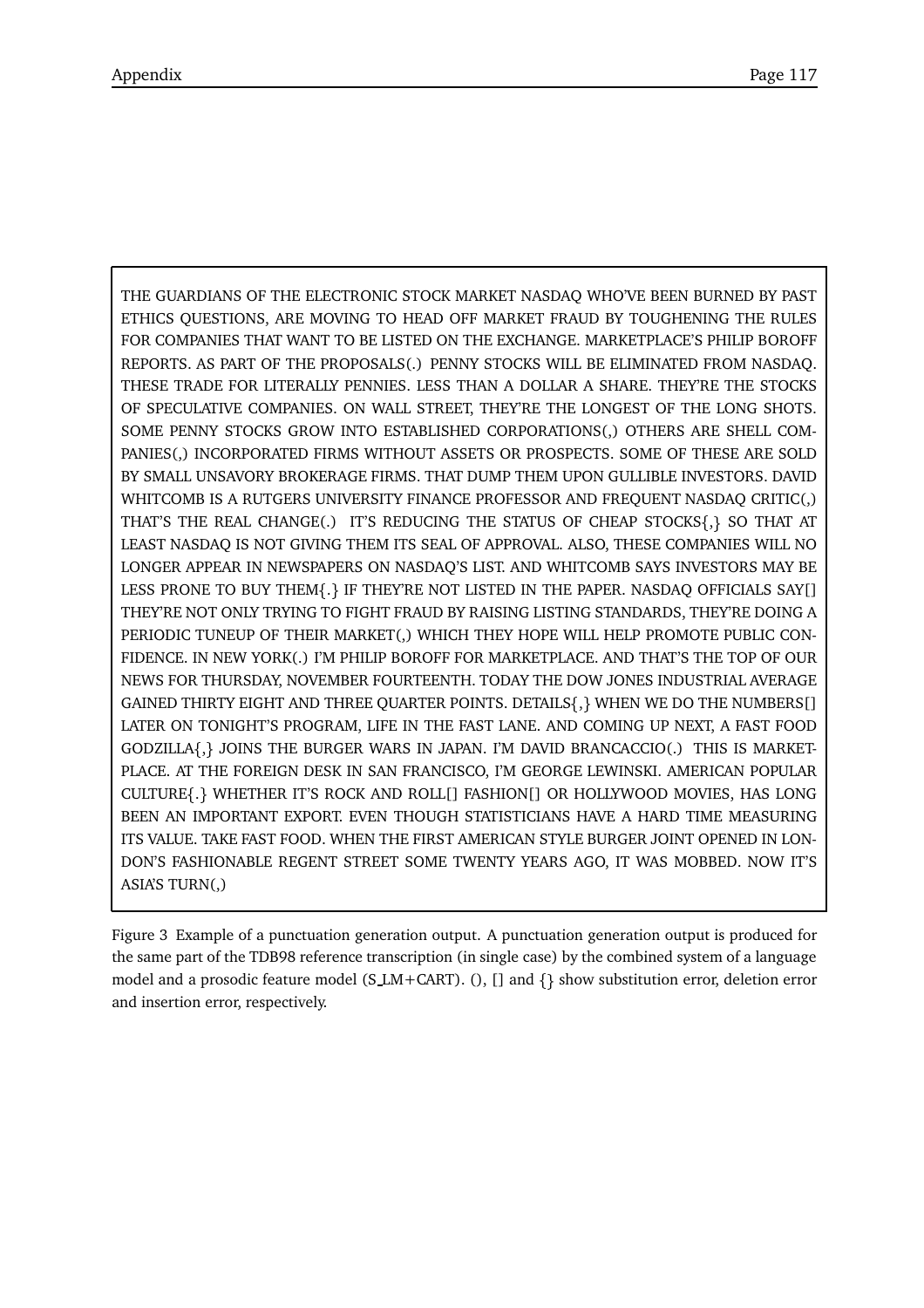THE GUARDIANS OF THE ELECTRONIC STOCK MARKET NASDAQ WHO'VE BEEN BURNED BY PAST ETHICS QUESTIONS, ARE MOVING TO HEAD OFF MARKET FRAUD BY TOUGHENING THE RULES FOR COMPANIES THAT WANT TO BE LISTED ON THE EXCHANGE. MARKETPLACE'S PHILIP BOROFF REPORTS. AS PART OF THE PROPOSALS(.) PENNY STOCKS WILL BE ELIMINATED FROM NASDAQ. THESE TRADE FOR LITERALLY PENNIES. LESS THAN A DOLLAR A SHARE. THEY'RE THE STOCKS OF SPECULATIVE COMPANIES. ON WALL STREET, THEY'RE THE LONGEST OF THE LONG SHOTS. SOME PENNY STOCKS GROW INTO ESTABLISHED CORPORATIONS(,) OTHERS ARE SHELL COMPANIES(,) INCORPORATED FIRMS WITHOUT ASSETS OR PROSPECTS. SOME OF THESE ARE SOLD BY SMALL UNSAVORY BROKERAGE FIRMS. THAT DUMP THEM UPON GULLIBLE INVESTORS. DAVID WHITCOMB IS A RUTGERS UNIVERSITY FINANCE PROFESSOR AND FREQUENT NASDAQ CRITIC(,) THAT'S THE REAL CHANGE(.) IT'S REDUCING THE STATUS OF CHEAP STOCKS{,} SO THAT AT LEAST NASDAQ IS NOT GIVING THEM ITS SEAL OF APPROVAL. ALSO, THESE COMPANIES WILL NO LONGER APPEAR IN NEWSPAPERS ON NASDAQ'S LIST. AND WHITCOMB SAYS INVESTORS MAY BE LESS PRONE TO BUY THEM{.} IF THEY'RE NOT LISTED IN THE PAPER. NASDAQ OFFICIALS SAY[] THEY'RE NOT ONLY TRYING TO FIGHT FRAUD BY RAISING LISTING STANDARDS, THEY'RE DOING A PERIODIC TUNEUP OF THEIR MARKET(,) WHICH THEY HOPE WILL HELP PROMOTE PUBLIC CONFIDENCE. IN NEW YORK(.) I'M PHILIP BOROFF FOR MARKETPLACE. AND THAT'S THE TOP OF OUR NEWS FOR THURSDAY, NOVEMBER FOURTEENTH. TODAY THE DOW JONES INDUSTRIAL AVERAGE GAINED THIRTY EIGHT AND THREE QUARTER POINTS. DETAILS{,} WHEN WE DO THE NUMBERS[] LATER ON TONIGHT'S PROGRAM, LIFE IN THE FAST LANE. AND COMING UP NEXT, A FAST FOOD GODZILLA{,} JOINS THE BURGER WARS IN JAPAN. I'M DAVID BRANCACCIO(.) THIS IS MARKETPLACE. AT THE FOREIGN DESK IN SAN FRANCISCO, I'M GEORGE LEWINSKI. AMERICAN POPULAR CULTURE{.} WHETHER IT'S ROCK AND ROLL[] FASHION[] OR HOLLYWOOD MOVIES, HAS LONG BEEN AN IMPORTANT EXPORT. EVEN THOUGH STATISTICIANS HAVE A HARD TIME MEASURING ITS VALUE. TAKE FAST FOOD. WHEN THE FIRST AMERICAN STYLE BURGER JOINT OPENED IN LONDON'S FASHIONABLE REGENT STREET SOME TWENTY YEARS AGO, IT WAS MOBBED. NOW IT'S ASIA'S TURN(,)

Figure 3 Example of a punctuation generation output. A punctuation generation output is produced for the same part of the TDB98 reference transcription (in single case) by the combined system of a language model and a prosodic feature model (S_LM+CART). (), [] and {} show substitution error, deletion error and insertion error, respectively.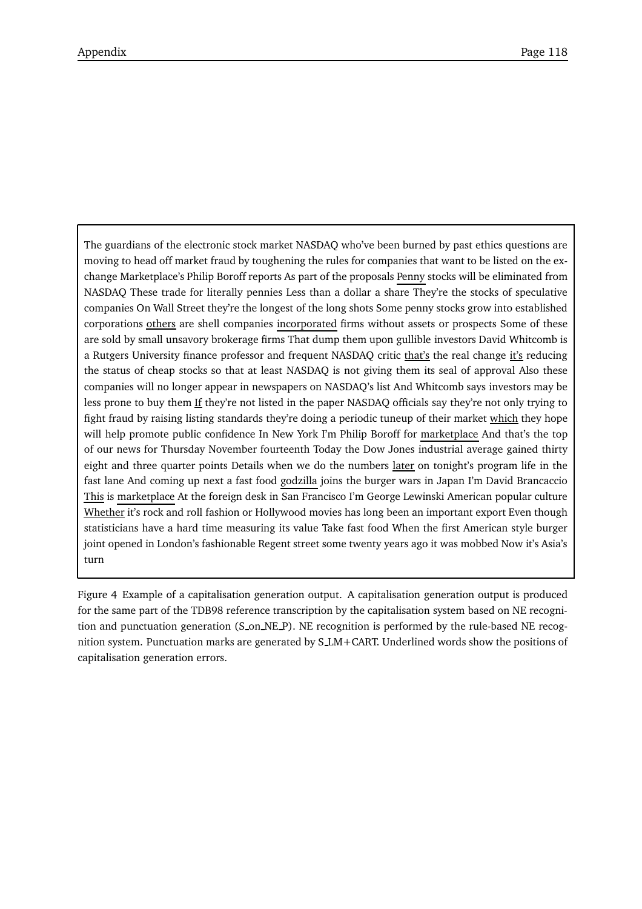The guardians of the electronic stock market NASDAQ who've been burned by past ethics questions are moving to head off market fraud by toughening the rules for companies that want to be listed on the exchange Marketplace's Philip Boroff reports As part of the proposals <u>Penny</u> stocks will be eliminated from NASDAQ These trade for literally pennies Less than a dollar a share They're the stocks of speculative companies On Wall Street they're the longest of the long shots Some penny stocks grow into established corporations <u>others</u> are shell companies <u>incorporated</u> firms without assets or prospects Some of these are sold by small unsavory brokerage firms That dump them upon gullible investors David Whitcomb is a Rutgers University finance professor and frequent NASDAQ critic <u>that's</u> the real change <u>it's</u> reducing the status of cheap stocks so that at least NASDAQ is not giving them its seal of approval Also these companies will no longer appear in newspapers on NASDAQ's list And Whitcomb says investors may be less prone to buy them <u>If</u> they're not listed in the paper NASDAQ officials say they're not only trying to fight fraud by raising listing standards they're doing a periodic tuneup of their market <u>which</u> they hope will help promote public confidence In New York I'm Philip Boroff for <u>marketplace</u> And that's the top of our news for Thursday November fourteenth Today the Dow Jones industrial average gained thirty eight and three quarter points Details when we do the numbers <u>later</u> on tonight's program life in the fast lane And coming up next a fast food <u>godzilla</u> joins the burger wars in Japan I'm David Brancaccio <u>This</u> is <u>marketplace</u> At the foreign desk in San Francisco I'm George Lewinski American popular culture <u>Whether</u> it's rock and roll fashion or Hollywood movies has long been an important export Even though statisticians have a hard time measuring its value Take fast food When the first American style burger joint opened in London's fashionable Regent street some twenty years ago it was mobbed Now it's Asia's turn

Figure 4 Example of a capitalisation generation output. A capitalisation generation output is produced for the same part of the TDB98 reference transcription by the capitalisation system based on NE recognition and punctuation generation (S_on_NE_P). NE recognition is performed by the rule-based NE recognition system. Punctuation marks are generated by S_LM+CART. Underlined words show the positions of capitalisation generation errors.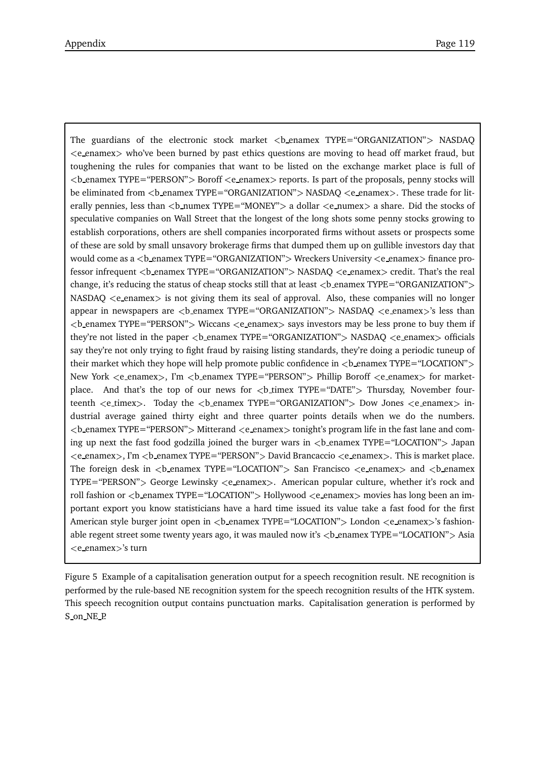The guardians of the electronic stock market <b_enamex TYPE="ORGANIZATION"> NASDAQ <e_enamex> who've been burned by past ethics questions are moving to head off market fraud, but toughening the rules for companies that want to be listed on the exchange market place is full of <b_enamex TYPE="PERSON"> Boroff <e_enamex> reports. Is part of the proposals, penny stocks will be eliminated from <b_enamex TYPE="ORGANIZATION"> NASDAQ <e_enamex>. These trade for literally pennies, less than <b_numex TYPE="MONEY"> a dollar <e_numex> a share. Did the stocks of speculative companies on Wall Street that the longest of the long shots some penny stocks growing to establish corporations, others are shell companies incorporated firms without assets or prospects some of these are sold by small unsavory brokerage firms that dumped them up on gullible investors day that would come as a <b_enamex TYPE="ORGANIZATION"> Wreckers University <e_enamex> finance professor infrequent <b_enamex TYPE="ORGANIZATION"> NASDAQ <e_enamex> credit. That's the real change, it's reducing the status of cheap stocks still that at least <b_enamex TYPE="ORGANIZATION"> NASDAQ <e_enamex> is not giving them its seal of approval. Also, these companies will no longer appear in newspapers are <b_enamex TYPE="ORGANIZATION"> NASDAQ <e_enamex>'s less than <b_enamex TYPE="PERSON"> Wiccans <e_enamex> says investors may be less prone to buy them if they're not listed in the paper <b_enamex TYPE="ORGANIZATION"> NASDAQ <e_enamex> officials say they're not only trying to fight fraud by raising listing standards, they're doing a periodic tuneup of their market which they hope will help promote public confidence in <b_enamex TYPE="LOCATION"> New York <e_enamex>, I'm <b_enamex TYPE="PERSON"> Phillip Boroff <e_enamex> for marketplace. And that's the top of our news for <b_timex TYPE="DATE"> Thursday, November fourteenth <e_timex>. Today the <b_enamex TYPE="ORGANIZATION"> Dow Jones <e_enamex> industrial average gained thirty eight and three quarter points details when we do the numbers. <b_enamex TYPE="PERSON"> Mitterand <e_enamex> tonight's program life in the fast lane and coming up next the fast food godzilla joined the burger wars in <b_enamex TYPE="LOCATION"> Japan <e_enamex>, I'm <b_enamex TYPE="PERSON"> David Brancaccio <e_enamex>. This is market place. The foreign desk in <b_enamex TYPE="LOCATION"> San Francisco <e_enamex> and <b_enamex TYPE="PERSON"> George Lewinsky <e_enamex>. American popular culture, whether it's rock and roll fashion or <b_enamex TYPE="LOCATION"> Hollywood <e_enamex> movies has long been an important export you know statisticians have a hard time issued its value take a fast food for the first American style burger joint open in <b_enamex TYPE="LOCATION"> London <e_enamex>'s fashionable regent street some twenty years ago, it was mauled now it's <b_enamex TYPE="LOCATION"> Asia <e_enamex>'s turn

Figure 5 Example of a capitalisation generation output for a speech recognition result. NE recognition is performed by the rule-based NE recognition system for the speech recognition results of the HTK system. This speech recognition output contains punctuation marks. Capitalisation generation is performed by S_on_NE_P.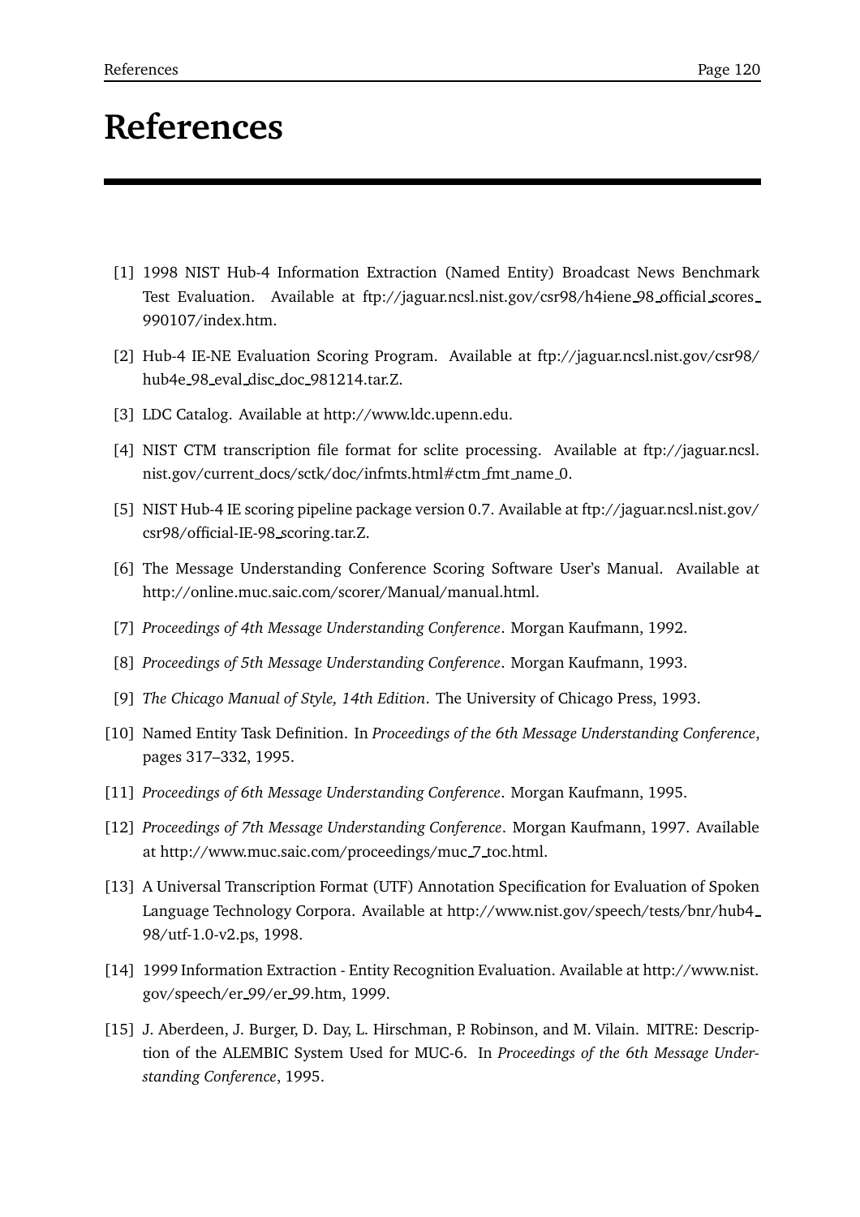# References

[1] 1998 NIST Hub-4 Information Extraction (Named Entity) Broadcast News Benchmark Test Evaluation. Available at ftp://jaguar.ncsl.nist.gov/csr98/h4iene_98_official_scores_990107/index.htm.

[2] Hub-4 IE-NE Evaluation Scoring Program. Available at ftp://jaguar.ncsl.nist.gov/csr98/hub4e_98_eval_disc_doc_981214.tar.Z.

[3] LDC Catalog. Available at http://www.ldc.upenn.edu.

[4] NIST CTM transcription file format for sclite processing. Available at ftp://jaguar.ncsl.nist.gov/current_docs/sctk/doc/infmts.html#ctm_fmt_name_0.

[5] NIST Hub-4 IE scoring pipeline package version 0.7. Available at ftp://jaguar.ncsl.nist.gov/csr98/official-IE-98_scoring.tar.Z.

[6] The Message Understanding Conference Scoring Software User's Manual. Available at http://online.muc.saic.com/scorer/Manual/manual.html.

[7] *Proceedings of 4th Message Understanding Conference*. Morgan Kaufmann, 1992.

[8] *Proceedings of 5th Message Understanding Conference*. Morgan Kaufmann, 1993.

[9] *The Chicago Manual of Style, 14th Edition*. The University of Chicago Press, 1993.

[10] Named Entity Task Definition. In *Proceedings of the 6th Message Understanding Conference*, pages 317–332, 1995.

[11] *Proceedings of 6th Message Understanding Conference*. Morgan Kaufmann, 1995.

[12] *Proceedings of 7th Message Understanding Conference*. Morgan Kaufmann, 1997. Available at http://www.muc.saic.com/proceedings/muc_7_toc.html.

[13] A Universal Transcription Format (UTF) Annotation Specification for Evaluation of Spoken Language Technology Corpora. Available at http://www.nist.gov/speech/tests/bnr/hub4_98/utf-1.0-v2.ps, 1998.

[14] 1999 Information Extraction - Entity Recognition Evaluation. Available at http://www.nist.gov/speech/er_99/er_99.htm, 1999.

[15] J. Aberdeen, J. Burger, D. Day, L. Hirschman, P. Robinson, and M. Vilain. MITRE: Description of the ALEMBIC System Used for MUC-6. In *Proceedings of the 6th Message Understanding Conference*, 1995.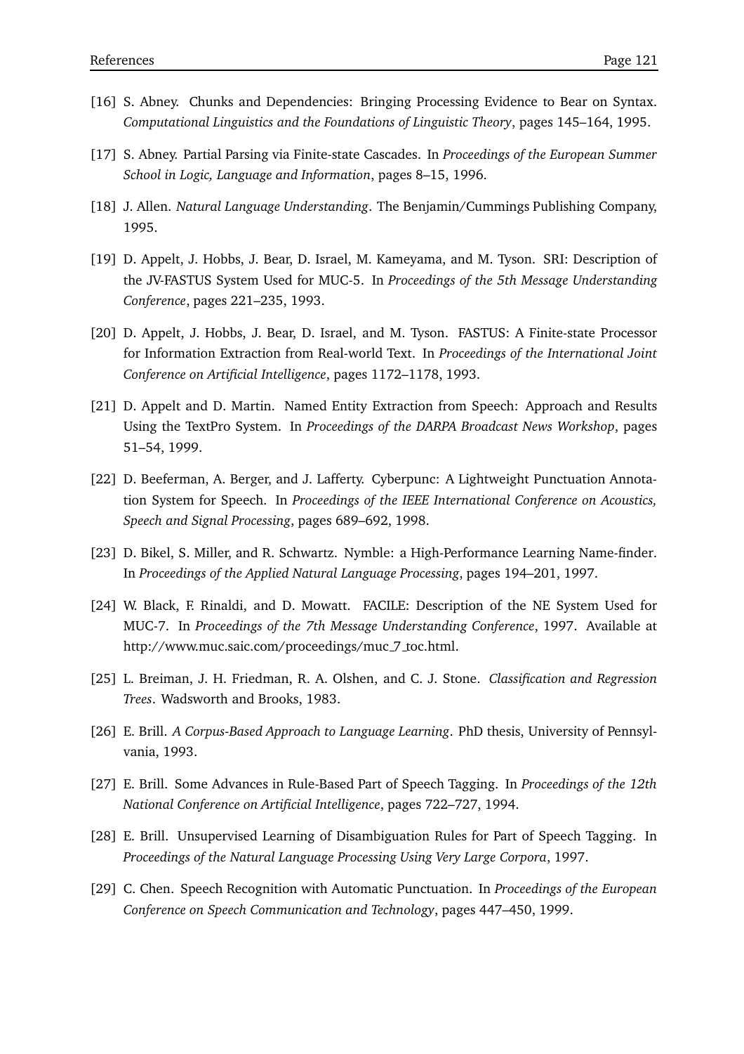[16] S. Abney. Chunks and Dependencies: Bringing Processing Evidence to Bear on Syntax. *Computational Linguistics and the Foundations of Linguistic Theory*, pages 145–164, 1995.

[17] S. Abney. Partial Parsing via Finite-state Cascades. In *Proceedings of the European Summer School in Logic, Language and Information*, pages 8–15, 1996.

[18] J. Allen. *Natural Language Understanding*. The Benjamin/Cummings Publishing Company, 1995.

[19] D. Appelt, J. Hobbs, J. Bear, D. Israel, M. Kameyama, and M. Tyson. SRI: Description of the JV-FASTUS System Used for MUC-5. In *Proceedings of the 5th Message Understanding Conference*, pages 221–235, 1993.

[20] D. Appelt, J. Hobbs, J. Bear, D. Israel, and M. Tyson. FASTUS: A Finite-state Processor for Information Extraction from Real-world Text. In *Proceedings of the International Joint Conference on Artificial Intelligence*, pages 1172–1178, 1993.

[21] D. Appelt and D. Martin. Named Entity Extraction from Speech: Approach and Results Using the TextPro System. In *Proceedings of the DARPA Broadcast News Workshop*, pages 51–54, 1999.

[22] D. Beeferman, A. Berger, and J. Lafferty. Cyberpunc: A Lightweight Punctuation Annotation System for Speech. In *Proceedings of the IEEE International Conference on Acoustics, Speech and Signal Processing*, pages 689–692, 1998.

[23] D. Bikel, S. Miller, and R. Schwartz. Nymble: a High-Performance Learning Name-finder. In *Proceedings of the Applied Natural Language Processing*, pages 194–201, 1997.

[24] W. Black, F. Rinaldi, and D. Mowatt. FACILE: Description of the NE System Used for MUC-7. In *Proceedings of the 7th Message Understanding Conference*, 1997. Available at http://www.muc.saic.com/proceedings/muc_7_toc.html.

[25] L. Breiman, J. H. Friedman, R. A. Olshen, and C. J. Stone. *Classification and Regression Trees*. Wadsworth and Brooks, 1983.

[26] E. Brill. *A Corpus-Based Approach to Language Learning*. PhD thesis, University of Pennsylvania, 1993.

[27] E. Brill. Some Advances in Rule-Based Part of Speech Tagging. In *Proceedings of the 12th National Conference on Artificial Intelligence*, pages 722–727, 1994.

[28] E. Brill. Unsupervised Learning of Disambiguation Rules for Part of Speech Tagging. In *Proceedings of the Natural Language Processing Using Very Large Corpora*, 1997.

[29] C. Chen. Speech Recognition with Automatic Punctuation. In *Proceedings of the European Conference on Speech Communication and Technology*, pages 447–450, 1999.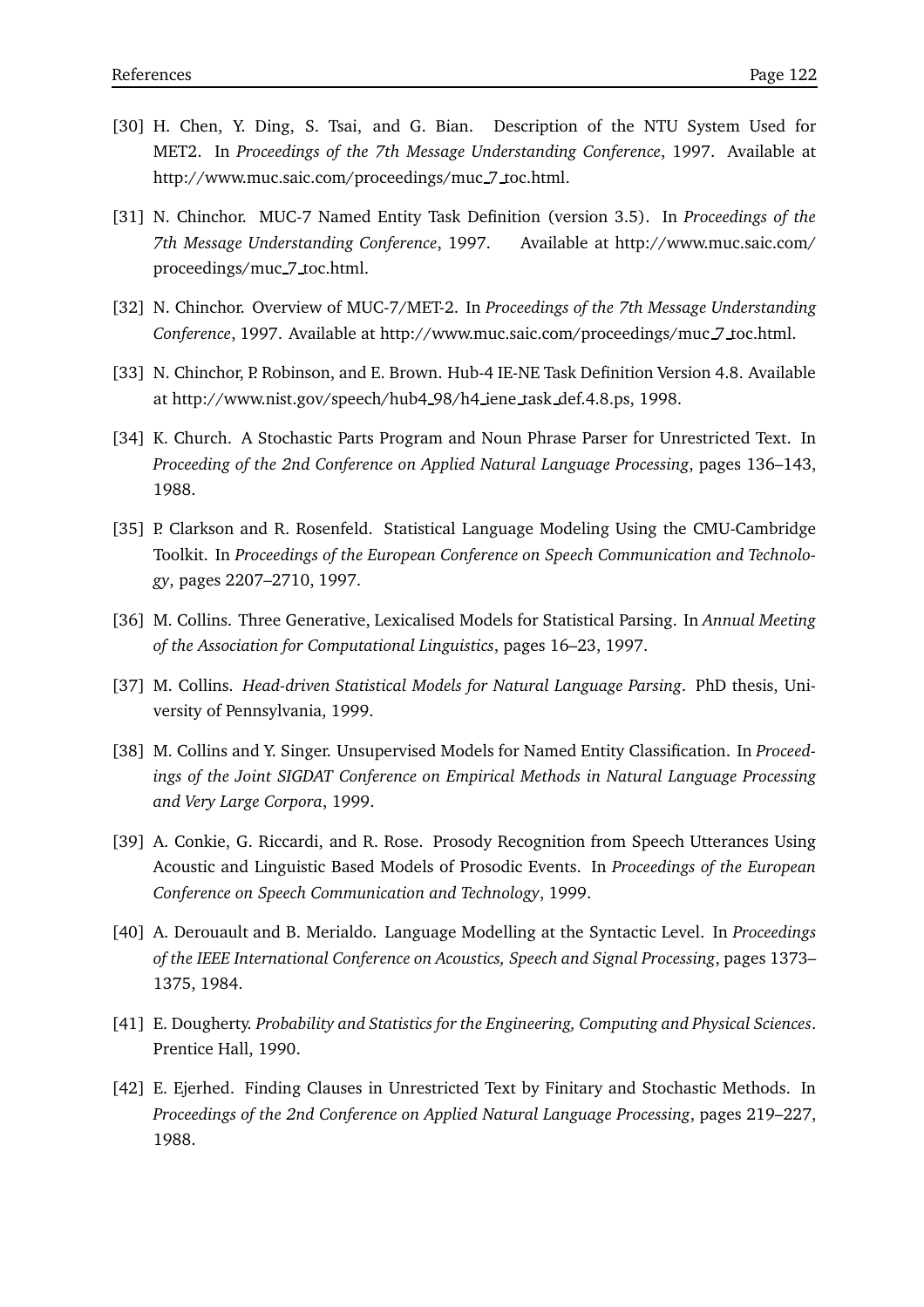[30] H. Chen, Y. Ding, S. Tsai, and G. Bian. Description of the NTU System Used for MET2. In *Proceedings of the 7th Message Understanding Conference*, 1997. Available at http://www.muc.saic.com/proceedings/muc_7_toc.html.

[31] N. Chinchor. MUC-7 Named Entity Task Definition (version 3.5). In *Proceedings of the 7th Message Understanding Conference*, 1997. Available at http://www.muc.saic.com/proceedings/muc_7_toc.html.

[32] N. Chinchor. Overview of MUC-7/MET-2. In *Proceedings of the 7th Message Understanding Conference*, 1997. Available at http://www.muc.saic.com/proceedings/muc_7_toc.html.

[33] N. Chinchor, P. Robinson, and E. Brown. Hub-4 IE-NE Task Definition Version 4.8. Available at http://www.nist.gov/speech/hub4_98/h4_iene_task_def.4.8.ps, 1998.

[34] K. Church. A Stochastic Parts Program and Noun Phrase Parser for Unrestricted Text. In *Proceeding of the 2nd Conference on Applied Natural Language Processing*, pages 136–143, 1988.

[35] P. Clarkson and R. Rosenfeld. Statistical Language Modeling Using the CMU-Cambridge Toolkit. In *Proceedings of the European Conference on Speech Communication and Technology*, pages 2207–2710, 1997.

[36] M. Collins. Three Generative, Lexicalised Models for Statistical Parsing. In *Annual Meeting of the Association for Computational Linguistics*, pages 16–23, 1997.

[37] M. Collins. *Head-driven Statistical Models for Natural Language Parsing*. PhD thesis, University of Pennsylvania, 1999.

[38] M. Collins and Y. Singer. Unsupervised Models for Named Entity Classification. In *Proceedings of the Joint SIGDAT Conference on Empirical Methods in Natural Language Processing and Very Large Corpora*, 1999.

[39] A. Conkie, G. Riccardi, and R. Rose. Prosody Recognition from Speech Utterances Using Acoustic and Linguistic Based Models of Prosodic Events. In *Proceedings of the European Conference on Speech Communication and Technology*, 1999.

[40] A. Derouault and B. Merialdo. Language Modelling at the Syntactic Level. In *Proceedings of the IEEE International Conference on Acoustics, Speech and Signal Processing*, pages 1373–1375, 1984.

[41] E. Dougherty. *Probability and Statistics for the Engineering, Computing and Physical Sciences*. Prentice Hall, 1990.

[42] E. Ejerhed. Finding Clauses in Unrestricted Text by Finitary and Stochastic Methods. In *Proceedings of the 2nd Conference on Applied Natural Language Processing*, pages 219–227, 1988.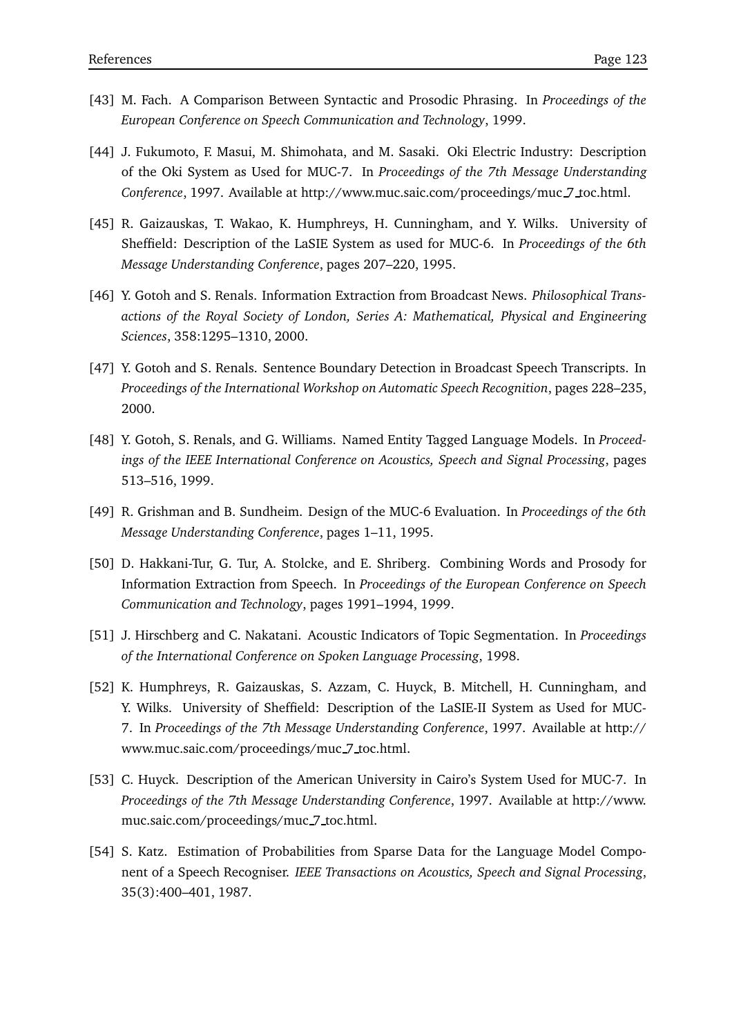[43] M. Fach. A Comparison Between Syntactic and Prosodic Phrasing. In *Proceedings of the European Conference on Speech Communication and Technology*, 1999.

[44] J. Fukumoto, F. Masui, M. Shimohata, and M. Sasaki. Oki Electric Industry: Description of the Oki System as Used for MUC-7. In *Proceedings of the 7th Message Understanding Conference*, 1997. Available at http://www.muc.saic.com/proceedings/muc_7_toc.html.

[45] R. Gaizauskas, T. Wakao, K. Humphreys, H. Cunningham, and Y. Wilks. University of Sheffield: Description of the LaSIE System as used for MUC-6. In *Proceedings of the 6th Message Understanding Conference*, pages 207–220, 1995.

[46] Y. Gotoh and S. Renals. Information Extraction from Broadcast News. *Philosophical Transactions of the Royal Society of London, Series A: Mathematical, Physical and Engineering Sciences*, 358:1295–1310, 2000.

[47] Y. Gotoh and S. Renals. Sentence Boundary Detection in Broadcast Speech Transcripts. In *Proceedings of the International Workshop on Automatic Speech Recognition*, pages 228–235, 2000.

[48] Y. Gotoh, S. Renals, and G. Williams. Named Entity Tagged Language Models. In *Proceedings of the IEEE International Conference on Acoustics, Speech and Signal Processing*, pages 513–516, 1999.

[49] R. Grishman and B. Sundheim. Design of the MUC-6 Evaluation. In *Proceedings of the 6th Message Understanding Conference*, pages 1–11, 1995.

[50] D. Hakkani-Tur, G. Tur, A. Stolcke, and E. Shriberg. Combining Words and Prosody for Information Extraction from Speech. In *Proceedings of the European Conference on Speech Communication and Technology*, pages 1991–1994, 1999.

[51] J. Hirschberg and C. Nakatani. Acoustic Indicators of Topic Segmentation. In *Proceedings of the International Conference on Spoken Language Processing*, 1998.

[52] K. Humphreys, R. Gaizauskas, S. Azzam, C. Huyck, B. Mitchell, H. Cunningham, and Y. Wilks. University of Sheffield: Description of the LaSIE-II System as Used for MUC-7. In *Proceedings of the 7th Message Understanding Conference*, 1997. Available at http://www.muc.saic.com/proceedings/muc_7_toc.html.

[53] C. Huyck. Description of the American University in Cairo's System Used for MUC-7. In *Proceedings of the 7th Message Understanding Conference*, 1997. Available at http://www.muc.saic.com/proceedings/muc_7_toc.html.

[54] S. Katz. Estimation of Probabilities from Sparse Data for the Language Model Component of a Speech Recogniser. *IEEE Transactions on Acoustics, Speech and Signal Processing*, 35(3):400–401, 1987.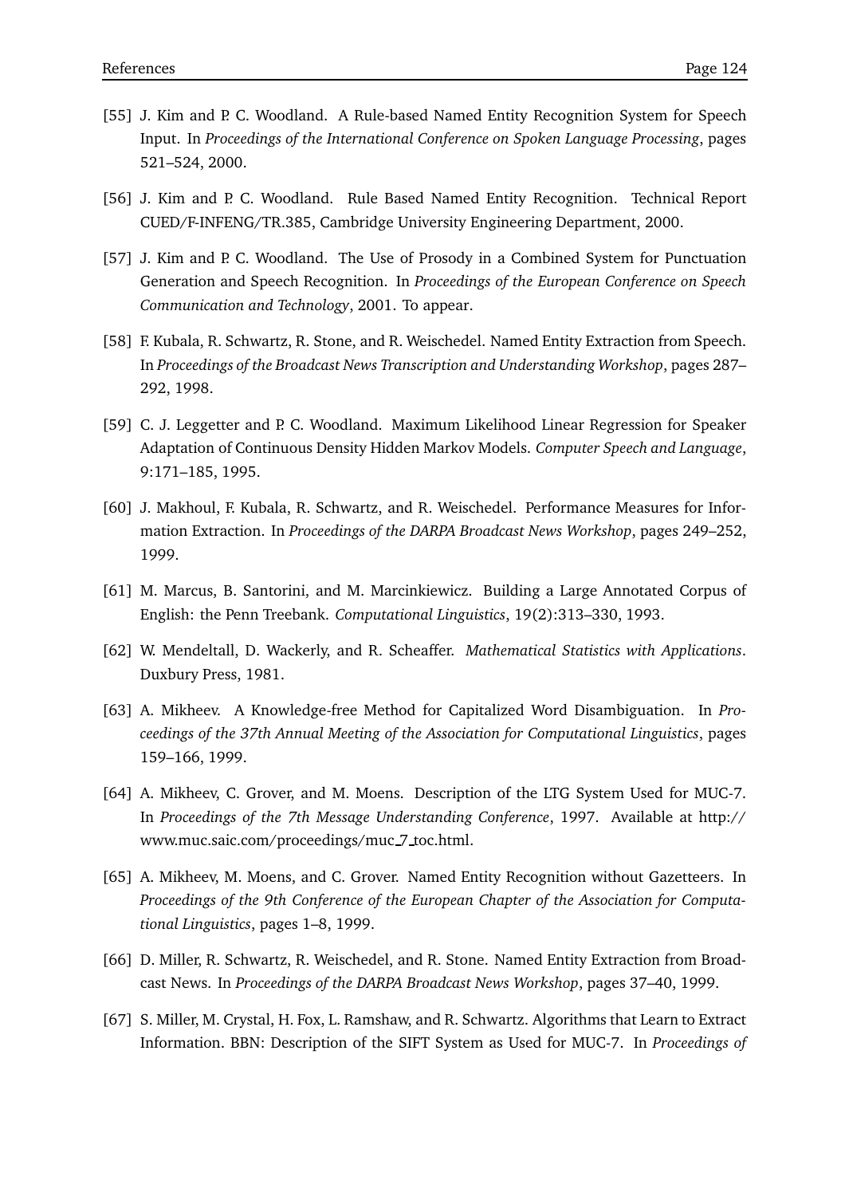[55] J. Kim and P. C. Woodland. A Rule-based Named Entity Recognition System for Speech Input. In *Proceedings of the International Conference on Spoken Language Processing*, pages 521–524, 2000.

[56] J. Kim and P. C. Woodland. Rule Based Named Entity Recognition. Technical Report CUED/F-INFENG/TR.385, Cambridge University Engineering Department, 2000.

[57] J. Kim and P. C. Woodland. The Use of Prosody in a Combined System for Punctuation Generation and Speech Recognition. In *Proceedings of the European Conference on Speech Communication and Technology*, 2001. To appear.

[58] F. Kubala, R. Schwartz, R. Stone, and R. Weischedel. Named Entity Extraction from Speech. In *Proceedings of the Broadcast News Transcription and Understanding Workshop*, pages 287–292, 1998.

[59] C. J. Leggetter and P. C. Woodland. Maximum Likelihood Linear Regression for Speaker Adaptation of Continuous Density Hidden Markov Models. *Computer Speech and Language*, 9:171–185, 1995.

[60] J. Makhoul, F. Kubala, R. Schwartz, and R. Weischedel. Performance Measures for Information Extraction. In *Proceedings of the DARPA Broadcast News Workshop*, pages 249–252, 1999.

[61] M. Marcus, B. Santorini, and M. Marcinkiewicz. Building a Large Annotated Corpus of English: the Penn Treebank. *Computational Linguistics*, 19(2):313–330, 1993.

[62] W. Mendeltall, D. Wackerly, and R. Scheaffer. *Mathematical Statistics with Applications*. Duxbury Press, 1981.

[63] A. Mikheev. A Knowledge-free Method for Capitalized Word Disambiguation. In *Proceedings of the 37th Annual Meeting of the Association for Computational Linguistics*, pages 159–166, 1999.

[64] A. Mikheev, C. Grover, and M. Moens. Description of the LTG System Used for MUC-7. In *Proceedings of the 7th Message Understanding Conference*, 1997. Available at http://www.muc.saic.com/proceedings/muc_7_toc.html.

[65] A. Mikheev, M. Moens, and C. Grover. Named Entity Recognition without Gazetteers. In *Proceedings of the 9th Conference of the European Chapter of the Association for Computational Linguistics*, pages 1–8, 1999.

[66] D. Miller, R. Schwartz, R. Weischedel, and R. Stone. Named Entity Extraction from Broadcast News. In *Proceedings of the DARPA Broadcast News Workshop*, pages 37–40, 1999.

[67] S. Miller, M. Crystal, H. Fox, L. Ramshaw, and R. Schwartz. Algorithms that Learn to Extract Information. BBN: Description of the SIFT System as Used for MUC-7. In *Proceedings of*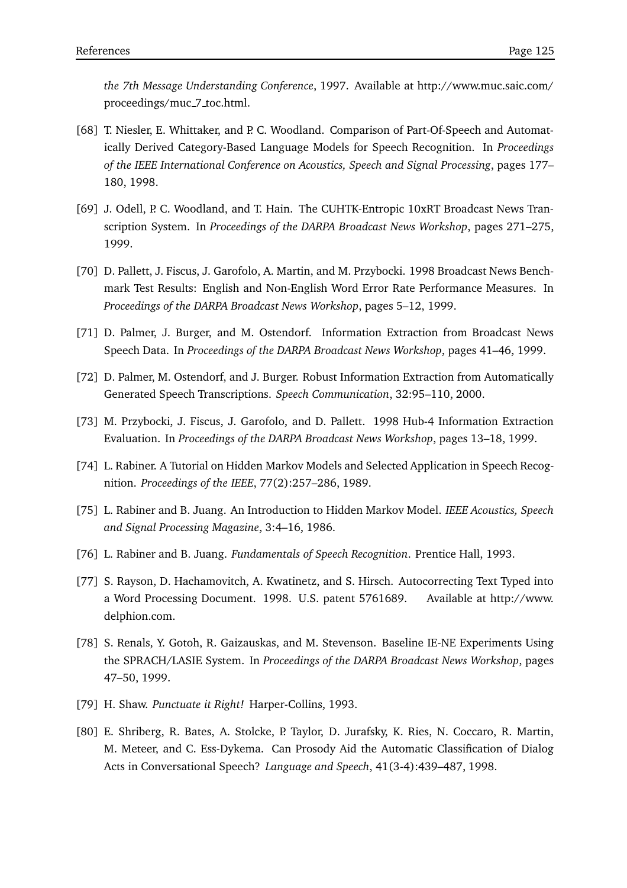*the 7th Message Understanding Conference*, 1997. Available at http://www.muc.saic.com/proceedings/muc_7_toc.html.

[68] T. Niesler, E. Whittaker, and P. C. Woodland. Comparison of Part-Of-Speech and Automatically Derived Category-Based Language Models for Speech Recognition. In *Proceedings of the IEEE International Conference on Acoustics, Speech and Signal Processing*, pages 177–180, 1998.

[69] J. Odell, P. C. Woodland, and T. Hain. The CUHTK-Entropic 10xRT Broadcast News Transcription System. In *Proceedings of the DARPA Broadcast News Workshop*, pages 271–275, 1999.

[70] D. Pallett, J. Fiscus, J. Garofolo, A. Martin, and M. Przybocki. 1998 Broadcast News Benchmark Test Results: English and Non-English Word Error Rate Performance Measures. In *Proceedings of the DARPA Broadcast News Workshop*, pages 5–12, 1999.

[71] D. Palmer, J. Burger, and M. Ostendorf. Information Extraction from Broadcast News Speech Data. In *Proceedings of the DARPA Broadcast News Workshop*, pages 41–46, 1999.

[72] D. Palmer, M. Ostendorf, and J. Burger. Robust Information Extraction from Automatically Generated Speech Transcriptions. *Speech Communication*, 32:95–110, 2000.

[73] M. Przybocki, J. Fiscus, J. Garofolo, and D. Pallett. 1998 Hub-4 Information Extraction Evaluation. In *Proceedings of the DARPA Broadcast News Workshop*, pages 13–18, 1999.

[74] L. Rabiner. A Tutorial on Hidden Markov Models and Selected Application in Speech Recognition. *Proceedings of the IEEE*, 77(2):257–286, 1989.

[75] L. Rabiner and B. Juang. An Introduction to Hidden Markov Model. *IEEE Acoustics, Speech and Signal Processing Magazine*, 3:4–16, 1986.

[76] L. Rabiner and B. Juang. *Fundamentals of Speech Recognition*. Prentice Hall, 1993.

[77] S. Rayson, D. Hachamovitch, A. Kwatinetz, and S. Hirsch. Autocorrecting Text Typed into a Word Processing Document. 1998. U.S. patent 5761689. Available at http://www.delphion.com.

[78] S. Renals, Y. Gotoh, R. Gaizauskas, and M. Stevenson. Baseline IE-NE Experiments Using the SPRACH/LASIE System. In *Proceedings of the DARPA Broadcast News Workshop*, pages 47–50, 1999.

[79] H. Shaw. *Punctuate it Right!* Harper-Collins, 1993.

[80] E. Shriberg, R. Bates, A. Stolcke, P. Taylor, D. Jurafsky, K. Ries, N. Coccaro, R. Martin, M. Meteer, and C. Ess-Dykema. Can Prosody Aid the Automatic Classification of Dialog Acts in Conversational Speech? *Language and Speech*, 41(3-4):439–487, 1998.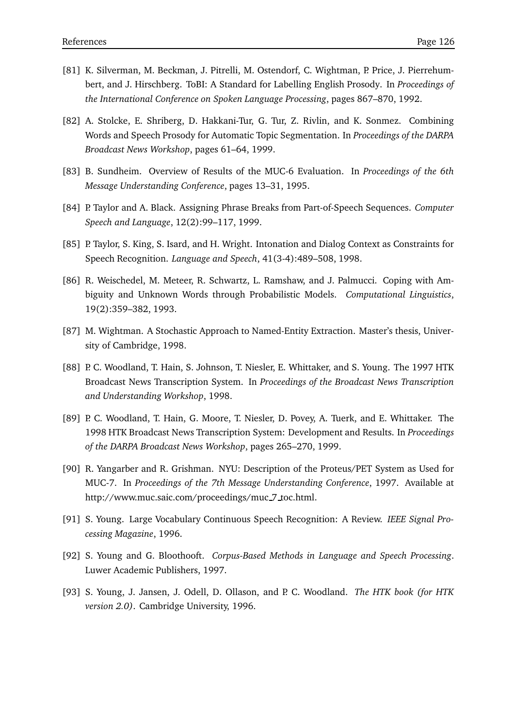[81] K. Silverman, M. Beckman, J. Pitrelli, M. Ostendorf, C. Wightman, P. Price, J. Pierrehumbert, and J. Hirschberg. ToBI: A Standard for Labelling English Prosody. In *Proceedings of the International Conference on Spoken Language Processing*, pages 867–870, 1992.

[82] A. Stolcke, E. Shriberg, D. Hakkani-Tur, G. Tur, Z. Rivlin, and K. Sonmez. Combining Words and Speech Prosody for Automatic Topic Segmentation. In *Proceedings of the DARPA Broadcast News Workshop*, pages 61–64, 1999.

[83] B. Sundheim. Overview of Results of the MUC-6 Evaluation. In *Proceedings of the 6th Message Understanding Conference*, pages 13–31, 1995.

[84] P. Taylor and A. Black. Assigning Phrase Breaks from Part-of-Speech Sequences. *Computer Speech and Language*, 12(2):99–117, 1999.

[85] P. Taylor, S. King, S. Isard, and H. Wright. Intonation and Dialog Context as Constraints for Speech Recognition. *Language and Speech*, 41(3-4):489–508, 1998.

[86] R. Weischedel, M. Meteer, R. Schwartz, L. Ramshaw, and J. Palmucci. Coping with Ambiguity and Unknown Words through Probabilistic Models. *Computational Linguistics*, 19(2):359–382, 1993.

[87] M. Wightman. A Stochastic Approach to Named-Entity Extraction. Master's thesis, University of Cambridge, 1998.

[88] P. C. Woodland, T. Hain, S. Johnson, T. Niesler, E. Whittaker, and S. Young. The 1997 HTK Broadcast News Transcription System. In *Proceedings of the Broadcast News Transcription and Understanding Workshop*, 1998.

[89] P. C. Woodland, T. Hain, G. Moore, T. Niesler, D. Povey, A. Tuerk, and E. Whittaker. The 1998 HTK Broadcast News Transcription System: Development and Results. In *Proceedings of the DARPA Broadcast News Workshop*, pages 265–270, 1999.

[90] R. Yangarber and R. Grishman. NYU: Description of the Proteus/PET System as Used for MUC-7. In *Proceedings of the 7th Message Understanding Conference*, 1997. Available at http://www.muc.saic.com/proceedings/muc_7_toc.html.

[91] S. Young. Large Vocabulary Continuous Speech Recognition: A Review. *IEEE Signal Processing Magazine*, 1996.

[92] S. Young and G. Bloothooft. *Corpus-Based Methods in Language and Speech Processing*. Luwer Academic Publishers, 1997.

[93] S. Young, J. Jansen, J. Odell, D. Ollason, and P. C. Woodland. *The HTK book (for HTK version 2.0)*. Cambridge University, 1996.